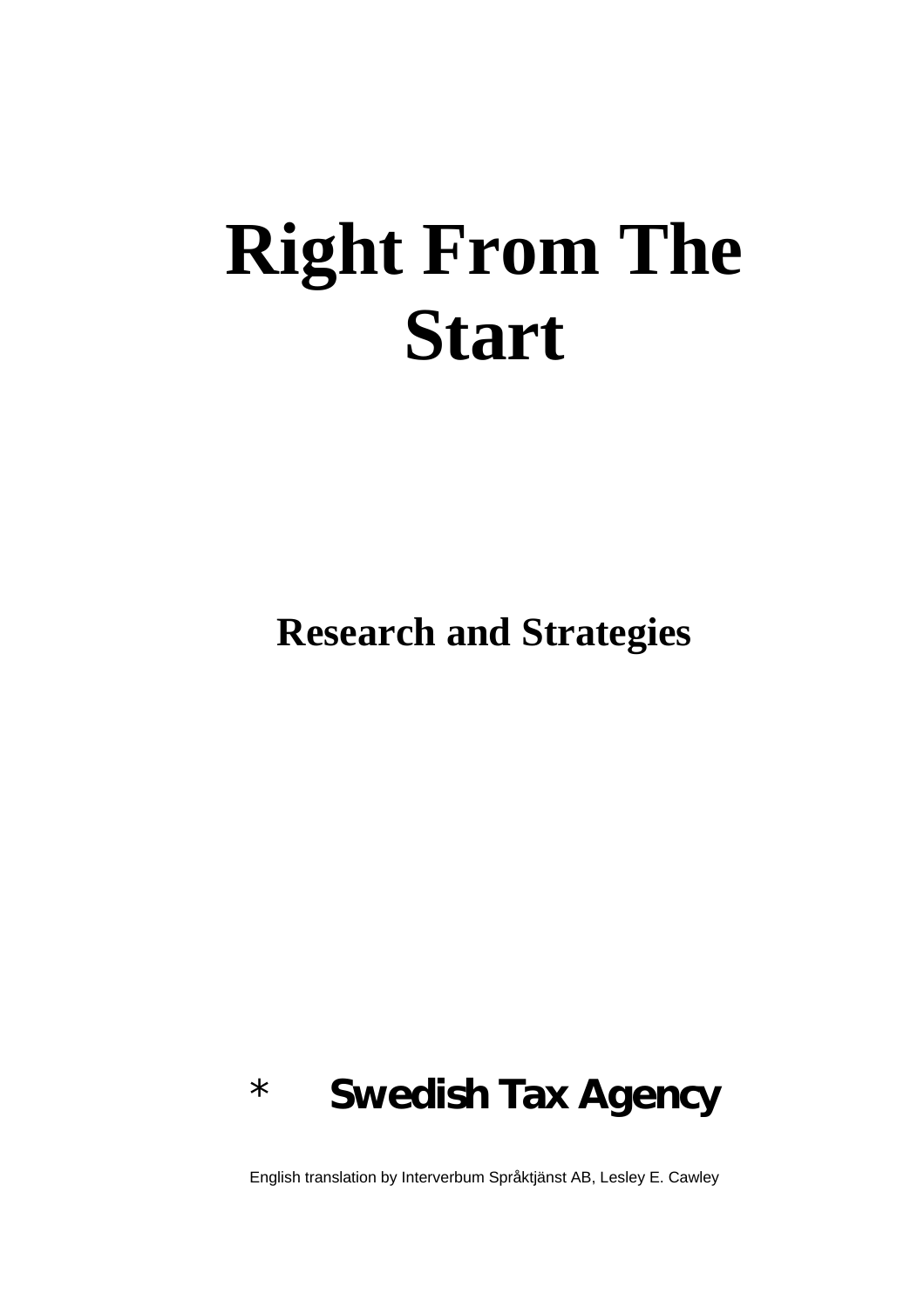# Right From The Start

## Research and Strategies

* **Swedish Tax Agency**

English translation by Interverbum Språktjänst AB, Lesley E. Cawley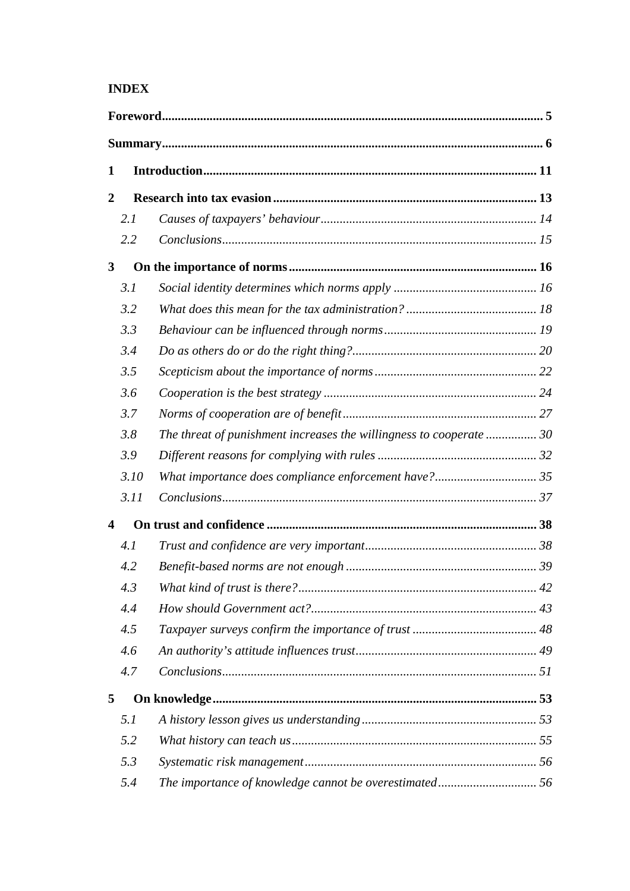**INDEX**

**Foreword** ..... **5**

**Summary** ..... **6**

**1 Introduction** ..... **11**

**2 Research into tax evasion** ..... **13**

- *2.1 Causes of taxpayers' behaviour* ..... *14*
- *2.2 Conclusions* ..... *15*

**3 On the importance of norms** ..... **16**

- *3.1 Social identity determines which norms apply* ..... *16*
- *3.2 What does this mean for the tax administration?* ..... *18*
- *3.3 Behaviour can be influenced through norms* ..... *19*
- *3.4 Do as others do or do the right thing?* ..... *20*
- *3.5 Scepticism about the importance of norms* ..... *22*
- *3.6 Cooperation is the best strategy* ..... *24*
- *3.7 Norms of cooperation are of benefit* ..... *27*
- *3.8 The threat of punishment increases the willingness to cooperate* ..... *30*
- *3.9 Different reasons for complying with rules* ..... *32*
- *3.10 What importance does compliance enforcement have?* ..... *35*
- *3.11 Conclusions* ..... *37*

**4 On trust and confidence** ..... **38**

- *4.1 Trust and confidence are very important* ..... *38*
- *4.2 Benefit-based norms are not enough* ..... *39*
- *4.3 What kind of trust is there?* ..... *42*
- *4.4 How should Government act?* ..... *43*
- *4.5 Taxpayer surveys confirm the importance of trust* ..... *48*
- *4.6 An authority's attitude influences trust* ..... *49*
- *4.7 Conclusions* ..... *51*

**5 On knowledge** ..... **53**

- *5.1 A history lesson gives us understanding* ..... *53*
- *5.2 What history can teach us* ..... *55*
- *5.3 Systematic risk management* ..... *56*
- *5.4 The importance of knowledge cannot be overestimated* ..... *56*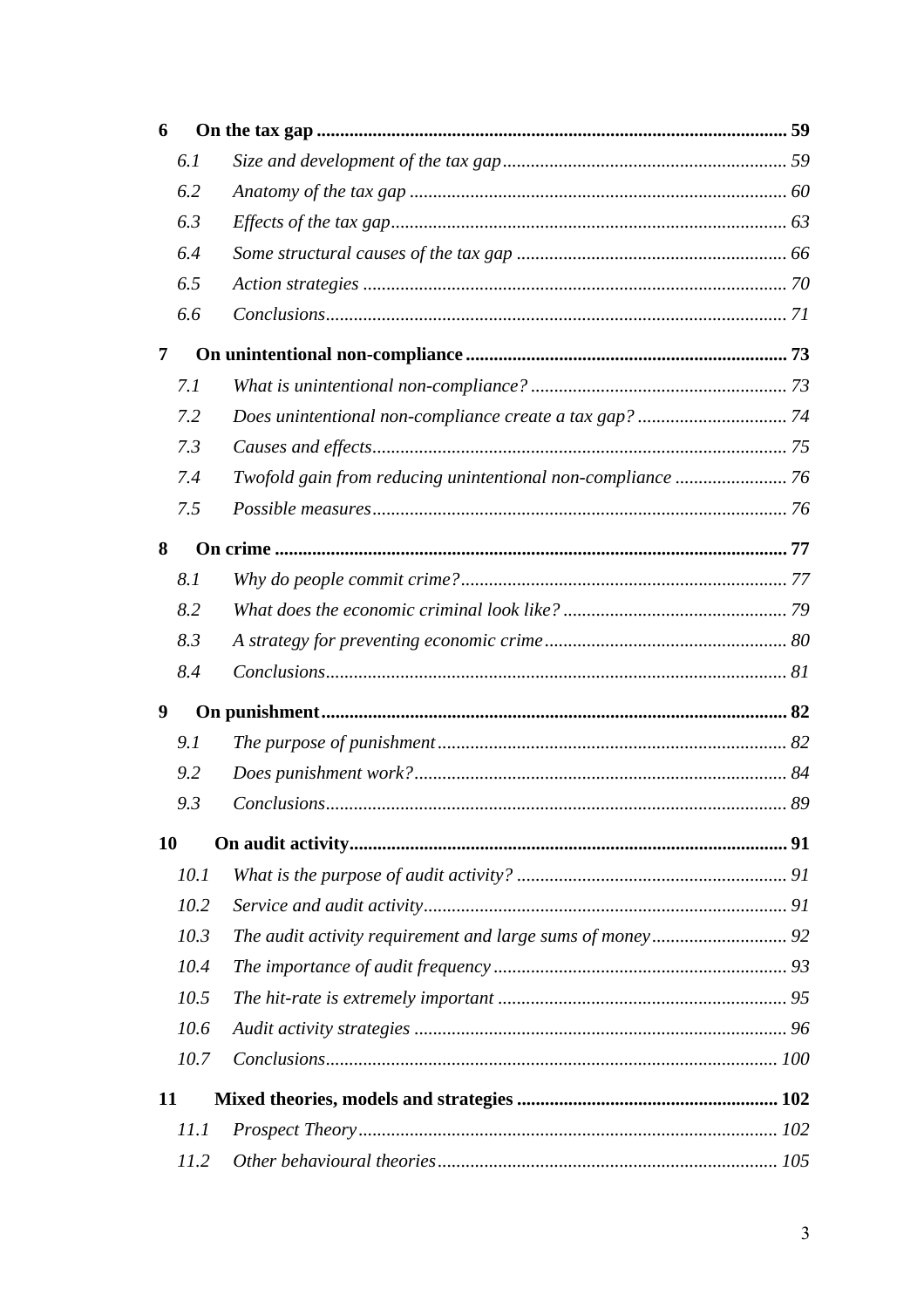**6 On the tax gap** .................................................................................................... **59**

*6.1 Size and development of the tax gap* ............................................................ *59*

*6.2 Anatomy of the tax gap* ................................................................................ *60*

*6.3 Effects of the tax gap* .................................................................................... *63*

*6.4 Some structural causes of the tax gap* ......................................................... *66*

*6.5 Action strategies* .......................................................................................... *70*

*6.6 Conclusions* .................................................................................................. *71*

**7 On unintentional non-compliance** .................................................................... **73**

*7.1 What is unintentional non-compliance?* ....................................................... *73*

*7.2 Does unintentional non-compliance create a tax gap?* ................................ *74*

*7.3 Causes and effects* ........................................................................................ *75*

*7.4 Twofold gain from reducing unintentional non-compliance* ........................ *76*

*7.5 Possible measures* ........................................................................................ *76*

**8 On crime** ............................................................................................................. **77**

*8.1 Why do people commit crime?* ..................................................................... *77*

*8.2 What does the economic criminal look like?* ................................................ *79*

*8.3 A strategy for preventing economic crime* .................................................... *80*

*8.4 Conclusions* .................................................................................................. *81*

**9 On punishment** ................................................................................................... **82**

*9.1 The purpose of punishment* .......................................................................... *82*

*9.2 Does punishment work?* ............................................................................... *84*

*9.3 Conclusions* .................................................................................................. *89*

**10 On audit activity** ............................................................................................... **91**

*10.1 What is the purpose of audit activity?* ......................................................... *91*

*10.2 Service and audit activity* ............................................................................. *91*

*10.3 The audit activity requirement and large sums of money* ............................ *92*

*10.4 The importance of audit frequency* .............................................................. *93*

*10.5 The hit-rate is extremely important* ............................................................. *95*

*10.6 Audit activity strategies* ............................................................................... *96*

*10.7 Conclusions* ................................................................................................ *100*

**11 Mixed theories, models and strategies** ........................................................ **102**

*11.1 Prospect Theory* ......................................................................................... *102*

*11.2 Other behavioural theories* ......................................................................... *105*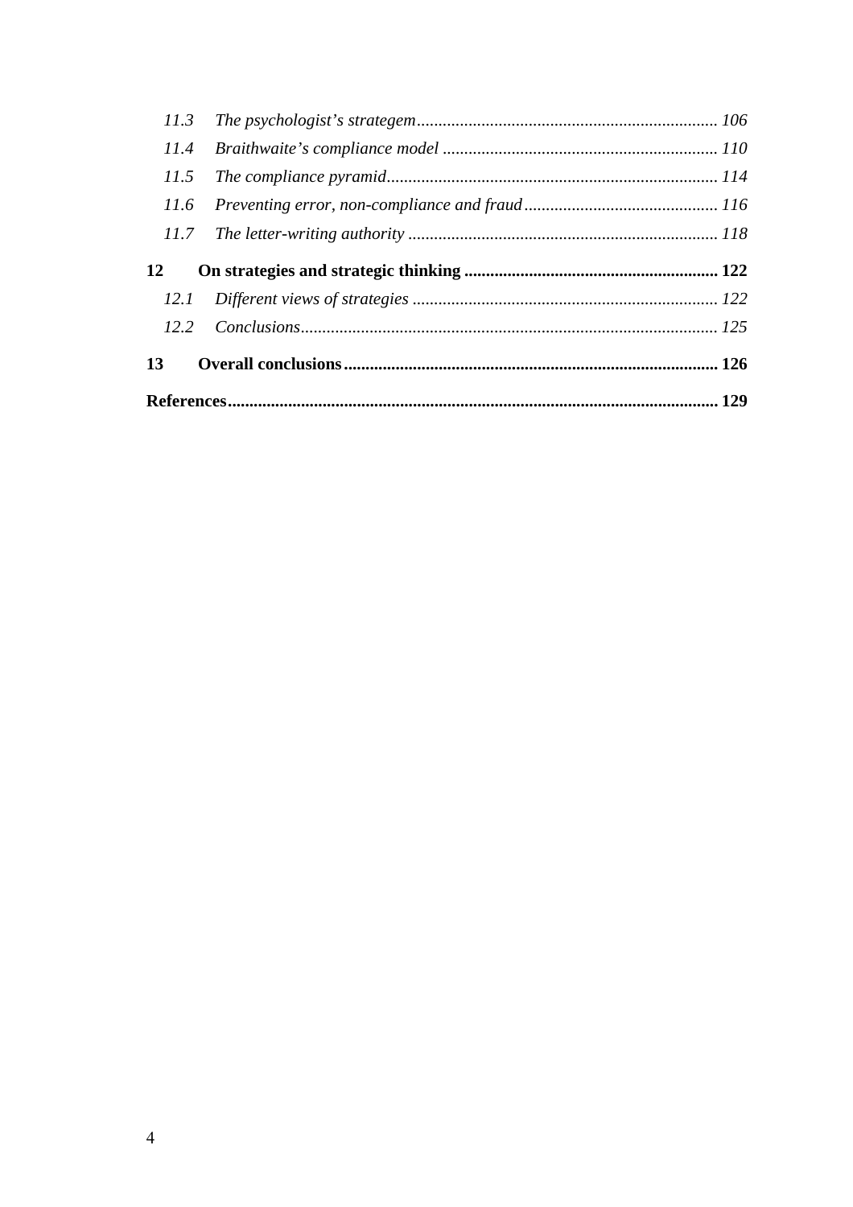*11.3 The psychologist's strategem ...................................................................... 106*

*11.4 Braithwaite's compliance model ................................................................ 110*

*11.5 The compliance pyramid ............................................................................. 114*

*11.6 Preventing error, non-compliance and fraud ............................................. 116*

*11.7 The letter-writing authority ........................................................................ 118*

**12 On strategies and strategic thinking ............................................................ 122**

*12.1 Different views of strategies ....................................................................... 122*

*12.2 Conclusions ................................................................................................. 125*

**13 Overall conclusions ....................................................................................... 126**

**References ........................................................................................................... 129**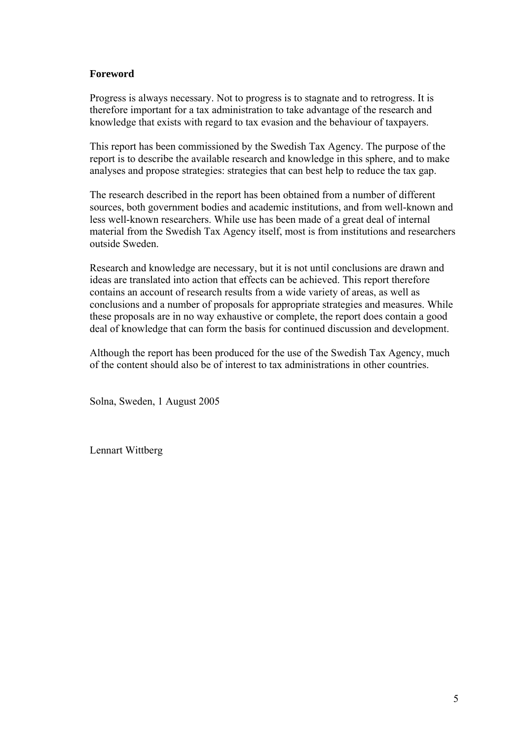## Foreword

Progress is always necessary. Not to progress is to stagnate and to retrogress. It is therefore important for a tax administration to take advantage of the research and knowledge that exists with regard to tax evasion and the behaviour of taxpayers.

This report has been commissioned by the Swedish Tax Agency. The purpose of the report is to describe the available research and knowledge in this sphere, and to make analyses and propose strategies: strategies that can best help to reduce the tax gap.

The research described in the report has been obtained from a number of different sources, both government bodies and academic institutions, and from well-known and less well-known researchers. While use has been made of a great deal of internal material from the Swedish Tax Agency itself, most is from institutions and researchers outside Sweden.

Research and knowledge are necessary, but it is not until conclusions are drawn and ideas are translated into action that effects can be achieved. This report therefore contains an account of research results from a wide variety of areas, as well as conclusions and a number of proposals for appropriate strategies and measures. While these proposals are in no way exhaustive or complete, the report does contain a good deal of knowledge that can form the basis for continued discussion and development.

Although the report has been produced for the use of the Swedish Tax Agency, much of the content should also be of interest to tax administrations in other countries.

Solna, Sweden, 1 August 2005

Lennart Wittberg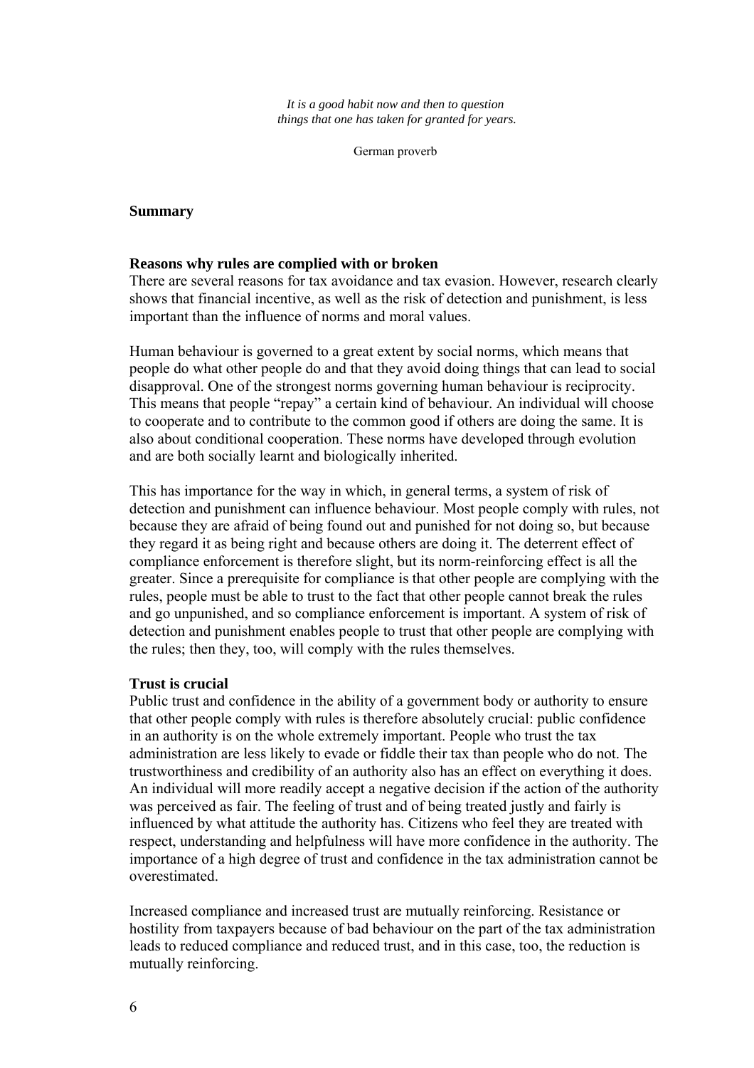*It is a good habit now and then to question things that one has taken for granted for years.*

German proverb

## Summary

### Reasons why rules are complied with or broken

There are several reasons for tax avoidance and tax evasion. However, research clearly shows that financial incentive, as well as the risk of detection and punishment, is less important than the influence of norms and moral values.

Human behaviour is governed to a great extent by social norms, which means that people do what other people do and that they avoid doing things that can lead to social disapproval. One of the strongest norms governing human behaviour is reciprocity. This means that people "repay" a certain kind of behaviour. An individual will choose to cooperate and to contribute to the common good if others are doing the same. It is also about conditional cooperation. These norms have developed through evolution and are both socially learnt and biologically inherited.

This has importance for the way in which, in general terms, a system of risk of detection and punishment can influence behaviour. Most people comply with rules, not because they are afraid of being found out and punished for not doing so, but because they regard it as being right and because others are doing it. The deterrent effect of compliance enforcement is therefore slight, but its norm-reinforcing effect is all the greater. Since a prerequisite for compliance is that other people are complying with the rules, people must be able to trust to the fact that other people cannot break the rules and go unpunished, and so compliance enforcement is important. A system of risk of detection and punishment enables people to trust that other people are complying with the rules; then they, too, will comply with the rules themselves.

### Trust is crucial

Public trust and confidence in the ability of a government body or authority to ensure that other people comply with rules is therefore absolutely crucial: public confidence in an authority is on the whole extremely important. People who trust the tax administration are less likely to evade or fiddle their tax than people who do not. The trustworthiness and credibility of an authority also has an effect on everything it does. An individual will more readily accept a negative decision if the action of the authority was perceived as fair. The feeling of trust and of being treated justly and fairly is influenced by what attitude the authority has. Citizens who feel they are treated with respect, understanding and helpfulness will have more confidence in the authority. The importance of a high degree of trust and confidence in the tax administration cannot be overestimated.

Increased compliance and increased trust are mutually reinforcing. Resistance or hostility from taxpayers because of bad behaviour on the part of the tax administration leads to reduced compliance and reduced trust, and in this case, too, the reduction is mutually reinforcing.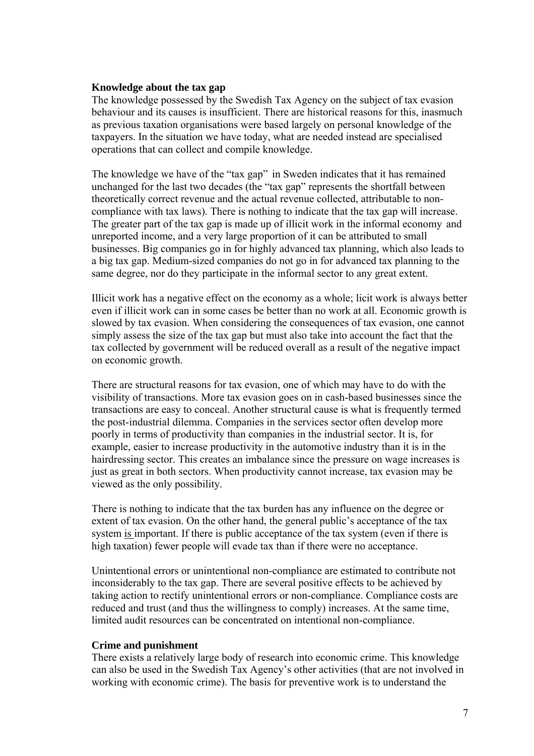**Knowledge about the tax gap**

The knowledge possessed by the Swedish Tax Agency on the subject of tax evasion behaviour and its causes is insufficient. There are historical reasons for this, inasmuch as previous taxation organisations were based largely on personal knowledge of the taxpayers. In the situation we have today, what are needed instead are specialised operations that can collect and compile knowledge.

The knowledge we have of the "tax gap" in Sweden indicates that it has remained unchanged for the last two decades (the "tax gap" represents the shortfall between theoretically correct revenue and the actual revenue collected, attributable to non-compliance with tax laws). There is nothing to indicate that the tax gap will increase. The greater part of the tax gap is made up of illicit work in the informal economy and unreported income, and a very large proportion of it can be attributed to small businesses. Big companies go in for highly advanced tax planning, which also leads to a big tax gap. Medium-sized companies do not go in for advanced tax planning to the same degree, nor do they participate in the informal sector to any great extent.

Illicit work has a negative effect on the economy as a whole; licit work is always better even if illicit work can in some cases be better than no work at all. Economic growth is slowed by tax evasion. When considering the consequences of tax evasion, one cannot simply assess the size of the tax gap but must also take into account the fact that the tax collected by government will be reduced overall as a result of the negative impact on economic growth.

There are structural reasons for tax evasion, one of which may have to do with the visibility of transactions. More tax evasion goes on in cash-based businesses since the transactions are easy to conceal. Another structural cause is what is frequently termed the post-industrial dilemma. Companies in the services sector often develop more poorly in terms of productivity than companies in the industrial sector. It is, for example, easier to increase productivity in the automotive industry than it is in the hairdressing sector. This creates an imbalance since the pressure on wage increases is just as great in both sectors. When productivity cannot increase, tax evasion may be viewed as the only possibility.

There is nothing to indicate that the tax burden has any influence on the degree or extent of tax evasion. On the other hand, the general public's acceptance of the tax system is important. If there is public acceptance of the tax system (even if there is high taxation) fewer people will evade tax than if there were no acceptance.

Unintentional errors or unintentional non-compliance are estimated to contribute not inconsiderably to the tax gap. There are several positive effects to be achieved by taking action to rectify unintentional errors or non-compliance. Compliance costs are reduced and trust (and thus the willingness to comply) increases. At the same time, limited audit resources can be concentrated on intentional non-compliance.

**Crime and punishment**

There exists a relatively large body of research into economic crime. This knowledge can also be used in the Swedish Tax Agency's other activities (that are not involved in working with economic crime). The basis for preventive work is to understand the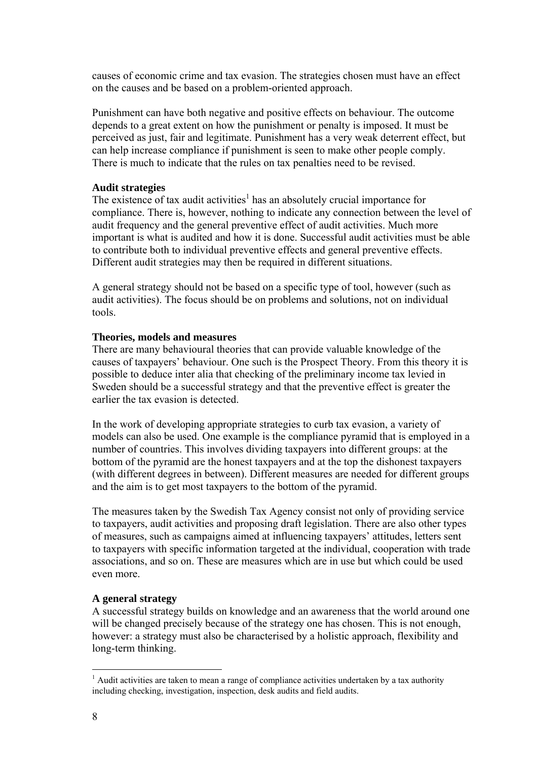causes of economic crime and tax evasion. The strategies chosen must have an effect on the causes and be based on a problem-oriented approach.

Punishment can have both negative and positive effects on behaviour. The outcome depends to a great extent on how the punishment or penalty is imposed. It must be perceived as just, fair and legitimate. Punishment has a very weak deterrent effect, but can help increase compliance if punishment is seen to make other people comply. There is much to indicate that the rules on tax penalties need to be revised.

**Audit strategies**

The existence of tax audit activities[1] has an absolutely crucial importance for compliance. There is, however, nothing to indicate any connection between the level of audit frequency and the general preventive effect of audit activities. Much more important is what is audited and how it is done. Successful audit activities must be able to contribute both to individual preventive effects and general preventive effects. Different audit strategies may then be required in different situations.

A general strategy should not be based on a specific type of tool, however (such as audit activities). The focus should be on problems and solutions, not on individual tools.

**Theories, models and measures**

There are many behavioural theories that can provide valuable knowledge of the causes of taxpayers' behaviour. One such is the Prospect Theory. From this theory it is possible to deduce inter alia that checking of the preliminary income tax levied in Sweden should be a successful strategy and that the preventive effect is greater the earlier the tax evasion is detected.

In the work of developing appropriate strategies to curb tax evasion, a variety of models can also be used. One example is the compliance pyramid that is employed in a number of countries. This involves dividing taxpayers into different groups: at the bottom of the pyramid are the honest taxpayers and at the top the dishonest taxpayers (with different degrees in between). Different measures are needed for different groups and the aim is to get most taxpayers to the bottom of the pyramid.

The measures taken by the Swedish Tax Agency consist not only of providing service to taxpayers, audit activities and proposing draft legislation. There are also other types of measures, such as campaigns aimed at influencing taxpayers' attitudes, letters sent to taxpayers with specific information targeted at the individual, cooperation with trade associations, and so on. These are measures which are in use but which could be used even more.

**A general strategy**

A successful strategy builds on knowledge and an awareness that the world around one will be changed precisely because of the strategy one has chosen. This is not enough, however: a strategy must also be characterised by a holistic approach, flexibility and long-term thinking.

---

[1] Audit activities are taken to mean a range of compliance activities undertaken by a tax authority including checking, investigation, inspection, desk audits and field audits.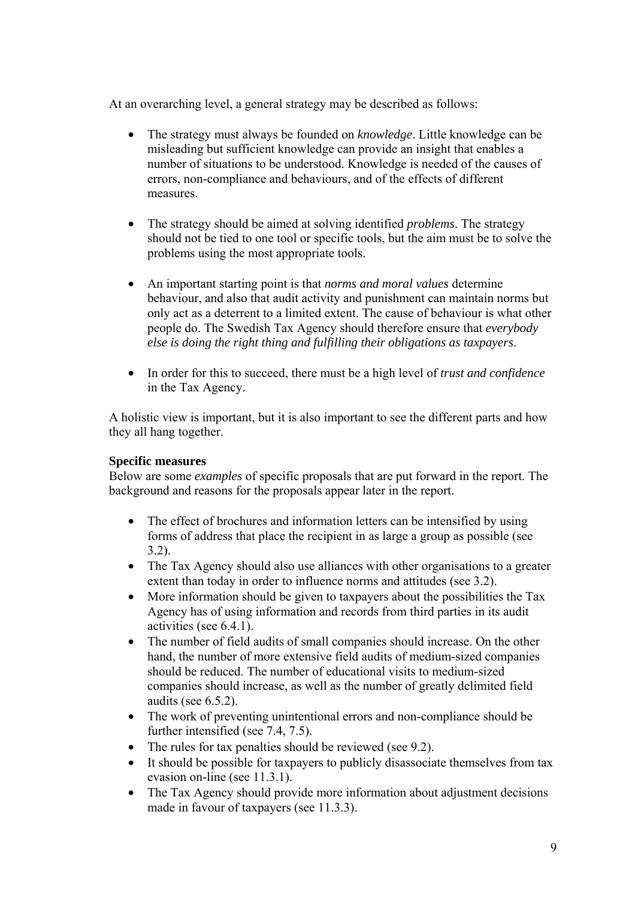At an overarching level, a general strategy may be described as follows:

- The strategy must always be founded on *knowledge*. Little knowledge can be misleading but sufficient knowledge can provide an insight that enables a number of situations to be understood. Knowledge is needed of the causes of errors, non-compliance and behaviours, and of the effects of different measures.

- The strategy should be aimed at solving identified *problems*. The strategy should not be tied to one tool or specific tools, but the aim must be to solve the problems using the most appropriate tools.

- An important starting point is that *norms and moral values* determine behaviour, and also that audit activity and punishment can maintain norms but only act as a deterrent to a limited extent. The cause of behaviour is what other people do. The Swedish Tax Agency should therefore ensure that *everybody else is doing the right thing and fulfilling their obligations as taxpayers*.

- In order for this to succeed, there must be a high level of *trust and confidence* in the Tax Agency.

A holistic view is important, but it is also important to see the different parts and how they all hang together.

**Specific measures**

Below are some *examples* of specific proposals that are put forward in the report. The background and reasons for the proposals appear later in the report.

- The effect of brochures and information letters can be intensified by using forms of address that place the recipient in as large a group as possible (see 3.2).
- The Tax Agency should also use alliances with other organisations to a greater extent than today in order to influence norms and attitudes (see 3.2).
- More information should be given to taxpayers about the possibilities the Tax Agency has of using information and records from third parties in its audit activities (see 6.4.1).
- The number of field audits of small companies should increase. On the other hand, the number of more extensive field audits of medium-sized companies should be reduced. The number of educational visits to medium-sized companies should increase, as well as the number of greatly delimited field audits (see 6.5.2).
- The work of preventing unintentional errors and non-compliance should be further intensified (see 7.4, 7.5).
- The rules for tax penalties should be reviewed (see 9.2).
- It should be possible for taxpayers to publicly disassociate themselves from tax evasion on-line (see 11.3.1).
- The Tax Agency should provide more information about adjustment decisions made in favour of taxpayers (see 11.3.3).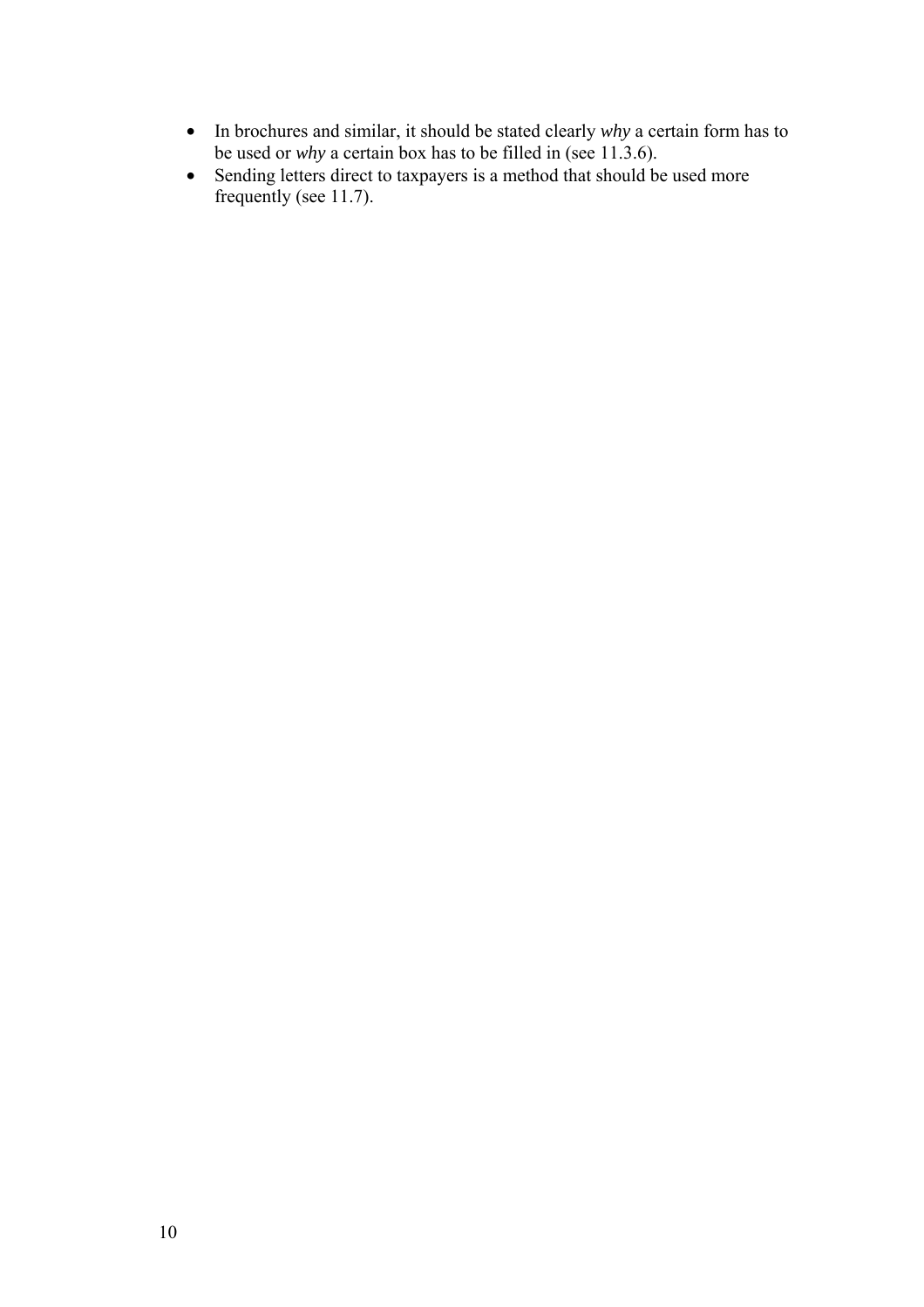- In brochures and similar, it should be stated clearly *why* a certain form has to be used or *why* a certain box has to be filled in (see 11.3.6).
- Sending letters direct to taxpayers is a method that should be used more frequently (see 11.7).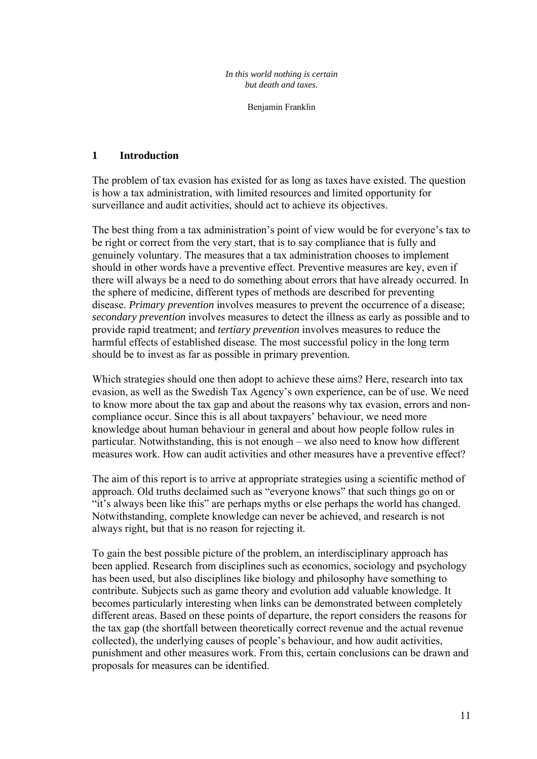*In this world nothing is certain*
*but death and taxes.*

Benjamin Franklin

# 1 Introduction

The problem of tax evasion has existed for as long as taxes have existed. The question is how a tax administration, with limited resources and limited opportunity for surveillance and audit activities, should act to achieve its objectives.

The best thing from a tax administration's point of view would be for everyone's tax to be right or correct from the very start, that is to say compliance that is fully and genuinely voluntary. The measures that a tax administration chooses to implement should in other words have a preventive effect. Preventive measures are key, even if there will always be a need to do something about errors that have already occurred. In the sphere of medicine, different types of methods are described for preventing disease. *Primary prevention* involves measures to prevent the occurrence of a disease; *secondary prevention* involves measures to detect the illness as early as possible and to provide rapid treatment; and *tertiary prevention* involves measures to reduce the harmful effects of established disease. The most successful policy in the long term should be to invest as far as possible in primary prevention.

Which strategies should one then adopt to achieve these aims? Here, research into tax evasion, as well as the Swedish Tax Agency's own experience, can be of use. We need to know more about the tax gap and about the reasons why tax evasion, errors and non-compliance occur. Since this is all about taxpayers' behaviour, we need more knowledge about human behaviour in general and about how people follow rules in particular. Notwithstanding, this is not enough – we also need to know how different measures work. How can audit activities and other measures have a preventive effect?

The aim of this report is to arrive at appropriate strategies using a scientific method of approach. Old truths declaimed such as "everyone knows" that such things go on or "it's always been like this" are perhaps myths or else perhaps the world has changed. Notwithstanding, complete knowledge can never be achieved, and research is not always right, but that is no reason for rejecting it.

To gain the best possible picture of the problem, an interdisciplinary approach has been applied. Research from disciplines such as economics, sociology and psychology has been used, but also disciplines like biology and philosophy have something to contribute. Subjects such as game theory and evolution add valuable knowledge. It becomes particularly interesting when links can be demonstrated between completely different areas. Based on these points of departure, the report considers the reasons for the tax gap (the shortfall between theoretically correct revenue and the actual revenue collected), the underlying causes of people's behaviour, and how audit activities, punishment and other measures work. From this, certain conclusions can be drawn and proposals for measures can be identified.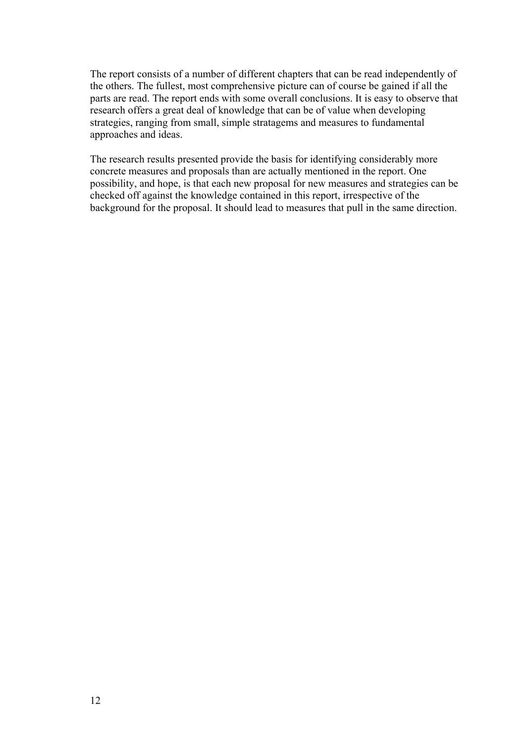The report consists of a number of different chapters that can be read independently of the others. The fullest, most comprehensive picture can of course be gained if all the parts are read. The report ends with some overall conclusions. It is easy to observe that research offers a great deal of knowledge that can be of value when developing strategies, ranging from small, simple stratagems and measures to fundamental approaches and ideas.

The research results presented provide the basis for identifying considerably more concrete measures and proposals than are actually mentioned in the report. One possibility, and hope, is that each new proposal for new measures and strategies can be checked off against the knowledge contained in this report, irrespective of the background for the proposal. It should lead to measures that pull in the same direction.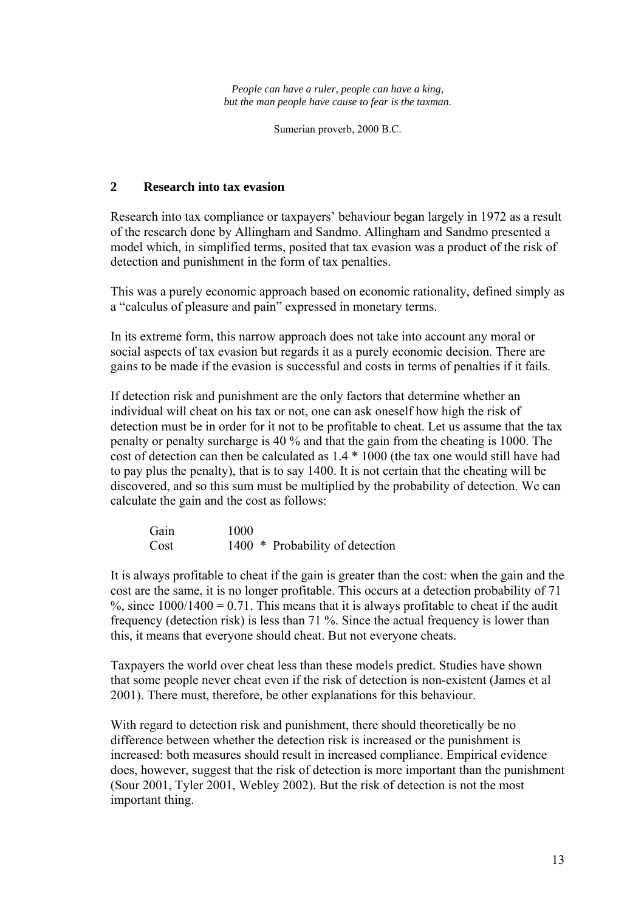*People can have a ruler, people can have a king,*
*but the man people have cause to fear is the taxman.*

Sumerian proverb, 2000 B.C.

## 2 Research into tax evasion

Research into tax compliance or taxpayers' behaviour began largely in 1972 as a result of the research done by Allingham and Sandmo. Allingham and Sandmo presented a model which, in simplified terms, posited that tax evasion was a product of the risk of detection and punishment in the form of tax penalties.

This was a purely economic approach based on economic rationality, defined simply as a "calculus of pleasure and pain" expressed in monetary terms.

In its extreme form, this narrow approach does not take into account any moral or social aspects of tax evasion but regards it as a purely economic decision. There are gains to be made if the evasion is successful and costs in terms of penalties if it fails.

If detection risk and punishment are the only factors that determine whether an individual will cheat on his tax or not, one can ask oneself how high the risk of detection must be in order for it not to be profitable to cheat. Let us assume that the tax penalty or penalty surcharge is 40 % and that the gain from the cheating is 1000. The cost of detection can then be calculated as 1.4 * 1000 (the tax one would still have had to pay plus the penalty), that is to say 1400. It is not certain that the cheating will be discovered, and so this sum must be multiplied by the probability of detection. We can calculate the gain and the cost as follows:

| | |
|---|---|
| Gain | 1000 |
| Cost | 1400 * Probability of detection |

It is always profitable to cheat if the gain is greater than the cost: when the gain and the cost are the same, it is no longer profitable. This occurs at a detection probability of 71 %, since 1000/1400 = 0.71. This means that it is always profitable to cheat if the audit frequency (detection risk) is less than 71 %. Since the actual frequency is lower than this, it means that everyone should cheat. But not everyone cheats.

Taxpayers the world over cheat less than these models predict. Studies have shown that some people never cheat even if the risk of detection is non-existent (James et al 2001). There must, therefore, be other explanations for this behaviour.

With regard to detection risk and punishment, there should theoretically be no difference between whether the detection risk is increased or the punishment is increased: both measures should result in increased compliance. Empirical evidence does, however, suggest that the risk of detection is more important than the punishment (Sour 2001, Tyler 2001, Webley 2002). But the risk of detection is not the most important thing.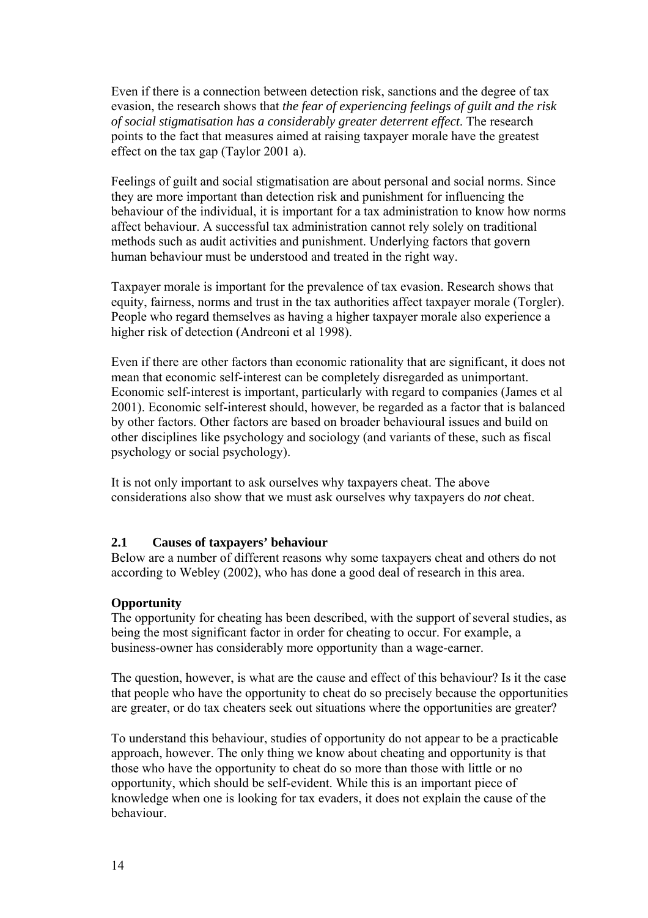Even if there is a connection between detection risk, sanctions and the degree of tax evasion, the research shows that *the fear of experiencing feelings of guilt and the risk of social stigmatisation has a considerably greater deterrent effect*. The research points to the fact that measures aimed at raising taxpayer morale have the greatest effect on the tax gap (Taylor 2001 a).

Feelings of guilt and social stigmatisation are about personal and social norms. Since they are more important than detection risk and punishment for influencing the behaviour of the individual, it is important for a tax administration to know how norms affect behaviour. A successful tax administration cannot rely solely on traditional methods such as audit activities and punishment. Underlying factors that govern human behaviour must be understood and treated in the right way.

Taxpayer morale is important for the prevalence of tax evasion. Research shows that equity, fairness, norms and trust in the tax authorities affect taxpayer morale (Torgler). People who regard themselves as having a higher taxpayer morale also experience a higher risk of detection (Andreoni et al 1998).

Even if there are other factors than economic rationality that are significant, it does not mean that economic self-interest can be completely disregarded as unimportant. Economic self-interest is important, particularly with regard to companies (James et al 2001). Economic self-interest should, however, be regarded as a factor that is balanced by other factors. Other factors are based on broader behavioural issues and build on other disciplines like psychology and sociology (and variants of these, such as fiscal psychology or social psychology).

It is not only important to ask ourselves why taxpayers cheat. The above considerations also show that we must ask ourselves why taxpayers do *not* cheat.

## 2.1 Causes of taxpayers' behaviour

Below are a number of different reasons why some taxpayers cheat and others do not according to Webley (2002), who has done a good deal of research in this area.

**Opportunity**

The opportunity for cheating has been described, with the support of several studies, as being the most significant factor in order for cheating to occur. For example, a business-owner has considerably more opportunity than a wage-earner.

The question, however, is what are the cause and effect of this behaviour? Is it the case that people who have the opportunity to cheat do so precisely because the opportunities are greater, or do tax cheaters seek out situations where the opportunities are greater?

To understand this behaviour, studies of opportunity do not appear to be a practicable approach, however. The only thing we know about cheating and opportunity is that those who have the opportunity to cheat do so more than those with little or no opportunity, which should be self-evident. While this is an important piece of knowledge when one is looking for tax evaders, it does not explain the cause of the behaviour.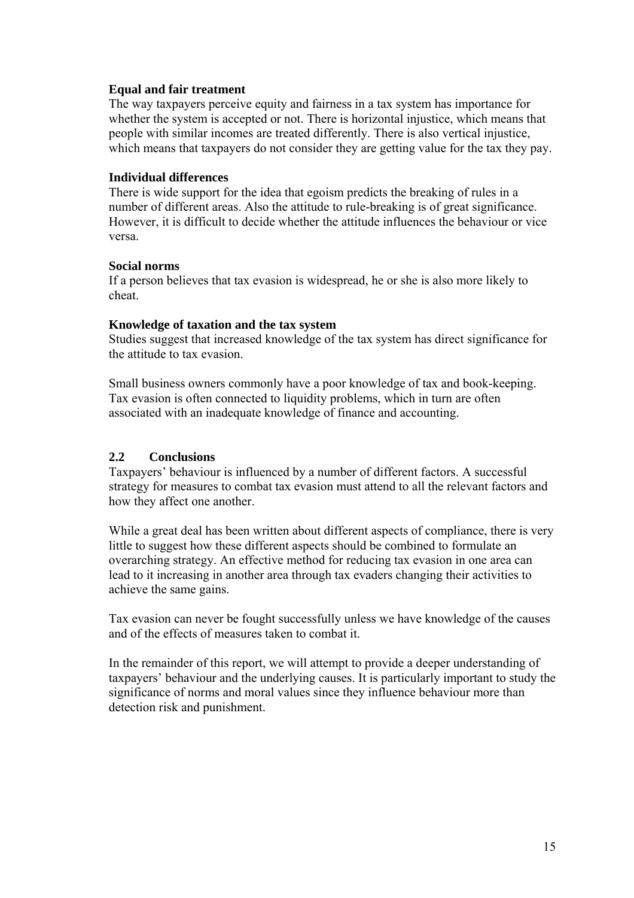**Equal and fair treatment**

The way taxpayers perceive equity and fairness in a tax system has importance for whether the system is accepted or not. There is horizontal injustice, which means that people with similar incomes are treated differently. There is also vertical injustice, which means that taxpayers do not consider they are getting value for the tax they pay.

**Individual differences**

There is wide support for the idea that egoism predicts the breaking of rules in a number of different areas. Also the attitude to rule-breaking is of great significance. However, it is difficult to decide whether the attitude influences the behaviour or vice versa.

**Social norms**

If a person believes that tax evasion is widespread, he or she is also more likely to cheat.

**Knowledge of taxation and the tax system**

Studies suggest that increased knowledge of the tax system has direct significance for the attitude to tax evasion.

Small business owners commonly have a poor knowledge of tax and book-keeping. Tax evasion is often connected to liquidity problems, which in turn are often associated with an inadequate knowledge of finance and accounting.

## 2.2 Conclusions

Taxpayers' behaviour is influenced by a number of different factors. A successful strategy for measures to combat tax evasion must attend to all the relevant factors and how they affect one another.

While a great deal has been written about different aspects of compliance, there is very little to suggest how these different aspects should be combined to formulate an overarching strategy. An effective method for reducing tax evasion in one area can lead to it increasing in another area through tax evaders changing their activities to achieve the same gains.

Tax evasion can never be fought successfully unless we have knowledge of the causes and of the effects of measures taken to combat it.

In the remainder of this report, we will attempt to provide a deeper understanding of taxpayers' behaviour and the underlying causes. It is particularly important to study the significance of norms and moral values since they influence behaviour more than detection risk and punishment.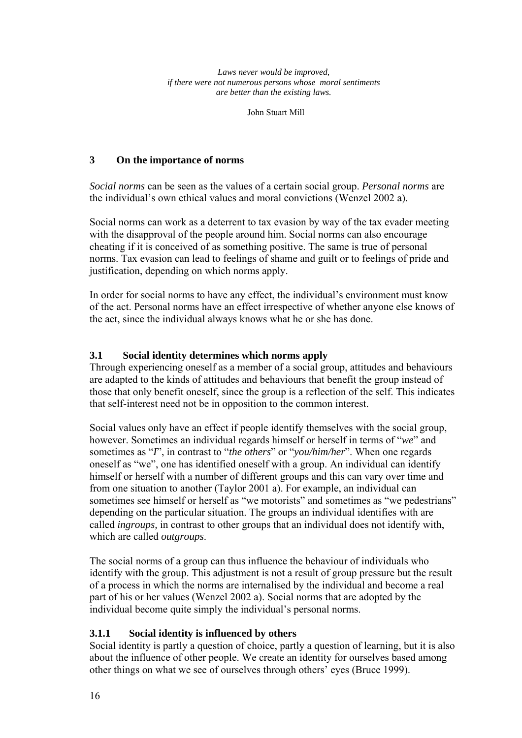*Laws never would be improved,*
*if there were not numerous persons whose moral sentiments*
*are better than the existing laws.*

John Stuart Mill

# 3 On the importance of norms

*Social norms* can be seen as the values of a certain social group. *Personal norms* are the individual's own ethical values and moral convictions (Wenzel 2002 a).

Social norms can work as a deterrent to tax evasion by way of the tax evader meeting with the disapproval of the people around him. Social norms can also encourage cheating if it is conceived of as something positive. The same is true of personal norms. Tax evasion can lead to feelings of shame and guilt or to feelings of pride and justification, depending on which norms apply.

In order for social norms to have any effect, the individual's environment must know of the act. Personal norms have an effect irrespective of whether anyone else knows of the act, since the individual always knows what he or she has done.

## 3.1 Social identity determines which norms apply

Through experiencing oneself as a member of a social group, attitudes and behaviours are adapted to the kinds of attitudes and behaviours that benefit the group instead of those that only benefit oneself, since the group is a reflection of the self. This indicates that self-interest need not be in opposition to the common interest.

Social values only have an effect if people identify themselves with the social group, however. Sometimes an individual regards himself or herself in terms of "*we*" and sometimes as "*I*", in contrast to "*the others*" or "*you/him/her*". When one regards oneself as "we", one has identified oneself with a group. An individual can identify himself or herself with a number of different groups and this can vary over time and from one situation to another (Taylor 2001 a). For example, an individual can sometimes see himself or herself as "we motorists" and sometimes as "we pedestrians" depending on the particular situation. The groups an individual identifies with are called *ingroups,* in contrast to other groups that an individual does not identify with, which are called *outgroups*.

The social norms of a group can thus influence the behaviour of individuals who identify with the group. This adjustment is not a result of group pressure but the result of a process in which the norms are internalised by the individual and become a real part of his or her values (Wenzel 2002 a). Social norms that are adopted by the individual become quite simply the individual's personal norms.

### 3.1.1 Social identity is influenced by others

Social identity is partly a question of choice, partly a question of learning, but it is also about the influence of other people. We create an identity for ourselves based among other things on what we see of ourselves through others' eyes (Bruce 1999).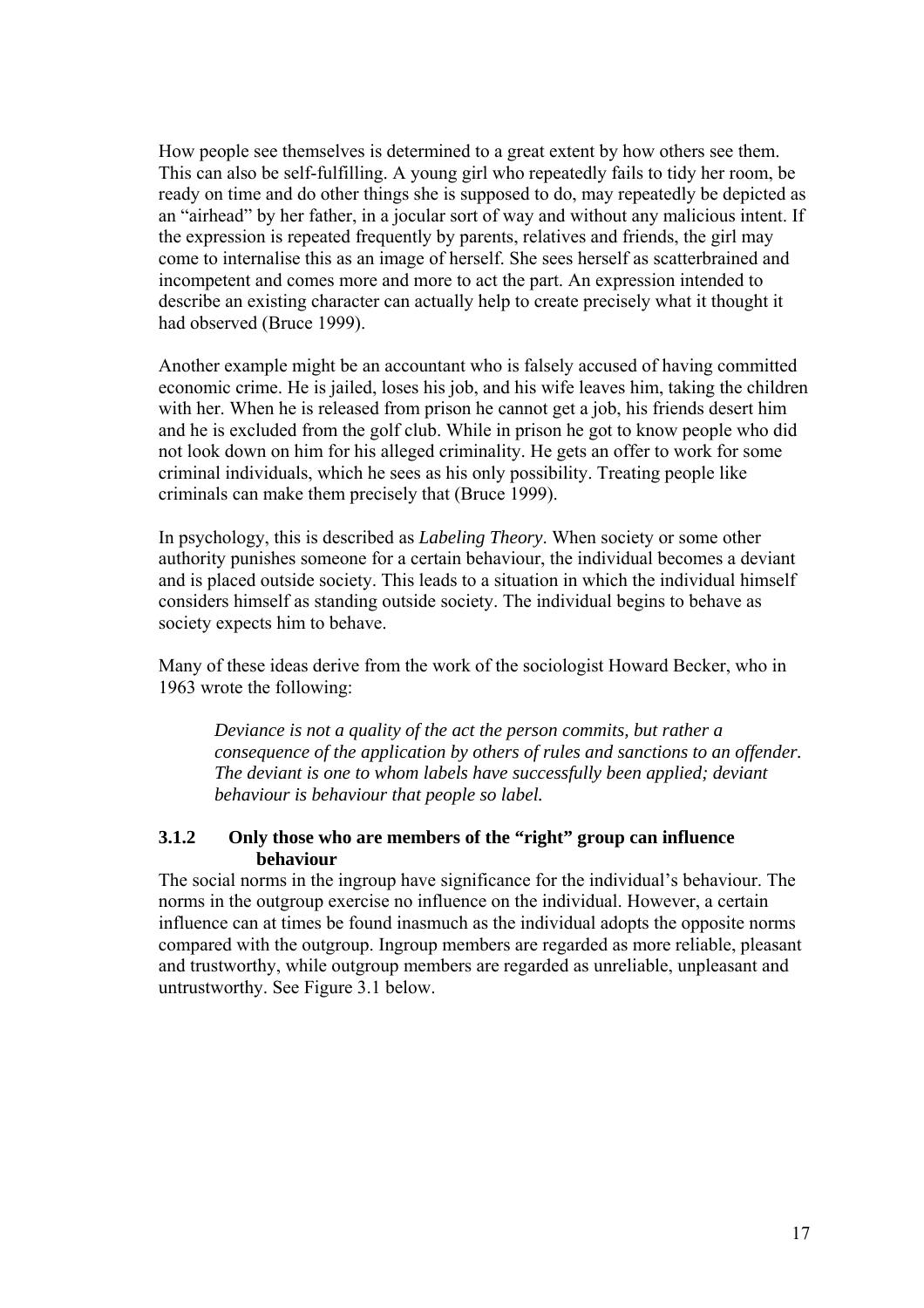How people see themselves is determined to a great extent by how others see them. This can also be self-fulfilling. A young girl who repeatedly fails to tidy her room, be ready on time and do other things she is supposed to do, may repeatedly be depicted as an "airhead" by her father, in a jocular sort of way and without any malicious intent. If the expression is repeated frequently by parents, relatives and friends, the girl may come to internalise this as an image of herself. She sees herself as scatterbrained and incompetent and comes more and more to act the part. An expression intended to describe an existing character can actually help to create precisely what it thought it had observed (Bruce 1999).

Another example might be an accountant who is falsely accused of having committed economic crime. He is jailed, loses his job, and his wife leaves him, taking the children with her. When he is released from prison he cannot get a job, his friends desert him and he is excluded from the golf club. While in prison he got to know people who did not look down on him for his alleged criminality. He gets an offer to work for some criminal individuals, which he sees as his only possibility. Treating people like criminals can make them precisely that (Bruce 1999).

In psychology, this is described as *Labeling Theory*. When society or some other authority punishes someone for a certain behaviour, the individual becomes a deviant and is placed outside society. This leads to a situation in which the individual himself considers himself as standing outside society. The individual begins to behave as society expects him to behave.

Many of these ideas derive from the work of the sociologist Howard Becker, who in 1963 wrote the following:

> *Deviance is not a quality of the act the person commits, but rather a consequence of the application by others of rules and sanctions to an offender. The deviant is one to whom labels have successfully been applied; deviant behaviour is behaviour that people so label.*

### 3.1.2 Only those who are members of the "right" group can influence behaviour

The social norms in the ingroup have significance for the individual's behaviour. The norms in the outgroup exercise no influence on the individual. However, a certain influence can at times be found inasmuch as the individual adopts the opposite norms compared with the outgroup. Ingroup members are regarded as more reliable, pleasant and trustworthy, while outgroup members are regarded as unreliable, unpleasant and untrustworthy. See Figure 3.1 below.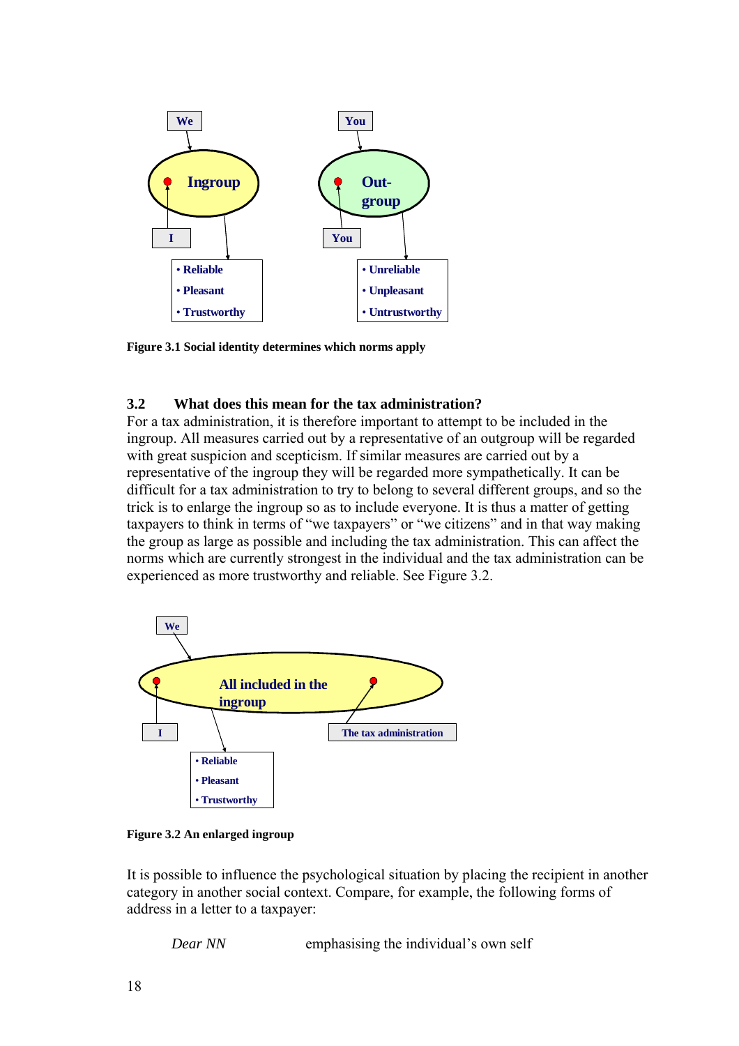We

Ingroup

I

• Reliable
• Pleasant
• Trustworthy

You

Out-group

You

• Unreliable
• Unpleasant
• Untrustworthy

**Figure 3.1 Social identity determines which norms apply**

## 3.2 What does this mean for the tax administration?

For a tax administration, it is therefore important to attempt to be included in the ingroup. All measures carried out by a representative of an outgroup will be regarded with great suspicion and scepticism. If similar measures are carried out by a representative of the ingroup they will be regarded more sympathetically. It can be difficult for a tax administration to try to belong to several different groups, and so the trick is to enlarge the ingroup so as to include everyone. It is thus a matter of getting taxpayers to think in terms of "we taxpayers" or "we citizens" and in that way making the group as large as possible and including the tax administration. This can affect the norms which are currently strongest in the individual and the tax administration can be experienced as more trustworthy and reliable. See Figure 3.2.

We

All included in the ingroup

I

The tax administration

• Reliable
• Pleasant
• Trustworthy

**Figure 3.2 An enlarged ingroup**

It is possible to influence the psychological situation by placing the recipient in another category in another social context. Compare, for example, the following forms of address in a letter to a taxpayer:

*Dear NN* emphasising the individual's own self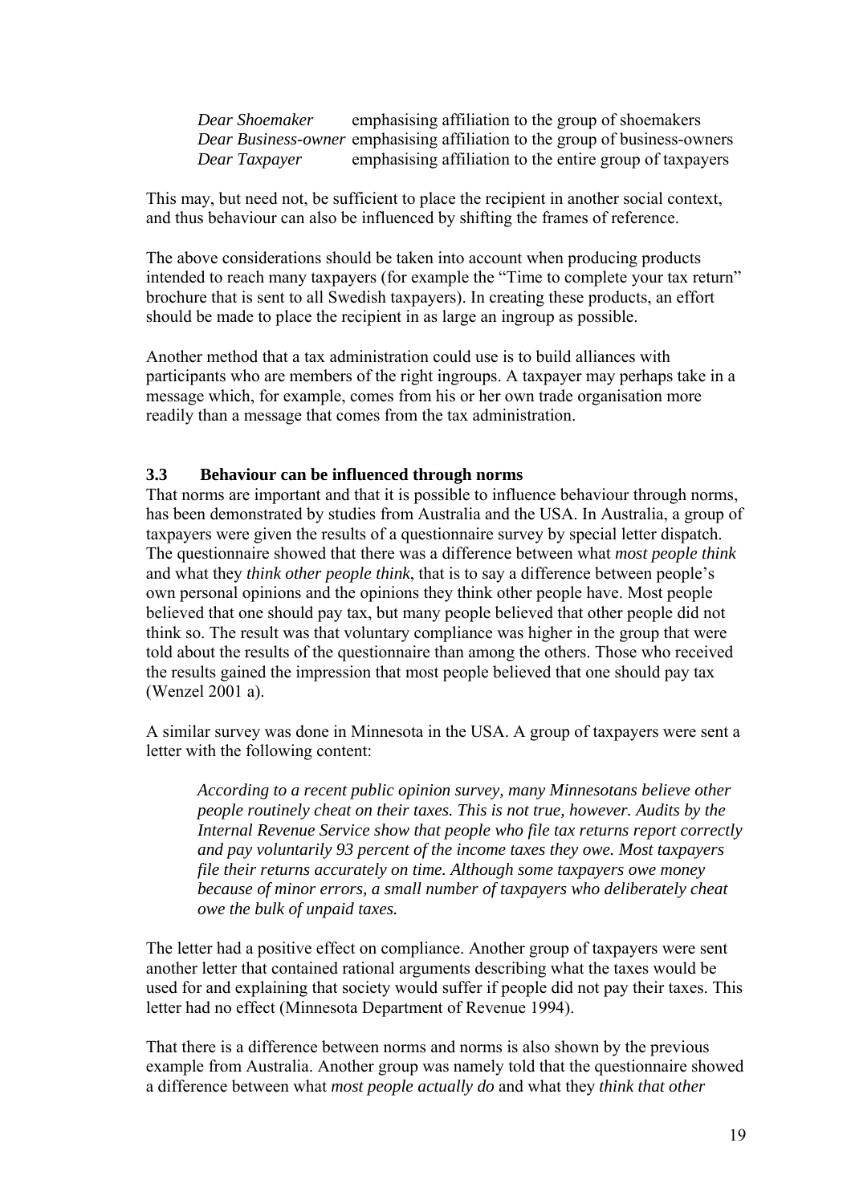| | |
|---|---|
| *Dear Shoemaker* | emphasising affiliation to the group of shoemakers |
| *Dear Business-owner* | emphasising affiliation to the group of business-owners |
| *Dear Taxpayer* | emphasising affiliation to the entire group of taxpayers |

This may, but need not, be sufficient to place the recipient in another social context, and thus behaviour can also be influenced by shifting the frames of reference.

The above considerations should be taken into account when producing products intended to reach many taxpayers (for example the "Time to complete your tax return" brochure that is sent to all Swedish taxpayers). In creating these products, an effort should be made to place the recipient in as large an ingroup as possible.

Another method that a tax administration could use is to build alliances with participants who are members of the right ingroups. A taxpayer may perhaps take in a message which, for example, comes from his or her own trade organisation more readily than a message that comes from the tax administration.

### 3.3 Behaviour can be influenced through norms

That norms are important and that it is possible to influence behaviour through norms, has been demonstrated by studies from Australia and the USA. In Australia, a group of taxpayers were given the results of a questionnaire survey by special letter dispatch. The questionnaire showed that there was a difference between what *most people think* and what they *think other people think*, that is to say a difference between people's own personal opinions and the opinions they think other people have. Most people believed that one should pay tax, but many people believed that other people did not think so. The result was that voluntary compliance was higher in the group that were told about the results of the questionnaire than among the others. Those who received the results gained the impression that most people believed that one should pay tax (Wenzel 2001 a).

A similar survey was done in Minnesota in the USA. A group of taxpayers were sent a letter with the following content:

> *According to a recent public opinion survey, many Minnesotans believe other people routinely cheat on their taxes. This is not true, however. Audits by the Internal Revenue Service show that people who file tax returns report correctly and pay voluntarily 93 percent of the income taxes they owe. Most taxpayers file their returns accurately on time. Although some taxpayers owe money because of minor errors, a small number of taxpayers who deliberately cheat owe the bulk of unpaid taxes.*

The letter had a positive effect on compliance. Another group of taxpayers were sent another letter that contained rational arguments describing what the taxes would be used for and explaining that society would suffer if people did not pay their taxes. This letter had no effect (Minnesota Department of Revenue 1994).

That there is a difference between norms and norms is also shown by the previous example from Australia. Another group was namely told that the questionnaire showed a difference between what *most people actually do* and what they *think that other*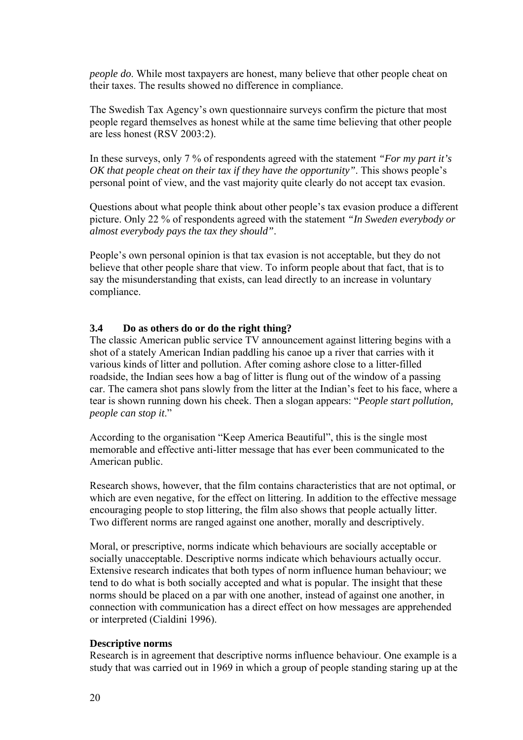*people do*. While most taxpayers are honest, many believe that other people cheat on their taxes. The results showed no difference in compliance.

The Swedish Tax Agency's own questionnaire surveys confirm the picture that most people regard themselves as honest while at the same time believing that other people are less honest (RSV 2003:2).

In these surveys, only 7 % of respondents agreed with the statement *"For my part it's OK that people cheat on their tax if they have the opportunity"*. This shows people's personal point of view, and the vast majority quite clearly do not accept tax evasion.

Questions about what people think about other people's tax evasion produce a different picture. Only 22 % of respondents agreed with the statement *"In Sweden everybody or almost everybody pays the tax they should"*.

People's own personal opinion is that tax evasion is not acceptable, but they do not believe that other people share that view. To inform people about that fact, that is to say the misunderstanding that exists, can lead directly to an increase in voluntary compliance.

### 3.4 Do as others do or do the right thing?

The classic American public service TV announcement against littering begins with a shot of a stately American Indian paddling his canoe up a river that carries with it various kinds of litter and pollution. After coming ashore close to a litter-filled roadside, the Indian sees how a bag of litter is flung out of the window of a passing car. The camera shot pans slowly from the litter at the Indian's feet to his face, where a tear is shown running down his cheek. Then a slogan appears: "*People start pollution, people can stop it*."

According to the organisation "Keep America Beautiful", this is the single most memorable and effective anti-litter message that has ever been communicated to the American public.

Research shows, however, that the film contains characteristics that are not optimal, or which are even negative, for the effect on littering. In addition to the effective message encouraging people to stop littering, the film also shows that people actually litter. Two different norms are ranged against one another, morally and descriptively.

Moral, or prescriptive, norms indicate which behaviours are socially acceptable or socially unacceptable. Descriptive norms indicate which behaviours actually occur. Extensive research indicates that both types of norm influence human behaviour; we tend to do what is both socially accepted and what is popular. The insight that these norms should be placed on a par with one another, instead of against one another, in connection with communication has a direct effect on how messages are apprehended or interpreted (Cialdini 1996).

**Descriptive norms**

Research is in agreement that descriptive norms influence behaviour. One example is a study that was carried out in 1969 in which a group of people standing staring up at the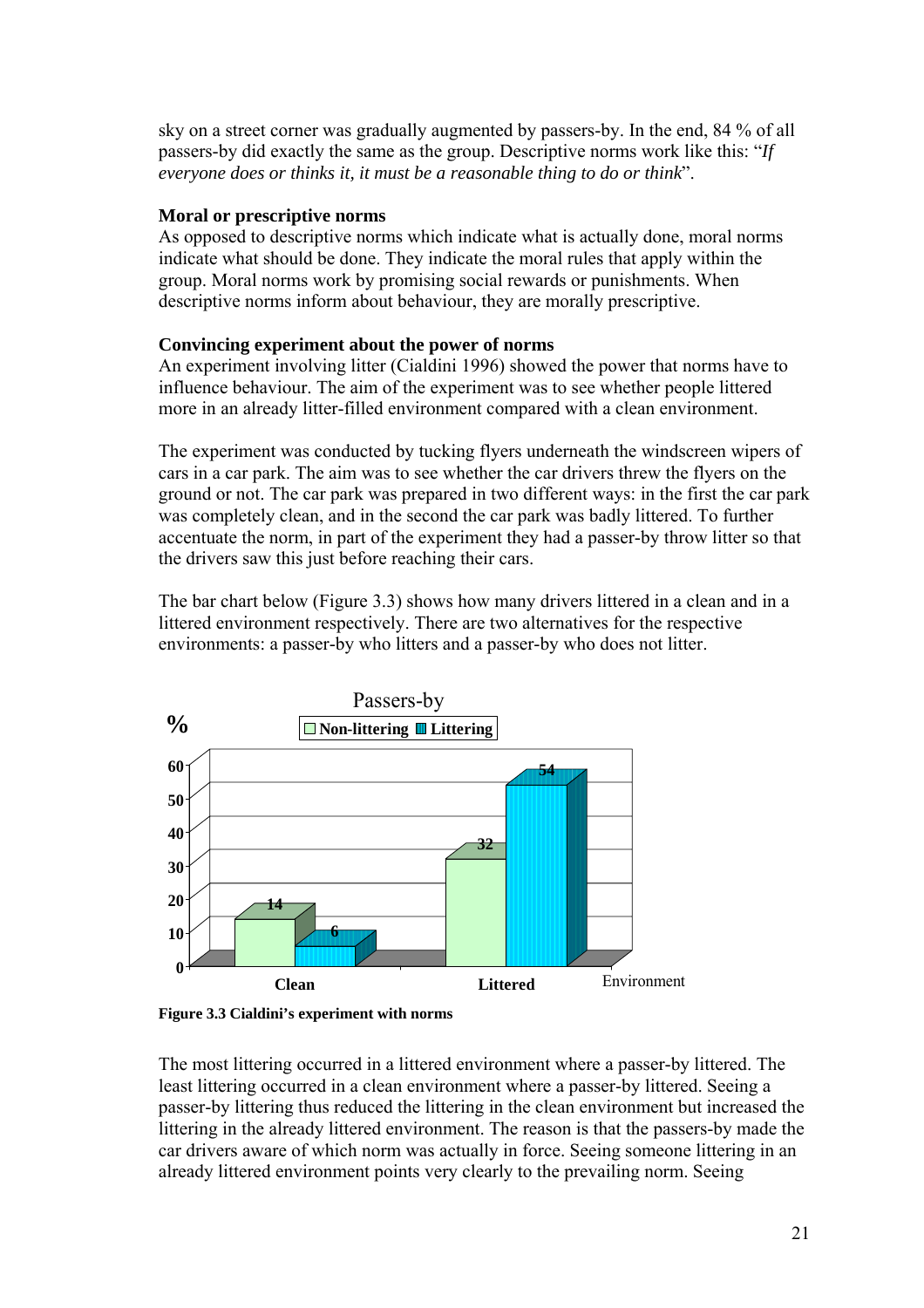sky on a street corner was gradually augmented by passers-by. In the end, 84 % of all passers-by did exactly the same as the group. Descriptive norms work like this: "*If everyone does or thinks it, it must be a reasonable thing to do or think*".

**Moral or prescriptive norms**

As opposed to descriptive norms which indicate what is actually done, moral norms indicate what should be done. They indicate the moral rules that apply within the group. Moral norms work by promising social rewards or punishments. When descriptive norms inform about behaviour, they are morally prescriptive.

**Convincing experiment about the power of norms**

An experiment involving litter (Cialdini 1996) showed the power that norms have to influence behaviour. The aim of the experiment was to see whether people littered more in an already litter-filled environment compared with a clean environment.

The experiment was conducted by tucking flyers underneath the windscreen wipers of cars in a car park. The aim was to see whether the car drivers threw the flyers on the ground or not. The car park was prepared in two different ways: in the first the car park was completely clean, and in the second the car park was badly littered. To further accentuate the norm, in part of the experiment they had a passer-by throw litter so that the drivers saw this just before reaching their cars.

The bar chart below (Figure 3.3) shows how many drivers littered in a clean and in a littered environment respectively. There are two alternatives for the respective environments: a passer-by who litters and a passer-by who does not litter.

| Environment | Passers-by: Non-littering (%) | Passers-by: Littering (%) |
| --- | --- | --- |
| Clean | 14 | 6 |
| Littered | 32 | 54 |

**Figure 3.3 Cialdini's experiment with norms**

The most littering occurred in a littered environment where a passer-by littered. The least littering occurred in a clean environment where a passer-by littered. Seeing a passer-by littering thus reduced the littering in the clean environment but increased the littering in the already littered environment. The reason is that the passers-by made the car drivers aware of which norm was actually in force. Seeing someone littering in an already littered environment points very clearly to the prevailing norm. Seeing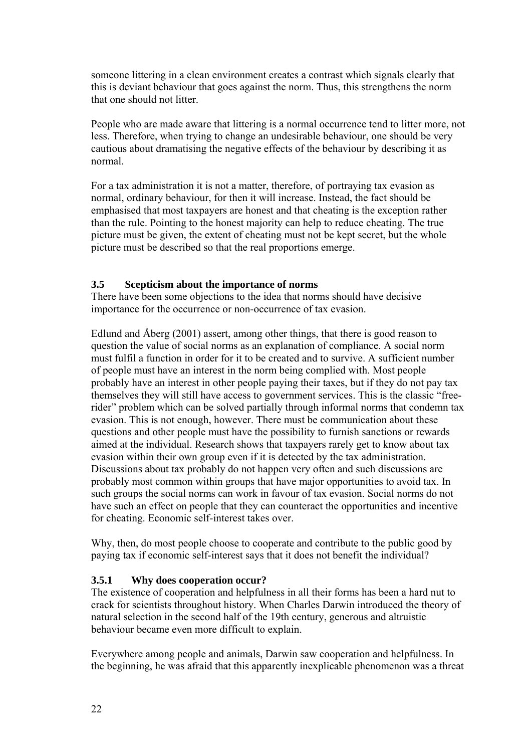someone littering in a clean environment creates a contrast which signals clearly that this is deviant behaviour that goes against the norm. Thus, this strengthens the norm that one should not litter.

People who are made aware that littering is a normal occurrence tend to litter more, not less. Therefore, when trying to change an undesirable behaviour, one should be very cautious about dramatising the negative effects of the behaviour by describing it as normal.

For a tax administration it is not a matter, therefore, of portraying tax evasion as normal, ordinary behaviour, for then it will increase. Instead, the fact should be emphasised that most taxpayers are honest and that cheating is the exception rather than the rule. Pointing to the honest majority can help to reduce cheating. The true picture must be given, the extent of cheating must not be kept secret, but the whole picture must be described so that the real proportions emerge.

### 3.5 Scepticism about the importance of norms

There have been some objections to the idea that norms should have decisive importance for the occurrence or non-occurrence of tax evasion.

Edlund and Åberg (2001) assert, among other things, that there is good reason to question the value of social norms as an explanation of compliance. A social norm must fulfil a function in order for it to be created and to survive. A sufficient number of people must have an interest in the norm being complied with. Most people probably have an interest in other people paying their taxes, but if they do not pay tax themselves they will still have access to government services. This is the classic "free-rider" problem which can be solved partially through informal norms that condemn tax evasion. This is not enough, however. There must be communication about these questions and other people must have the possibility to furnish sanctions or rewards aimed at the individual. Research shows that taxpayers rarely get to know about tax evasion within their own group even if it is detected by the tax administration. Discussions about tax probably do not happen very often and such discussions are probably most common within groups that have major opportunities to avoid tax. In such groups the social norms can work in favour of tax evasion. Social norms do not have such an effect on people that they can counteract the opportunities and incentive for cheating. Economic self-interest takes over.

Why, then, do most people choose to cooperate and contribute to the public good by paying tax if economic self-interest says that it does not benefit the individual?

#### 3.5.1 Why does cooperation occur?

The existence of cooperation and helpfulness in all their forms has been a hard nut to crack for scientists throughout history. When Charles Darwin introduced the theory of natural selection in the second half of the 19th century, generous and altruistic behaviour became even more difficult to explain.

Everywhere among people and animals, Darwin saw cooperation and helpfulness. In the beginning, he was afraid that this apparently inexplicable phenomenon was a threat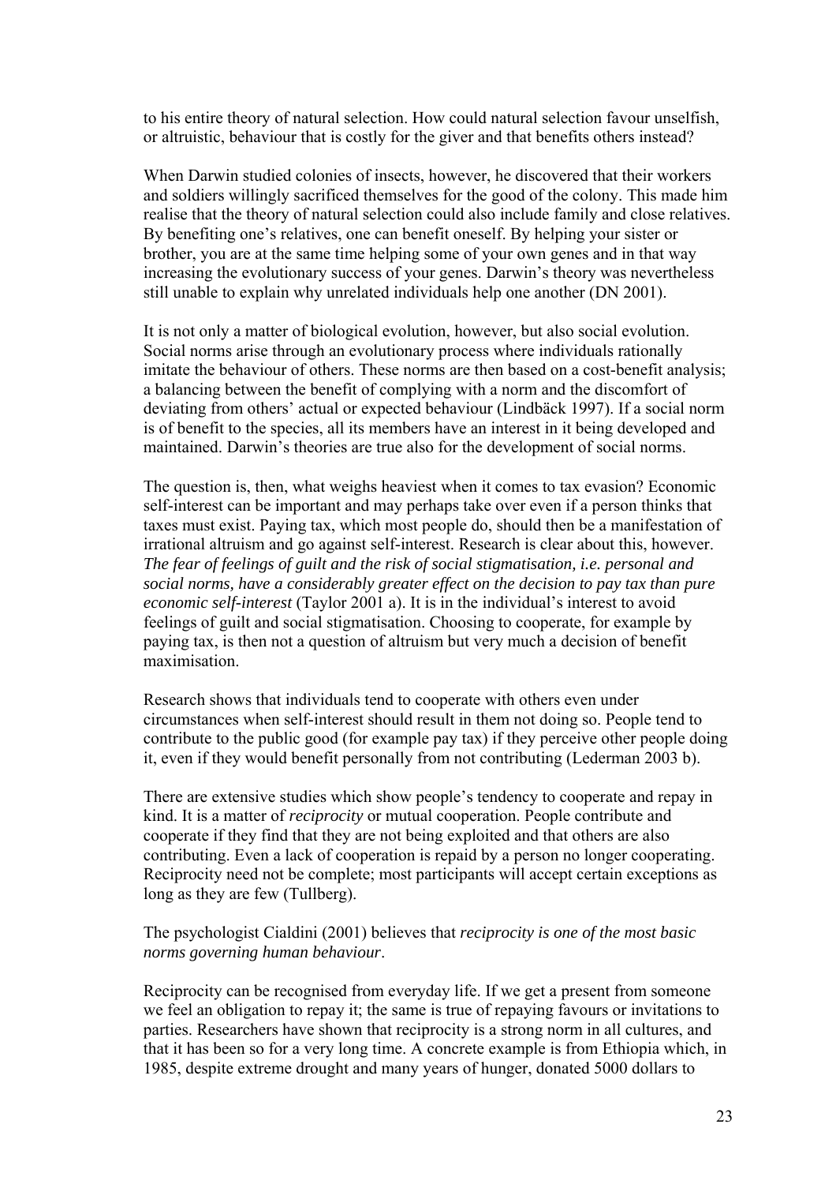to his entire theory of natural selection. How could natural selection favour unselfish, or altruistic, behaviour that is costly for the giver and that benefits others instead?

When Darwin studied colonies of insects, however, he discovered that their workers and soldiers willingly sacrificed themselves for the good of the colony. This made him realise that the theory of natural selection could also include family and close relatives. By benefiting one's relatives, one can benefit oneself. By helping your sister or brother, you are at the same time helping some of your own genes and in that way increasing the evolutionary success of your genes. Darwin's theory was nevertheless still unable to explain why unrelated individuals help one another (DN 2001).

It is not only a matter of biological evolution, however, but also social evolution. Social norms arise through an evolutionary process where individuals rationally imitate the behaviour of others. These norms are then based on a cost-benefit analysis; a balancing between the benefit of complying with a norm and the discomfort of deviating from others' actual or expected behaviour (Lindbäck 1997). If a social norm is of benefit to the species, all its members have an interest in it being developed and maintained. Darwin's theories are true also for the development of social norms.

The question is, then, what weighs heaviest when it comes to tax evasion? Economic self-interest can be important and may perhaps take over even if a person thinks that taxes must exist. Paying tax, which most people do, should then be a manifestation of irrational altruism and go against self-interest. Research is clear about this, however. *The fear of feelings of guilt and the risk of social stigmatisation, i.e. personal and social norms, have a considerably greater effect on the decision to pay tax than pure economic self-interest* (Taylor 2001 a). It is in the individual's interest to avoid feelings of guilt and social stigmatisation. Choosing to cooperate, for example by paying tax, is then not a question of altruism but very much a decision of benefit maximisation.

Research shows that individuals tend to cooperate with others even under circumstances when self-interest should result in them not doing so. People tend to contribute to the public good (for example pay tax) if they perceive other people doing it, even if they would benefit personally from not contributing (Lederman 2003 b).

There are extensive studies which show people's tendency to cooperate and repay in kind. It is a matter of *reciprocity* or mutual cooperation. People contribute and cooperate if they find that they are not being exploited and that others are also contributing. Even a lack of cooperation is repaid by a person no longer cooperating. Reciprocity need not be complete; most participants will accept certain exceptions as long as they are few (Tullberg).

The psychologist Cialdini (2001) believes that *reciprocity is one of the most basic norms governing human behaviour*.

Reciprocity can be recognised from everyday life. If we get a present from someone we feel an obligation to repay it; the same is true of repaying favours or invitations to parties. Researchers have shown that reciprocity is a strong norm in all cultures, and that it has been so for a very long time. A concrete example is from Ethiopia which, in 1985, despite extreme drought and many years of hunger, donated 5000 dollars to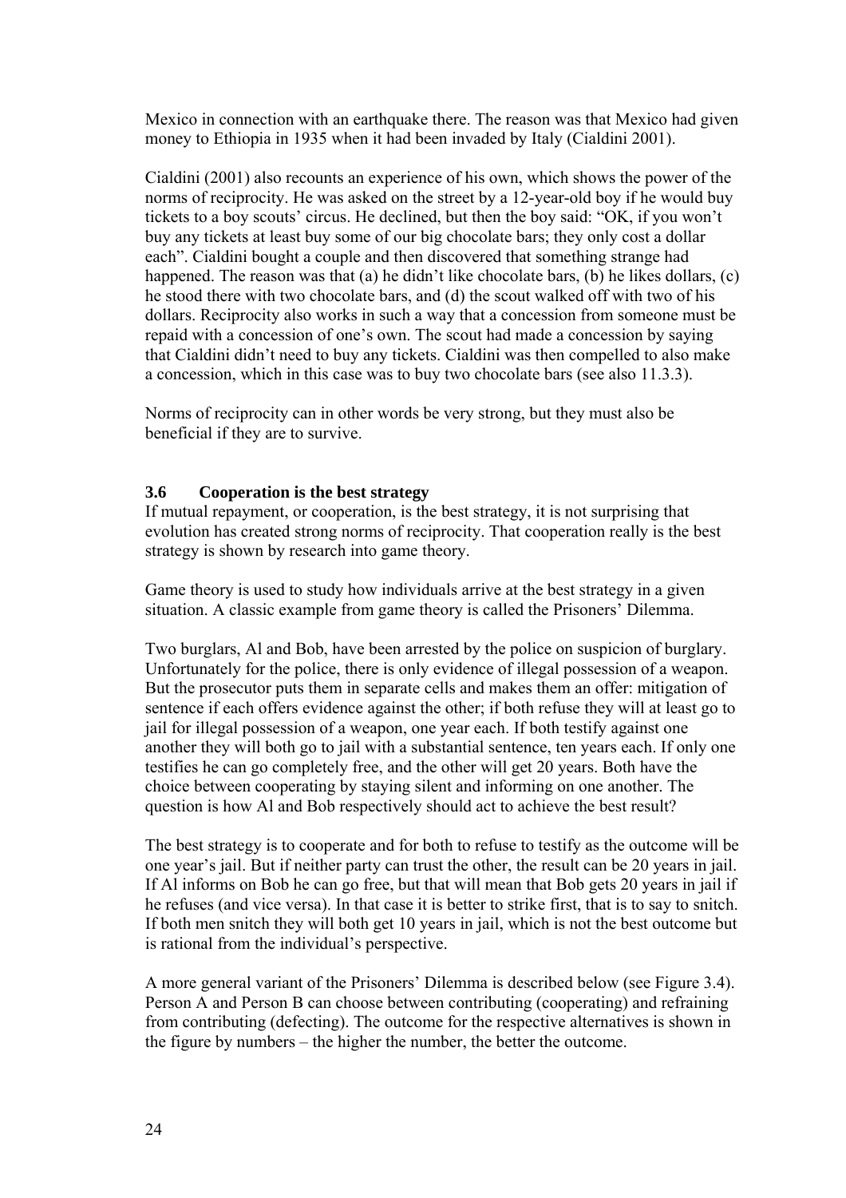Mexico in connection with an earthquake there. The reason was that Mexico had given money to Ethiopia in 1935 when it had been invaded by Italy (Cialdini 2001).

Cialdini (2001) also recounts an experience of his own, which shows the power of the norms of reciprocity. He was asked on the street by a 12-year-old boy if he would buy tickets to a boy scouts' circus. He declined, but then the boy said: "OK, if you won't buy any tickets at least buy some of our big chocolate bars; they only cost a dollar each". Cialdini bought a couple and then discovered that something strange had happened. The reason was that (a) he didn't like chocolate bars, (b) he likes dollars, (c) he stood there with two chocolate bars, and (d) the scout walked off with two of his dollars. Reciprocity also works in such a way that a concession from someone must be repaid with a concession of one's own. The scout had made a concession by saying that Cialdini didn't need to buy any tickets. Cialdini was then compelled to also make a concession, which in this case was to buy two chocolate bars (see also 11.3.3).

Norms of reciprocity can in other words be very strong, but they must also be beneficial if they are to survive.

### 3.6 Cooperation is the best strategy

If mutual repayment, or cooperation, is the best strategy, it is not surprising that evolution has created strong norms of reciprocity. That cooperation really is the best strategy is shown by research into game theory.

Game theory is used to study how individuals arrive at the best strategy in a given situation. A classic example from game theory is called the Prisoners' Dilemma.

Two burglars, Al and Bob, have been arrested by the police on suspicion of burglary. Unfortunately for the police, there is only evidence of illegal possession of a weapon. But the prosecutor puts them in separate cells and makes them an offer: mitigation of sentence if each offers evidence against the other; if both refuse they will at least go to jail for illegal possession of a weapon, one year each. If both testify against one another they will both go to jail with a substantial sentence, ten years each. If only one testifies he can go completely free, and the other will get 20 years. Both have the choice between cooperating by staying silent and informing on one another. The question is how Al and Bob respectively should act to achieve the best result?

The best strategy is to cooperate and for both to refuse to testify as the outcome will be one year's jail. But if neither party can trust the other, the result can be 20 years in jail. If Al informs on Bob he can go free, but that will mean that Bob gets 20 years in jail if he refuses (and vice versa). In that case it is better to strike first, that is to say to snitch. If both men snitch they will both get 10 years in jail, which is not the best outcome but is rational from the individual's perspective.

A more general variant of the Prisoners' Dilemma is described below (see Figure 3.4). Person A and Person B can choose between contributing (cooperating) and refraining from contributing (defecting). The outcome for the respective alternatives is shown in the figure by numbers – the higher the number, the better the outcome.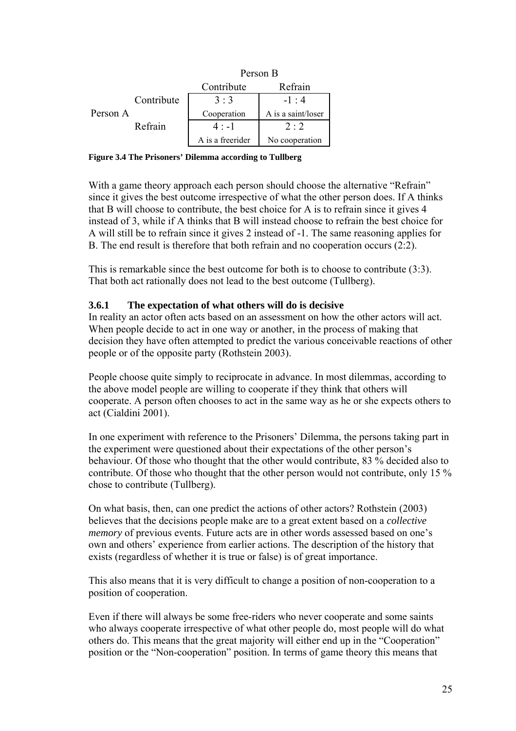| | | Person B | |
|---|---|---|---|
| | | Contribute | Refrain |
| Person A | Contribute | 3 : 3<br>Cooperation | -1 : 4<br>A is a saint/loser |
| | Refrain | 4 : -1<br>A is a freerider | 2 : 2<br>No cooperation |

**Figure 3.4 The Prisoners' Dilemma according to Tullberg**

With a game theory approach each person should choose the alternative "Refrain" since it gives the best outcome irrespective of what the other person does. If A thinks that B will choose to contribute, the best choice for A is to refrain since it gives 4 instead of 3, while if A thinks that B will instead choose to refrain the best choice for A will still be to refrain since it gives 2 instead of -1. The same reasoning applies for B. The end result is therefore that both refrain and no cooperation occurs (2:2).

This is remarkable since the best outcome for both is to choose to contribute (3:3). That both act rationally does not lead to the best outcome (Tullberg).

### 3.6.1 The expectation of what others will do is decisive

In reality an actor often acts based on an assessment on how the other actors will act. When people decide to act in one way or another, in the process of making that decision they have often attempted to predict the various conceivable reactions of other people or of the opposite party (Rothstein 2003).

People choose quite simply to reciprocate in advance. In most dilemmas, according to the above model people are willing to cooperate if they think that others will cooperate. A person often chooses to act in the same way as he or she expects others to act (Cialdini 2001).

In one experiment with reference to the Prisoners' Dilemma, the persons taking part in the experiment were questioned about their expectations of the other person's behaviour. Of those who thought that the other would contribute, 83 % decided also to contribute. Of those who thought that the other person would not contribute, only 15 % chose to contribute (Tullberg).

On what basis, then, can one predict the actions of other actors? Rothstein (2003) believes that the decisions people make are to a great extent based on a *collective memory* of previous events. Future acts are in other words assessed based on one's own and others' experience from earlier actions. The description of the history that exists (regardless of whether it is true or false) is of great importance.

This also means that it is very difficult to change a position of non-cooperation to a position of cooperation.

Even if there will always be some free-riders who never cooperate and some saints who always cooperate irrespective of what other people do, most people will do what others do. This means that the great majority will either end up in the "Cooperation" position or the "Non-cooperation" position. In terms of game theory this means that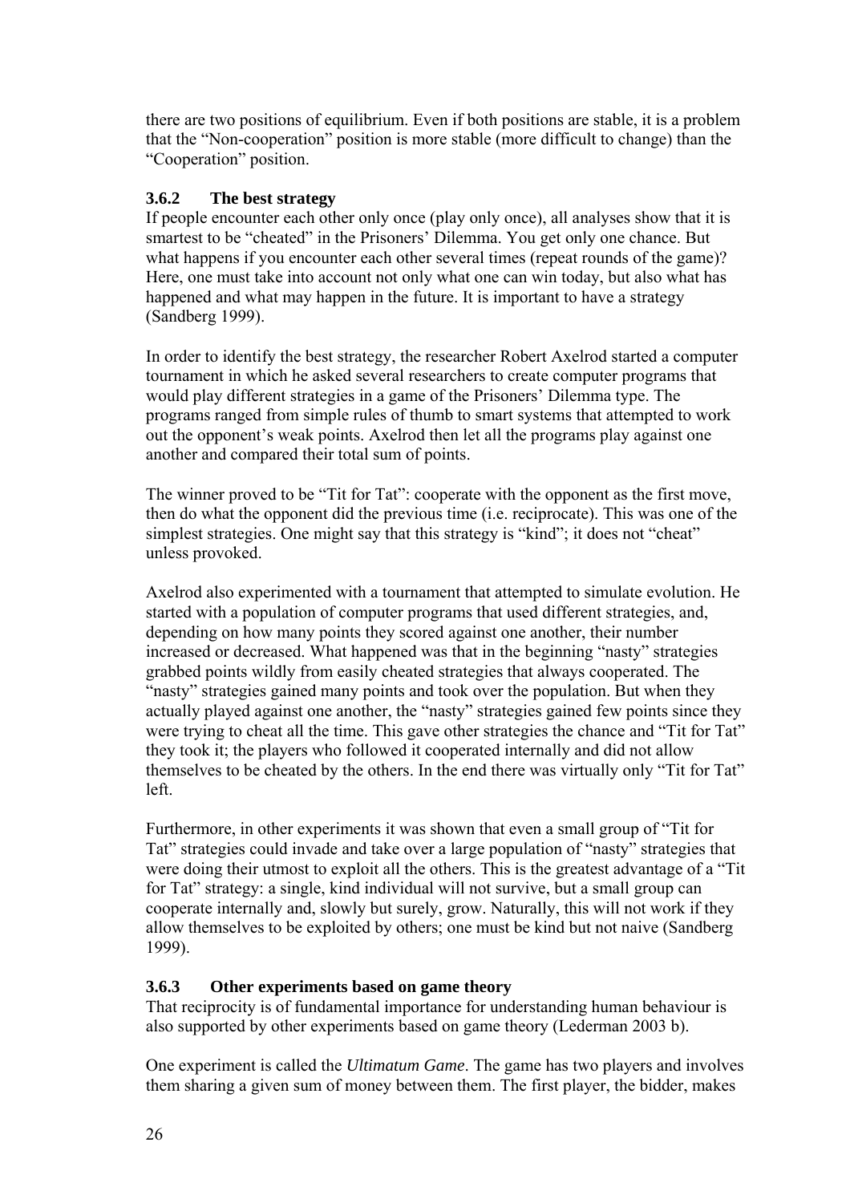there are two positions of equilibrium. Even if both positions are stable, it is a problem that the "Non-cooperation" position is more stable (more difficult to change) than the "Cooperation" position.

### 3.6.2 The best strategy

If people encounter each other only once (play only once), all analyses show that it is smartest to be "cheated" in the Prisoners' Dilemma. You get only one chance. But what happens if you encounter each other several times (repeat rounds of the game)? Here, one must take into account not only what one can win today, but also what has happened and what may happen in the future. It is important to have a strategy (Sandberg 1999).

In order to identify the best strategy, the researcher Robert Axelrod started a computer tournament in which he asked several researchers to create computer programs that would play different strategies in a game of the Prisoners' Dilemma type. The programs ranged from simple rules of thumb to smart systems that attempted to work out the opponent's weak points. Axelrod then let all the programs play against one another and compared their total sum of points.

The winner proved to be "Tit for Tat": cooperate with the opponent as the first move, then do what the opponent did the previous time (i.e. reciprocate). This was one of the simplest strategies. One might say that this strategy is "kind"; it does not "cheat" unless provoked.

Axelrod also experimented with a tournament that attempted to simulate evolution. He started with a population of computer programs that used different strategies, and, depending on how many points they scored against one another, their number increased or decreased. What happened was that in the beginning "nasty" strategies grabbed points wildly from easily cheated strategies that always cooperated. The "nasty" strategies gained many points and took over the population. But when they actually played against one another, the "nasty" strategies gained few points since they were trying to cheat all the time. This gave other strategies the chance and "Tit for Tat" they took it; the players who followed it cooperated internally and did not allow themselves to be cheated by the others. In the end there was virtually only "Tit for Tat" left.

Furthermore, in other experiments it was shown that even a small group of "Tit for Tat" strategies could invade and take over a large population of "nasty" strategies that were doing their utmost to exploit all the others. This is the greatest advantage of a "Tit for Tat" strategy: a single, kind individual will not survive, but a small group can cooperate internally and, slowly but surely, grow. Naturally, this will not work if they allow themselves to be exploited by others; one must be kind but not naive (Sandberg 1999).

### 3.6.3 Other experiments based on game theory

That reciprocity is of fundamental importance for understanding human behaviour is also supported by other experiments based on game theory (Lederman 2003 b).

One experiment is called the *Ultimatum Game*. The game has two players and involves them sharing a given sum of money between them. The first player, the bidder, makes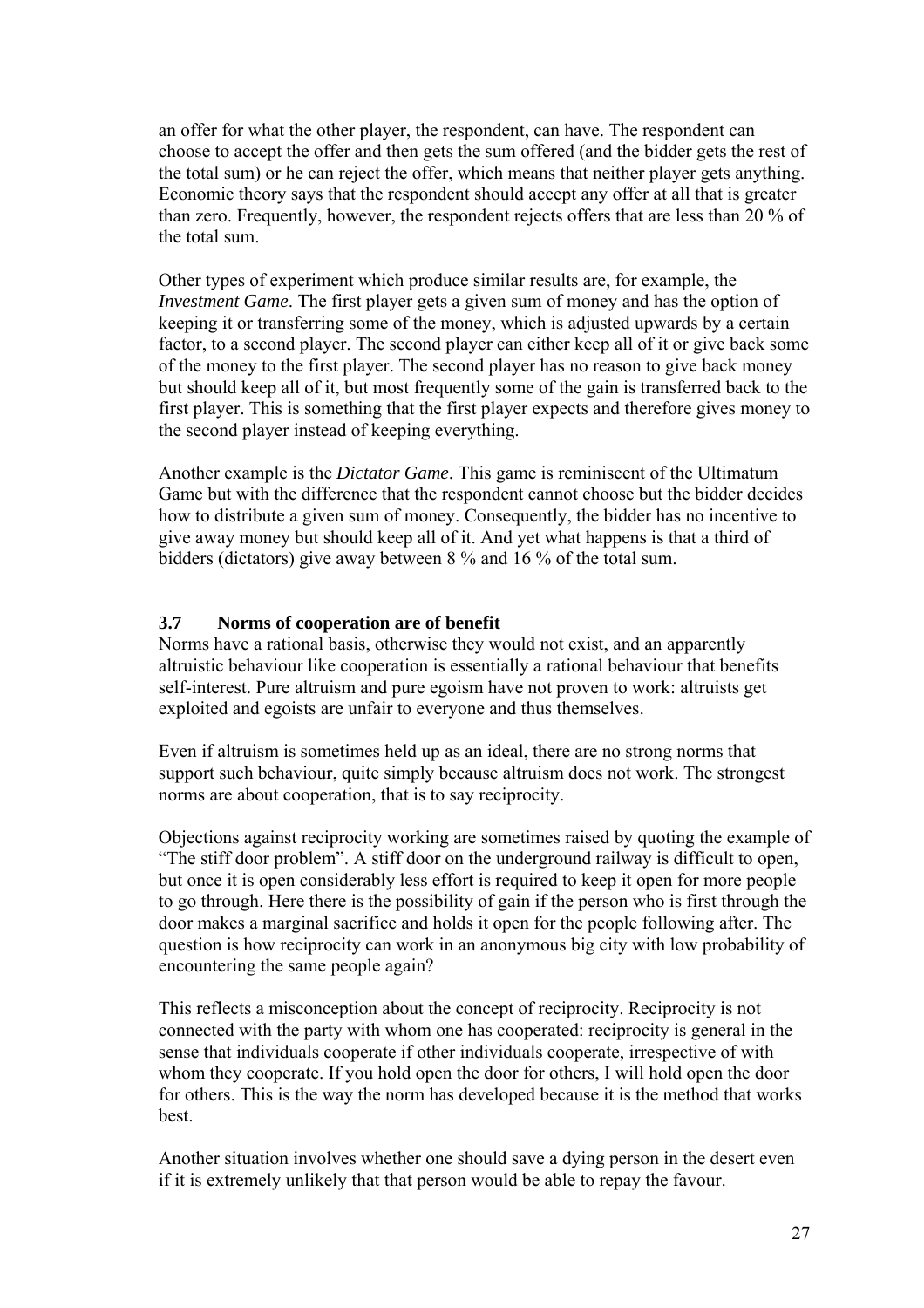an offer for what the other player, the respondent, can have. The respondent can choose to accept the offer and then gets the sum offered (and the bidder gets the rest of the total sum) or he can reject the offer, which means that neither player gets anything. Economic theory says that the respondent should accept any offer at all that is greater than zero. Frequently, however, the respondent rejects offers that are less than 20 % of the total sum.

Other types of experiment which produce similar results are, for example, the *Investment Game*. The first player gets a given sum of money and has the option of keeping it or transferring some of the money, which is adjusted upwards by a certain factor, to a second player. The second player can either keep all of it or give back some of the money to the first player. The second player has no reason to give back money but should keep all of it, but most frequently some of the gain is transferred back to the first player. This is something that the first player expects and therefore gives money to the second player instead of keeping everything.

Another example is the *Dictator Game*. This game is reminiscent of the Ultimatum Game but with the difference that the respondent cannot choose but the bidder decides how to distribute a given sum of money. Consequently, the bidder has no incentive to give away money but should keep all of it. And yet what happens is that a third of bidders (dictators) give away between 8 % and 16 % of the total sum.

### 3.7 Norms of cooperation are of benefit

Norms have a rational basis, otherwise they would not exist, and an apparently altruistic behaviour like cooperation is essentially a rational behaviour that benefits self-interest. Pure altruism and pure egoism have not proven to work: altruists get exploited and egoists are unfair to everyone and thus themselves.

Even if altruism is sometimes held up as an ideal, there are no strong norms that support such behaviour, quite simply because altruism does not work. The strongest norms are about cooperation, that is to say reciprocity.

Objections against reciprocity working are sometimes raised by quoting the example of "The stiff door problem". A stiff door on the underground railway is difficult to open, but once it is open considerably less effort is required to keep it open for more people to go through. Here there is the possibility of gain if the person who is first through the door makes a marginal sacrifice and holds it open for the people following after. The question is how reciprocity can work in an anonymous big city with low probability of encountering the same people again?

This reflects a misconception about the concept of reciprocity. Reciprocity is not connected with the party with whom one has cooperated: reciprocity is general in the sense that individuals cooperate if other individuals cooperate, irrespective of with whom they cooperate. If you hold open the door for others, I will hold open the door for others. This is the way the norm has developed because it is the method that works best.

Another situation involves whether one should save a dying person in the desert even if it is extremely unlikely that that person would be able to repay the favour.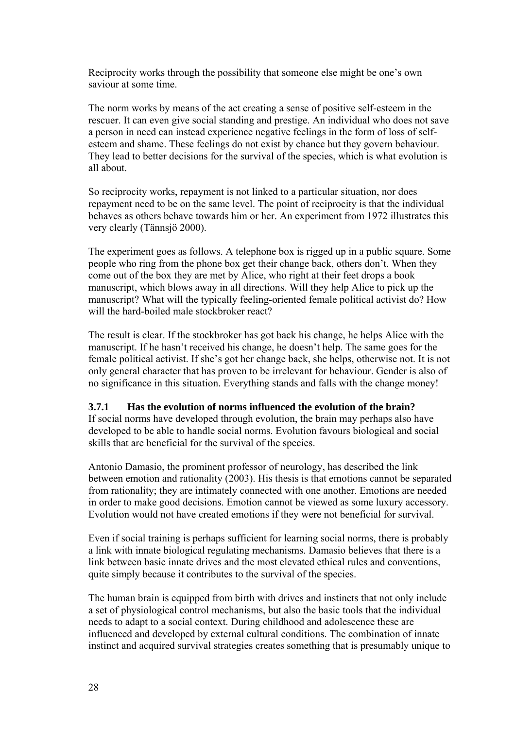Reciprocity works through the possibility that someone else might be one's own saviour at some time.

The norm works by means of the act creating a sense of positive self-esteem in the rescuer. It can even give social standing and prestige. An individual who does not save a person in need can instead experience negative feelings in the form of loss of self-esteem and shame. These feelings do not exist by chance but they govern behaviour. They lead to better decisions for the survival of the species, which is what evolution is all about.

So reciprocity works, repayment is not linked to a particular situation, nor does repayment need to be on the same level. The point of reciprocity is that the individual behaves as others behave towards him or her. An experiment from 1972 illustrates this very clearly (Tännsjö 2000).

The experiment goes as follows. A telephone box is rigged up in a public square. Some people who ring from the phone box get their change back, others don't. When they come out of the box they are met by Alice, who right at their feet drops a book manuscript, which blows away in all directions. Will they help Alice to pick up the manuscript? What will the typically feeling-oriented female political activist do? How will the hard-boiled male stockbroker react?

The result is clear. If the stockbroker has got back his change, he helps Alice with the manuscript. If he hasn't received his change, he doesn't help. The same goes for the female political activist. If she's got her change back, she helps, otherwise not. It is not only general character that has proven to be irrelevant for behaviour. Gender is also of no significance in this situation. Everything stands and falls with the change money!

### 3.7.1 Has the evolution of norms influenced the evolution of the brain?

If social norms have developed through evolution, the brain may perhaps also have developed to be able to handle social norms. Evolution favours biological and social skills that are beneficial for the survival of the species.

Antonio Damasio, the prominent professor of neurology, has described the link between emotion and rationality (2003). His thesis is that emotions cannot be separated from rationality; they are intimately connected with one another. Emotions are needed in order to make good decisions. Emotion cannot be viewed as some luxury accessory. Evolution would not have created emotions if they were not beneficial for survival.

Even if social training is perhaps sufficient for learning social norms, there is probably a link with innate biological regulating mechanisms. Damasio believes that there is a link between basic innate drives and the most elevated ethical rules and conventions, quite simply because it contributes to the survival of the species.

The human brain is equipped from birth with drives and instincts that not only include a set of physiological control mechanisms, but also the basic tools that the individual needs to adapt to a social context. During childhood and adolescence these are influenced and developed by external cultural conditions. The combination of innate instinct and acquired survival strategies creates something that is presumably unique to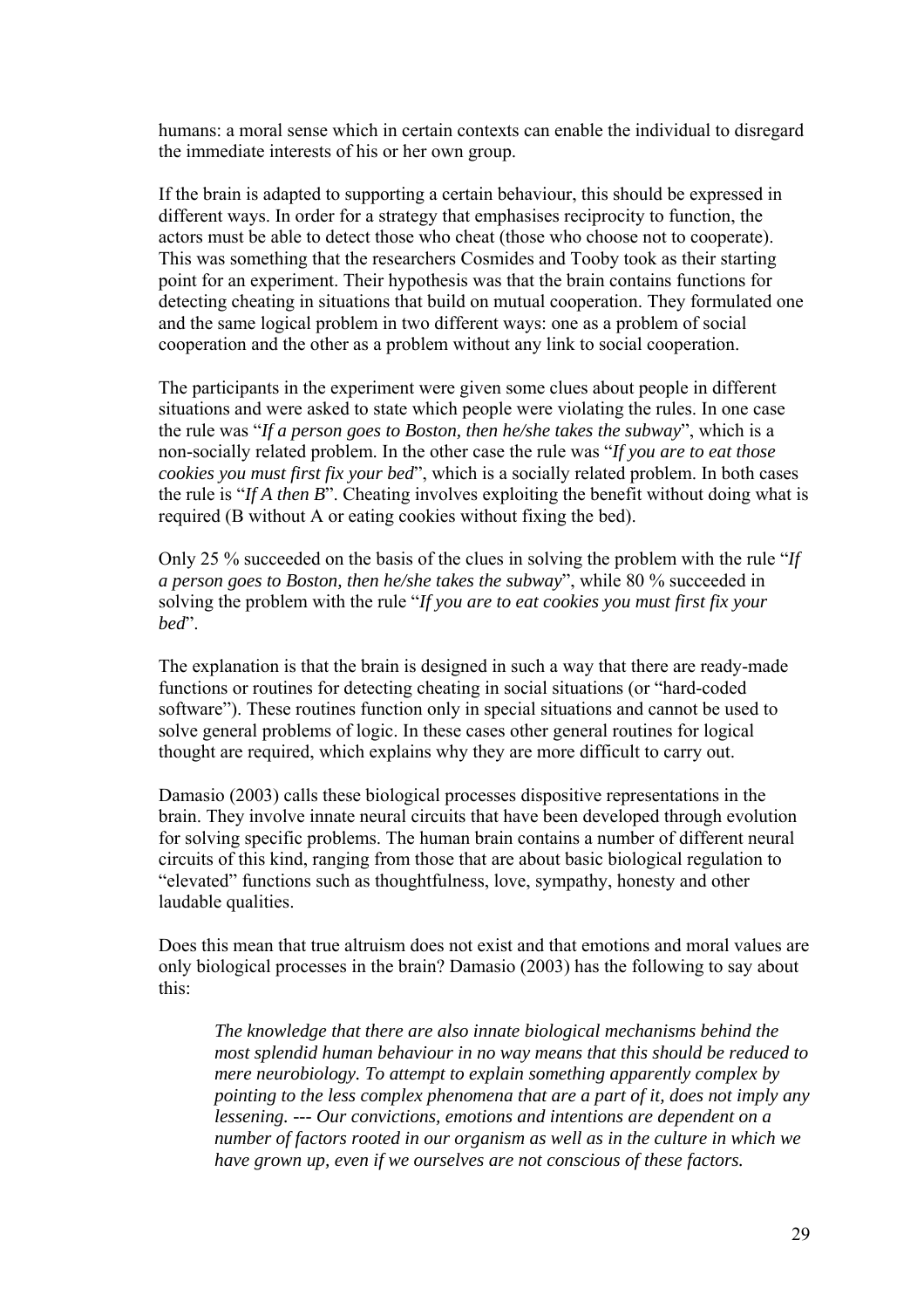humans: a moral sense which in certain contexts can enable the individual to disregard the immediate interests of his or her own group.

If the brain is adapted to supporting a certain behaviour, this should be expressed in different ways. In order for a strategy that emphasises reciprocity to function, the actors must be able to detect those who cheat (those who choose not to cooperate). This was something that the researchers Cosmides and Tooby took as their starting point for an experiment. Their hypothesis was that the brain contains functions for detecting cheating in situations that build on mutual cooperation. They formulated one and the same logical problem in two different ways: one as a problem of social cooperation and the other as a problem without any link to social cooperation.

The participants in the experiment were given some clues about people in different situations and were asked to state which people were violating the rules. In one case the rule was "*If a person goes to Boston, then he/she takes the subway*", which is a non-socially related problem. In the other case the rule was "*If you are to eat those cookies you must first fix your bed*", which is a socially related problem. In both cases the rule is "*If A then B*". Cheating involves exploiting the benefit without doing what is required (B without A or eating cookies without fixing the bed).

Only 25 % succeeded on the basis of the clues in solving the problem with the rule "*If a person goes to Boston, then he/she takes the subway*", while 80 % succeeded in solving the problem with the rule "*If you are to eat cookies you must first fix your bed*".

The explanation is that the brain is designed in such a way that there are ready-made functions or routines for detecting cheating in social situations (or "hard-coded software"). These routines function only in special situations and cannot be used to solve general problems of logic. In these cases other general routines for logical thought are required, which explains why they are more difficult to carry out.

Damasio (2003) calls these biological processes dispositive representations in the brain. They involve innate neural circuits that have been developed through evolution for solving specific problems. The human brain contains a number of different neural circuits of this kind, ranging from those that are about basic biological regulation to "elevated" functions such as thoughtfulness, love, sympathy, honesty and other laudable qualities.

Does this mean that true altruism does not exist and that emotions and moral values are only biological processes in the brain? Damasio (2003) has the following to say about this:

> *The knowledge that there are also innate biological mechanisms behind the most splendid human behaviour in no way means that this should be reduced to mere neurobiology. To attempt to explain something apparently complex by pointing to the less complex phenomena that are a part of it, does not imply any lessening. --- Our convictions, emotions and intentions are dependent on a number of factors rooted in our organism as well as in the culture in which we have grown up, even if we ourselves are not conscious of these factors.*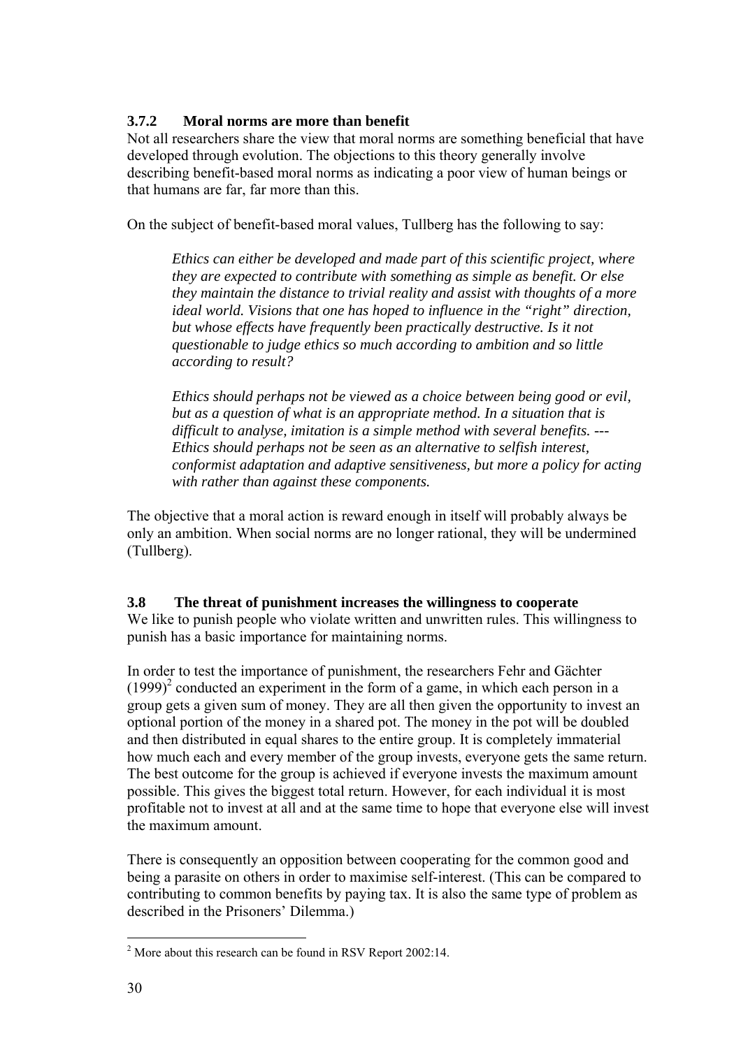### 3.7.2 Moral norms are more than benefit

Not all researchers share the view that moral norms are something beneficial that have developed through evolution. The objections to this theory generally involve describing benefit-based moral norms as indicating a poor view of human beings or that humans are far, far more than this.

On the subject of benefit-based moral values, Tullberg has the following to say:

> *Ethics can either be developed and made part of this scientific project, where they are expected to contribute with something as simple as benefit. Or else they maintain the distance to trivial reality and assist with thoughts of a more ideal world. Visions that one has hoped to influence in the "right" direction, but whose effects have frequently been practically destructive. Is it not questionable to judge ethics so much according to ambition and so little according to result?*
>
> *Ethics should perhaps not be viewed as a choice between being good or evil, but as a question of what is an appropriate method. In a situation that is difficult to analyse, imitation is a simple method with several benefits. --- Ethics should perhaps not be seen as an alternative to selfish interest, conformist adaptation and adaptive sensitiveness, but more a policy for acting with rather than against these components.*

The objective that a moral action is reward enough in itself will probably always be only an ambition. When social norms are no longer rational, they will be undermined (Tullberg).

## 3.8 The threat of punishment increases the willingness to cooperate

We like to punish people who violate written and unwritten rules. This willingness to punish has a basic importance for maintaining norms.

In order to test the importance of punishment, the researchers Fehr and Gächter (1999)[2] conducted an experiment in the form of a game, in which each person in a group gets a given sum of money. They are all then given the opportunity to invest an optional portion of the money in a shared pot. The money in the pot will be doubled and then distributed in equal shares to the entire group. It is completely immaterial how much each and every member of the group invests, everyone gets the same return. The best outcome for the group is achieved if everyone invests the maximum amount possible. This gives the biggest total return. However, for each individual it is most profitable not to invest at all and at the same time to hope that everyone else will invest the maximum amount.

There is consequently an opposition between cooperating for the common good and being a parasite on others in order to maximise self-interest. (This can be compared to contributing to common benefits by paying tax. It is also the same type of problem as described in the Prisoners' Dilemma.)

[2] More about this research can be found in RSV Report 2002:14.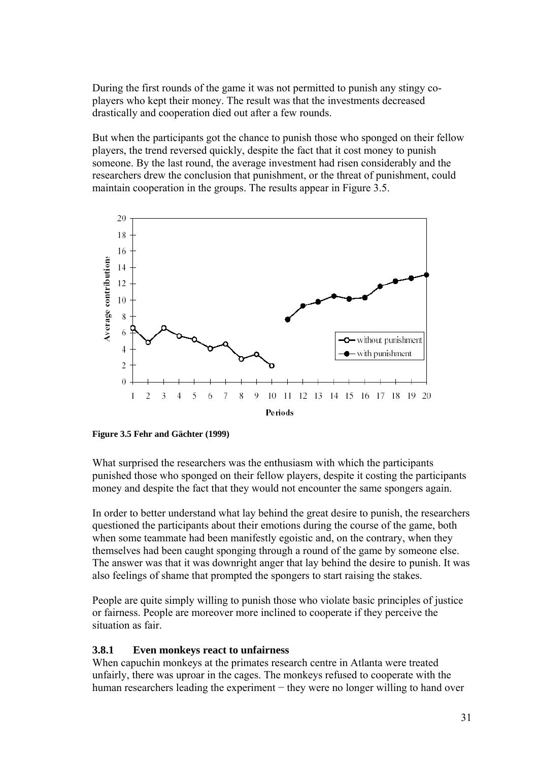During the first rounds of the game it was not permitted to punish any stingy co-players who kept their money. The result was that the investments decreased drastically and cooperation died out after a few rounds.

But when the participants got the chance to punish those who sponged on their fellow players, the trend reversed quickly, despite the fact that it cost money to punish someone. By the last round, the average investment had risen considerably and the researchers drew the conclusion that punishment, or the threat of punishment, could maintain cooperation in the groups. The results appear in Figure 3.5.

**Figure 3.5 Fehr and Gächter (1999)**

What surprised the researchers was the enthusiasm with which the participants punished those who sponged on their fellow players, despite it costing the participants money and despite the fact that they would not encounter the same spongers again.

In order to better understand what lay behind the great desire to punish, the researchers questioned the participants about their emotions during the course of the game, both when some teammate had been manifestly egoistic and, on the contrary, when they themselves had been caught sponging through a round of the game by someone else. The answer was that it was downright anger that lay behind the desire to punish. It was also feelings of shame that prompted the spongers to start raising the stakes.

People are quite simply willing to punish those who violate basic principles of justice or fairness. People are moreover more inclined to cooperate if they perceive the situation as fair.

### 3.8.1 Even monkeys react to unfairness

When capuchin monkeys at the primates research centre in Atlanta were treated unfairly, there was uproar in the cages. The monkeys refused to cooperate with the human researchers leading the experiment − they were no longer willing to hand over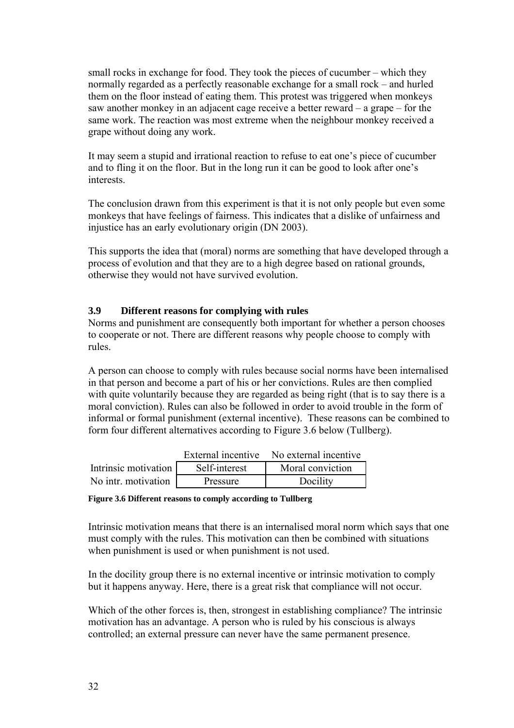small rocks in exchange for food. They took the pieces of cucumber – which they normally regarded as a perfectly reasonable exchange for a small rock – and hurled them on the floor instead of eating them. This protest was triggered when monkeys saw another monkey in an adjacent cage receive a better reward – a grape – for the same work. The reaction was most extreme when the neighbour monkey received a grape without doing any work.

It may seem a stupid and irrational reaction to refuse to eat one's piece of cucumber and to fling it on the floor. But in the long run it can be good to look after one's interests.

The conclusion drawn from this experiment is that it is not only people but even some monkeys that have feelings of fairness. This indicates that a dislike of unfairness and injustice has an early evolutionary origin (DN 2003).

This supports the idea that (moral) norms are something that have developed through a process of evolution and that they are to a high degree based on rational grounds, otherwise they would not have survived evolution.

### 3.9 Different reasons for complying with rules

Norms and punishment are consequently both important for whether a person chooses to cooperate or not. There are different reasons why people choose to comply with rules.

A person can choose to comply with rules because social norms have been internalised in that person and become a part of his or her convictions. Rules are then complied with quite voluntarily because they are regarded as being right (that is to say there is a moral conviction). Rules can also be followed in order to avoid trouble in the form of informal or formal punishment (external incentive). These reasons can be combined to form four different alternatives according to Figure 3.6 below (Tullberg).

| | External incentive | No external incentive |
|---|---|---|
| Intrinsic motivation | Self-interest | Moral conviction |
| No intr. motivation | Pressure | Docility |

**Figure 3.6 Different reasons to comply according to Tullberg**

Intrinsic motivation means that there is an internalised moral norm which says that one must comply with the rules. This motivation can then be combined with situations when punishment is used or when punishment is not used.

In the docility group there is no external incentive or intrinsic motivation to comply but it happens anyway. Here, there is a great risk that compliance will not occur.

Which of the other forces is, then, strongest in establishing compliance? The intrinsic motivation has an advantage. A person who is ruled by his conscious is always controlled; an external pressure can never have the same permanent presence.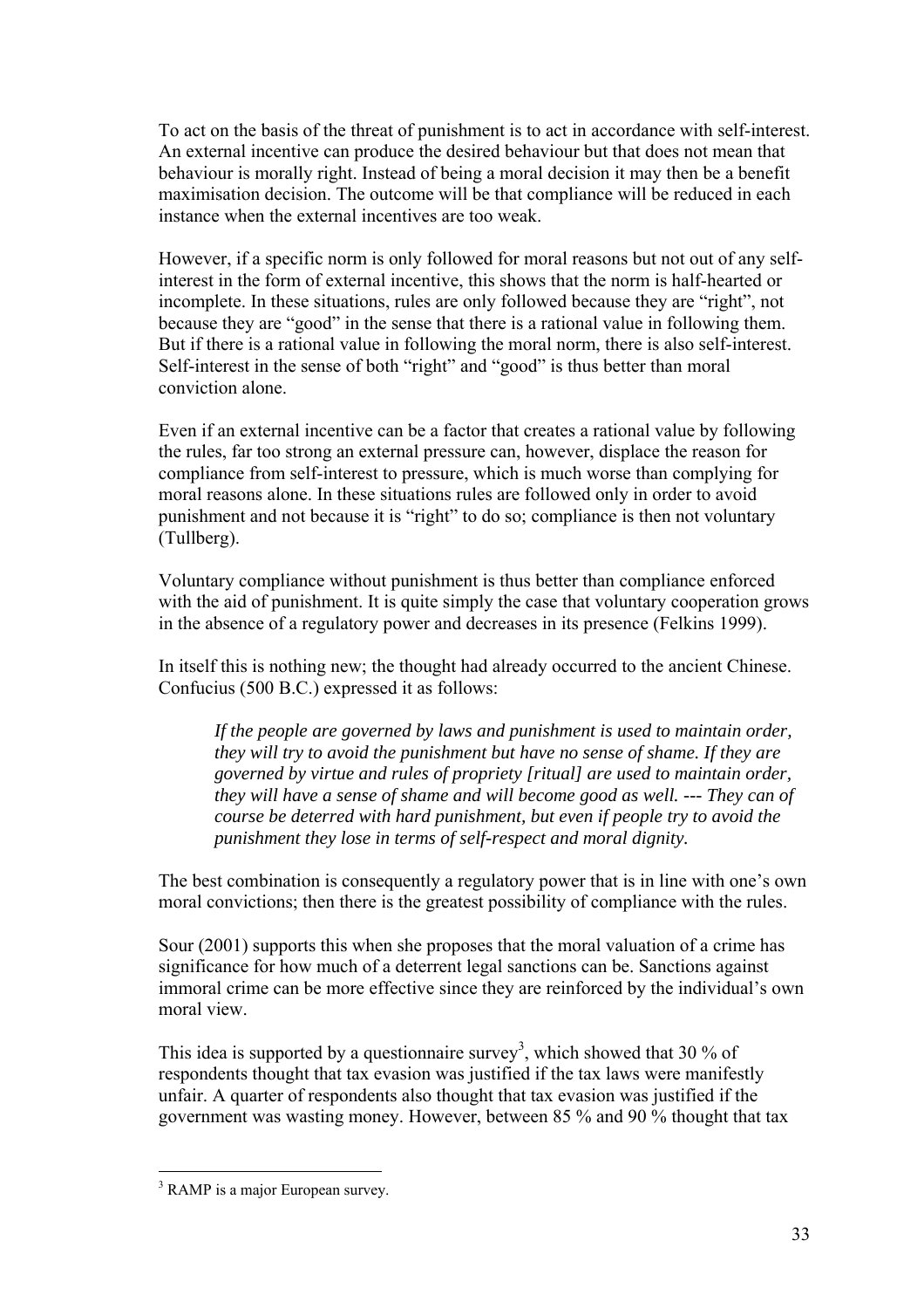To act on the basis of the threat of punishment is to act in accordance with self-interest. An external incentive can produce the desired behaviour but that does not mean that behaviour is morally right. Instead of being a moral decision it may then be a benefit maximisation decision. The outcome will be that compliance will be reduced in each instance when the external incentives are too weak.

However, if a specific norm is only followed for moral reasons but not out of any self-interest in the form of external incentive, this shows that the norm is half-hearted or incomplete. In these situations, rules are only followed because they are "right", not because they are "good" in the sense that there is a rational value in following them. But if there is a rational value in following the moral norm, there is also self-interest. Self-interest in the sense of both "right" and "good" is thus better than moral conviction alone.

Even if an external incentive can be a factor that creates a rational value by following the rules, far too strong an external pressure can, however, displace the reason for compliance from self-interest to pressure, which is much worse than complying for moral reasons alone. In these situations rules are followed only in order to avoid punishment and not because it is "right" to do so; compliance is then not voluntary (Tullberg).

Voluntary compliance without punishment is thus better than compliance enforced with the aid of punishment. It is quite simply the case that voluntary cooperation grows in the absence of a regulatory power and decreases in its presence (Felkins 1999).

In itself this is nothing new; the thought had already occurred to the ancient Chinese. Confucius (500 B.C.) expressed it as follows:

> *If the people are governed by laws and punishment is used to maintain order, they will try to avoid the punishment but have no sense of shame. If they are governed by virtue and rules of propriety [ritual] are used to maintain order, they will have a sense of shame and will become good as well. --- They can of course be deterred with hard punishment, but even if people try to avoid the punishment they lose in terms of self-respect and moral dignity.*

The best combination is consequently a regulatory power that is in line with one's own moral convictions; then there is the greatest possibility of compliance with the rules.

Sour (2001) supports this when she proposes that the moral valuation of a crime has significance for how much of a deterrent legal sanctions can be. Sanctions against immoral crime can be more effective since they are reinforced by the individual's own moral view.

This idea is supported by a questionnaire survey[3], which showed that 30 % of respondents thought that tax evasion was justified if the tax laws were manifestly unfair. A quarter of respondents also thought that tax evasion was justified if the government was wasting money. However, between 85 % and 90 % thought that tax

---

[3] RAMP is a major European survey.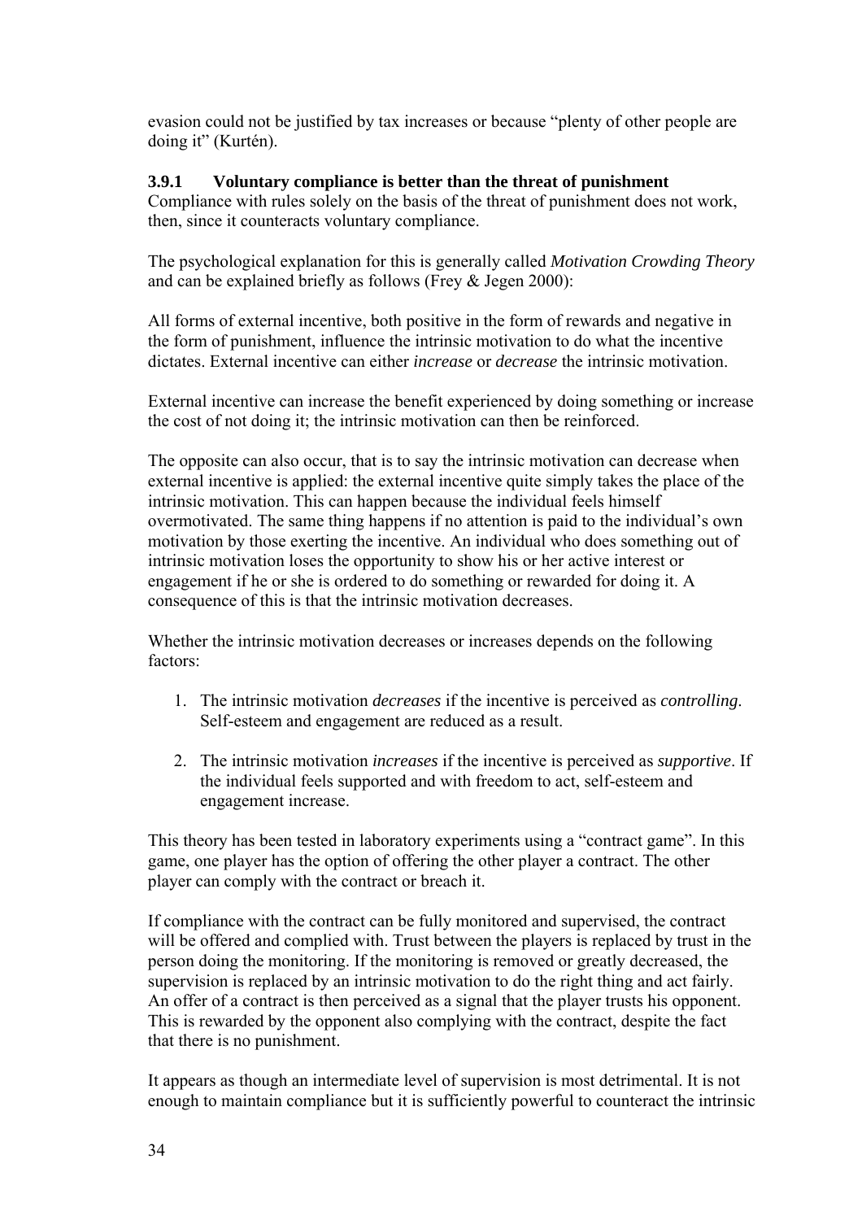evasion could not be justified by tax increases or because "plenty of other people are doing it" (Kurtén).

### 3.9.1 Voluntary compliance is better than the threat of punishment

Compliance with rules solely on the basis of the threat of punishment does not work, then, since it counteracts voluntary compliance.

The psychological explanation for this is generally called *Motivation Crowding Theory* and can be explained briefly as follows (Frey & Jegen 2000):

All forms of external incentive, both positive in the form of rewards and negative in the form of punishment, influence the intrinsic motivation to do what the incentive dictates. External incentive can either *increase* or *decrease* the intrinsic motivation.

External incentive can increase the benefit experienced by doing something or increase the cost of not doing it; the intrinsic motivation can then be reinforced.

The opposite can also occur, that is to say the intrinsic motivation can decrease when external incentive is applied: the external incentive quite simply takes the place of the intrinsic motivation. This can happen because the individual feels himself overmotivated. The same thing happens if no attention is paid to the individual's own motivation by those exerting the incentive. An individual who does something out of intrinsic motivation loses the opportunity to show his or her active interest or engagement if he or she is ordered to do something or rewarded for doing it. A consequence of this is that the intrinsic motivation decreases.

Whether the intrinsic motivation decreases or increases depends on the following factors:

1. The intrinsic motivation *decreases* if the incentive is perceived as *controlling*. Self-esteem and engagement are reduced as a result.

2. The intrinsic motivation *increases* if the incentive is perceived as *supportive*. If the individual feels supported and with freedom to act, self-esteem and engagement increase.

This theory has been tested in laboratory experiments using a "contract game". In this game, one player has the option of offering the other player a contract. The other player can comply with the contract or breach it.

If compliance with the contract can be fully monitored and supervised, the contract will be offered and complied with. Trust between the players is replaced by trust in the person doing the monitoring. If the monitoring is removed or greatly decreased, the supervision is replaced by an intrinsic motivation to do the right thing and act fairly. An offer of a contract is then perceived as a signal that the player trusts his opponent. This is rewarded by the opponent also complying with the contract, despite the fact that there is no punishment.

It appears as though an intermediate level of supervision is most detrimental. It is not enough to maintain compliance but it is sufficiently powerful to counteract the intrinsic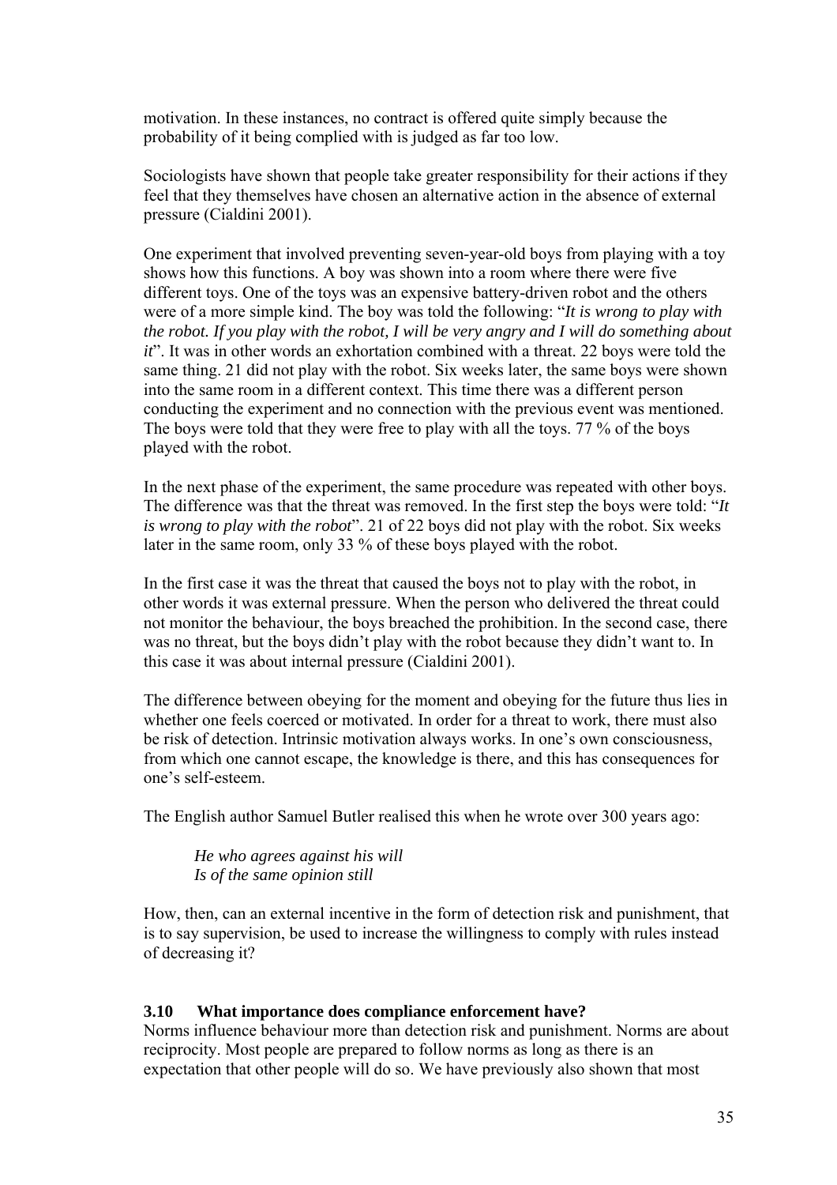motivation. In these instances, no contract is offered quite simply because the probability of it being complied with is judged as far too low.

Sociologists have shown that people take greater responsibility for their actions if they feel that they themselves have chosen an alternative action in the absence of external pressure (Cialdini 2001).

One experiment that involved preventing seven-year-old boys from playing with a toy shows how this functions. A boy was shown into a room where there were five different toys. One of the toys was an expensive battery-driven robot and the others were of a more simple kind. The boy was told the following: "*It is wrong to play with the robot. If you play with the robot, I will be very angry and I will do something about it*". It was in other words an exhortation combined with a threat. 22 boys were told the same thing. 21 did not play with the robot. Six weeks later, the same boys were shown into the same room in a different context. This time there was a different person conducting the experiment and no connection with the previous event was mentioned. The boys were told that they were free to play with all the toys. 77 % of the boys played with the robot.

In the next phase of the experiment, the same procedure was repeated with other boys. The difference was that the threat was removed. In the first step the boys were told: "*It is wrong to play with the robot*". 21 of 22 boys did not play with the robot. Six weeks later in the same room, only 33 % of these boys played with the robot.

In the first case it was the threat that caused the boys not to play with the robot, in other words it was external pressure. When the person who delivered the threat could not monitor the behaviour, the boys breached the prohibition. In the second case, there was no threat, but the boys didn't play with the robot because they didn't want to. In this case it was about internal pressure (Cialdini 2001).

The difference between obeying for the moment and obeying for the future thus lies in whether one feels coerced or motivated. In order for a threat to work, there must also be risk of detection. Intrinsic motivation always works. In one's own consciousness, from which one cannot escape, the knowledge is there, and this has consequences for one's self-esteem.

The English author Samuel Butler realised this when he wrote over 300 years ago:

> *He who agrees against his will*
> *Is of the same opinion still*

How, then, can an external incentive in the form of detection risk and punishment, that is to say supervision, be used to increase the willingness to comply with rules instead of decreasing it?

### 3.10 What importance does compliance enforcement have?

Norms influence behaviour more than detection risk and punishment. Norms are about reciprocity. Most people are prepared to follow norms as long as there is an expectation that other people will do so. We have previously also shown that most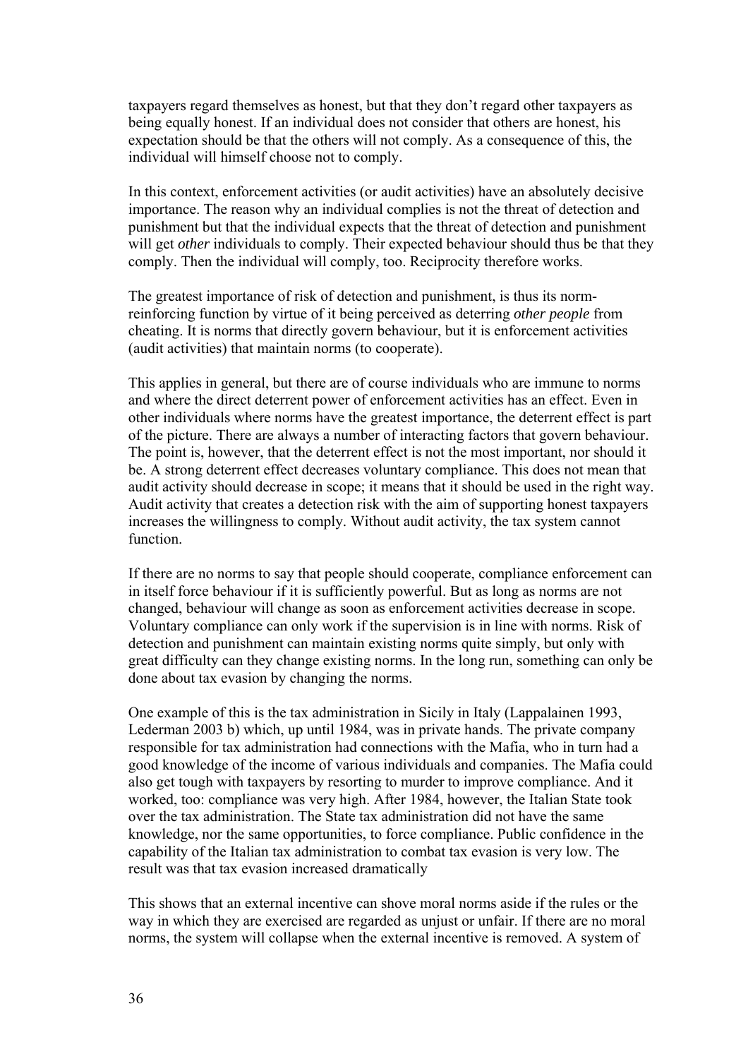taxpayers regard themselves as honest, but that they don't regard other taxpayers as being equally honest. If an individual does not consider that others are honest, his expectation should be that the others will not comply. As a consequence of this, the individual will himself choose not to comply.

In this context, enforcement activities (or audit activities) have an absolutely decisive importance. The reason why an individual complies is not the threat of detection and punishment but that the individual expects that the threat of detection and punishment will get *other* individuals to comply. Their expected behaviour should thus be that they comply. Then the individual will comply, too. Reciprocity therefore works.

The greatest importance of risk of detection and punishment, is thus its norm-reinforcing function by virtue of it being perceived as deterring *other people* from cheating. It is norms that directly govern behaviour, but it is enforcement activities (audit activities) that maintain norms (to cooperate).

This applies in general, but there are of course individuals who are immune to norms and where the direct deterrent power of enforcement activities has an effect. Even in other individuals where norms have the greatest importance, the deterrent effect is part of the picture. There are always a number of interacting factors that govern behaviour. The point is, however, that the deterrent effect is not the most important, nor should it be. A strong deterrent effect decreases voluntary compliance. This does not mean that audit activity should decrease in scope; it means that it should be used in the right way. Audit activity that creates a detection risk with the aim of supporting honest taxpayers increases the willingness to comply. Without audit activity, the tax system cannot function.

If there are no norms to say that people should cooperate, compliance enforcement can in itself force behaviour if it is sufficiently powerful. But as long as norms are not changed, behaviour will change as soon as enforcement activities decrease in scope. Voluntary compliance can only work if the supervision is in line with norms. Risk of detection and punishment can maintain existing norms quite simply, but only with great difficulty can they change existing norms. In the long run, something can only be done about tax evasion by changing the norms.

One example of this is the tax administration in Sicily in Italy (Lappalainen 1993, Lederman 2003 b) which, up until 1984, was in private hands. The private company responsible for tax administration had connections with the Mafia, who in turn had a good knowledge of the income of various individuals and companies. The Mafia could also get tough with taxpayers by resorting to murder to improve compliance. And it worked, too: compliance was very high. After 1984, however, the Italian State took over the tax administration. The State tax administration did not have the same knowledge, nor the same opportunities, to force compliance. Public confidence in the capability of the Italian tax administration to combat tax evasion is very low. The result was that tax evasion increased dramatically

This shows that an external incentive can shove moral norms aside if the rules or the way in which they are exercised are regarded as unjust or unfair. If there are no moral norms, the system will collapse when the external incentive is removed. A system of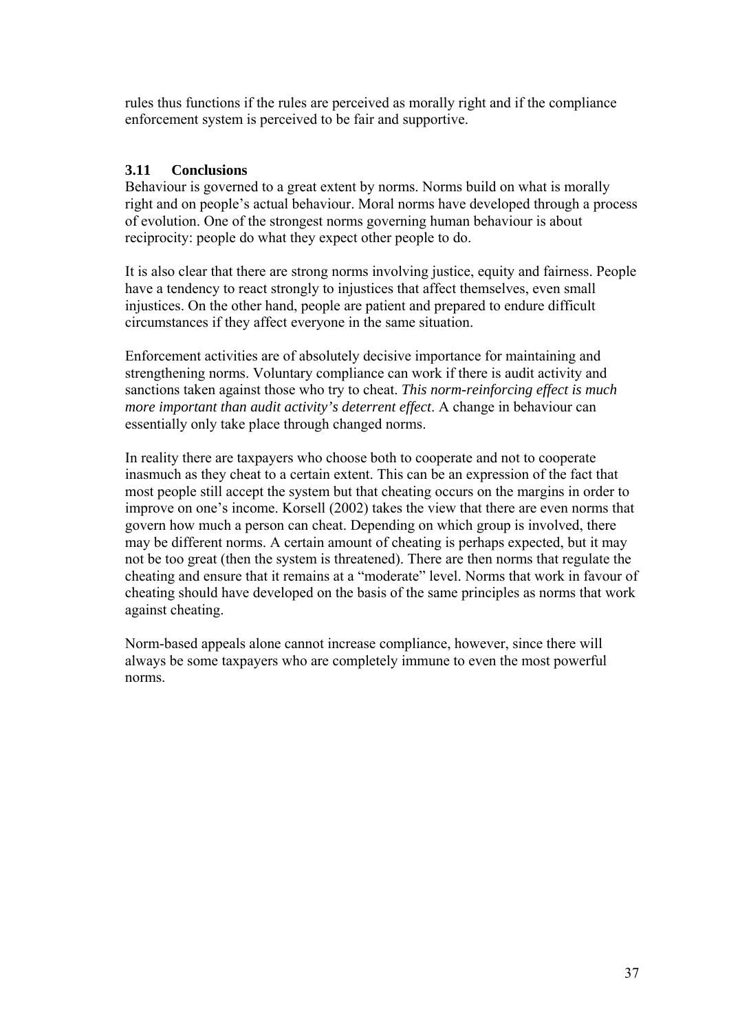rules thus functions if the rules are perceived as morally right and if the compliance enforcement system is perceived to be fair and supportive.

### 3.11 Conclusions

Behaviour is governed to a great extent by norms. Norms build on what is morally right and on people's actual behaviour. Moral norms have developed through a process of evolution. One of the strongest norms governing human behaviour is about reciprocity: people do what they expect other people to do.

It is also clear that there are strong norms involving justice, equity and fairness. People have a tendency to react strongly to injustices that affect themselves, even small injustices. On the other hand, people are patient and prepared to endure difficult circumstances if they affect everyone in the same situation.

Enforcement activities are of absolutely decisive importance for maintaining and strengthening norms. Voluntary compliance can work if there is audit activity and sanctions taken against those who try to cheat. *This norm-reinforcing effect is much more important than audit activity's deterrent effect*. A change in behaviour can essentially only take place through changed norms.

In reality there are taxpayers who choose both to cooperate and not to cooperate inasmuch as they cheat to a certain extent. This can be an expression of the fact that most people still accept the system but that cheating occurs on the margins in order to improve on one's income. Korsell (2002) takes the view that there are even norms that govern how much a person can cheat. Depending on which group is involved, there may be different norms. A certain amount of cheating is perhaps expected, but it may not be too great (then the system is threatened). There are then norms that regulate the cheating and ensure that it remains at a "moderate" level. Norms that work in favour of cheating should have developed on the basis of the same principles as norms that work against cheating.

Norm-based appeals alone cannot increase compliance, however, since there will always be some taxpayers who are completely immune to even the most powerful norms.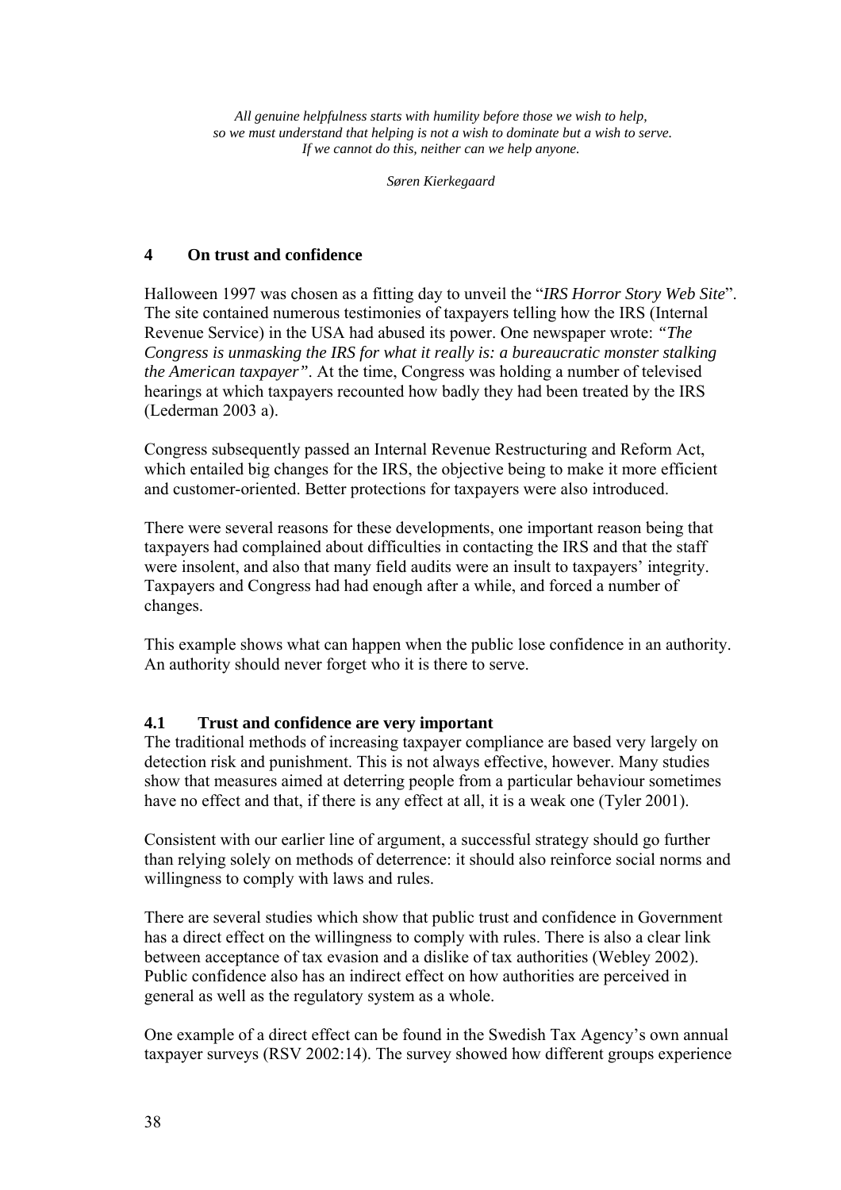*All genuine helpfulness starts with humility before those we wish to help, so we must understand that helping is not a wish to dominate but a wish to serve. If we cannot do this, neither can we help anyone.*

*Søren Kierkegaard*

# 4 On trust and confidence

Halloween 1997 was chosen as a fitting day to unveil the "*IRS Horror Story Web Site*". The site contained numerous testimonies of taxpayers telling how the IRS (Internal Revenue Service) in the USA had abused its power. One newspaper wrote: *"The Congress is unmasking the IRS for what it really is: a bureaucratic monster stalking the American taxpayer"*. At the time, Congress was holding a number of televised hearings at which taxpayers recounted how badly they had been treated by the IRS (Lederman 2003 a).

Congress subsequently passed an Internal Revenue Restructuring and Reform Act, which entailed big changes for the IRS, the objective being to make it more efficient and customer-oriented. Better protections for taxpayers were also introduced.

There were several reasons for these developments, one important reason being that taxpayers had complained about difficulties in contacting the IRS and that the staff were insolent, and also that many field audits were an insult to taxpayers' integrity. Taxpayers and Congress had had enough after a while, and forced a number of changes.

This example shows what can happen when the public lose confidence in an authority. An authority should never forget who it is there to serve.

## 4.1 Trust and confidence are very important

The traditional methods of increasing taxpayer compliance are based very largely on detection risk and punishment. This is not always effective, however. Many studies show that measures aimed at deterring people from a particular behaviour sometimes have no effect and that, if there is any effect at all, it is a weak one (Tyler 2001).

Consistent with our earlier line of argument, a successful strategy should go further than relying solely on methods of deterrence: it should also reinforce social norms and willingness to comply with laws and rules.

There are several studies which show that public trust and confidence in Government has a direct effect on the willingness to comply with rules. There is also a clear link between acceptance of tax evasion and a dislike of tax authorities (Webley 2002). Public confidence also has an indirect effect on how authorities are perceived in general as well as the regulatory system as a whole.

One example of a direct effect can be found in the Swedish Tax Agency's own annual taxpayer surveys (RSV 2002:14). The survey showed how different groups experience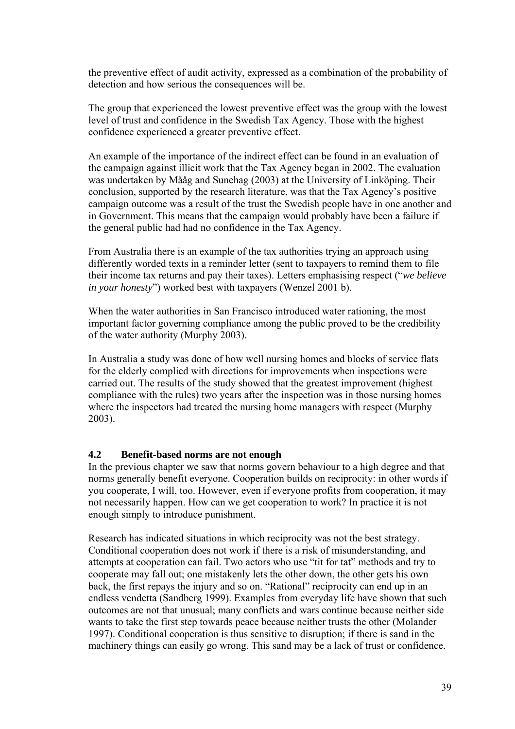the preventive effect of audit activity, expressed as a combination of the probability of detection and how serious the consequences will be.

The group that experienced the lowest preventive effect was the group with the lowest level of trust and confidence in the Swedish Tax Agency. Those with the highest confidence experienced a greater preventive effect.

An example of the importance of the indirect effect can be found in an evaluation of the campaign against illicit work that the Tax Agency began in 2002. The evaluation was undertaken by Mååg and Sunehag (2003) at the University of Linköping. Their conclusion, supported by the research literature, was that the Tax Agency's positive campaign outcome was a result of the trust the Swedish people have in one another and in Government. This means that the campaign would probably have been a failure if the general public had had no confidence in the Tax Agency.

From Australia there is an example of the tax authorities trying an approach using differently worded texts in a reminder letter (sent to taxpayers to remind them to file their income tax returns and pay their taxes). Letters emphasising respect ("*we believe in your honesty*") worked best with taxpayers (Wenzel 2001 b).

When the water authorities in San Francisco introduced water rationing, the most important factor governing compliance among the public proved to be the credibility of the water authority (Murphy 2003).

In Australia a study was done of how well nursing homes and blocks of service flats for the elderly complied with directions for improvements when inspections were carried out. The results of the study showed that the greatest improvement (highest compliance with the rules) two years after the inspection was in those nursing homes where the inspectors had treated the nursing home managers with respect (Murphy 2003).

### 4.2 Benefit-based norms are not enough

In the previous chapter we saw that norms govern behaviour to a high degree and that norms generally benefit everyone. Cooperation builds on reciprocity: in other words if you cooperate, I will, too. However, even if everyone profits from cooperation, it may not necessarily happen. How can we get cooperation to work? In practice it is not enough simply to introduce punishment.

Research has indicated situations in which reciprocity was not the best strategy. Conditional cooperation does not work if there is a risk of misunderstanding, and attempts at cooperation can fail. Two actors who use "tit for tat" methods and try to cooperate may fall out; one mistakenly lets the other down, the other gets his own back, the first repays the injury and so on. "Rational" reciprocity can end up in an endless vendetta (Sandberg 1999). Examples from everyday life have shown that such outcomes are not that unusual; many conflicts and wars continue because neither side wants to take the first step towards peace because neither trusts the other (Molander 1997). Conditional cooperation is thus sensitive to disruption; if there is sand in the machinery things can easily go wrong. This sand may be a lack of trust or confidence.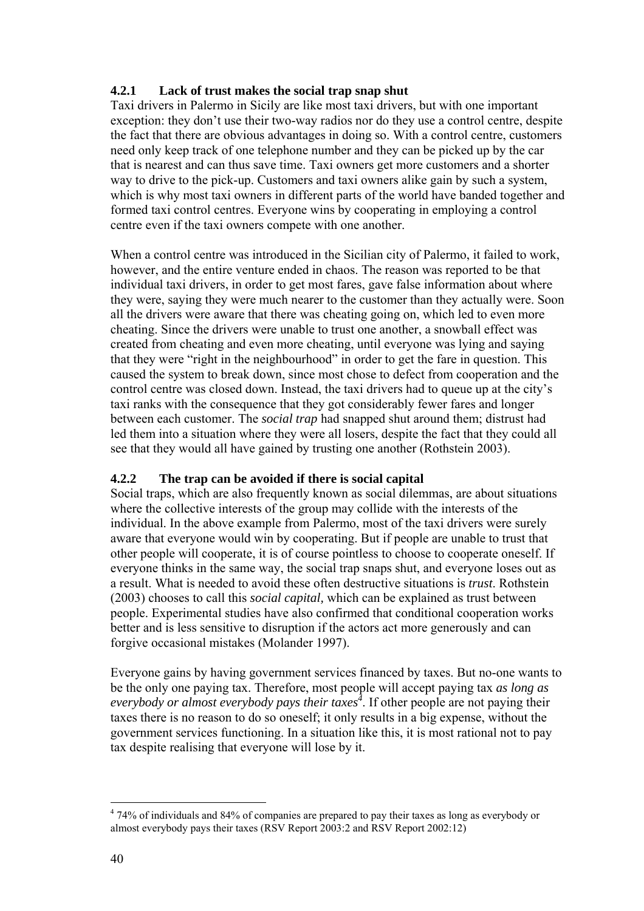### 4.2.1 Lack of trust makes the social trap snap shut

Taxi drivers in Palermo in Sicily are like most taxi drivers, but with one important exception: they don't use their two-way radios nor do they use a control centre, despite the fact that there are obvious advantages in doing so. With a control centre, customers need only keep track of one telephone number and they can be picked up by the car that is nearest and can thus save time. Taxi owners get more customers and a shorter way to drive to the pick-up. Customers and taxi owners alike gain by such a system, which is why most taxi owners in different parts of the world have banded together and formed taxi control centres. Everyone wins by cooperating in employing a control centre even if the taxi owners compete with one another.

When a control centre was introduced in the Sicilian city of Palermo, it failed to work, however, and the entire venture ended in chaos. The reason was reported to be that individual taxi drivers, in order to get most fares, gave false information about where they were, saying they were much nearer to the customer than they actually were. Soon all the drivers were aware that there was cheating going on, which led to even more cheating. Since the drivers were unable to trust one another, a snowball effect was created from cheating and even more cheating, until everyone was lying and saying that they were "right in the neighbourhood" in order to get the fare in question. This caused the system to break down, since most chose to defect from cooperation and the control centre was closed down. Instead, the taxi drivers had to queue up at the city's taxi ranks with the consequence that they got considerably fewer fares and longer between each customer. The *social trap* had snapped shut around them; distrust had led them into a situation where they were all losers, despite the fact that they could all see that they would all have gained by trusting one another (Rothstein 2003).

### 4.2.2 The trap can be avoided if there is social capital

Social traps, which are also frequently known as social dilemmas, are about situations where the collective interests of the group may collide with the interests of the individual. In the above example from Palermo, most of the taxi drivers were surely aware that everyone would win by cooperating. But if people are unable to trust that other people will cooperate, it is of course pointless to choose to cooperate oneself. If everyone thinks in the same way, the social trap snaps shut, and everyone loses out as a result. What is needed to avoid these often destructive situations is *trust*. Rothstein (2003) chooses to call this *social capital*, which can be explained as trust between people. Experimental studies have also confirmed that conditional cooperation works better and is less sensitive to disruption if the actors act more generously and can forgive occasional mistakes (Molander 1997).

Everyone gains by having government services financed by taxes. But no-one wants to be the only one paying tax. Therefore, most people will accept paying tax *as long as everybody or almost everybody pays their taxes*[4]. If other people are not paying their taxes there is no reason to do so oneself; it only results in a big expense, without the government services functioning. In a situation like this, it is most rational not to pay tax despite realising that everyone will lose by it.

[4] 74% of individuals and 84% of companies are prepared to pay their taxes as long as everybody or almost everybody pays their taxes (RSV Report 2003:2 and RSV Report 2002:12)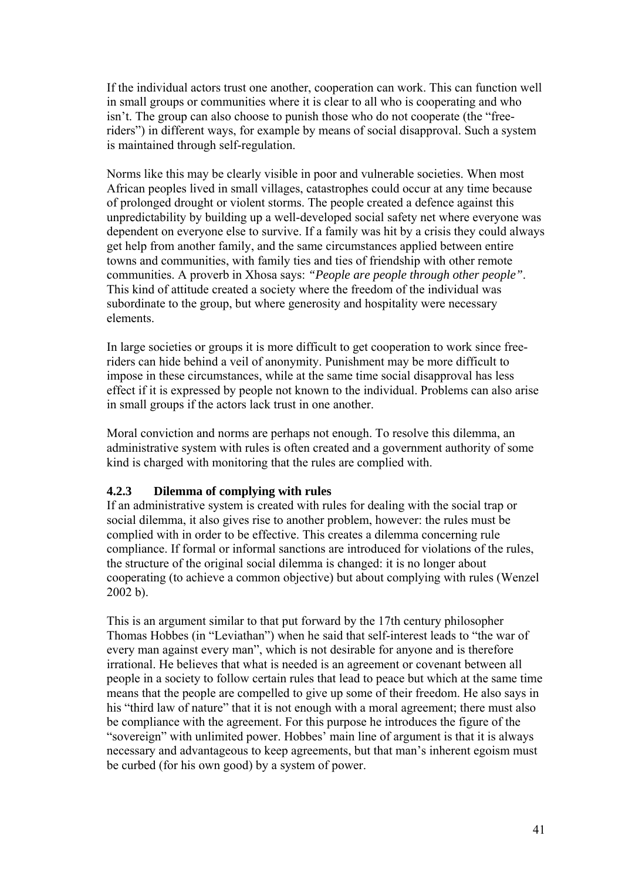If the individual actors trust one another, cooperation can work. This can function well in small groups or communities where it is clear to all who is cooperating and who isn't. The group can also choose to punish those who do not cooperate (the "free-riders") in different ways, for example by means of social disapproval. Such a system is maintained through self-regulation.

Norms like this may be clearly visible in poor and vulnerable societies. When most African peoples lived in small villages, catastrophes could occur at any time because of prolonged drought or violent storms. The people created a defence against this unpredictability by building up a well-developed social safety net where everyone was dependent on everyone else to survive. If a family was hit by a crisis they could always get help from another family, and the same circumstances applied between entire towns and communities, with family ties and ties of friendship with other remote communities. A proverb in Xhosa says: *"People are people through other people"*. This kind of attitude created a society where the freedom of the individual was subordinate to the group, but where generosity and hospitality were necessary elements.

In large societies or groups it is more difficult to get cooperation to work since free-riders can hide behind a veil of anonymity. Punishment may be more difficult to impose in these circumstances, while at the same time social disapproval has less effect if it is expressed by people not known to the individual. Problems can also arise in small groups if the actors lack trust in one another.

Moral conviction and norms are perhaps not enough. To resolve this dilemma, an administrative system with rules is often created and a government authority of some kind is charged with monitoring that the rules are complied with.

### 4.2.3 Dilemma of complying with rules

If an administrative system is created with rules for dealing with the social trap or social dilemma, it also gives rise to another problem, however: the rules must be complied with in order to be effective. This creates a dilemma concerning rule compliance. If formal or informal sanctions are introduced for violations of the rules, the structure of the original social dilemma is changed: it is no longer about cooperating (to achieve a common objective) but about complying with rules (Wenzel 2002 b).

This is an argument similar to that put forward by the 17th century philosopher Thomas Hobbes (in "Leviathan") when he said that self-interest leads to "the war of every man against every man", which is not desirable for anyone and is therefore irrational. He believes that what is needed is an agreement or covenant between all people in a society to follow certain rules that lead to peace but which at the same time means that the people are compelled to give up some of their freedom. He also says in his "third law of nature" that it is not enough with a moral agreement; there must also be compliance with the agreement. For this purpose he introduces the figure of the "sovereign" with unlimited power. Hobbes' main line of argument is that it is always necessary and advantageous to keep agreements, but that man's inherent egoism must be curbed (for his own good) by a system of power.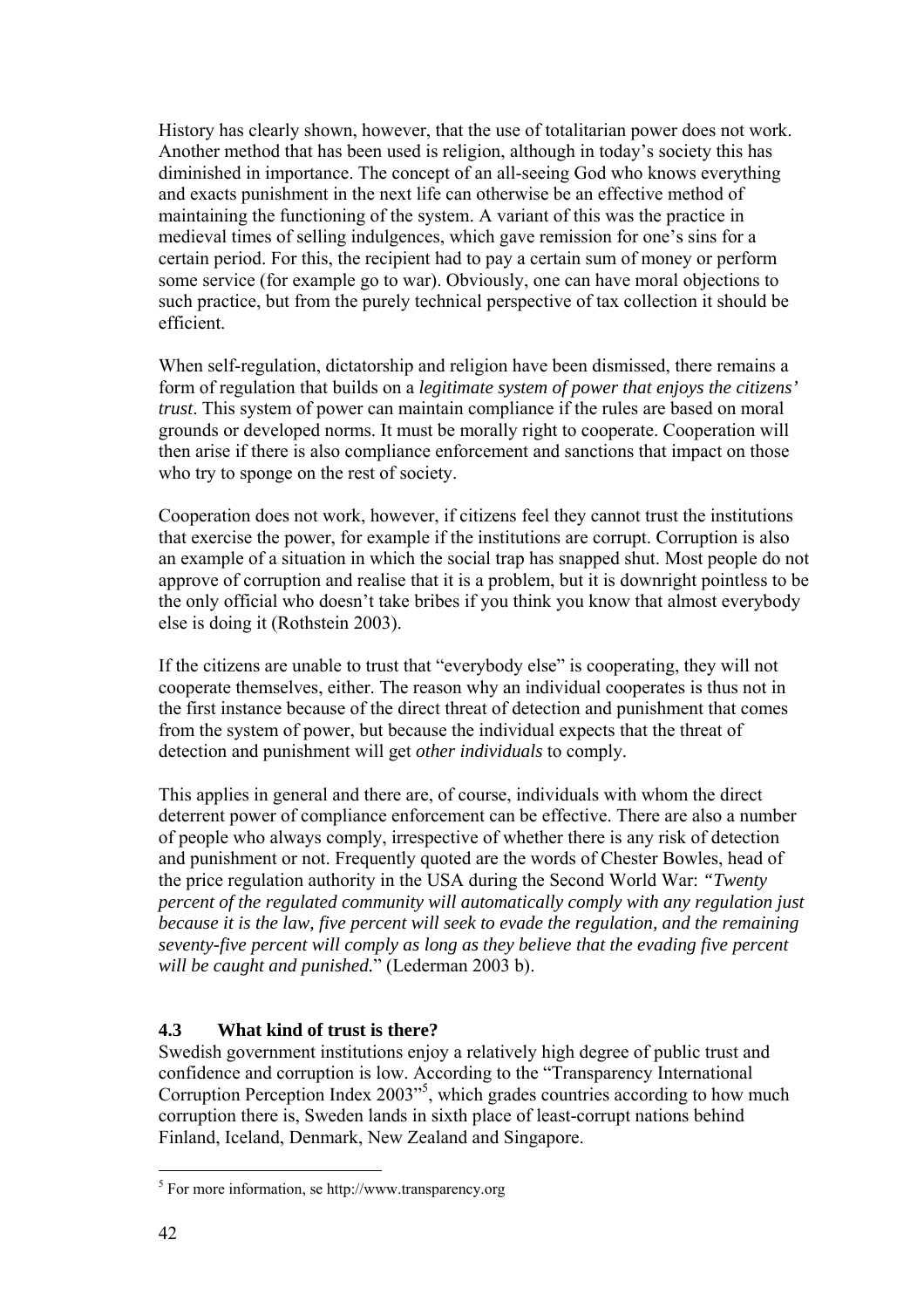History has clearly shown, however, that the use of totalitarian power does not work. Another method that has been used is religion, although in today's society this has diminished in importance. The concept of an all-seeing God who knows everything and exacts punishment in the next life can otherwise be an effective method of maintaining the functioning of the system. A variant of this was the practice in medieval times of selling indulgences, which gave remission for one's sins for a certain period. For this, the recipient had to pay a certain sum of money or perform some service (for example go to war). Obviously, one can have moral objections to such practice, but from the purely technical perspective of tax collection it should be efficient.

When self-regulation, dictatorship and religion have been dismissed, there remains a form of regulation that builds on a *legitimate system of power that enjoys the citizens' trust*. This system of power can maintain compliance if the rules are based on moral grounds or developed norms. It must be morally right to cooperate. Cooperation will then arise if there is also compliance enforcement and sanctions that impact on those who try to sponge on the rest of society.

Cooperation does not work, however, if citizens feel they cannot trust the institutions that exercise the power, for example if the institutions are corrupt. Corruption is also an example of a situation in which the social trap has snapped shut. Most people do not approve of corruption and realise that it is a problem, but it is downright pointless to be the only official who doesn't take bribes if you think you know that almost everybody else is doing it (Rothstein 2003).

If the citizens are unable to trust that "everybody else" is cooperating, they will not cooperate themselves, either. The reason why an individual cooperates is thus not in the first instance because of the direct threat of detection and punishment that comes from the system of power, but because the individual expects that the threat of detection and punishment will get *other individuals* to comply.

This applies in general and there are, of course, individuals with whom the direct deterrent power of compliance enforcement can be effective. There are also a number of people who always comply, irrespective of whether there is any risk of detection and punishment or not. Frequently quoted are the words of Chester Bowles, head of the price regulation authority in the USA during the Second World War: *"Twenty percent of the regulated community will automatically comply with any regulation just because it is the law, five percent will seek to evade the regulation, and the remaining seventy-five percent will comply as long as they believe that the evading five percent will be caught and punished.*" (Lederman 2003 b).

### 4.3 What kind of trust is there?

Swedish government institutions enjoy a relatively high degree of public trust and confidence and corruption is low. According to the "Transparency International Corruption Perception Index 2003"[5], which grades countries according to how much corruption there is, Sweden lands in sixth place of least-corrupt nations behind Finland, Iceland, Denmark, New Zealand and Singapore.

---

[5] For more information, se http://www.transparency.org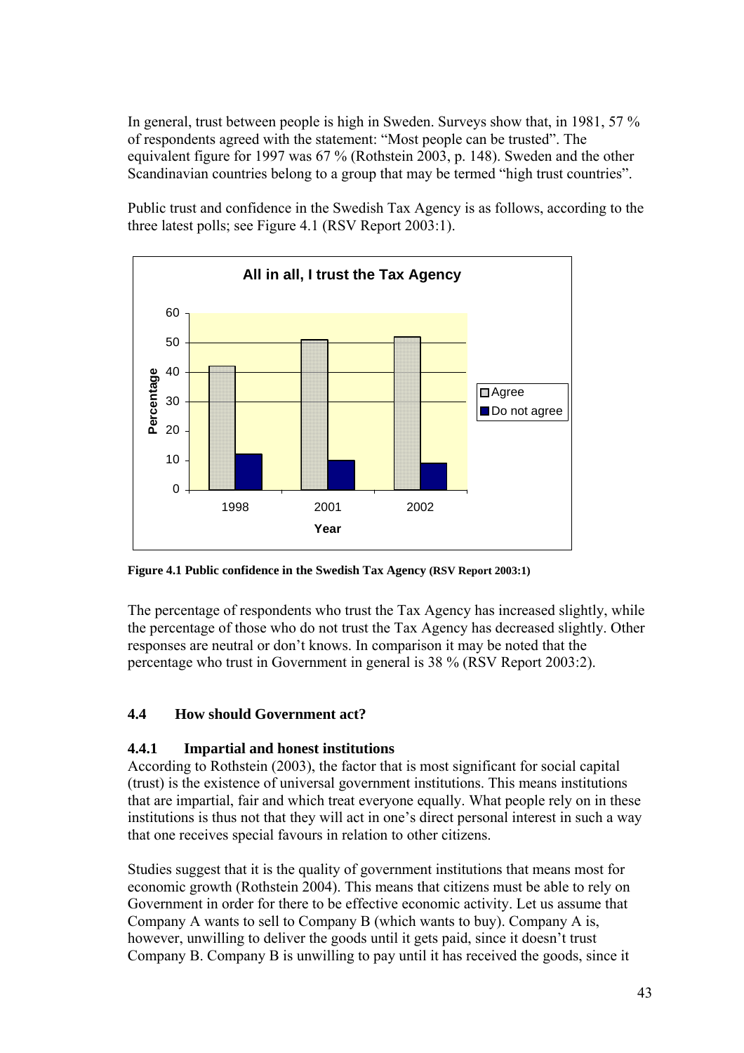In general, trust between people is high in Sweden. Surveys show that, in 1981, 57 % of respondents agreed with the statement: "Most people can be trusted". The equivalent figure for 1997 was 67 % (Rothstein 2003, p. 148). Sweden and the other Scandinavian countries belong to a group that may be termed "high trust countries".

Public trust and confidence in the Swedish Tax Agency is as follows, according to the three latest polls; see Figure 4.1 (RSV Report 2003:1).

**Figure 4.1 Public confidence in the Swedish Tax Agency (RSV Report 2003:1)**

The percentage of respondents who trust the Tax Agency has increased slightly, while the percentage of those who do not trust the Tax Agency has decreased slightly. Other responses are neutral or don't knows. In comparison it may be noted that the percentage who trust in Government in general is 38 % (RSV Report 2003:2).

## 4.4 How should Government act?

### 4.4.1 Impartial and honest institutions

According to Rothstein (2003), the factor that is most significant for social capital (trust) is the existence of universal government institutions. This means institutions that are impartial, fair and which treat everyone equally. What people rely on in these institutions is thus not that they will act in one's direct personal interest in such a way that one receives special favours in relation to other citizens.

Studies suggest that it is the quality of government institutions that means most for economic growth (Rothstein 2004). This means that citizens must be able to rely on Government in order for there to be effective economic activity. Let us assume that Company A wants to sell to Company B (which wants to buy). Company A is, however, unwilling to deliver the goods until it gets paid, since it doesn't trust Company B. Company B is unwilling to pay until it has received the goods, since it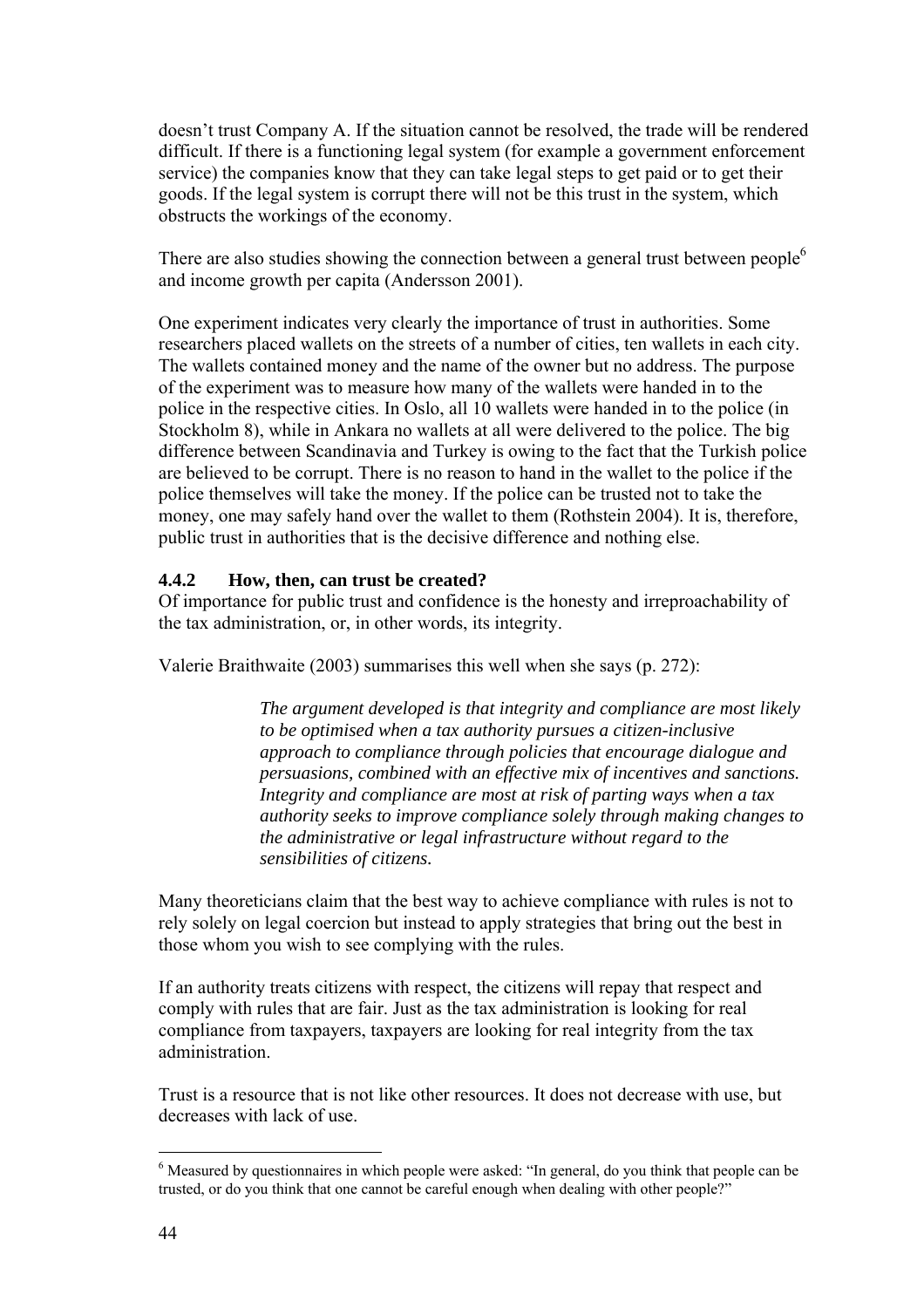doesn't trust Company A. If the situation cannot be resolved, the trade will be rendered difficult. If there is a functioning legal system (for example a government enforcement service) the companies know that they can take legal steps to get paid or to get their goods. If the legal system is corrupt there will not be this trust in the system, which obstructs the workings of the economy.

There are also studies showing the connection between a general trust between people[6] and income growth per capita (Andersson 2001).

One experiment indicates very clearly the importance of trust in authorities. Some researchers placed wallets on the streets of a number of cities, ten wallets in each city. The wallets contained money and the name of the owner but no address. The purpose of the experiment was to measure how many of the wallets were handed in to the police in the respective cities. In Oslo, all 10 wallets were handed in to the police (in Stockholm 8), while in Ankara no wallets at all were delivered to the police. The big difference between Scandinavia and Turkey is owing to the fact that the Turkish police are believed to be corrupt. There is no reason to hand in the wallet to the police if the police themselves will take the money. If the police can be trusted not to take the money, one may safely hand over the wallet to them (Rothstein 2004). It is, therefore, public trust in authorities that is the decisive difference and nothing else.

### 4.4.2 How, then, can trust be created?

Of importance for public trust and confidence is the honesty and irreproachability of the tax administration, or, in other words, its integrity.

Valerie Braithwaite (2003) summarises this well when she says (p. 272):

> *The argument developed is that integrity and compliance are most likely to be optimised when a tax authority pursues a citizen-inclusive approach to compliance through policies that encourage dialogue and persuasions, combined with an effective mix of incentives and sanctions. Integrity and compliance are most at risk of parting ways when a tax authority seeks to improve compliance solely through making changes to the administrative or legal infrastructure without regard to the sensibilities of citizens.*

Many theoreticians claim that the best way to achieve compliance with rules is not to rely solely on legal coercion but instead to apply strategies that bring out the best in those whom you wish to see complying with the rules.

If an authority treats citizens with respect, the citizens will repay that respect and comply with rules that are fair. Just as the tax administration is looking for real compliance from taxpayers, taxpayers are looking for real integrity from the tax administration.

Trust is a resource that is not like other resources. It does not decrease with use, but decreases with lack of use.

---

[6] Measured by questionnaires in which people were asked: "In general, do you think that people can be trusted, or do you think that one cannot be careful enough when dealing with other people?"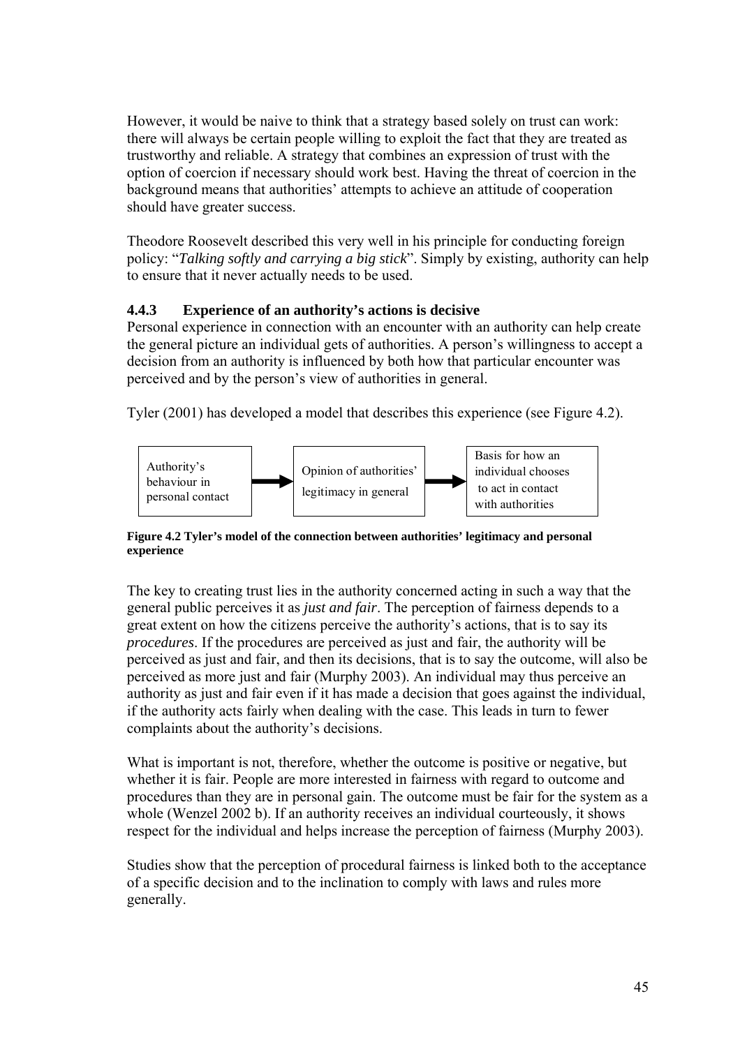However, it would be naive to think that a strategy based solely on trust can work: there will always be certain people willing to exploit the fact that they are treated as trustworthy and reliable. A strategy that combines an expression of trust with the option of coercion if necessary should work best. Having the threat of coercion in the background means that authorities' attempts to achieve an attitude of cooperation should have greater success.

Theodore Roosevelt described this very well in his principle for conducting foreign policy: "*Talking softly and carrying a big stick*". Simply by existing, authority can help to ensure that it never actually needs to be used.

### 4.4.3 Experience of an authority's actions is decisive

Personal experience in connection with an encounter with an authority can help create the general picture an individual gets of authorities. A person's willingness to accept a decision from an authority is influenced by both how that particular encounter was perceived and by the person's view of authorities in general.

Tyler (2001) has developed a model that describes this experience (see Figure 4.2).

| Authority's behaviour in personal contact | → | Opinion of authorities' legitimacy in general | → | Basis for how an individual chooses to act in contact with authorities |
|---|---|---|---|---|

**Figure 4.2 Tyler's model of the connection between authorities' legitimacy and personal experience**

The key to creating trust lies in the authority concerned acting in such a way that the general public perceives it as *just and fair*. The perception of fairness depends to a great extent on how the citizens perceive the authority's actions, that is to say its *procedures*. If the procedures are perceived as just and fair, the authority will be perceived as just and fair, and then its decisions, that is to say the outcome, will also be perceived as more just and fair (Murphy 2003). An individual may thus perceive an authority as just and fair even if it has made a decision that goes against the individual, if the authority acts fairly when dealing with the case. This leads in turn to fewer complaints about the authority's decisions.

What is important is not, therefore, whether the outcome is positive or negative, but whether it is fair. People are more interested in fairness with regard to outcome and procedures than they are in personal gain. The outcome must be fair for the system as a whole (Wenzel 2002 b). If an authority receives an individual courteously, it shows respect for the individual and helps increase the perception of fairness (Murphy 2003).

Studies show that the perception of procedural fairness is linked both to the acceptance of a specific decision and to the inclination to comply with laws and rules more generally.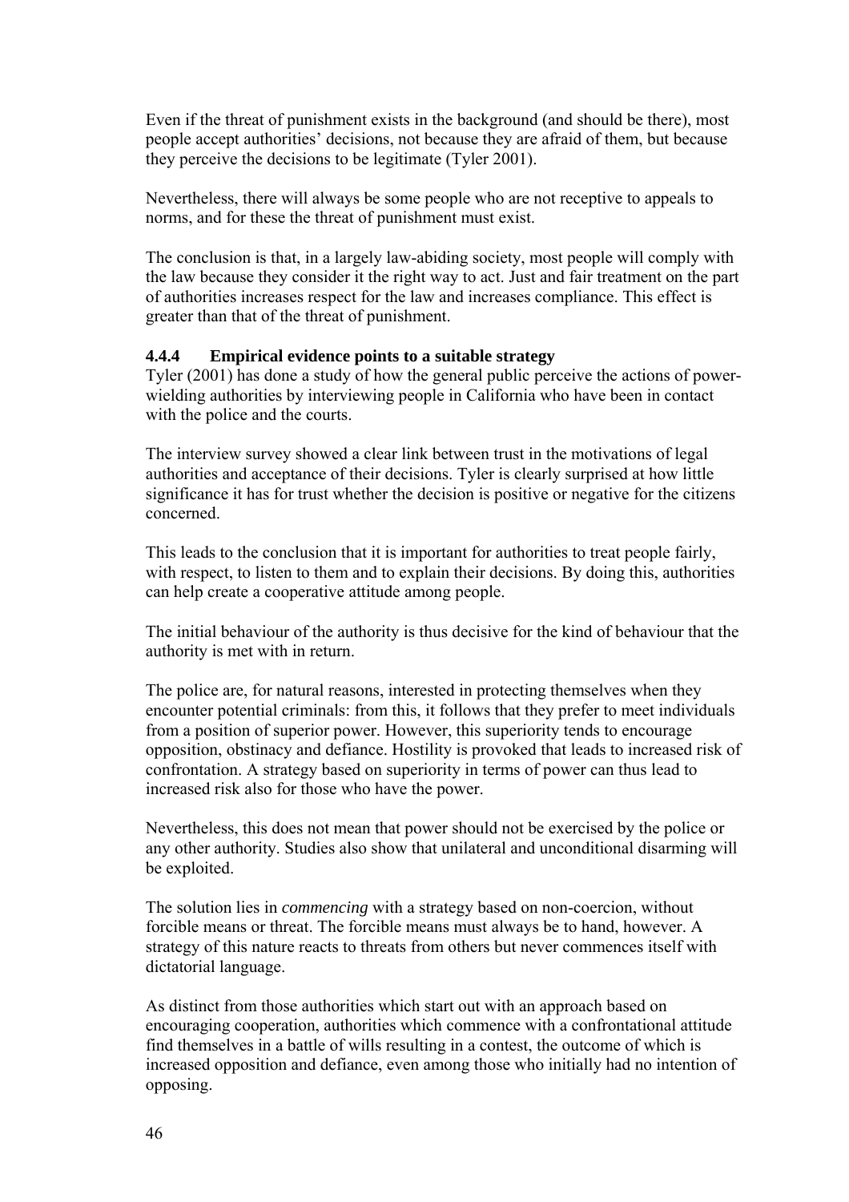Even if the threat of punishment exists in the background (and should be there), most people accept authorities' decisions, not because they are afraid of them, but because they perceive the decisions to be legitimate (Tyler 2001).

Nevertheless, there will always be some people who are not receptive to appeals to norms, and for these the threat of punishment must exist.

The conclusion is that, in a largely law-abiding society, most people will comply with the law because they consider it the right way to act. Just and fair treatment on the part of authorities increases respect for the law and increases compliance. This effect is greater than that of the threat of punishment.

#### 4.4.4 Empirical evidence points to a suitable strategy

Tyler (2001) has done a study of how the general public perceive the actions of power-wielding authorities by interviewing people in California who have been in contact with the police and the courts.

The interview survey showed a clear link between trust in the motivations of legal authorities and acceptance of their decisions. Tyler is clearly surprised at how little significance it has for trust whether the decision is positive or negative for the citizens concerned.

This leads to the conclusion that it is important for authorities to treat people fairly, with respect, to listen to them and to explain their decisions. By doing this, authorities can help create a cooperative attitude among people.

The initial behaviour of the authority is thus decisive for the kind of behaviour that the authority is met with in return.

The police are, for natural reasons, interested in protecting themselves when they encounter potential criminals: from this, it follows that they prefer to meet individuals from a position of superior power. However, this superiority tends to encourage opposition, obstinacy and defiance. Hostility is provoked that leads to increased risk of confrontation. A strategy based on superiority in terms of power can thus lead to increased risk also for those who have the power.

Nevertheless, this does not mean that power should not be exercised by the police or any other authority. Studies also show that unilateral and unconditional disarming will be exploited.

The solution lies in *commencing* with a strategy based on non-coercion, without forcible means or threat. The forcible means must always be to hand, however. A strategy of this nature reacts to threats from others but never commences itself with dictatorial language.

As distinct from those authorities which start out with an approach based on encouraging cooperation, authorities which commence with a confrontational attitude find themselves in a battle of wills resulting in a contest, the outcome of which is increased opposition and defiance, even among those who initially had no intention of opposing.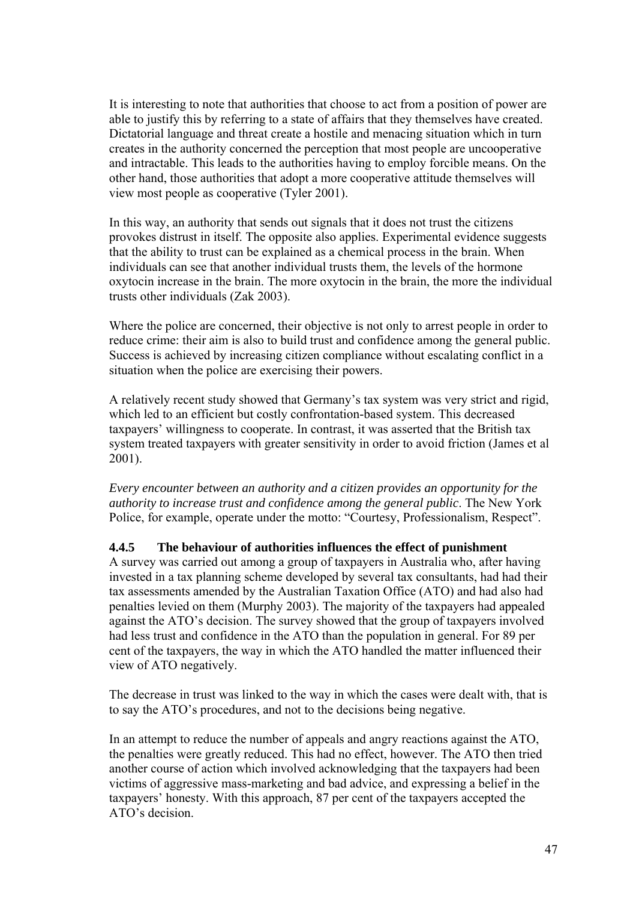It is interesting to note that authorities that choose to act from a position of power are able to justify this by referring to a state of affairs that they themselves have created. Dictatorial language and threat create a hostile and menacing situation which in turn creates in the authority concerned the perception that most people are uncooperative and intractable. This leads to the authorities having to employ forcible means. On the other hand, those authorities that adopt a more cooperative attitude themselves will view most people as cooperative (Tyler 2001).

In this way, an authority that sends out signals that it does not trust the citizens provokes distrust in itself. The opposite also applies. Experimental evidence suggests that the ability to trust can be explained as a chemical process in the brain. When individuals can see that another individual trusts them, the levels of the hormone oxytocin increase in the brain. The more oxytocin in the brain, the more the individual trusts other individuals (Zak 2003).

Where the police are concerned, their objective is not only to arrest people in order to reduce crime: their aim is also to build trust and confidence among the general public. Success is achieved by increasing citizen compliance without escalating conflict in a situation when the police are exercising their powers.

A relatively recent study showed that Germany's tax system was very strict and rigid, which led to an efficient but costly confrontation-based system. This decreased taxpayers' willingness to cooperate. In contrast, it was asserted that the British tax system treated taxpayers with greater sensitivity in order to avoid friction (James et al 2001).

*Every encounter between an authority and a citizen provides an opportunity for the authority to increase trust and confidence among the general public*. The New York Police, for example, operate under the motto: "Courtesy, Professionalism, Respect".

### 4.4.5 The behaviour of authorities influences the effect of punishment

A survey was carried out among a group of taxpayers in Australia who, after having invested in a tax planning scheme developed by several tax consultants, had had their tax assessments amended by the Australian Taxation Office (ATO) and had also had penalties levied on them (Murphy 2003). The majority of the taxpayers had appealed against the ATO's decision. The survey showed that the group of taxpayers involved had less trust and confidence in the ATO than the population in general. For 89 per cent of the taxpayers, the way in which the ATO handled the matter influenced their view of ATO negatively.

The decrease in trust was linked to the way in which the cases were dealt with, that is to say the ATO's procedures, and not to the decisions being negative.

In an attempt to reduce the number of appeals and angry reactions against the ATO, the penalties were greatly reduced. This had no effect, however. The ATO then tried another course of action which involved acknowledging that the taxpayers had been victims of aggressive mass-marketing and bad advice, and expressing a belief in the taxpayers' honesty. With this approach, 87 per cent of the taxpayers accepted the ATO's decision.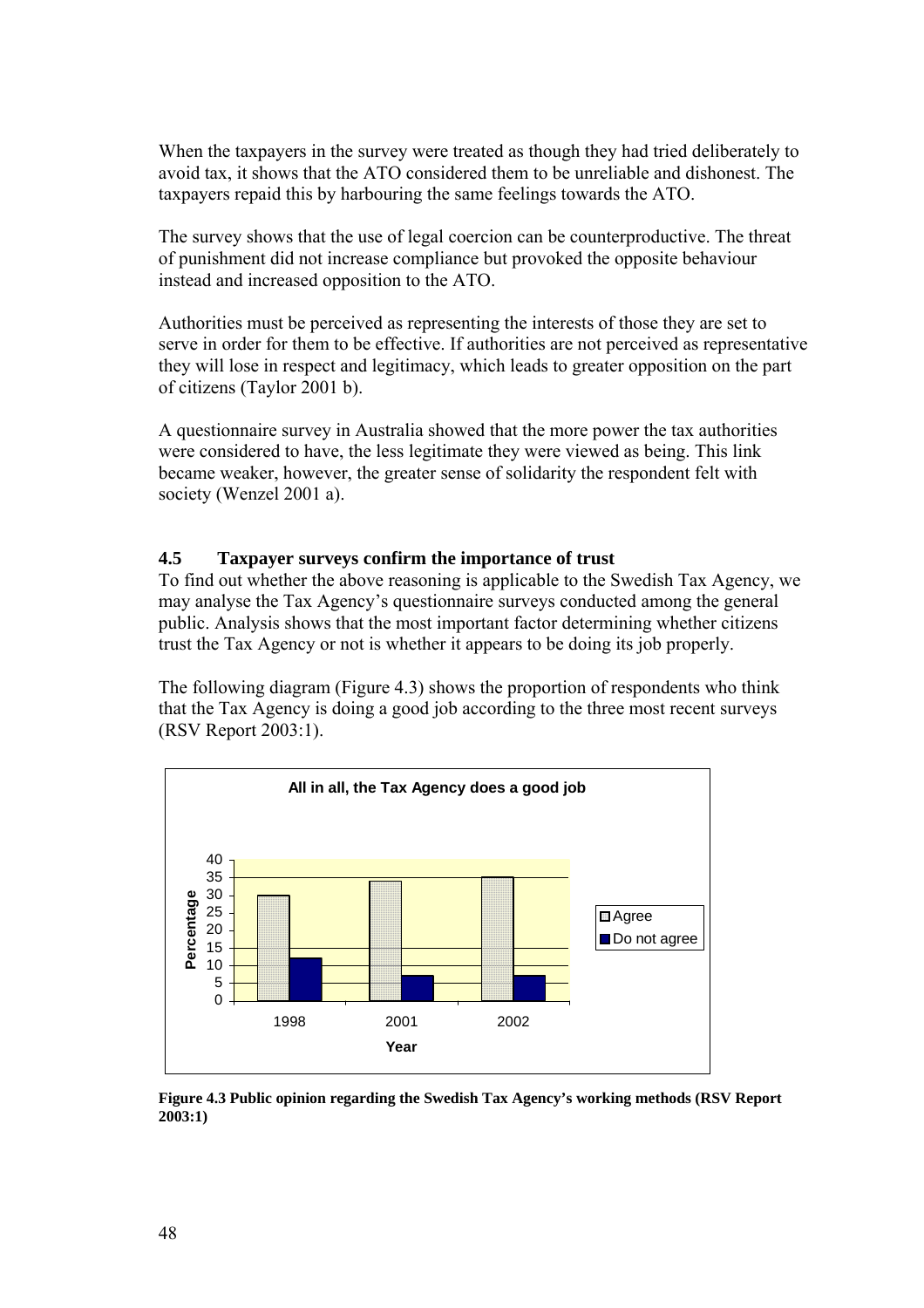When the taxpayers in the survey were treated as though they had tried deliberately to avoid tax, it shows that the ATO considered them to be unreliable and dishonest. The taxpayers repaid this by harbouring the same feelings towards the ATO.

The survey shows that the use of legal coercion can be counterproductive. The threat of punishment did not increase compliance but provoked the opposite behaviour instead and increased opposition to the ATO.

Authorities must be perceived as representing the interests of those they are set to serve in order for them to be effective. If authorities are not perceived as representative they will lose in respect and legitimacy, which leads to greater opposition on the part of citizens (Taylor 2001 b).

A questionnaire survey in Australia showed that the more power the tax authorities were considered to have, the less legitimate they were viewed as being. This link became weaker, however, the greater sense of solidarity the respondent felt with society (Wenzel 2001 a).

## 4.5 Taxpayer surveys confirm the importance of trust

To find out whether the above reasoning is applicable to the Swedish Tax Agency, we may analyse the Tax Agency's questionnaire surveys conducted among the general public. Analysis shows that the most important factor determining whether citizens trust the Tax Agency or not is whether it appears to be doing its job properly.

The following diagram (Figure 4.3) shows the proportion of respondents who think that the Tax Agency is doing a good job according to the three most recent surveys (RSV Report 2003:1).

**All in all, the Tax Agency does a good job**

| Year | Agree (%) | Do not agree (%) |
|---|---|---|
| 1998 | 30 | 12 |
| 2001 | 34 | 7 |
| 2002 | 35 | 7 |

**Figure 4.3 Public opinion regarding the Swedish Tax Agency's working methods (RSV Report 2003:1)**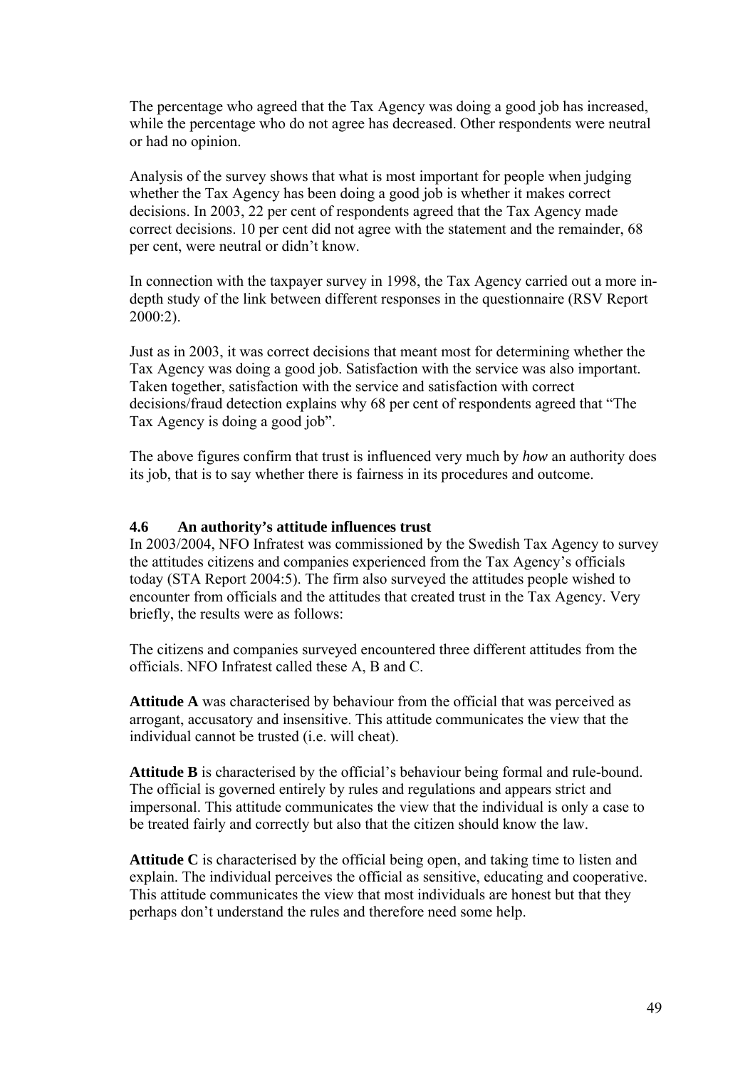The percentage who agreed that the Tax Agency was doing a good job has increased, while the percentage who do not agree has decreased. Other respondents were neutral or had no opinion.

Analysis of the survey shows that what is most important for people when judging whether the Tax Agency has been doing a good job is whether it makes correct decisions. In 2003, 22 per cent of respondents agreed that the Tax Agency made correct decisions. 10 per cent did not agree with the statement and the remainder, 68 per cent, were neutral or didn't know.

In connection with the taxpayer survey in 1998, the Tax Agency carried out a more in-depth study of the link between different responses in the questionnaire (RSV Report 2000:2).

Just as in 2003, it was correct decisions that meant most for determining whether the Tax Agency was doing a good job. Satisfaction with the service was also important. Taken together, satisfaction with the service and satisfaction with correct decisions/fraud detection explains why 68 per cent of respondents agreed that "The Tax Agency is doing a good job".

The above figures confirm that trust is influenced very much by *how* an authority does its job, that is to say whether there is fairness in its procedures and outcome.

### 4.6 An authority's attitude influences trust

In 2003/2004, NFO Infratest was commissioned by the Swedish Tax Agency to survey the attitudes citizens and companies experienced from the Tax Agency's officials today (STA Report 2004:5). The firm also surveyed the attitudes people wished to encounter from officials and the attitudes that created trust in the Tax Agency. Very briefly, the results were as follows:

The citizens and companies surveyed encountered three different attitudes from the officials. NFO Infratest called these A, B and C.

**Attitude A** was characterised by behaviour from the official that was perceived as arrogant, accusatory and insensitive. This attitude communicates the view that the individual cannot be trusted (i.e. will cheat).

**Attitude B** is characterised by the official's behaviour being formal and rule-bound. The official is governed entirely by rules and regulations and appears strict and impersonal. This attitude communicates the view that the individual is only a case to be treated fairly and correctly but also that the citizen should know the law.

**Attitude C** is characterised by the official being open, and taking time to listen and explain. The individual perceives the official as sensitive, educating and cooperative. This attitude communicates the view that most individuals are honest but that they perhaps don't understand the rules and therefore need some help.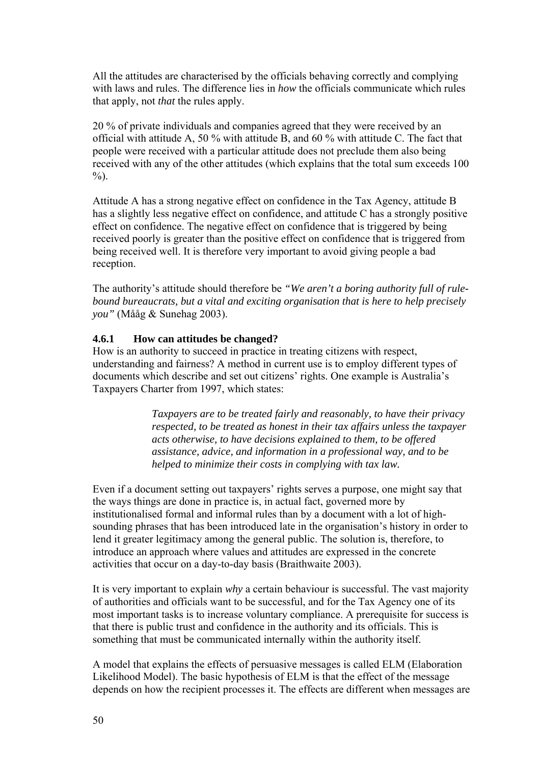All the attitudes are characterised by the officials behaving correctly and complying with laws and rules. The difference lies in *how* the officials communicate which rules that apply, not *that* the rules apply.

20 % of private individuals and companies agreed that they were received by an official with attitude A, 50 % with attitude B, and 60 % with attitude C. The fact that people were received with a particular attitude does not preclude them also being received with any of the other attitudes (which explains that the total sum exceeds 100 %).

Attitude A has a strong negative effect on confidence in the Tax Agency, attitude B has a slightly less negative effect on confidence, and attitude C has a strongly positive effect on confidence. The negative effect on confidence that is triggered by being received poorly is greater than the positive effect on confidence that is triggered from being received well. It is therefore very important to avoid giving people a bad reception.

The authority's attitude should therefore be *"We aren't a boring authority full of rule-bound bureaucrats, but a vital and exciting organisation that is here to help precisely you"* (Måååg & Sunehag 2003).

### 4.6.1 How can attitudes be changed?

How is an authority to succeed in practice in treating citizens with respect, understanding and fairness? A method in current use is to employ different types of documents which describe and set out citizens' rights. One example is Australia's Taxpayers Charter from 1997, which states:

> *Taxpayers are to be treated fairly and reasonably, to have their privacy respected, to be treated as honest in their tax affairs unless the taxpayer acts otherwise, to have decisions explained to them, to be offered assistance, advice, and information in a professional way, and to be helped to minimize their costs in complying with tax law.*

Even if a document setting out taxpayers' rights serves a purpose, one might say that the ways things are done in practice is, in actual fact, governed more by institutionalised formal and informal rules than by a document with a lot of high-sounding phrases that has been introduced late in the organisation's history in order to lend it greater legitimacy among the general public. The solution is, therefore, to introduce an approach where values and attitudes are expressed in the concrete activities that occur on a day-to-day basis (Braithwaite 2003).

It is very important to explain *why* a certain behaviour is successful. The vast majority of authorities and officials want to be successful, and for the Tax Agency one of its most important tasks is to increase voluntary compliance. A prerequisite for success is that there is public trust and confidence in the authority and its officials. This is something that must be communicated internally within the authority itself.

A model that explains the effects of persuasive messages is called ELM (Elaboration Likelihood Model). The basic hypothesis of ELM is that the effect of the message depends on how the recipient processes it. The effects are different when messages are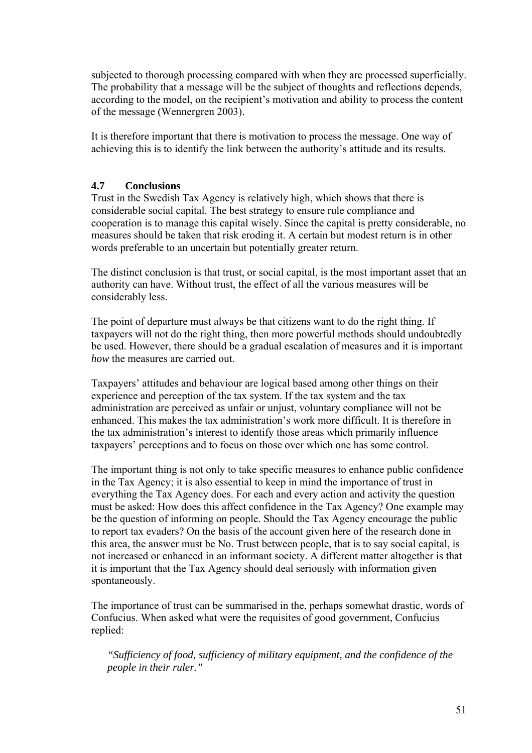subjected to thorough processing compared with when they are processed superficially. The probability that a message will be the subject of thoughts and reflections depends, according to the model, on the recipient's motivation and ability to process the content of the message (Wennergren 2003).

It is therefore important that there is motivation to process the message. One way of achieving this is to identify the link between the authority's attitude and its results.

## 4.7 Conclusions

Trust in the Swedish Tax Agency is relatively high, which shows that there is considerable social capital. The best strategy to ensure rule compliance and cooperation is to manage this capital wisely. Since the capital is pretty considerable, no measures should be taken that risk eroding it. A certain but modest return is in other words preferable to an uncertain but potentially greater return.

The distinct conclusion is that trust, or social capital, is the most important asset that an authority can have. Without trust, the effect of all the various measures will be considerably less.

The point of departure must always be that citizens want to do the right thing. If taxpayers will not do the right thing, then more powerful methods should undoubtedly be used. However, there should be a gradual escalation of measures and it is important *how* the measures are carried out.

Taxpayers' attitudes and behaviour are logical based among other things on their experience and perception of the tax system. If the tax system and the tax administration are perceived as unfair or unjust, voluntary compliance will not be enhanced. This makes the tax administration's work more difficult. It is therefore in the tax administration's interest to identify those areas which primarily influence taxpayers' perceptions and to focus on those over which one has some control.

The important thing is not only to take specific measures to enhance public confidence in the Tax Agency; it is also essential to keep in mind the importance of trust in everything the Tax Agency does. For each and every action and activity the question must be asked: How does this affect confidence in the Tax Agency? One example may be the question of informing on people. Should the Tax Agency encourage the public to report tax evaders? On the basis of the account given here of the research done in this area, the answer must be No. Trust between people, that is to say social capital, is not increased or enhanced in an informant society. A different matter altogether is that it is important that the Tax Agency should deal seriously with information given spontaneously.

The importance of trust can be summarised in the, perhaps somewhat drastic, words of Confucius. When asked what were the requisites of good government, Confucius replied:

> *"Sufficiency of food, sufficiency of military equipment, and the confidence of the people in their ruler."*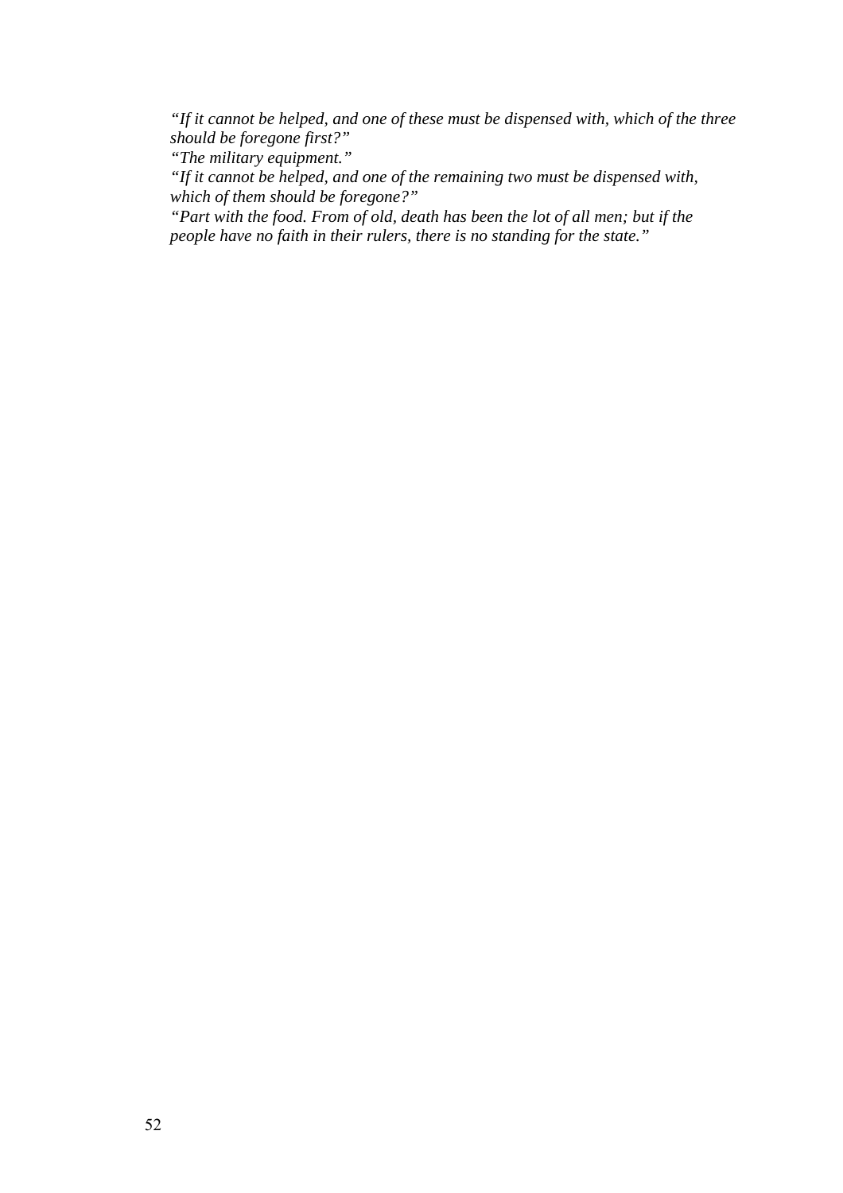*"If it cannot be helped, and one of these must be dispensed with, which of the three should be foregone first?"*
*"The military equipment."*
*"If it cannot be helped, and one of the remaining two must be dispensed with, which of them should be foregone?"*
*"Part with the food. From of old, death has been the lot of all men; but if the people have no faith in their rulers, there is no standing for the state."*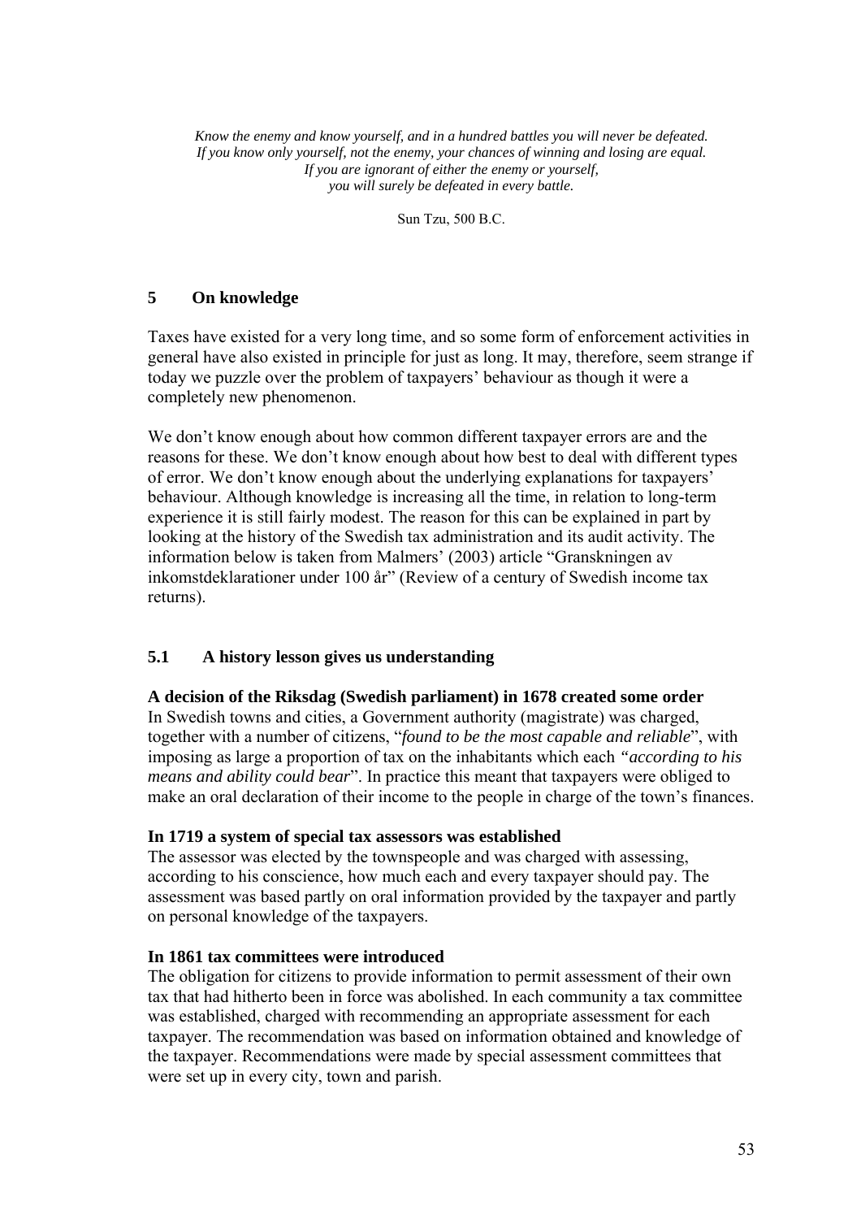*Know the enemy and know yourself, and in a hundred battles you will never be defeated.*
*If you know only yourself, not the enemy, your chances of winning and losing are equal.*
*If you are ignorant of either the enemy or yourself,*
*you will surely be defeated in every battle.*

Sun Tzu, 500 B.C.

## 5 On knowledge

Taxes have existed for a very long time, and so some form of enforcement activities in general have also existed in principle for just as long. It may, therefore, seem strange if today we puzzle over the problem of taxpayers' behaviour as though it were a completely new phenomenon.

We don't know enough about how common different taxpayer errors are and the reasons for these. We don't know enough about how best to deal with different types of error. We don't know enough about the underlying explanations for taxpayers' behaviour. Although knowledge is increasing all the time, in relation to long-term experience it is still fairly modest. The reason for this can be explained in part by looking at the history of the Swedish tax administration and its audit activity. The information below is taken from Malmers' (2003) article "Granskningen av inkomstdeklarationer under 100 år" (Review of a century of Swedish income tax returns).

### 5.1 A history lesson gives us understanding

**A decision of the Riksdag (Swedish parliament) in 1678 created some order**
In Swedish towns and cities, a Government authority (magistrate) was charged, together with a number of citizens, "*found to be the most capable and reliable*", with imposing as large a proportion of tax on the inhabitants which each *"according to his means and ability could bear*". In practice this meant that taxpayers were obliged to make an oral declaration of their income to the people in charge of the town's finances.

**In 1719 a system of special tax assessors was established**
The assessor was elected by the townspeople and was charged with assessing, according to his conscience, how much each and every taxpayer should pay. The assessment was based partly on oral information provided by the taxpayer and partly on personal knowledge of the taxpayers.

**In 1861 tax committees were introduced**
The obligation for citizens to provide information to permit assessment of their own tax that had hitherto been in force was abolished. In each community a tax committee was established, charged with recommending an appropriate assessment for each taxpayer. The recommendation was based on information obtained and knowledge of the taxpayer. Recommendations were made by special assessment committees that were set up in every city, town and parish.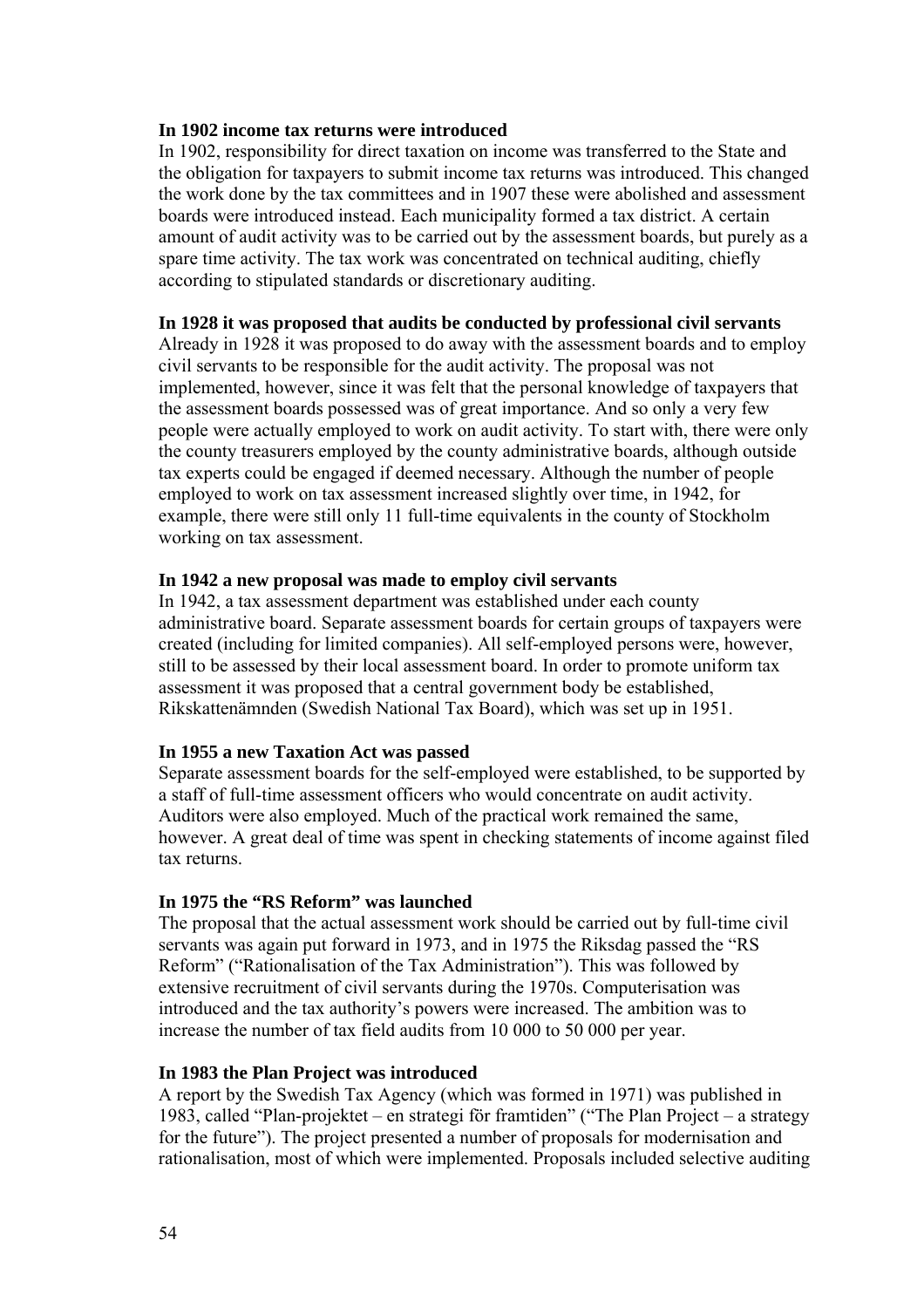### In 1902 income tax returns were introduced

In 1902, responsibility for direct taxation on income was transferred to the State and the obligation for taxpayers to submit income tax returns was introduced. This changed the work done by the tax committees and in 1907 these were abolished and assessment boards were introduced instead. Each municipality formed a tax district. A certain amount of audit activity was to be carried out by the assessment boards, but purely as a spare time activity. The tax work was concentrated on technical auditing, chiefly according to stipulated standards or discretionary auditing.

### In 1928 it was proposed that audits be conducted by professional civil servants

Already in 1928 it was proposed to do away with the assessment boards and to employ civil servants to be responsible for the audit activity. The proposal was not implemented, however, since it was felt that the personal knowledge of taxpayers that the assessment boards possessed was of great importance. And so only a very few people were actually employed to work on audit activity. To start with, there were only the county treasurers employed by the county administrative boards, although outside tax experts could be engaged if deemed necessary. Although the number of people employed to work on tax assessment increased slightly over time, in 1942, for example, there were still only 11 full-time equivalents in the county of Stockholm working on tax assessment.

### In 1942 a new proposal was made to employ civil servants

In 1942, a tax assessment department was established under each county administrative board. Separate assessment boards for certain groups of taxpayers were created (including for limited companies). All self-employed persons were, however, still to be assessed by their local assessment board. In order to promote uniform tax assessment it was proposed that a central government body be established, Rikskattenämnden (Swedish National Tax Board), which was set up in 1951.

### In 1955 a new Taxation Act was passed

Separate assessment boards for the self-employed were established, to be supported by a staff of full-time assessment officers who would concentrate on audit activity. Auditors were also employed. Much of the practical work remained the same, however. A great deal of time was spent in checking statements of income against filed tax returns.

### In 1975 the "RS Reform" was launched

The proposal that the actual assessment work should be carried out by full-time civil servants was again put forward in 1973, and in 1975 the Riksdag passed the "RS Reform" ("Rationalisation of the Tax Administration"). This was followed by extensive recruitment of civil servants during the 1970s. Computerisation was introduced and the tax authority's powers were increased. The ambition was to increase the number of tax field audits from 10 000 to 50 000 per year.

### In 1983 the Plan Project was introduced

A report by the Swedish Tax Agency (which was formed in 1971) was published in 1983, called "Plan-projektet – en strategi för framtiden" ("The Plan Project – a strategy for the future"). The project presented a number of proposals for modernisation and rationalisation, most of which were implemented. Proposals included selective auditing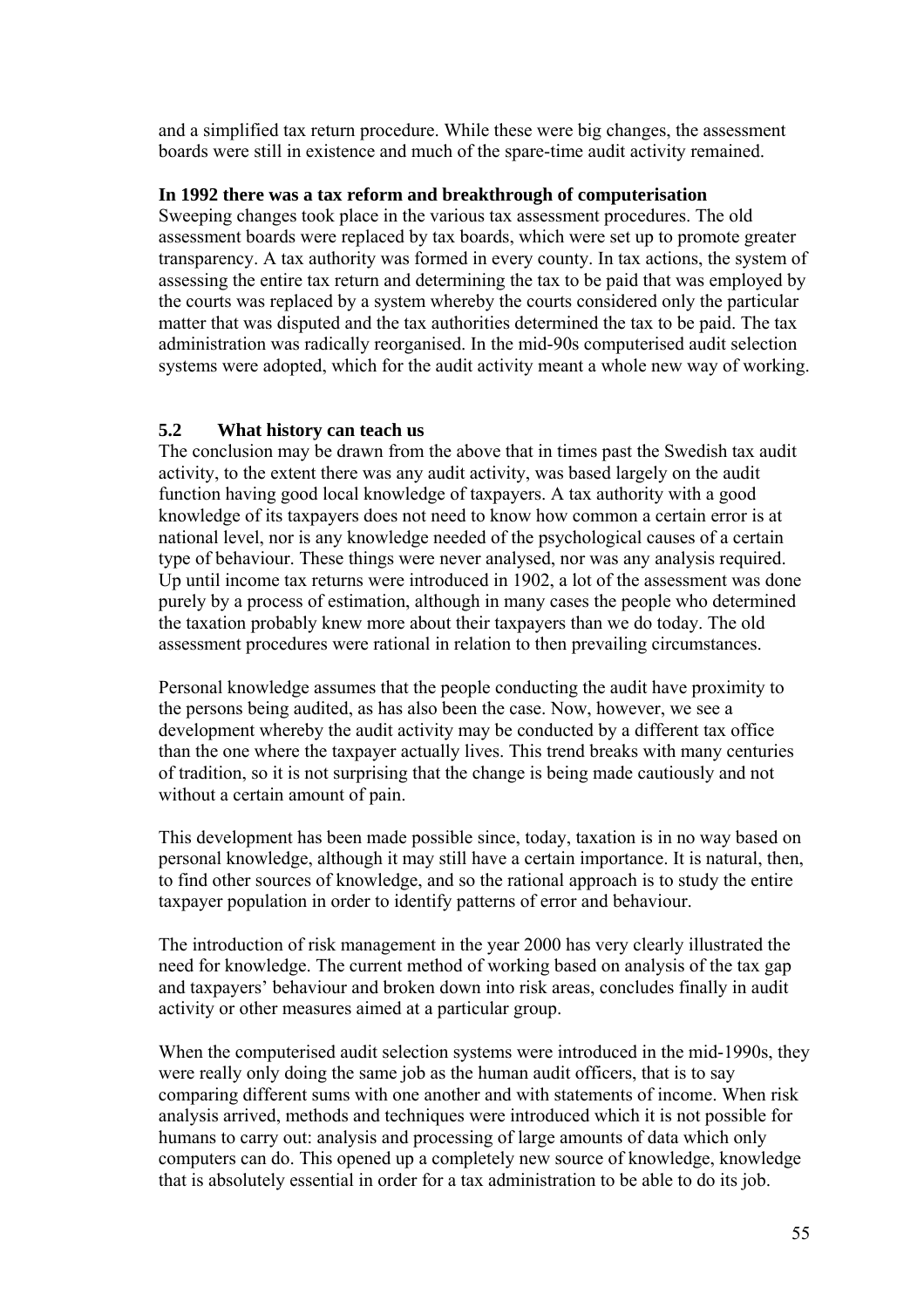and a simplified tax return procedure. While these were big changes, the assessment boards were still in existence and much of the spare-time audit activity remained.

**In 1992 there was a tax reform and breakthrough of computerisation**

Sweeping changes took place in the various tax assessment procedures. The old assessment boards were replaced by tax boards, which were set up to promote greater transparency. A tax authority was formed in every county. In tax actions, the system of assessing the entire tax return and determining the tax to be paid that was employed by the courts was replaced by a system whereby the courts considered only the particular matter that was disputed and the tax authorities determined the tax to be paid. The tax administration was radically reorganised. In the mid-90s computerised audit selection systems were adopted, which for the audit activity meant a whole new way of working.

### 5.2 What history can teach us

The conclusion may be drawn from the above that in times past the Swedish tax audit activity, to the extent there was any audit activity, was based largely on the audit function having good local knowledge of taxpayers. A tax authority with a good knowledge of its taxpayers does not need to know how common a certain error is at national level, nor is any knowledge needed of the psychological causes of a certain type of behaviour. These things were never analysed, nor was any analysis required. Up until income tax returns were introduced in 1902, a lot of the assessment was done purely by a process of estimation, although in many cases the people who determined the taxation probably knew more about their taxpayers than we do today. The old assessment procedures were rational in relation to then prevailing circumstances.

Personal knowledge assumes that the people conducting the audit have proximity to the persons being audited, as has also been the case. Now, however, we see a development whereby the audit activity may be conducted by a different tax office than the one where the taxpayer actually lives. This trend breaks with many centuries of tradition, so it is not surprising that the change is being made cautiously and not without a certain amount of pain.

This development has been made possible since, today, taxation is in no way based on personal knowledge, although it may still have a certain importance. It is natural, then, to find other sources of knowledge, and so the rational approach is to study the entire taxpayer population in order to identify patterns of error and behaviour.

The introduction of risk management in the year 2000 has very clearly illustrated the need for knowledge. The current method of working based on analysis of the tax gap and taxpayers' behaviour and broken down into risk areas, concludes finally in audit activity or other measures aimed at a particular group.

When the computerised audit selection systems were introduced in the mid-1990s, they were really only doing the same job as the human audit officers, that is to say comparing different sums with one another and with statements of income. When risk analysis arrived, methods and techniques were introduced which it is not possible for humans to carry out: analysis and processing of large amounts of data which only computers can do. This opened up a completely new source of knowledge, knowledge that is absolutely essential in order for a tax administration to be able to do its job.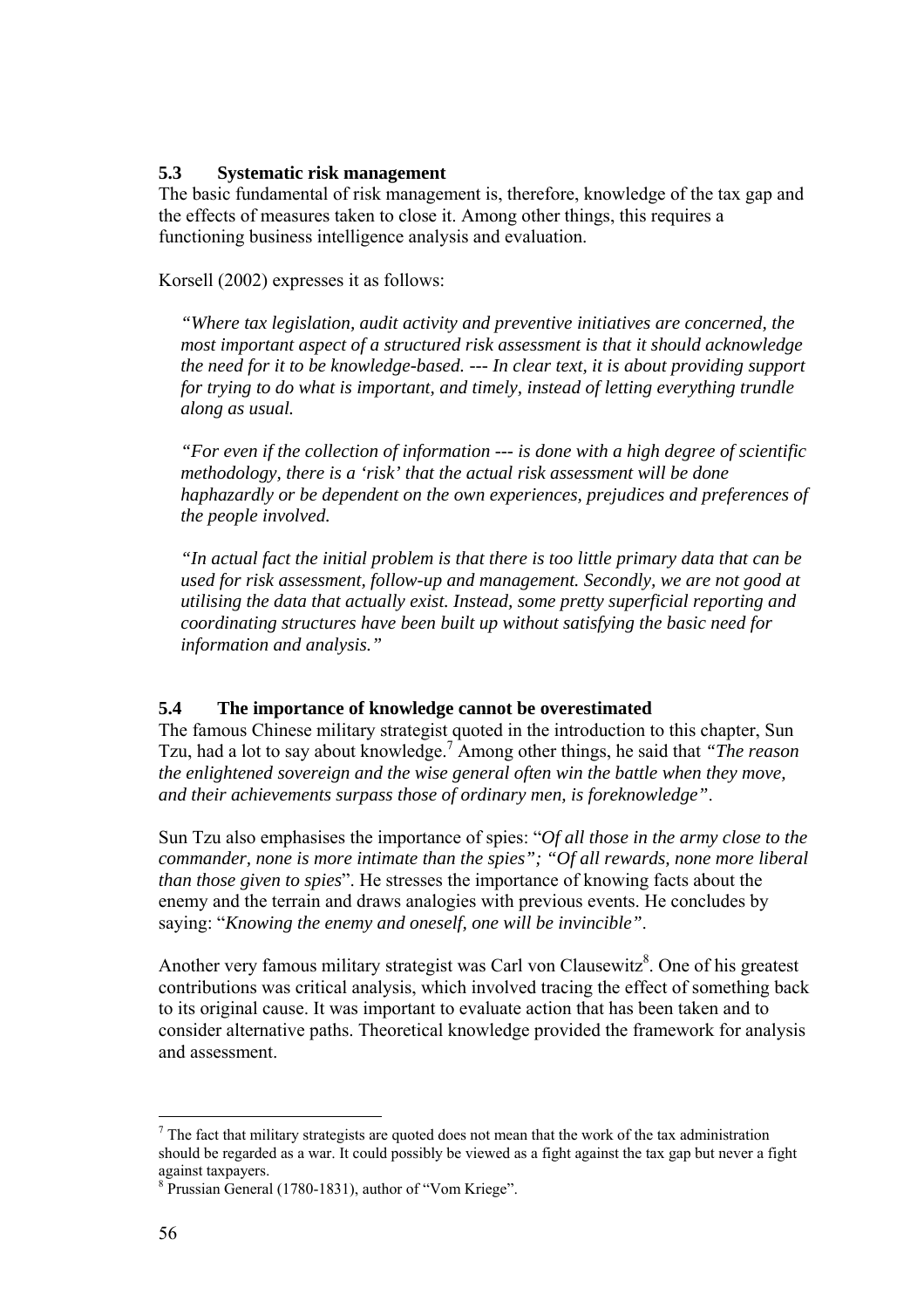## 5.3 Systematic risk management

The basic fundamental of risk management is, therefore, knowledge of the tax gap and the effects of measures taken to close it. Among other things, this requires a functioning business intelligence analysis and evaluation.

Korsell (2002) expresses it as follows:

> *"Where tax legislation, audit activity and preventive initiatives are concerned, the most important aspect of a structured risk assessment is that it should acknowledge the need for it to be knowledge-based. --- In clear text, it is about providing support for trying to do what is important, and timely, instead of letting everything trundle along as usual.*
>
> *"For even if the collection of information --- is done with a high degree of scientific methodology, there is a 'risk' that the actual risk assessment will be done haphazardly or be dependent on the own experiences, prejudices and preferences of the people involved.*
>
> *"In actual fact the initial problem is that there is too little primary data that can be used for risk assessment, follow-up and management. Secondly, we are not good at utilising the data that actually exist. Instead, some pretty superficial reporting and coordinating structures have been built up without satisfying the basic need for information and analysis."*

## 5.4 The importance of knowledge cannot be overestimated

The famous Chinese military strategist quoted in the introduction to this chapter, Sun Tzu, had a lot to say about knowledge.[7] Among other things, he said that *"The reason the enlightened sovereign and the wise general often win the battle when they move, and their achievements surpass those of ordinary men, is foreknowledge"*.

Sun Tzu also emphasises the importance of spies: "*Of all those in the army close to the commander, none is more intimate than the spies"; "Of all rewards, none more liberal than those given to spies*". He stresses the importance of knowing facts about the enemy and the terrain and draws analogies with previous events. He concludes by saying: "*Knowing the enemy and oneself, one will be invincible"*.

Another very famous military strategist was Carl von Clausewitz[8]. One of his greatest contributions was critical analysis, which involved tracing the effect of something back to its original cause. It was important to evaluate action that has been taken and to consider alternative paths. Theoretical knowledge provided the framework for analysis and assessment.

---

[7] The fact that military strategists are quoted does not mean that the work of the tax administration should be regarded as a war. It could possibly be viewed as a fight against the tax gap but never a fight against taxpayers.

[8] Prussian General (1780-1831), author of "Vom Kriege".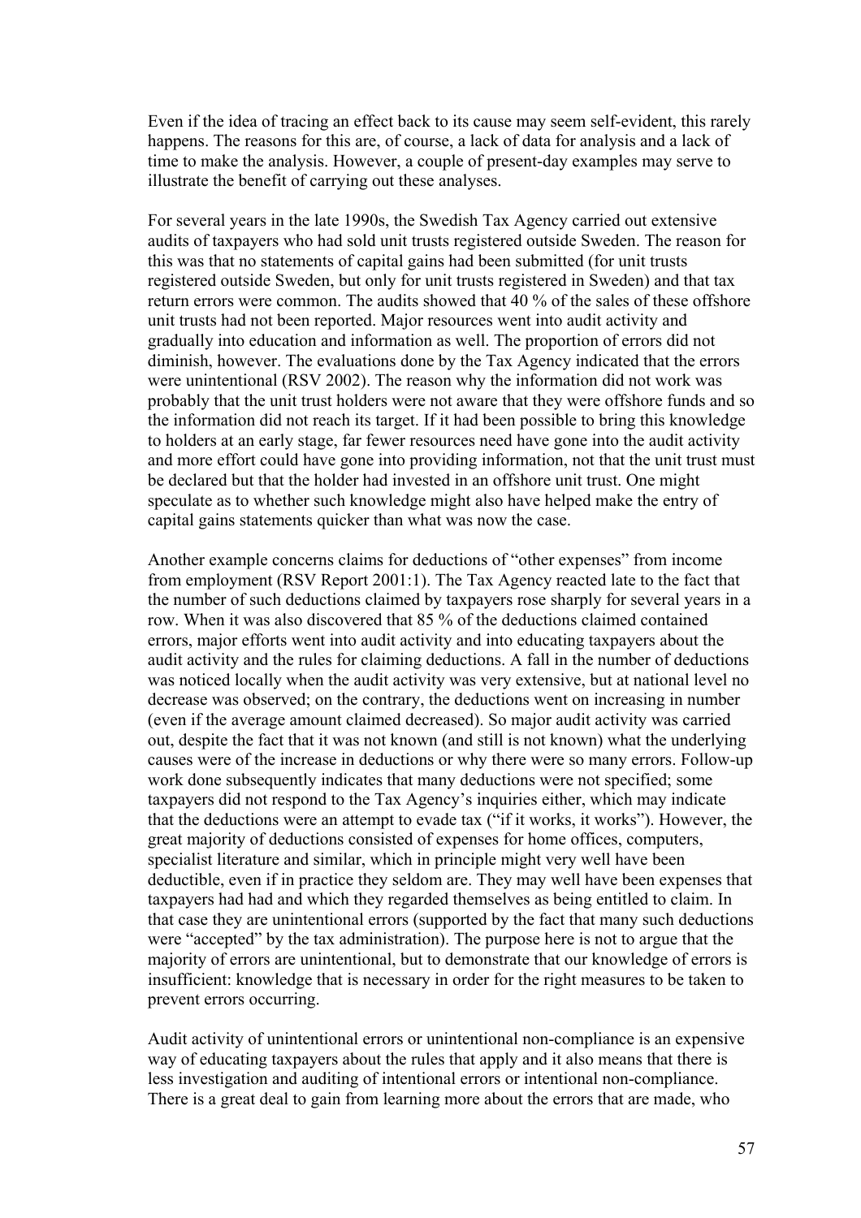Even if the idea of tracing an effect back to its cause may seem self-evident, this rarely happens. The reasons for this are, of course, a lack of data for analysis and a lack of time to make the analysis. However, a couple of present-day examples may serve to illustrate the benefit of carrying out these analyses.

For several years in the late 1990s, the Swedish Tax Agency carried out extensive audits of taxpayers who had sold unit trusts registered outside Sweden. The reason for this was that no statements of capital gains had been submitted (for unit trusts registered outside Sweden, but only for unit trusts registered in Sweden) and that tax return errors were common. The audits showed that 40 % of the sales of these offshore unit trusts had not been reported. Major resources went into audit activity and gradually into education and information as well. The proportion of errors did not diminish, however. The evaluations done by the Tax Agency indicated that the errors were unintentional (RSV 2002). The reason why the information did not work was probably that the unit trust holders were not aware that they were offshore funds and so the information did not reach its target. If it had been possible to bring this knowledge to holders at an early stage, far fewer resources need have gone into the audit activity and more effort could have gone into providing information, not that the unit trust must be declared but that the holder had invested in an offshore unit trust. One might speculate as to whether such knowledge might also have helped make the entry of capital gains statements quicker than what was now the case.

Another example concerns claims for deductions of "other expenses" from income from employment (RSV Report 2001:1). The Tax Agency reacted late to the fact that the number of such deductions claimed by taxpayers rose sharply for several years in a row. When it was also discovered that 85 % of the deductions claimed contained errors, major efforts went into audit activity and into educating taxpayers about the audit activity and the rules for claiming deductions. A fall in the number of deductions was noticed locally when the audit activity was very extensive, but at national level no decrease was observed; on the contrary, the deductions went on increasing in number (even if the average amount claimed decreased). So major audit activity was carried out, despite the fact that it was not known (and still is not known) what the underlying causes were of the increase in deductions or why there were so many errors. Follow-up work done subsequently indicates that many deductions were not specified; some taxpayers did not respond to the Tax Agency's inquiries either, which may indicate that the deductions were an attempt to evade tax ("if it works, it works"). However, the great majority of deductions consisted of expenses for home offices, computers, specialist literature and similar, which in principle might very well have been deductible, even if in practice they seldom are. They may well have been expenses that taxpayers had had and which they regarded themselves as being entitled to claim. In that case they are unintentional errors (supported by the fact that many such deductions were "accepted" by the tax administration). The purpose here is not to argue that the majority of errors are unintentional, but to demonstrate that our knowledge of errors is insufficient: knowledge that is necessary in order for the right measures to be taken to prevent errors occurring.

Audit activity of unintentional errors or unintentional non-compliance is an expensive way of educating taxpayers about the rules that apply and it also means that there is less investigation and auditing of intentional errors or intentional non-compliance. There is a great deal to gain from learning more about the errors that are made, who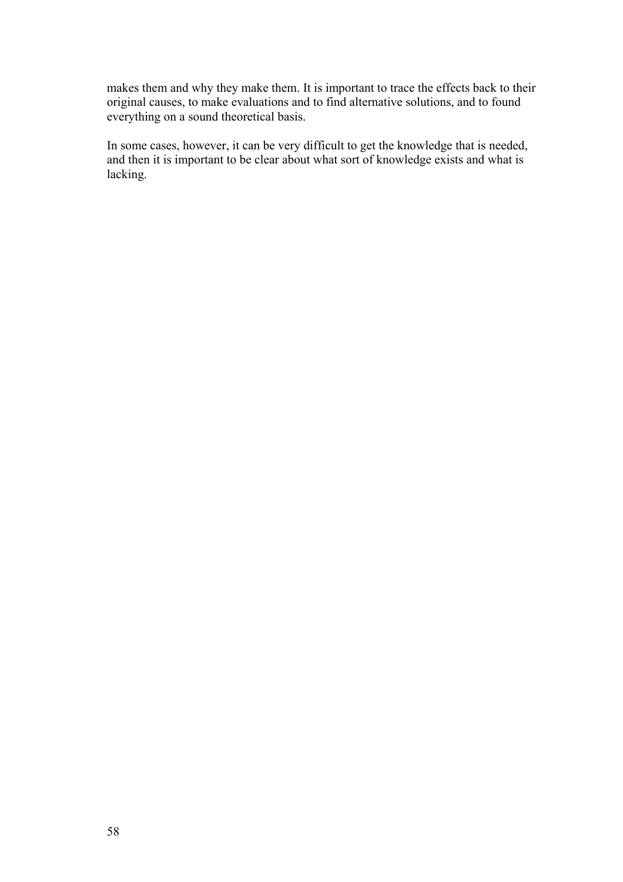makes them and why they make them. It is important to trace the effects back to their original causes, to make evaluations and to find alternative solutions, and to found everything on a sound theoretical basis.

In some cases, however, it can be very difficult to get the knowledge that is needed, and then it is important to be clear about what sort of knowledge exists and what is lacking.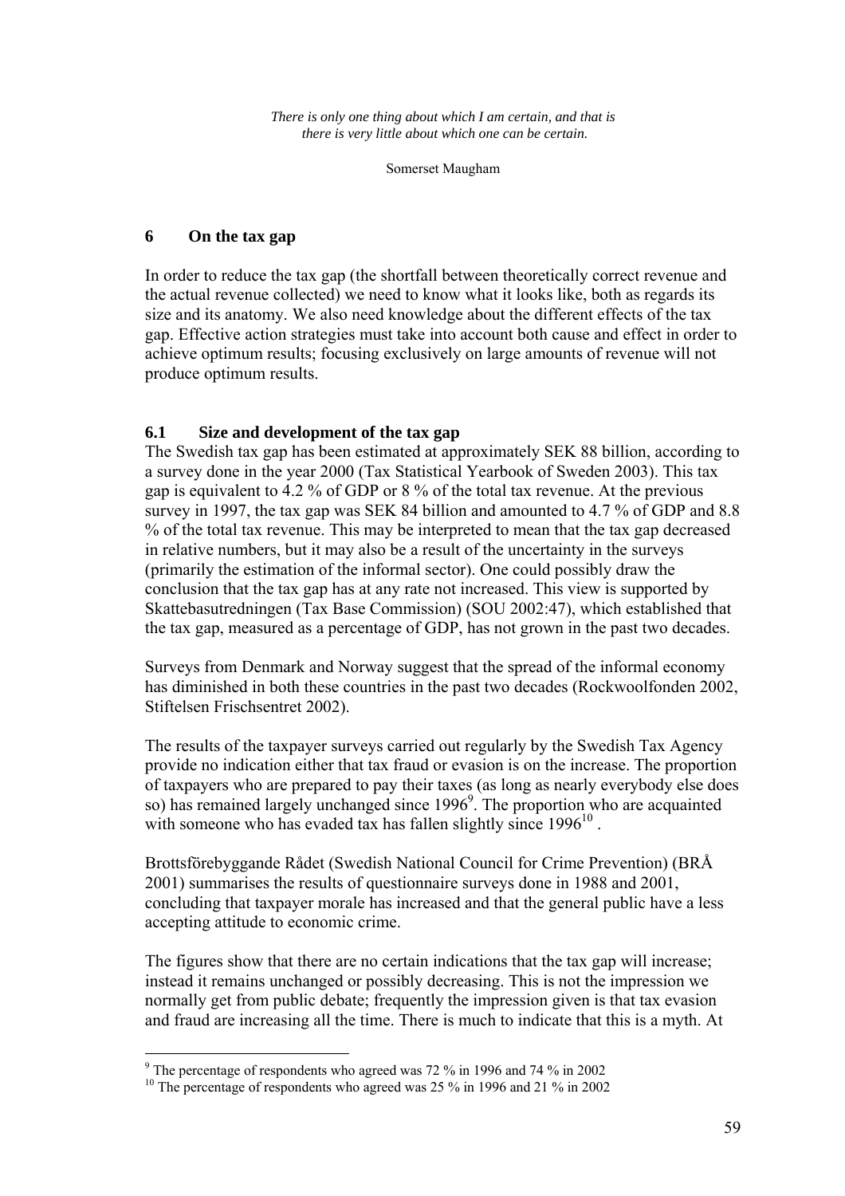*There is only one thing about which I am certain, and that is there is very little about which one can be certain.*

Somerset Maugham

# 6 On the tax gap

In order to reduce the tax gap (the shortfall between theoretically correct revenue and the actual revenue collected) we need to know what it looks like, both as regards its size and its anatomy. We also need knowledge about the different effects of the tax gap. Effective action strategies must take into account both cause and effect in order to achieve optimum results; focusing exclusively on large amounts of revenue will not produce optimum results.

## 6.1 Size and development of the tax gap

The Swedish tax gap has been estimated at approximately SEK 88 billion, according to a survey done in the year 2000 (Tax Statistical Yearbook of Sweden 2003). This tax gap is equivalent to 4.2 % of GDP or 8 % of the total tax revenue. At the previous survey in 1997, the tax gap was SEK 84 billion and amounted to 4.7 % of GDP and 8.8 % of the total tax revenue. This may be interpreted to mean that the tax gap decreased in relative numbers, but it may also be a result of the uncertainty in the surveys (primarily the estimation of the informal sector). One could possibly draw the conclusion that the tax gap has at any rate not increased. This view is supported by Skattebasutredningen (Tax Base Commission) (SOU 2002:47), which established that the tax gap, measured as a percentage of GDP, has not grown in the past two decades.

Surveys from Denmark and Norway suggest that the spread of the informal economy has diminished in both these countries in the past two decades (Rockwoolfonden 2002, Stiftelsen Frischsentret 2002).

The results of the taxpayer surveys carried out regularly by the Swedish Tax Agency provide no indication either that tax fraud or evasion is on the increase. The proportion of taxpayers who are prepared to pay their taxes (as long as nearly everybody else does so) has remained largely unchanged since 1996[9]. The proportion who are acquainted with someone who has evaded tax has fallen slightly since 1996[10].

Brottsförebyggande Rådet (Swedish National Council for Crime Prevention) (BRÅ 2001) summarises the results of questionnaire surveys done in 1988 and 2001, concluding that taxpayer morale has increased and that the general public have a less accepting attitude to economic crime.

The figures show that there are no certain indications that the tax gap will increase; instead it remains unchanged or possibly decreasing. This is not the impression we normally get from public debate; frequently the impression given is that tax evasion and fraud are increasing all the time. There is much to indicate that this is a myth. At

[9] The percentage of respondents who agreed was 72 % in 1996 and 74 % in 2002

[10] The percentage of respondents who agreed was 25 % in 1996 and 21 % in 2002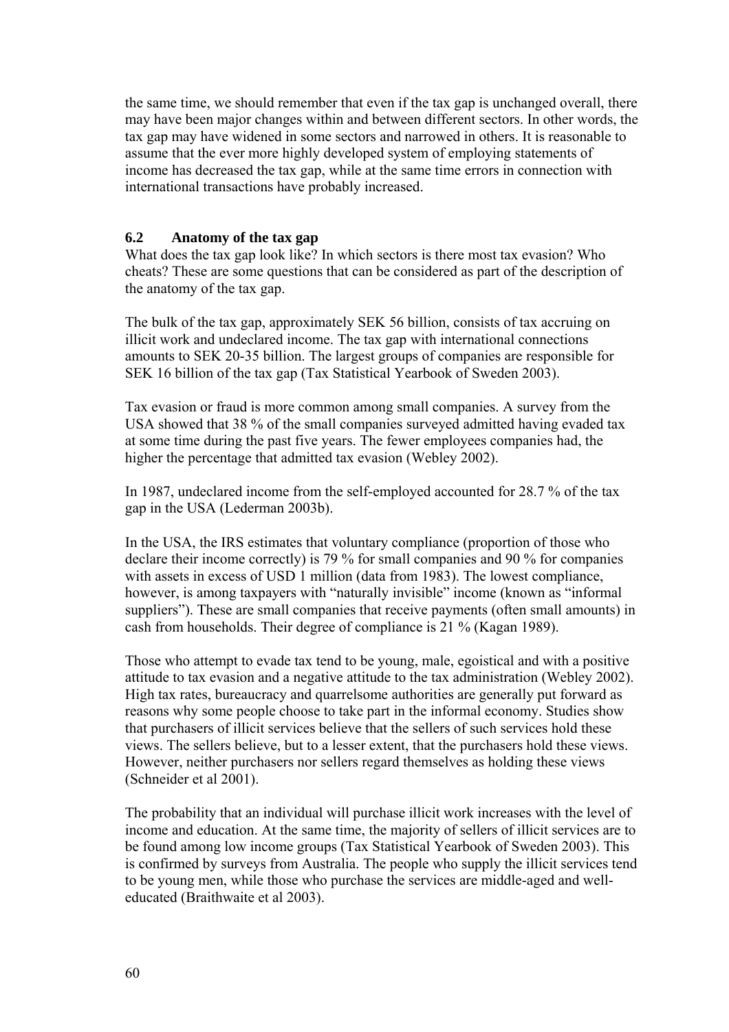the same time, we should remember that even if the tax gap is unchanged overall, there may have been major changes within and between different sectors. In other words, the tax gap may have widened in some sectors and narrowed in others. It is reasonable to assume that the ever more highly developed system of employing statements of income has decreased the tax gap, while at the same time errors in connection with international transactions have probably increased.

## 6.2 Anatomy of the tax gap

What does the tax gap look like? In which sectors is there most tax evasion? Who cheats? These are some questions that can be considered as part of the description of the anatomy of the tax gap.

The bulk of the tax gap, approximately SEK 56 billion, consists of tax accruing on illicit work and undeclared income. The tax gap with international connections amounts to SEK 20-35 billion. The largest groups of companies are responsible for SEK 16 billion of the tax gap (Tax Statistical Yearbook of Sweden 2003).

Tax evasion or fraud is more common among small companies. A survey from the USA showed that 38 % of the small companies surveyed admitted having evaded tax at some time during the past five years. The fewer employees companies had, the higher the percentage that admitted tax evasion (Webley 2002).

In 1987, undeclared income from the self-employed accounted for 28.7 % of the tax gap in the USA (Lederman 2003b).

In the USA, the IRS estimates that voluntary compliance (proportion of those who declare their income correctly) is 79 % for small companies and 90 % for companies with assets in excess of USD 1 million (data from 1983). The lowest compliance, however, is among taxpayers with "naturally invisible" income (known as "informal suppliers"). These are small companies that receive payments (often small amounts) in cash from households. Their degree of compliance is 21 % (Kagan 1989).

Those who attempt to evade tax tend to be young, male, egoistical and with a positive attitude to tax evasion and a negative attitude to the tax administration (Webley 2002). High tax rates, bureaucracy and quarrelsome authorities are generally put forward as reasons why some people choose to take part in the informal economy. Studies show that purchasers of illicit services believe that the sellers of such services hold these views. The sellers believe, but to a lesser extent, that the purchasers hold these views. However, neither purchasers nor sellers regard themselves as holding these views (Schneider et al 2001).

The probability that an individual will purchase illicit work increases with the level of income and education. At the same time, the majority of sellers of illicit services are to be found among low income groups (Tax Statistical Yearbook of Sweden 2003). This is confirmed by surveys from Australia. The people who supply the illicit services tend to be young men, while those who purchase the services are middle-aged and well-educated (Braithwaite et al 2003).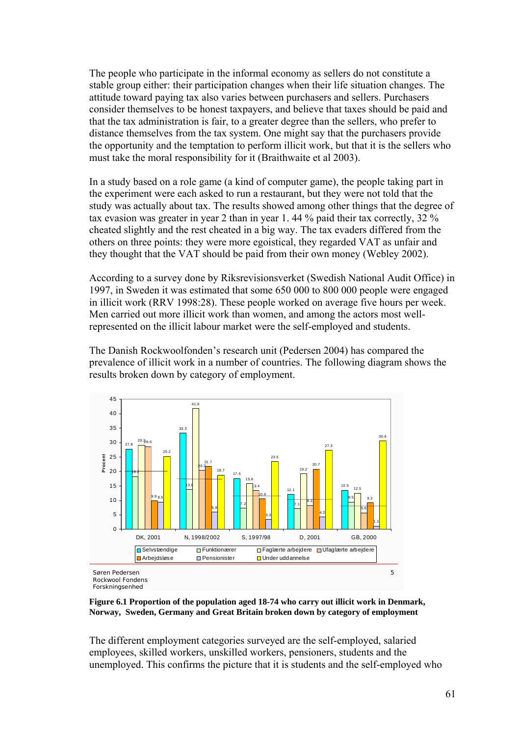The people who participate in the informal economy as sellers do not constitute a stable group either: their participation changes when their life situation changes. The attitude toward paying tax also varies between purchasers and sellers. Purchasers consider themselves to be honest taxpayers, and believe that taxes should be paid and that the tax administration is fair, to a greater degree than the sellers, who prefer to distance themselves from the tax system. One might say that the purchasers provide the opportunity and the temptation to perform illicit work, but that it is the sellers who must take the moral responsibility for it (Braithwaite et al 2003).

In a study based on a role game (a kind of computer game), the people taking part in the experiment were each asked to run a restaurant, but they were not told that the study was actually about tax. The results showed among other things that the degree of tax evasion was greater in year 2 than in year 1. 44 % paid their tax correctly, 32 % cheated slightly and the rest cheated in a big way. The tax evaders differed from the others on three points: they were more egoistical, they regarded VAT as unfair and they thought that the VAT should be paid from their own money (Webley 2002).

According to a survey done by Riksrevisionsverket (Swedish National Audit Office) in 1997, in Sweden it was estimated that some 650 000 to 800 000 people were engaged in illicit work (RRV 1998:28). These people worked on average five hours per week. Men carried out more illicit work than women, and among the actors most well-represented on the illicit labour market were the self-employed and students.

The Danish Rockwoolfonden's research unit (Pedersen 2004) has compared the prevalence of illicit work in a number of countries. The following diagram shows the results broken down by category of employment.

**Figure 6.1 Proportion of the population aged 18-74 who carry out illicit work in Denmark, Norway, Sweden, Germany and Great Britain broken down by category of employment**

The different employment categories surveyed are the self-employed, salaried employees, skilled workers, unskilled workers, pensioners, students and the unemployed. This confirms the picture that it is students and the self-employed who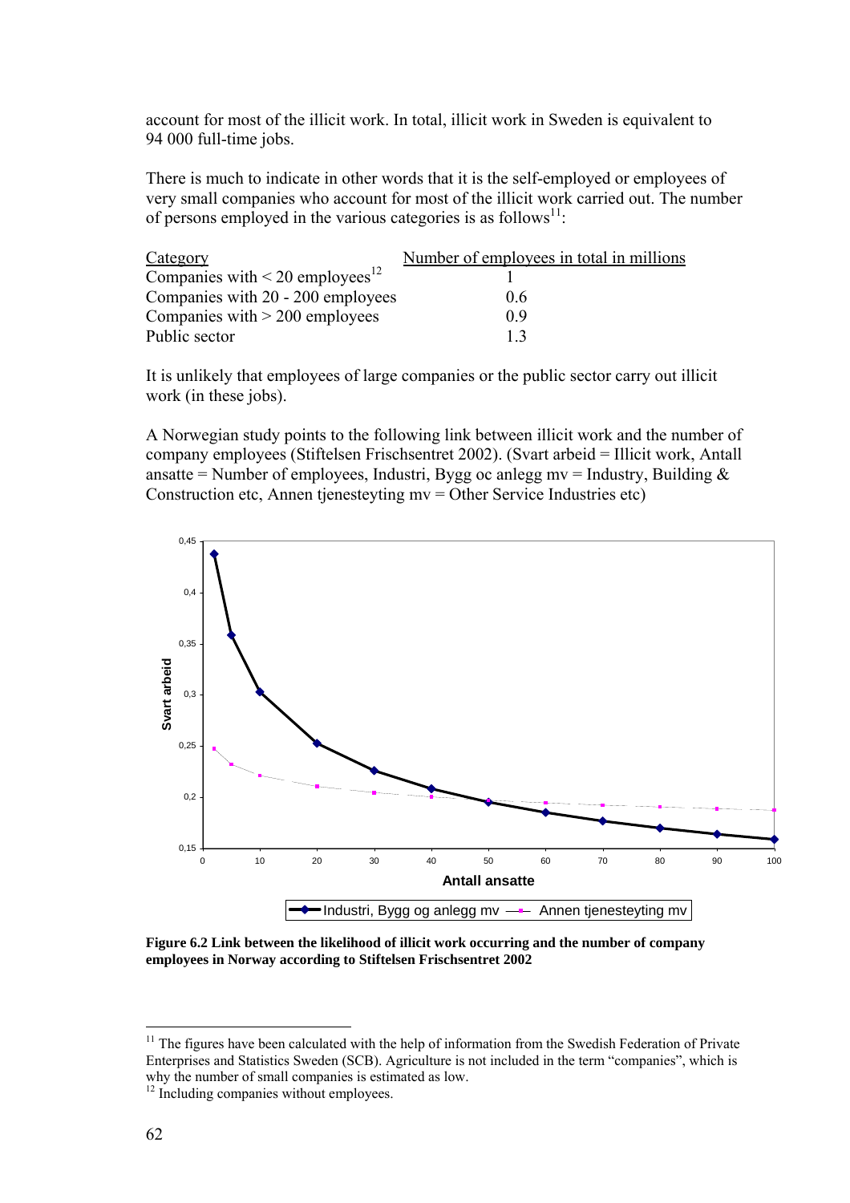account for most of the illicit work. In total, illicit work in Sweden is equivalent to 94 000 full-time jobs.

There is much to indicate in other words that it is the self-employed or employees of very small companies who account for most of the illicit work carried out. The number of persons employed in the various categories is as follows[11]:

| Category | Number of employees in total in millions |
|---|---|
| Companies with < 20 employees[12] | 1 |
| Companies with 20 - 200 employees | 0.6 |
| Companies with > 200 employees | 0.9 |
| Public sector | 1.3 |

It is unlikely that employees of large companies or the public sector carry out illicit work (in these jobs).

A Norwegian study points to the following link between illicit work and the number of company employees (Stiftelsen Frischsentret 2002). (Svart arbeid = Illicit work, Antall ansatte = Number of employees, Industri, Bygg oc anlegg mv = Industry, Building & Construction etc, Annen tjenesteyting mv = Other Service Industries etc)

**Figure 6.2 Link between the likelihood of illicit work occurring and the number of company employees in Norway according to Stiftelsen Frischsentret 2002**

---

[11] The figures have been calculated with the help of information from the Swedish Federation of Private Enterprises and Statistics Sweden (SCB). Agriculture is not included in the term "companies", which is why the number of small companies is estimated as low.

[12] Including companies without employees.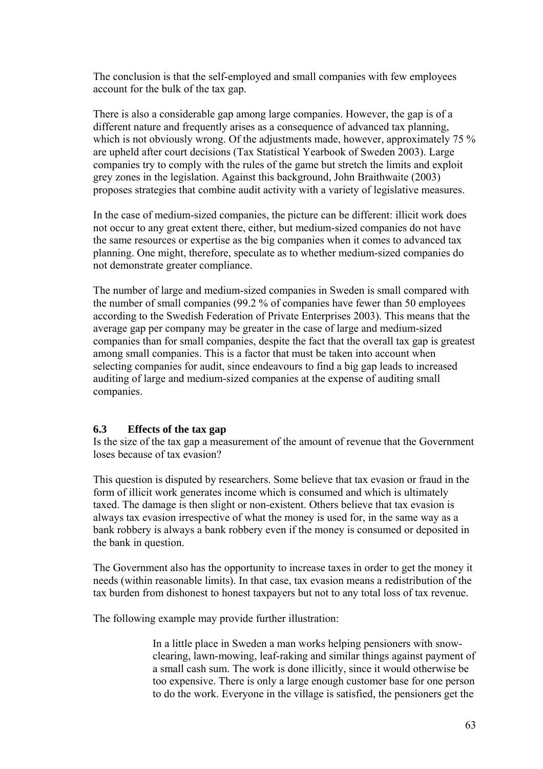The conclusion is that the self-employed and small companies with few employees account for the bulk of the tax gap.

There is also a considerable gap among large companies. However, the gap is of a different nature and frequently arises as a consequence of advanced tax planning, which is not obviously wrong. Of the adjustments made, however, approximately 75 % are upheld after court decisions (Tax Statistical Yearbook of Sweden 2003). Large companies try to comply with the rules of the game but stretch the limits and exploit grey zones in the legislation. Against this background, John Braithwaite (2003) proposes strategies that combine audit activity with a variety of legislative measures.

In the case of medium-sized companies, the picture can be different: illicit work does not occur to any great extent there, either, but medium-sized companies do not have the same resources or expertise as the big companies when it comes to advanced tax planning. One might, therefore, speculate as to whether medium-sized companies do not demonstrate greater compliance.

The number of large and medium-sized companies in Sweden is small compared with the number of small companies (99.2 % of companies have fewer than 50 employees according to the Swedish Federation of Private Enterprises 2003). This means that the average gap per company may be greater in the case of large and medium-sized companies than for small companies, despite the fact that the overall tax gap is greatest among small companies. This is a factor that must be taken into account when selecting companies for audit, since endeavours to find a big gap leads to increased auditing of large and medium-sized companies at the expense of auditing small companies.

### 6.3 Effects of the tax gap

Is the size of the tax gap a measurement of the amount of revenue that the Government loses because of tax evasion?

This question is disputed by researchers. Some believe that tax evasion or fraud in the form of illicit work generates income which is consumed and which is ultimately taxed. The damage is then slight or non-existent. Others believe that tax evasion is always tax evasion irrespective of what the money is used for, in the same way as a bank robbery is always a bank robbery even if the money is consumed or deposited in the bank in question.

The Government also has the opportunity to increase taxes in order to get the money it needs (within reasonable limits). In that case, tax evasion means a redistribution of the tax burden from dishonest to honest taxpayers but not to any total loss of tax revenue.

The following example may provide further illustration:

> In a little place in Sweden a man works helping pensioners with snow-clearing, lawn-mowing, leaf-raking and similar things against payment of a small cash sum. The work is done illicitly, since it would otherwise be too expensive. There is only a large enough customer base for one person to do the work. Everyone in the village is satisfied, the pensioners get the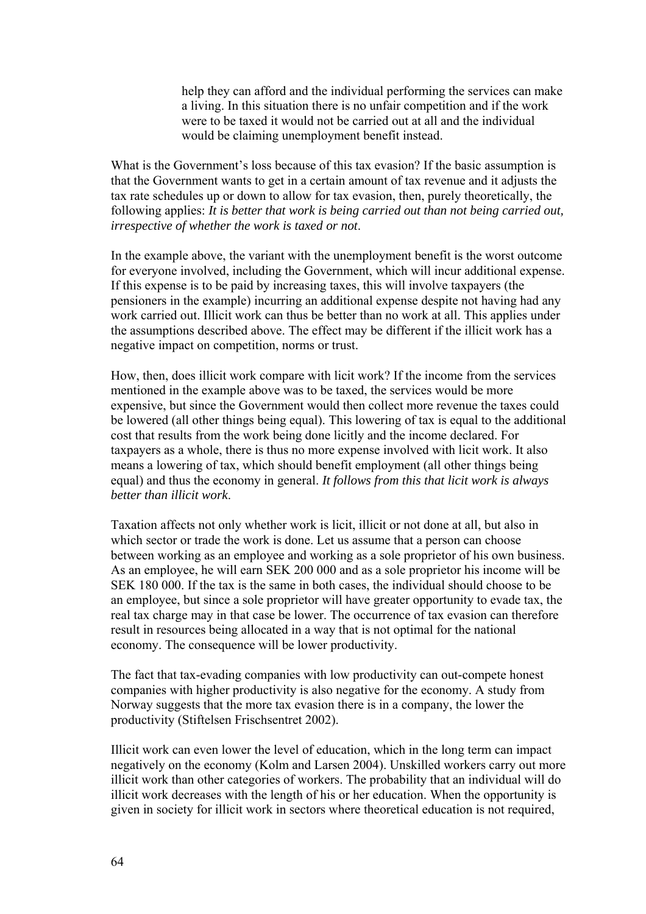> help they can afford and the individual performing the services can make a living. In this situation there is no unfair competition and if the work were to be taxed it would not be carried out at all and the individual would be claiming unemployment benefit instead.

What is the Government's loss because of this tax evasion? If the basic assumption is that the Government wants to get in a certain amount of tax revenue and it adjusts the tax rate schedules up or down to allow for tax evasion, then, purely theoretically, the following applies: *It is better that work is being carried out than not being carried out, irrespective of whether the work is taxed or not*.

In the example above, the variant with the unemployment benefit is the worst outcome for everyone involved, including the Government, which will incur additional expense. If this expense is to be paid by increasing taxes, this will involve taxpayers (the pensioners in the example) incurring an additional expense despite not having had any work carried out. Illicit work can thus be better than no work at all. This applies under the assumptions described above. The effect may be different if the illicit work has a negative impact on competition, norms or trust.

How, then, does illicit work compare with licit work? If the income from the services mentioned in the example above was to be taxed, the services would be more expensive, but since the Government would then collect more revenue the taxes could be lowered (all other things being equal). This lowering of tax is equal to the additional cost that results from the work being done licitly and the income declared. For taxpayers as a whole, there is thus no more expense involved with licit work. It also means a lowering of tax, which should benefit employment (all other things being equal) and thus the economy in general. *It follows from this that licit work is always better than illicit work*.

Taxation affects not only whether work is licit, illicit or not done at all, but also in which sector or trade the work is done. Let us assume that a person can choose between working as an employee and working as a sole proprietor of his own business. As an employee, he will earn SEK 200 000 and as a sole proprietor his income will be SEK 180 000. If the tax is the same in both cases, the individual should choose to be an employee, but since a sole proprietor will have greater opportunity to evade tax, the real tax charge may in that case be lower. The occurrence of tax evasion can therefore result in resources being allocated in a way that is not optimal for the national economy. The consequence will be lower productivity.

The fact that tax-evading companies with low productivity can out-compete honest companies with higher productivity is also negative for the economy. A study from Norway suggests that the more tax evasion there is in a company, the lower the productivity (Stiftelsen Frischsentret 2002).

Illicit work can even lower the level of education, which in the long term can impact negatively on the economy (Kolm and Larsen 2004). Unskilled workers carry out more illicit work than other categories of workers. The probability that an individual will do illicit work decreases with the length of his or her education. When the opportunity is given in society for illicit work in sectors where theoretical education is not required,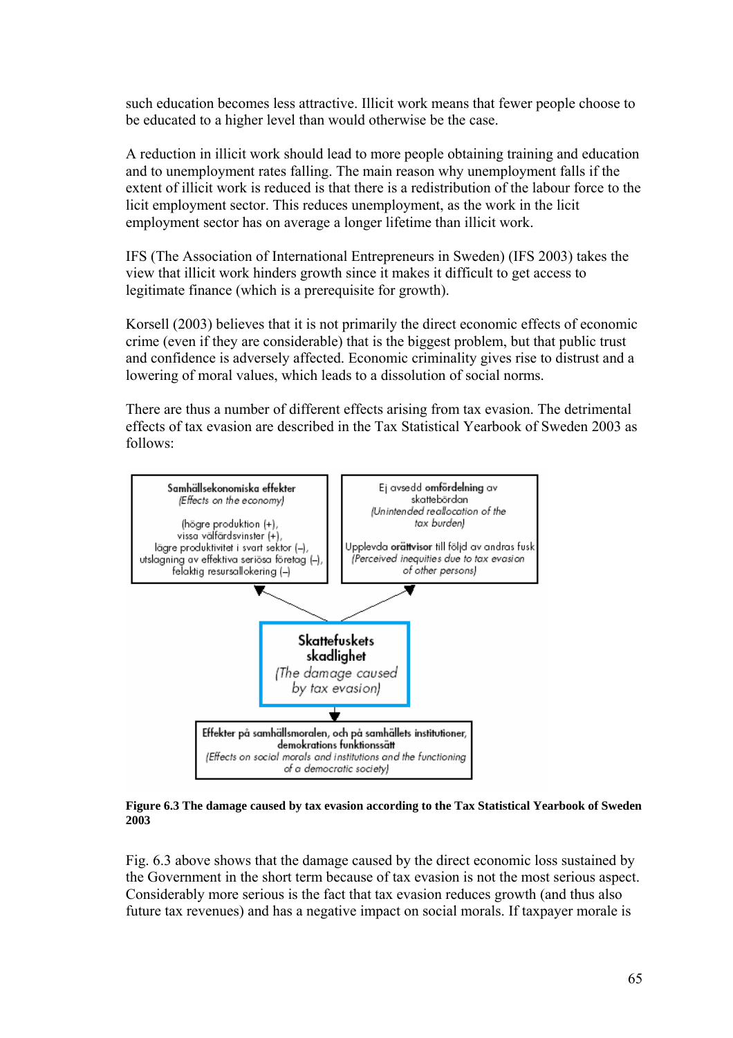such education becomes less attractive. Illicit work means that fewer people choose to be educated to a higher level than would otherwise be the case.

A reduction in illicit work should lead to more people obtaining training and education and to unemployment rates falling. The main reason why unemployment falls if the extent of illicit work is reduced is that there is a redistribution of the labour force to the licit employment sector. This reduces unemployment, as the work in the licit employment sector has on average a longer lifetime than illicit work.

IFS (The Association of International Entrepreneurs in Sweden) (IFS 2003) takes the view that illicit work hinders growth since it makes it difficult to get access to legitimate finance (which is a prerequisite for growth).

Korsell (2003) believes that it is not primarily the direct economic effects of economic crime (even if they are considerable) that is the biggest problem, but that public trust and confidence is adversely affected. Economic criminality gives rise to distrust and a lowering of moral values, which leads to a dissolution of social norms.

There are thus a number of different effects arising from tax evasion. The detrimental effects of tax evasion are described in the Tax Statistical Yearbook of Sweden 2003 as follows:

**Samhällsekonomiska effekter**
*(Effects on the economy)*

(högre produktion (+), vissa välfärdsvinster (+), lägre produktivitet i svart sektor (–), utslagning av effektiva seriösa företag (–), felaktig resursallokering (–)

Ej avsedd **omfördelning** av skattebördan
*(Unintended reallocation of the tax burden)*

Upplevda **orättvisor** till följd av andras fusk
*(Perceived inequities due to tax evasion of other persons)*

**Skattefuskets skadlighet**
*(The damage caused by tax evasion)*

**Effekter på samhällsmoralen, och på samhällets institutioner, demokratins funktionssätt**
*(Effects on social morals and institutions and the functioning of a democratic society)*

**Figure 6.3 The damage caused by tax evasion according to the Tax Statistical Yearbook of Sweden 2003**

Fig. 6.3 above shows that the damage caused by the direct economic loss sustained by the Government in the short term because of tax evasion is not the most serious aspect. Considerably more serious is the fact that tax evasion reduces growth (and thus also future tax revenues) and has a negative impact on social morals. If taxpayer morale is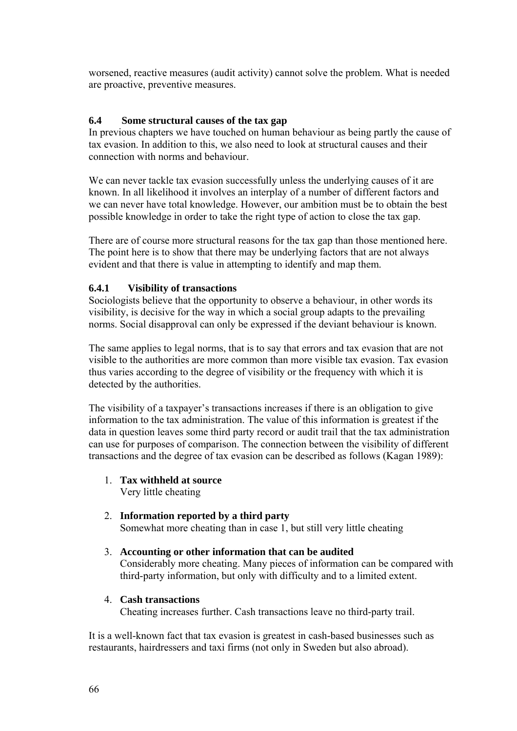worsened, reactive measures (audit activity) cannot solve the problem. What is needed are proactive, preventive measures.

### 6.4 Some structural causes of the tax gap

In previous chapters we have touched on human behaviour as being partly the cause of tax evasion. In addition to this, we also need to look at structural causes and their connection with norms and behaviour.

We can never tackle tax evasion successfully unless the underlying causes of it are known. In all likelihood it involves an interplay of a number of different factors and we can never have total knowledge. However, our ambition must be to obtain the best possible knowledge in order to take the right type of action to close the tax gap.

There are of course more structural reasons for the tax gap than those mentioned here. The point here is to show that there may be underlying factors that are not always evident and that there is value in attempting to identify and map them.

#### 6.4.1 Visibility of transactions

Sociologists believe that the opportunity to observe a behaviour, in other words its visibility, is decisive for the way in which a social group adapts to the prevailing norms. Social disapproval can only be expressed if the deviant behaviour is known.

The same applies to legal norms, that is to say that errors and tax evasion that are not visible to the authorities are more common than more visible tax evasion. Tax evasion thus varies according to the degree of visibility or the frequency with which it is detected by the authorities.

The visibility of a taxpayer's transactions increases if there is an obligation to give information to the tax administration. The value of this information is greatest if the data in question leaves some third party record or audit trail that the tax administration can use for purposes of comparison. The connection between the visibility of different transactions and the degree of tax evasion can be described as follows (Kagan 1989):

1. **Tax withheld at source**
   Very little cheating

2. **Information reported by a third party**
   Somewhat more cheating than in case 1, but still very little cheating

3. **Accounting or other information that can be audited**
   Considerably more cheating. Many pieces of information can be compared with third-party information, but only with difficulty and to a limited extent.

4. **Cash transactions**
   Cheating increases further. Cash transactions leave no third-party trail.

It is a well-known fact that tax evasion is greatest in cash-based businesses such as restaurants, hairdressers and taxi firms (not only in Sweden but also abroad).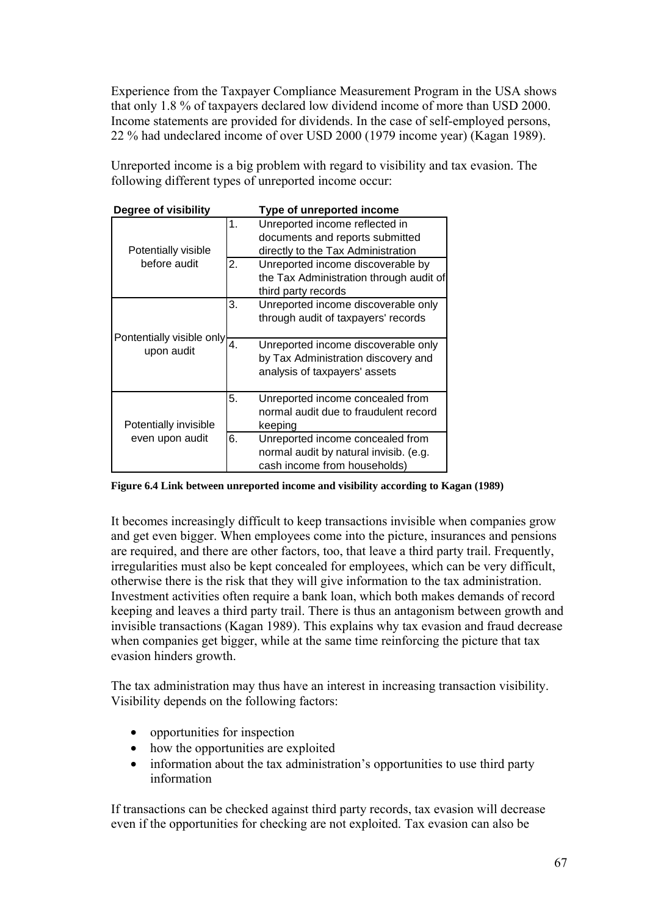Experience from the Taxpayer Compliance Measurement Program in the USA shows that only 1.8 % of taxpayers declared low dividend income of more than USD 2000. Income statements are provided for dividends. In the case of self-employed persons, 22 % had undeclared income of over USD 2000 (1979 income year) (Kagan 1989).

Unreported income is a big problem with regard to visibility and tax evasion. The following different types of unreported income occur:

| Degree of visibility | | Type of unreported income |
|---|---|---|
| Potentially visible before audit | 1. | Unreported income reflected in documents and reports submitted directly to the Tax Administration |
| | 2. | Unreported income discoverable by the Tax Administration through audit of third party records |
| Pontentially visible only upon audit | 3. | Unreported income discoverable only through audit of taxpayers' records |
| | 4. | Unreported income discoverable only by Tax Administration discovery and analysis of taxpayers' assets |
| Potentially invisible even upon audit | 5. | Unreported income concealed from normal audit due to fraudulent record keeping |
| | 6. | Unreported income concealed from normal audit by natural invisib. (e.g. cash income from households) |

**Figure 6.4 Link between unreported income and visibility according to Kagan (1989)**

It becomes increasingly difficult to keep transactions invisible when companies grow and get even bigger. When employees come into the picture, insurances and pensions are required, and there are other factors, too, that leave a third party trail. Frequently, irregularities must also be kept concealed for employees, which can be very difficult, otherwise there is the risk that they will give information to the tax administration. Investment activities often require a bank loan, which both makes demands of record keeping and leaves a third party trail. There is thus an antagonism between growth and invisible transactions (Kagan 1989). This explains why tax evasion and fraud decrease when companies get bigger, while at the same time reinforcing the picture that tax evasion hinders growth.

The tax administration may thus have an interest in increasing transaction visibility. Visibility depends on the following factors:

- opportunities for inspection
- how the opportunities are exploited
- information about the tax administration's opportunities to use third party information

If transactions can be checked against third party records, tax evasion will decrease even if the opportunities for checking are not exploited. Tax evasion can also be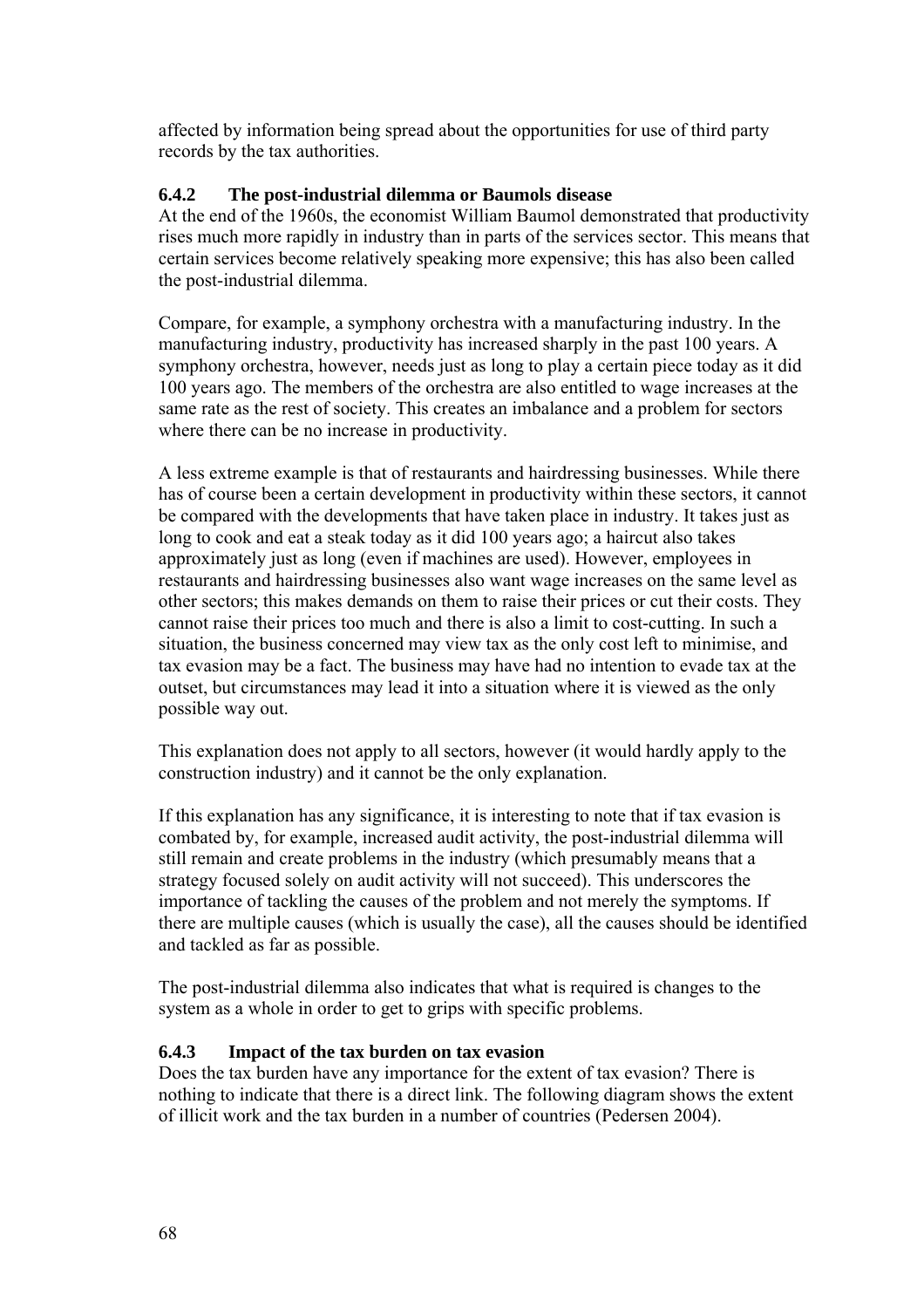affected by information being spread about the opportunities for use of third party records by the tax authorities.

### 6.4.2 The post-industrial dilemma or Baumols disease

At the end of the 1960s, the economist William Baumol demonstrated that productivity rises much more rapidly in industry than in parts of the services sector. This means that certain services become relatively speaking more expensive; this has also been called the post-industrial dilemma.

Compare, for example, a symphony orchestra with a manufacturing industry. In the manufacturing industry, productivity has increased sharply in the past 100 years. A symphony orchestra, however, needs just as long to play a certain piece today as it did 100 years ago. The members of the orchestra are also entitled to wage increases at the same rate as the rest of society. This creates an imbalance and a problem for sectors where there can be no increase in productivity.

A less extreme example is that of restaurants and hairdressing businesses. While there has of course been a certain development in productivity within these sectors, it cannot be compared with the developments that have taken place in industry. It takes just as long to cook and eat a steak today as it did 100 years ago; a haircut also takes approximately just as long (even if machines are used). However, employees in restaurants and hairdressing businesses also want wage increases on the same level as other sectors; this makes demands on them to raise their prices or cut their costs. They cannot raise their prices too much and there is also a limit to cost-cutting. In such a situation, the business concerned may view tax as the only cost left to minimise, and tax evasion may be a fact. The business may have had no intention to evade tax at the outset, but circumstances may lead it into a situation where it is viewed as the only possible way out.

This explanation does not apply to all sectors, however (it would hardly apply to the construction industry) and it cannot be the only explanation.

If this explanation has any significance, it is interesting to note that if tax evasion is combated by, for example, increased audit activity, the post-industrial dilemma will still remain and create problems in the industry (which presumably means that a strategy focused solely on audit activity will not succeed). This underscores the importance of tackling the causes of the problem and not merely the symptoms. If there are multiple causes (which is usually the case), all the causes should be identified and tackled as far as possible.

The post-industrial dilemma also indicates that what is required is changes to the system as a whole in order to get to grips with specific problems.

### 6.4.3 Impact of the tax burden on tax evasion

Does the tax burden have any importance for the extent of tax evasion? There is nothing to indicate that there is a direct link. The following diagram shows the extent of illicit work and the tax burden in a number of countries (Pedersen 2004).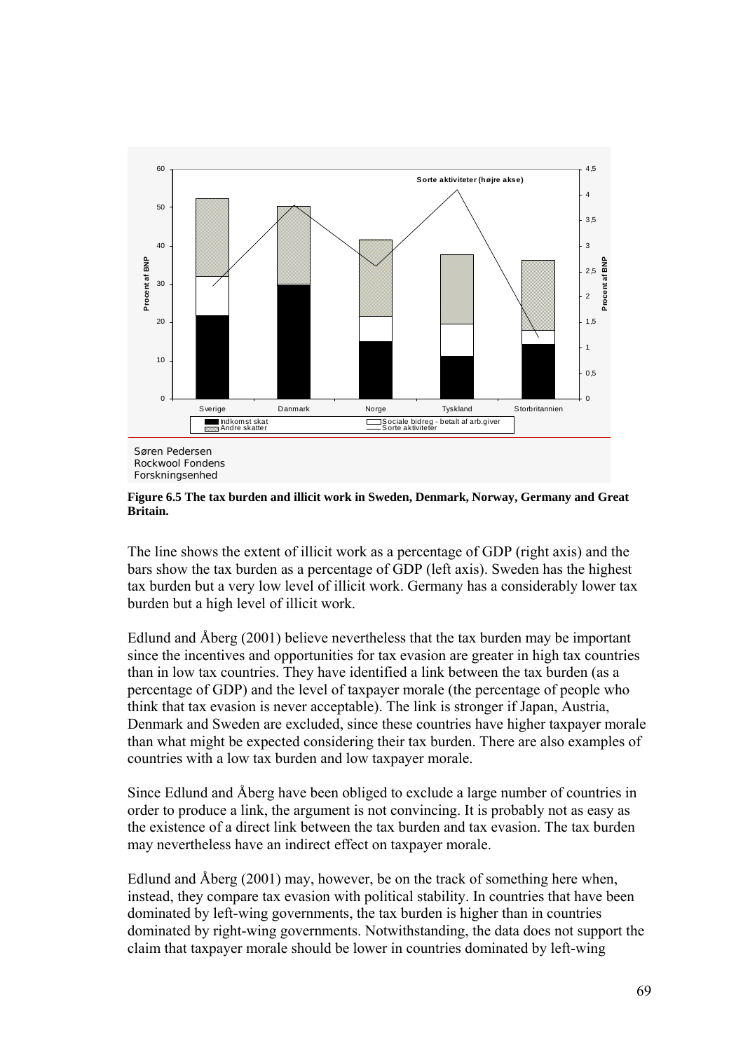**Figure 6.5 The tax burden and illicit work in Sweden, Denmark, Norway, Germany and Great Britain.**

The line shows the extent of illicit work as a percentage of GDP (right axis) and the bars show the tax burden as a percentage of GDP (left axis). Sweden has the highest tax burden but a very low level of illicit work. Germany has a considerably lower tax burden but a high level of illicit work.

Edlund and Åberg (2001) believe nevertheless that the tax burden may be important since the incentives and opportunities for tax evasion are greater in high tax countries than in low tax countries. They have identified a link between the tax burden (as a percentage of GDP) and the level of taxpayer morale (the percentage of people who think that tax evasion is never acceptable). The link is stronger if Japan, Austria, Denmark and Sweden are excluded, since these countries have higher taxpayer morale than what might be expected considering their tax burden. There are also examples of countries with a low tax burden and low taxpayer morale.

Since Edlund and Åberg have been obliged to exclude a large number of countries in order to produce a link, the argument is not convincing. It is probably not as easy as the existence of a direct link between the tax burden and tax evasion. The tax burden may nevertheless have an indirect effect on taxpayer morale.

Edlund and Åberg (2001) may, however, be on the track of something here when, instead, they compare tax evasion with political stability. In countries that have been dominated by left-wing governments, the tax burden is higher than in countries dominated by right-wing governments. Notwithstanding, the data does not support the claim that taxpayer morale should be lower in countries dominated by left-wing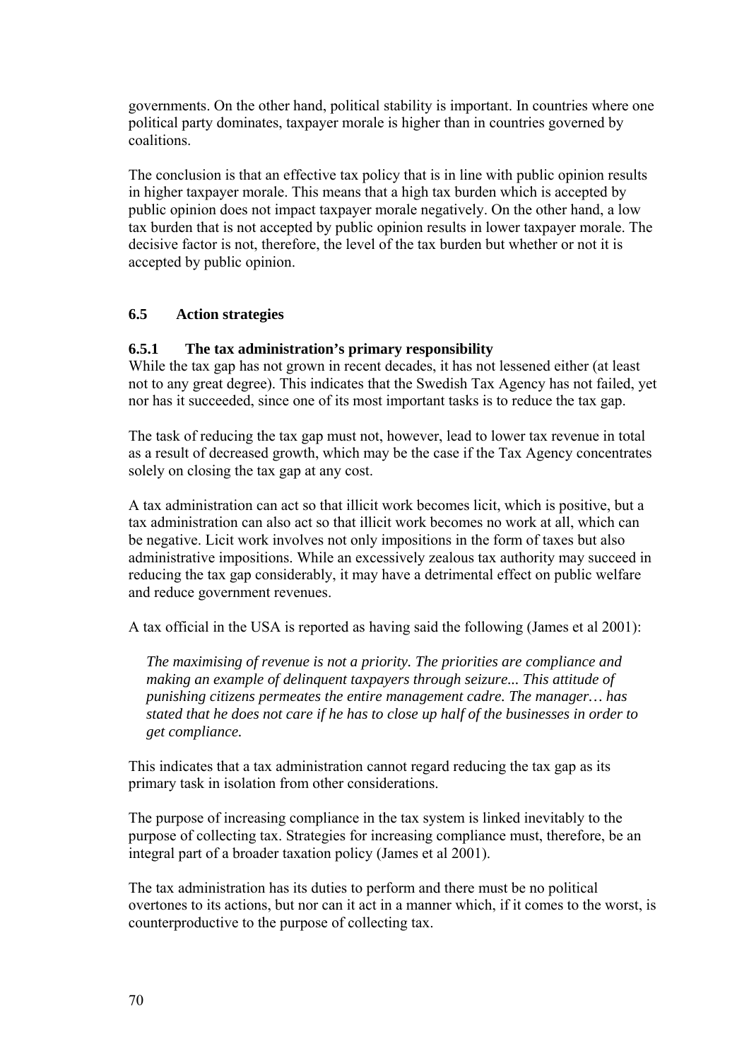governments. On the other hand, political stability is important. In countries where one political party dominates, taxpayer morale is higher than in countries governed by coalitions.

The conclusion is that an effective tax policy that is in line with public opinion results in higher taxpayer morale. This means that a high tax burden which is accepted by public opinion does not impact taxpayer morale negatively. On the other hand, a low tax burden that is not accepted by public opinion results in lower taxpayer morale. The decisive factor is not, therefore, the level of the tax burden but whether or not it is accepted by public opinion.

## 6.5 Action strategies

### 6.5.1 The tax administration's primary responsibility

While the tax gap has not grown in recent decades, it has not lessened either (at least not to any great degree). This indicates that the Swedish Tax Agency has not failed, yet nor has it succeeded, since one of its most important tasks is to reduce the tax gap.

The task of reducing the tax gap must not, however, lead to lower tax revenue in total as a result of decreased growth, which may be the case if the Tax Agency concentrates solely on closing the tax gap at any cost.

A tax administration can act so that illicit work becomes licit, which is positive, but a tax administration can also act so that illicit work becomes no work at all, which can be negative. Licit work involves not only impositions in the form of taxes but also administrative impositions. While an excessively zealous tax authority may succeed in reducing the tax gap considerably, it may have a detrimental effect on public welfare and reduce government revenues.

A tax official in the USA is reported as having said the following (James et al 2001):

> *The maximising of revenue is not a priority. The priorities are compliance and making an example of delinquent taxpayers through seizure... This attitude of punishing citizens permeates the entire management cadre. The manager… has stated that he does not care if he has to close up half of the businesses in order to get compliance.*

This indicates that a tax administration cannot regard reducing the tax gap as its primary task in isolation from other considerations.

The purpose of increasing compliance in the tax system is linked inevitably to the purpose of collecting tax. Strategies for increasing compliance must, therefore, be an integral part of a broader taxation policy (James et al 2001).

The tax administration has its duties to perform and there must be no political overtones to its actions, but nor can it act in a manner which, if it comes to the worst, is counterproductive to the purpose of collecting tax.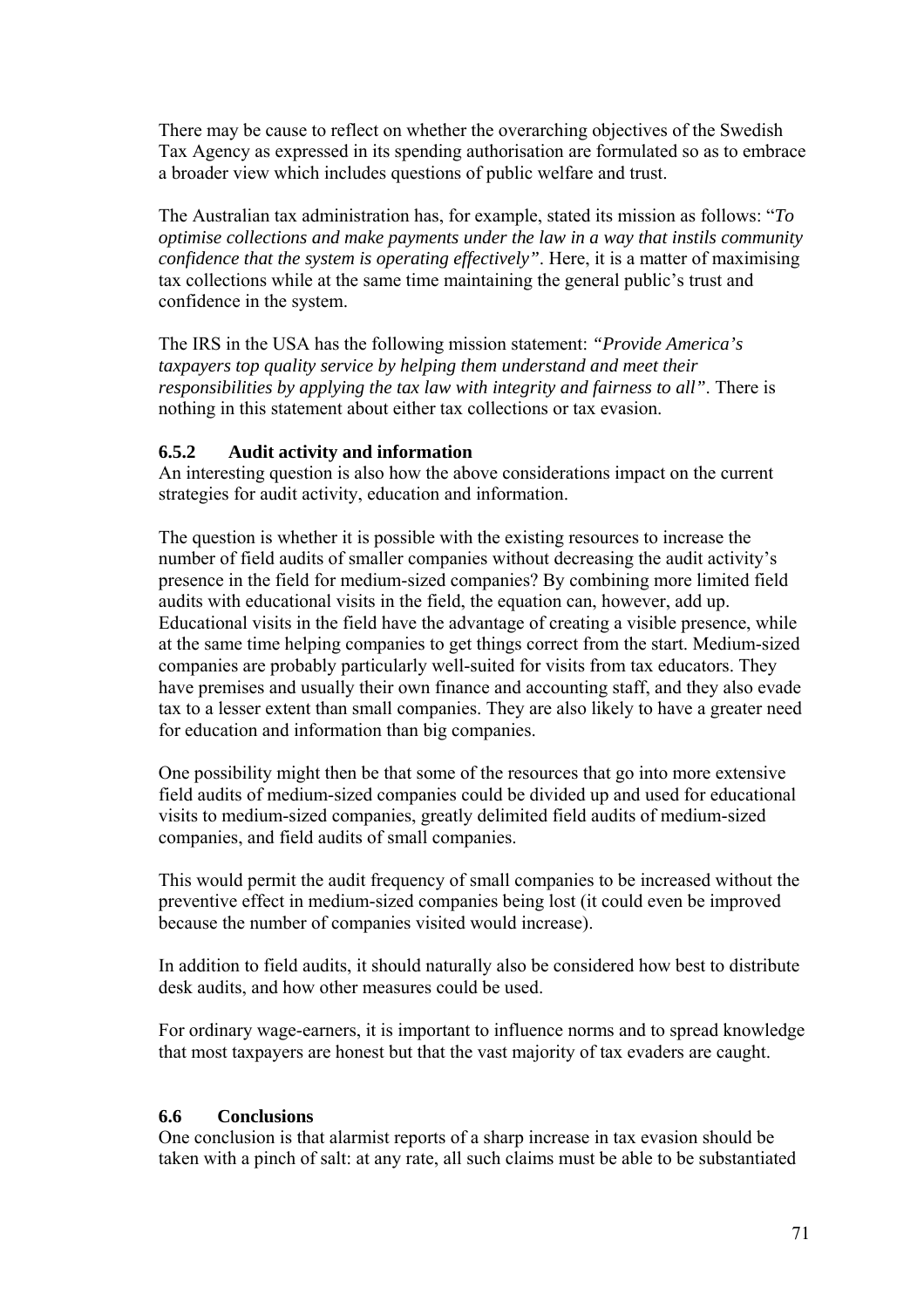There may be cause to reflect on whether the overarching objectives of the Swedish Tax Agency as expressed in its spending authorisation are formulated so as to embrace a broader view which includes questions of public welfare and trust.

The Australian tax administration has, for example, stated its mission as follows: "*To optimise collections and make payments under the law in a way that instils community confidence that the system is operating effectively"*. Here, it is a matter of maximising tax collections while at the same time maintaining the general public's trust and confidence in the system.

The IRS in the USA has the following mission statement: *"Provide America's taxpayers top quality service by helping them understand and meet their responsibilities by applying the tax law with integrity and fairness to all"*. There is nothing in this statement about either tax collections or tax evasion.

### 6.5.2 Audit activity and information

An interesting question is also how the above considerations impact on the current strategies for audit activity, education and information.

The question is whether it is possible with the existing resources to increase the number of field audits of smaller companies without decreasing the audit activity's presence in the field for medium-sized companies? By combining more limited field audits with educational visits in the field, the equation can, however, add up. Educational visits in the field have the advantage of creating a visible presence, while at the same time helping companies to get things correct from the start. Medium-sized companies are probably particularly well-suited for visits from tax educators. They have premises and usually their own finance and accounting staff, and they also evade tax to a lesser extent than small companies. They are also likely to have a greater need for education and information than big companies.

One possibility might then be that some of the resources that go into more extensive field audits of medium-sized companies could be divided up and used for educational visits to medium-sized companies, greatly delimited field audits of medium-sized companies, and field audits of small companies.

This would permit the audit frequency of small companies to be increased without the preventive effect in medium-sized companies being lost (it could even be improved because the number of companies visited would increase).

In addition to field audits, it should naturally also be considered how best to distribute desk audits, and how other measures could be used.

For ordinary wage-earners, it is important to influence norms and to spread knowledge that most taxpayers are honest but that the vast majority of tax evaders are caught.

## 6.6 Conclusions

One conclusion is that alarmist reports of a sharp increase in tax evasion should be taken with a pinch of salt: at any rate, all such claims must be able to be substantiated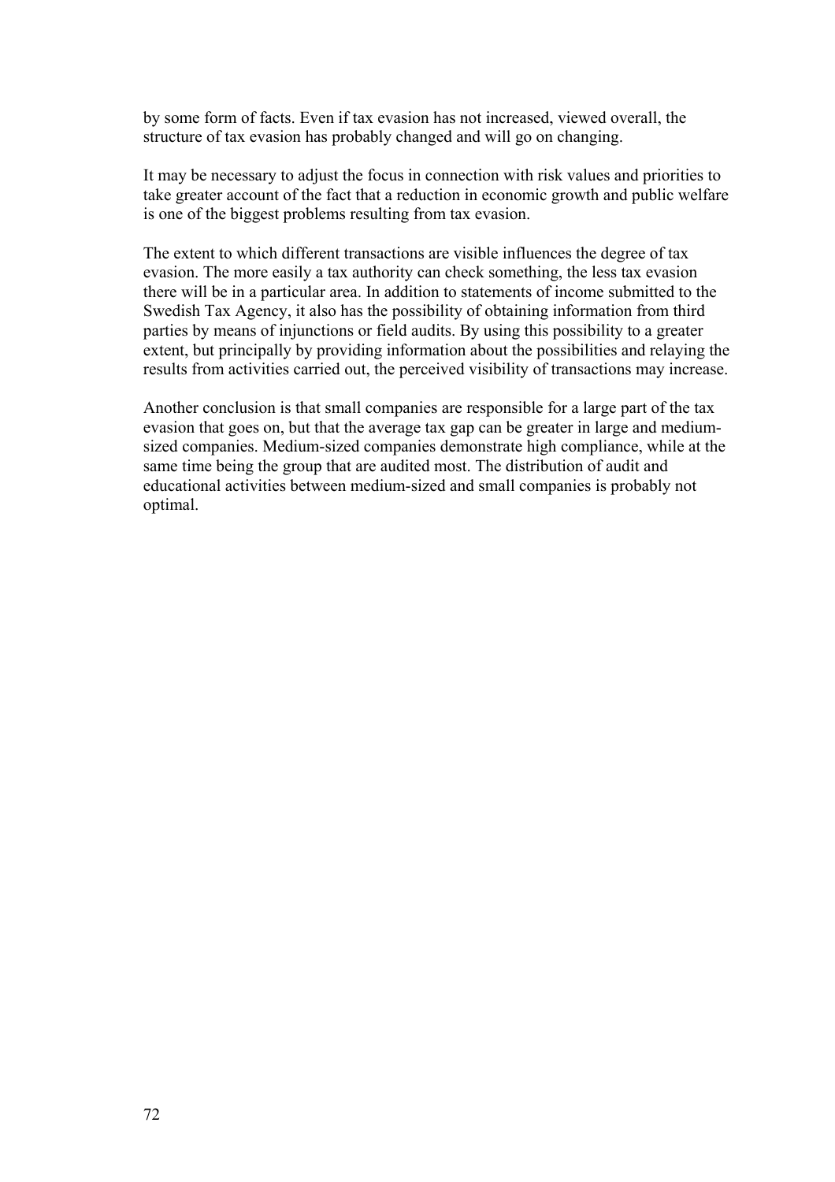by some form of facts. Even if tax evasion has not increased, viewed overall, the structure of tax evasion has probably changed and will go on changing.

It may be necessary to adjust the focus in connection with risk values and priorities to take greater account of the fact that a reduction in economic growth and public welfare is one of the biggest problems resulting from tax evasion.

The extent to which different transactions are visible influences the degree of tax evasion. The more easily a tax authority can check something, the less tax evasion there will be in a particular area. In addition to statements of income submitted to the Swedish Tax Agency, it also has the possibility of obtaining information from third parties by means of injunctions or field audits. By using this possibility to a greater extent, but principally by providing information about the possibilities and relaying the results from activities carried out, the perceived visibility of transactions may increase.

Another conclusion is that small companies are responsible for a large part of the tax evasion that goes on, but that the average tax gap can be greater in large and medium-sized companies. Medium-sized companies demonstrate high compliance, while at the same time being the group that are audited most. The distribution of audit and educational activities between medium-sized and small companies is probably not optimal.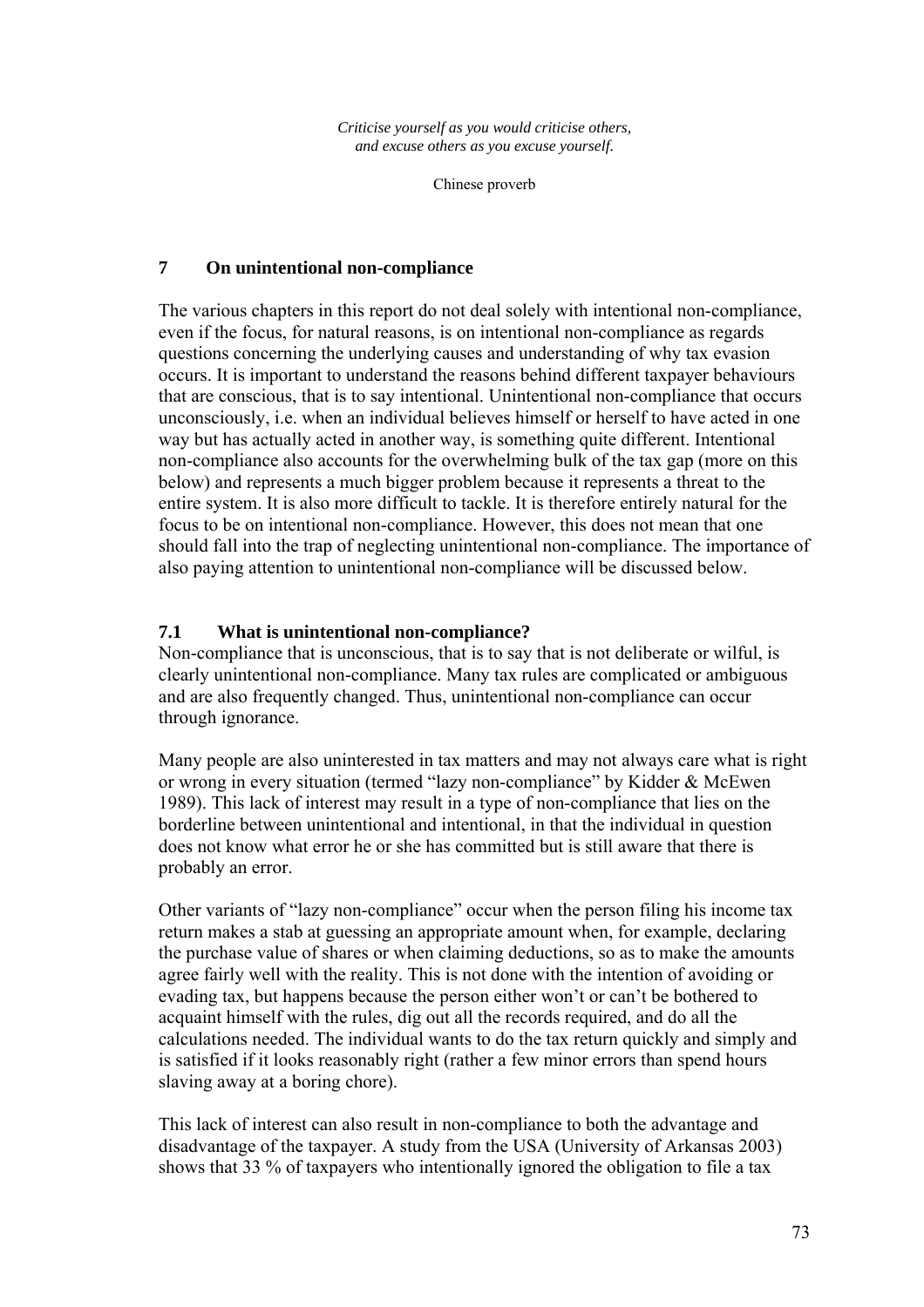*Criticise yourself as you would criticise others,*
*and excuse others as you excuse yourself.*

Chinese proverb

## 7 On unintentional non-compliance

The various chapters in this report do not deal solely with intentional non-compliance, even if the focus, for natural reasons, is on intentional non-compliance as regards questions concerning the underlying causes and understanding of why tax evasion occurs. It is important to understand the reasons behind different taxpayer behaviours that are conscious, that is to say intentional. Unintentional non-compliance that occurs unconsciously, i.e. when an individual believes himself or herself to have acted in one way but has actually acted in another way, is something quite different. Intentional non-compliance also accounts for the overwhelming bulk of the tax gap (more on this below) and represents a much bigger problem because it represents a threat to the entire system. It is also more difficult to tackle. It is therefore entirely natural for the focus to be on intentional non-compliance. However, this does not mean that one should fall into the trap of neglecting unintentional non-compliance. The importance of also paying attention to unintentional non-compliance will be discussed below.

### 7.1 What is unintentional non-compliance?

Non-compliance that is unconscious, that is to say that is not deliberate or wilful, is clearly unintentional non-compliance. Many tax rules are complicated or ambiguous and are also frequently changed. Thus, unintentional non-compliance can occur through ignorance.

Many people are also uninterested in tax matters and may not always care what is right or wrong in every situation (termed "lazy non-compliance" by Kidder & McEwen 1989). This lack of interest may result in a type of non-compliance that lies on the borderline between unintentional and intentional, in that the individual in question does not know what error he or she has committed but is still aware that there is probably an error.

Other variants of "lazy non-compliance" occur when the person filing his income tax return makes a stab at guessing an appropriate amount when, for example, declaring the purchase value of shares or when claiming deductions, so as to make the amounts agree fairly well with the reality. This is not done with the intention of avoiding or evading tax, but happens because the person either won't or can't be bothered to acquaint himself with the rules, dig out all the records required, and do all the calculations needed. The individual wants to do the tax return quickly and simply and is satisfied if it looks reasonably right (rather a few minor errors than spend hours slaving away at a boring chore).

This lack of interest can also result in non-compliance to both the advantage and disadvantage of the taxpayer. A study from the USA (University of Arkansas 2003) shows that 33 % of taxpayers who intentionally ignored the obligation to file a tax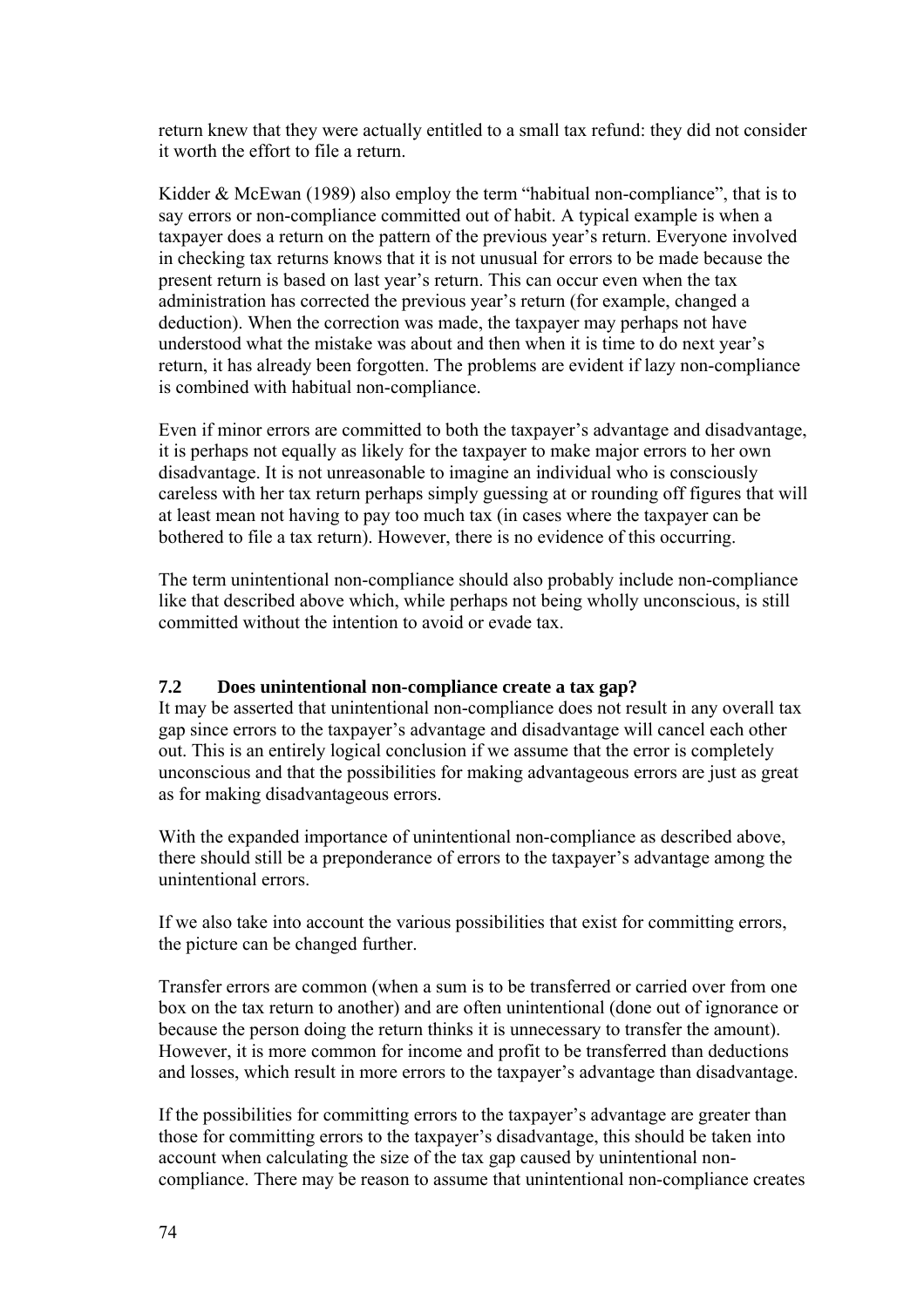return knew that they were actually entitled to a small tax refund: they did not consider it worth the effort to file a return.

Kidder & McEwan (1989) also employ the term "habitual non-compliance", that is to say errors or non-compliance committed out of habit. A typical example is when a taxpayer does a return on the pattern of the previous year's return. Everyone involved in checking tax returns knows that it is not unusual for errors to be made because the present return is based on last year's return. This can occur even when the tax administration has corrected the previous year's return (for example, changed a deduction). When the correction was made, the taxpayer may perhaps not have understood what the mistake was about and then when it is time to do next year's return, it has already been forgotten. The problems are evident if lazy non-compliance is combined with habitual non-compliance.

Even if minor errors are committed to both the taxpayer's advantage and disadvantage, it is perhaps not equally as likely for the taxpayer to make major errors to her own disadvantage. It is not unreasonable to imagine an individual who is consciously careless with her tax return perhaps simply guessing at or rounding off figures that will at least mean not having to pay too much tax (in cases where the taxpayer can be bothered to file a tax return). However, there is no evidence of this occurring.

The term unintentional non-compliance should also probably include non-compliance like that described above which, while perhaps not being wholly unconscious, is still committed without the intention to avoid or evade tax.

### 7.2 Does unintentional non-compliance create a tax gap?

It may be asserted that unintentional non-compliance does not result in any overall tax gap since errors to the taxpayer's advantage and disadvantage will cancel each other out. This is an entirely logical conclusion if we assume that the error is completely unconscious and that the possibilities for making advantageous errors are just as great as for making disadvantageous errors.

With the expanded importance of unintentional non-compliance as described above, there should still be a preponderance of errors to the taxpayer's advantage among the unintentional errors.

If we also take into account the various possibilities that exist for committing errors, the picture can be changed further.

Transfer errors are common (when a sum is to be transferred or carried over from one box on the tax return to another) and are often unintentional (done out of ignorance or because the person doing the return thinks it is unnecessary to transfer the amount). However, it is more common for income and profit to be transferred than deductions and losses, which result in more errors to the taxpayer's advantage than disadvantage.

If the possibilities for committing errors to the taxpayer's advantage are greater than those for committing errors to the taxpayer's disadvantage, this should be taken into account when calculating the size of the tax gap caused by unintentional non-compliance. There may be reason to assume that unintentional non-compliance creates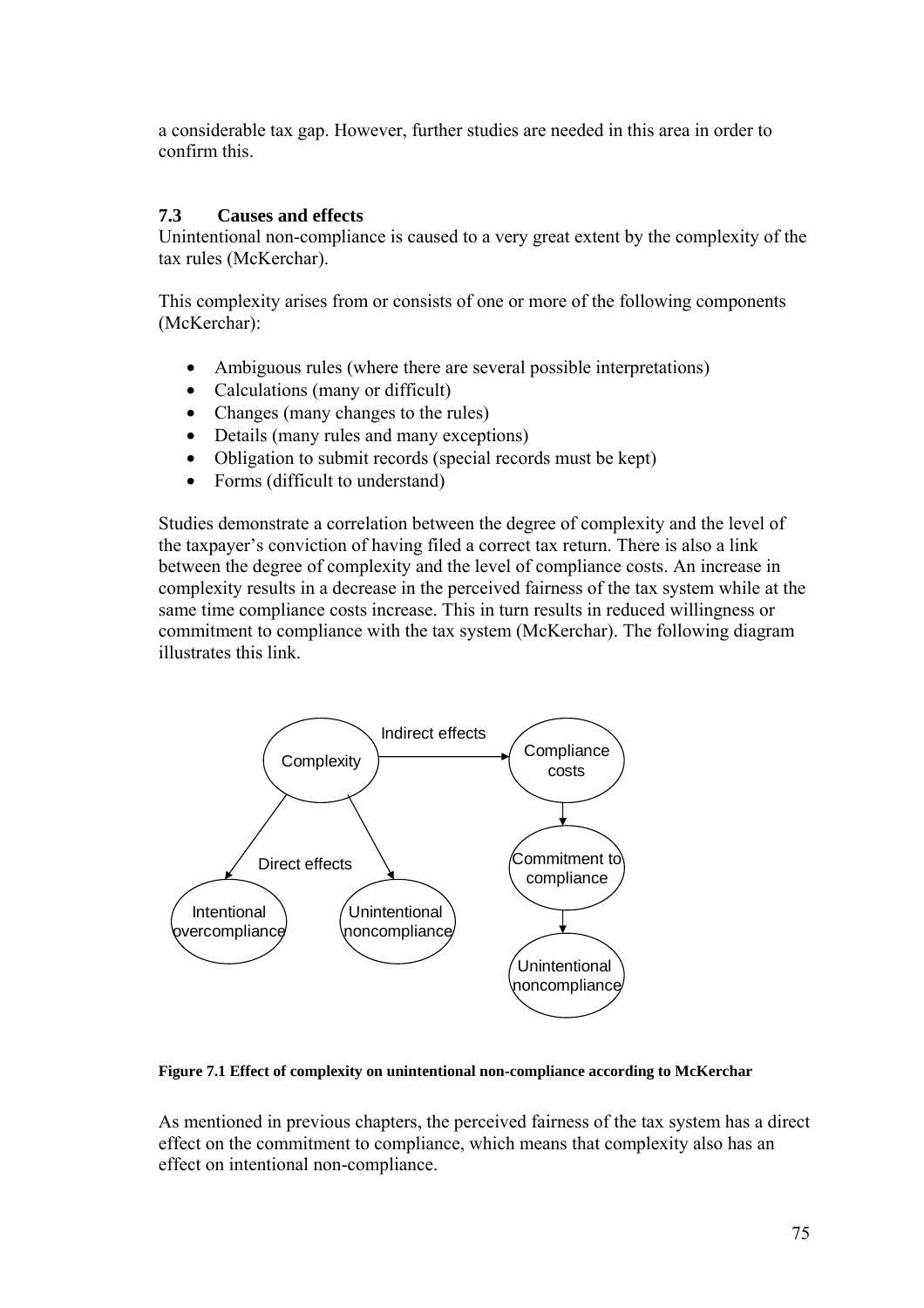a considerable tax gap. However, further studies are needed in this area in order to confirm this.

### 7.3 Causes and effects

Unintentional non-compliance is caused to a very great extent by the complexity of the tax rules (McKerchar).

This complexity arises from or consists of one or more of the following components (McKerchar):

- Ambiguous rules (where there are several possible interpretations)
- Calculations (many or difficult)
- Changes (many changes to the rules)
- Details (many rules and many exceptions)
- Obligation to submit records (special records must be kept)
- Forms (difficult to understand)

Studies demonstrate a correlation between the degree of complexity and the level of the taxpayer's conviction of having filed a correct tax return. There is also a link between the degree of complexity and the level of compliance costs. An increase in complexity results in a decrease in the perceived fairness of the tax system while at the same time compliance costs increase. This in turn results in reduced willingness or commitment to compliance with the tax system (McKerchar). The following diagram illustrates this link.

Complexity → (Indirect effects) → Compliance costs → Commitment to compliance → Unintentional noncompliance

Complexity → (Direct effects) → Intentional overcompliance; Unintentional noncompliance

**Figure 7.1 Effect of complexity on unintentional non-compliance according to McKerchar**

As mentioned in previous chapters, the perceived fairness of the tax system has a direct effect on the commitment to compliance, which means that complexity also has an effect on intentional non-compliance.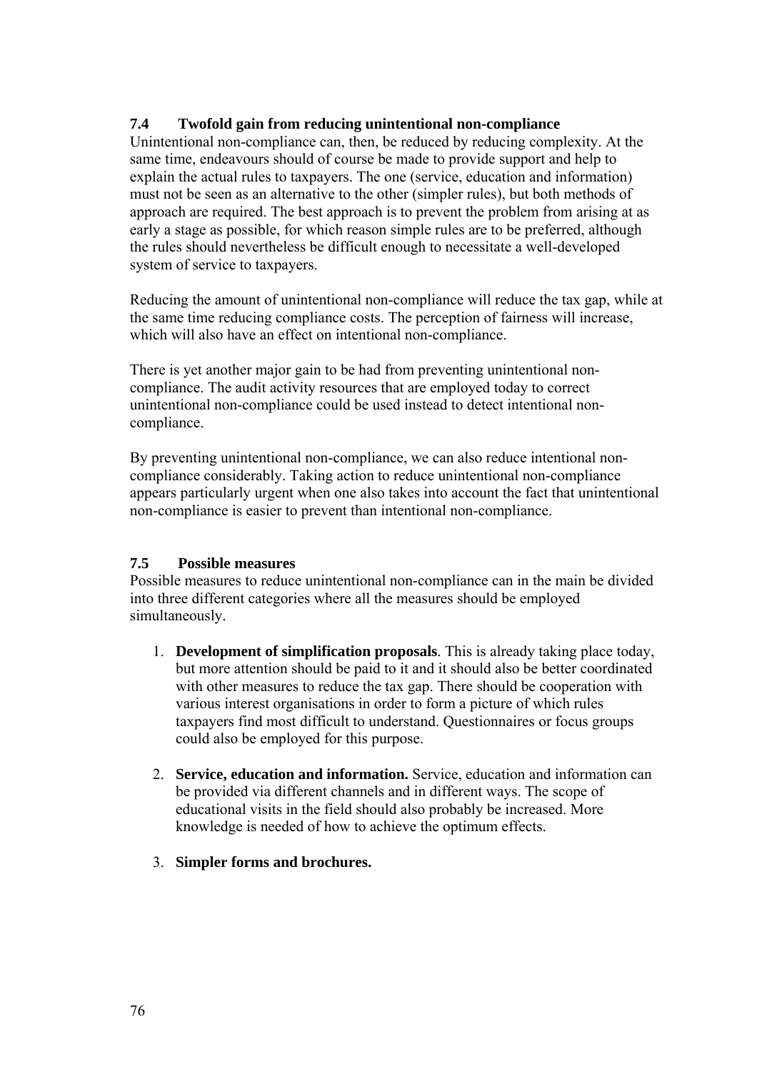### 7.4 Twofold gain from reducing unintentional non-compliance

Unintentional non-compliance can, then, be reduced by reducing complexity. At the same time, endeavours should of course be made to provide support and help to explain the actual rules to taxpayers. The one (service, education and information) must not be seen as an alternative to the other (simpler rules), but both methods of approach are required. The best approach is to prevent the problem from arising at as early a stage as possible, for which reason simple rules are to be preferred, although the rules should nevertheless be difficult enough to necessitate a well-developed system of service to taxpayers.

Reducing the amount of unintentional non-compliance will reduce the tax gap, while at the same time reducing compliance costs. The perception of fairness will increase, which will also have an effect on intentional non-compliance.

There is yet another major gain to be had from preventing unintentional non-compliance. The audit activity resources that are employed today to correct unintentional non-compliance could be used instead to detect intentional non-compliance.

By preventing unintentional non-compliance, we can also reduce intentional non-compliance considerably. Taking action to reduce unintentional non-compliance appears particularly urgent when one also takes into account the fact that unintentional non-compliance is easier to prevent than intentional non-compliance.

### 7.5 Possible measures

Possible measures to reduce unintentional non-compliance can in the main be divided into three different categories where all the measures should be employed simultaneously.

1. **Development of simplification proposals**. This is already taking place today, but more attention should be paid to it and it should also be better coordinated with other measures to reduce the tax gap. There should be cooperation with various interest organisations in order to form a picture of which rules taxpayers find most difficult to understand. Questionnaires or focus groups could also be employed for this purpose.

2. **Service, education and information.** Service, education and information can be provided via different channels and in different ways. The scope of educational visits in the field should also probably be increased. More knowledge is needed of how to achieve the optimum effects.

3. **Simpler forms and brochures.**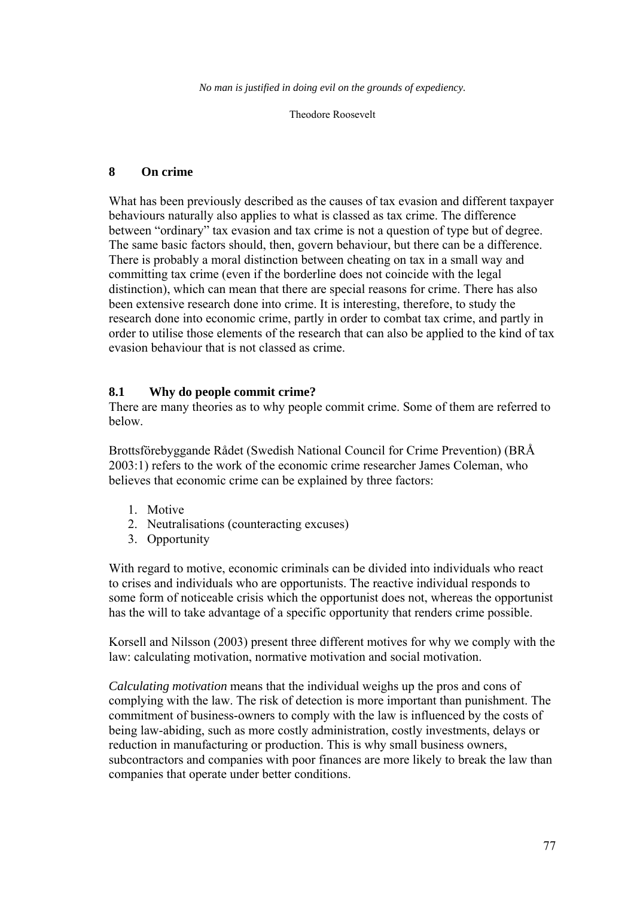*No man is justified in doing evil on the grounds of expediency.*

Theodore Roosevelt

# 8 On crime

What has been previously described as the causes of tax evasion and different taxpayer behaviours naturally also applies to what is classed as tax crime. The difference between "ordinary" tax evasion and tax crime is not a question of type but of degree. The same basic factors should, then, govern behaviour, but there can be a difference. There is probably a moral distinction between cheating on tax in a small way and committing tax crime (even if the borderline does not coincide with the legal distinction), which can mean that there are special reasons for crime. There has also been extensive research done into crime. It is interesting, therefore, to study the research done into economic crime, partly in order to combat tax crime, and partly in order to utilise those elements of the research that can also be applied to the kind of tax evasion behaviour that is not classed as crime.

## 8.1 Why do people commit crime?

There are many theories as to why people commit crime. Some of them are referred to below.

Brottsförebyggande Rådet (Swedish National Council for Crime Prevention) (BRÅ 2003:1) refers to the work of the economic crime researcher James Coleman, who believes that economic crime can be explained by three factors:

1. Motive
2. Neutralisations (counteracting excuses)
3. Opportunity

With regard to motive, economic criminals can be divided into individuals who react to crises and individuals who are opportunists. The reactive individual responds to some form of noticeable crisis which the opportunist does not, whereas the opportunist has the will to take advantage of a specific opportunity that renders crime possible.

Korsell and Nilsson (2003) present three different motives for why we comply with the law: calculating motivation, normative motivation and social motivation.

*Calculating motivation* means that the individual weighs up the pros and cons of complying with the law. The risk of detection is more important than punishment. The commitment of business-owners to comply with the law is influenced by the costs of being law-abiding, such as more costly administration, costly investments, delays or reduction in manufacturing or production. This is why small business owners, subcontractors and companies with poor finances are more likely to break the law than companies that operate under better conditions.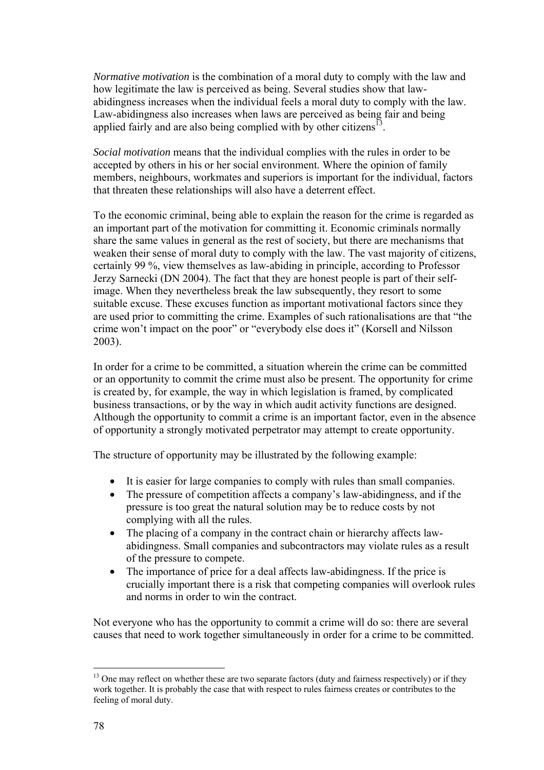*Normative motivation* is the combination of a moral duty to comply with the law and how legitimate the law is perceived as being. Several studies show that law-abidingness increases when the individual feels a moral duty to comply with the law. Law-abidingness also increases when laws are perceived as being fair and being applied fairly and are also being complied with by other citizens[13].

*Social motivation* means that the individual complies with the rules in order to be accepted by others in his or her social environment. Where the opinion of family members, neighbours, workmates and superiors is important for the individual, factors that threaten these relationships will also have a deterrent effect.

To the economic criminal, being able to explain the reason for the crime is regarded as an important part of the motivation for committing it. Economic criminals normally share the same values in general as the rest of society, but there are mechanisms that weaken their sense of moral duty to comply with the law. The vast majority of citizens, certainly 99 %, view themselves as law-abiding in principle, according to Professor Jerzy Sarnecki (DN 2004). The fact that they are honest people is part of their self-image. When they nevertheless break the law subsequently, they resort to some suitable excuse. These excuses function as important motivational factors since they are used prior to committing the crime. Examples of such rationalisations are that "the crime won't impact on the poor" or "everybody else does it" (Korsell and Nilsson 2003).

In order for a crime to be committed, a situation wherein the crime can be committed or an opportunity to commit the crime must also be present. The opportunity for crime is created by, for example, the way in which legislation is framed, by complicated business transactions, or by the way in which audit activity functions are designed. Although the opportunity to commit a crime is an important factor, even in the absence of opportunity a strongly motivated perpetrator may attempt to create opportunity.

The structure of opportunity may be illustrated by the following example:

- It is easier for large companies to comply with rules than small companies.
- The pressure of competition affects a company's law-abidingness, and if the pressure is too great the natural solution may be to reduce costs by not complying with all the rules.
- The placing of a company in the contract chain or hierarchy affects law-abidingness. Small companies and subcontractors may violate rules as a result of the pressure to compete.
- The importance of price for a deal affects law-abidingness. If the price is crucially important there is a risk that competing companies will overlook rules and norms in order to win the contract.

Not everyone who has the opportunity to commit a crime will do so: there are several causes that need to work together simultaneously in order for a crime to be committed.

---

[13] One may reflect on whether these are two separate factors (duty and fairness respectively) or if they work together. It is probably the case that with respect to rules fairness creates or contributes to the feeling of moral duty.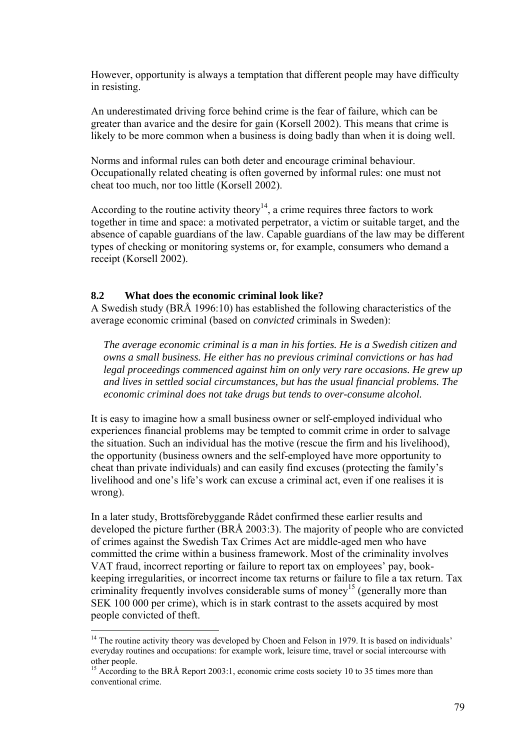However, opportunity is always a temptation that different people may have difficulty in resisting.

An underestimated driving force behind crime is the fear of failure, which can be greater than avarice and the desire for gain (Korsell 2002). This means that crime is likely to be more common when a business is doing badly than when it is doing well.

Norms and informal rules can both deter and encourage criminal behaviour. Occupationally related cheating is often governed by informal rules: one must not cheat too much, nor too little (Korsell 2002).

According to the routine activity theory[14], a crime requires three factors to work together in time and space: a motivated perpetrator, a victim or suitable target, and the absence of capable guardians of the law. Capable guardians of the law may be different types of checking or monitoring systems or, for example, consumers who demand a receipt (Korsell 2002).

## 8.2 What does the economic criminal look like?

A Swedish study (BRÅ 1996:10) has established the following characteristics of the average economic criminal (based on *convicted* criminals in Sweden):

> *The average economic criminal is a man in his forties. He is a Swedish citizen and owns a small business. He either has no previous criminal convictions or has had legal proceedings commenced against him on only very rare occasions. He grew up and lives in settled social circumstances, but has the usual financial problems. The economic criminal does not take drugs but tends to over-consume alcohol.*

It is easy to imagine how a small business owner or self-employed individual who experiences financial problems may be tempted to commit crime in order to salvage the situation. Such an individual has the motive (rescue the firm and his livelihood), the opportunity (business owners and the self-employed have more opportunity to cheat than private individuals) and can easily find excuses (protecting the family's livelihood and one's life's work can excuse a criminal act, even if one realises it is wrong).

In a later study, Brottsförebyggande Rådet confirmed these earlier results and developed the picture further (BRÅ 2003:3). The majority of people who are convicted of crimes against the Swedish Tax Crimes Act are middle-aged men who have committed the crime within a business framework. Most of the criminality involves VAT fraud, incorrect reporting or failure to report tax on employees' pay, book-keeping irregularities, or incorrect income tax returns or failure to file a tax return. Tax criminality frequently involves considerable sums of money[15] (generally more than SEK 100 000 per crime), which is in stark contrast to the assets acquired by most people convicted of theft.

---

[14] The routine activity theory was developed by Choen and Felson in 1979. It is based on individuals' everyday routines and occupations: for example work, leisure time, travel or social intercourse with other people.

[15] According to the BRÅ Report 2003:1, economic crime costs society 10 to 35 times more than conventional crime.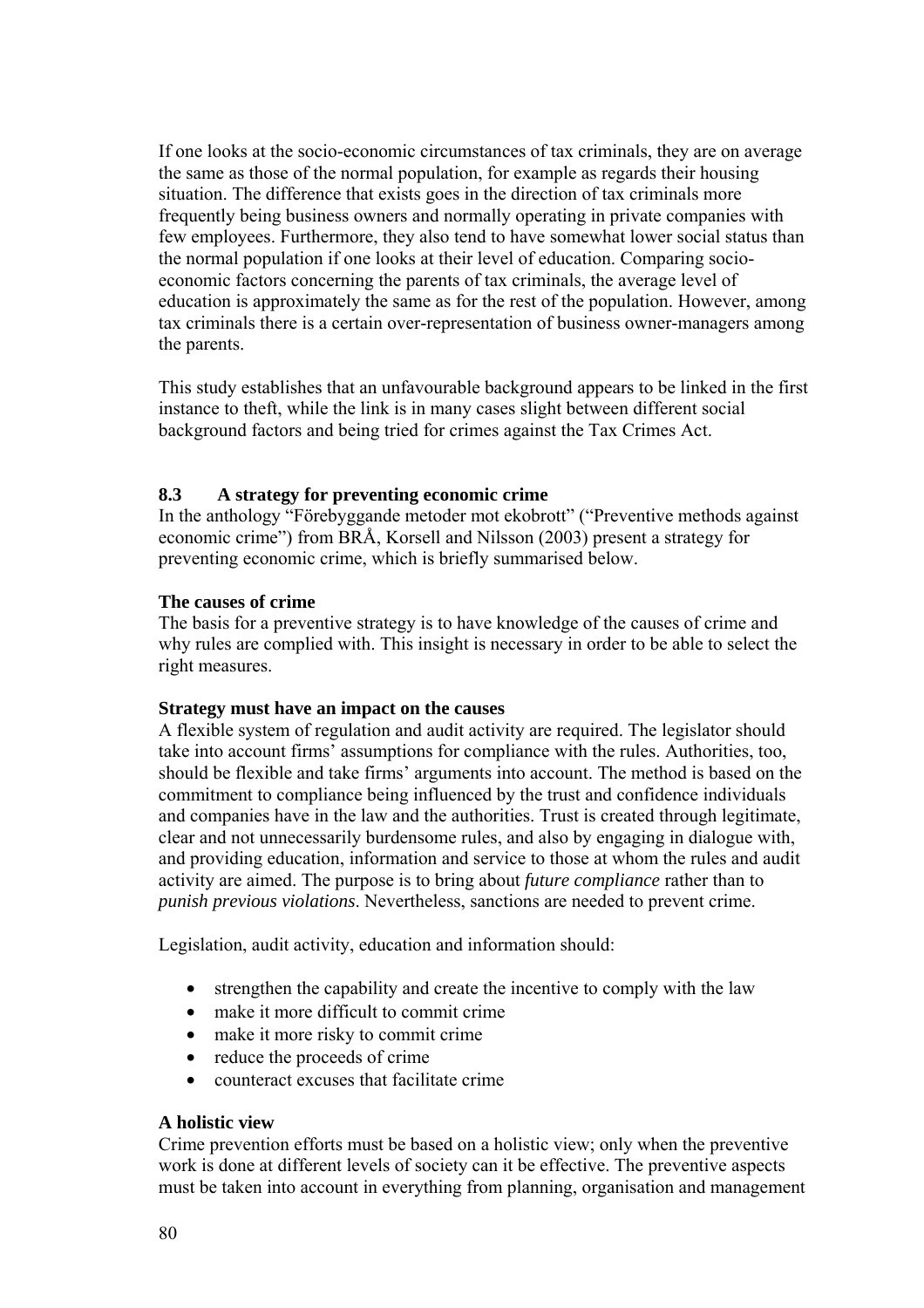If one looks at the socio-economic circumstances of tax criminals, they are on average the same as those of the normal population, for example as regards their housing situation. The difference that exists goes in the direction of tax criminals more frequently being business owners and normally operating in private companies with few employees. Furthermore, they also tend to have somewhat lower social status than the normal population if one looks at their level of education. Comparing socio-economic factors concerning the parents of tax criminals, the average level of education is approximately the same as for the rest of the population. However, among tax criminals there is a certain over-representation of business owner-managers among the parents.

This study establishes that an unfavourable background appears to be linked in the first instance to theft, while the link is in many cases slight between different social background factors and being tried for crimes against the Tax Crimes Act.

### 8.3 A strategy for preventing economic crime

In the anthology "Förebyggande metoder mot ekobrott" ("Preventive methods against economic crime") from BRÅ, Korsell and Nilsson (2003) present a strategy for preventing economic crime, which is briefly summarised below.

**The causes of crime**

The basis for a preventive strategy is to have knowledge of the causes of crime and why rules are complied with. This insight is necessary in order to be able to select the right measures.

**Strategy must have an impact on the causes**

A flexible system of regulation and audit activity are required. The legislator should take into account firms' assumptions for compliance with the rules. Authorities, too, should be flexible and take firms' arguments into account. The method is based on the commitment to compliance being influenced by the trust and confidence individuals and companies have in the law and the authorities. Trust is created through legitimate, clear and not unnecessarily burdensome rules, and also by engaging in dialogue with, and providing education, information and service to those at whom the rules and audit activity are aimed. The purpose is to bring about *future compliance* rather than to *punish previous violations*. Nevertheless, sanctions are needed to prevent crime.

Legislation, audit activity, education and information should:

- strengthen the capability and create the incentive to comply with the law
- make it more difficult to commit crime
- make it more risky to commit crime
- reduce the proceeds of crime
- counteract excuses that facilitate crime

**A holistic view**

Crime prevention efforts must be based on a holistic view; only when the preventive work is done at different levels of society can it be effective. The preventive aspects must be taken into account in everything from planning, organisation and management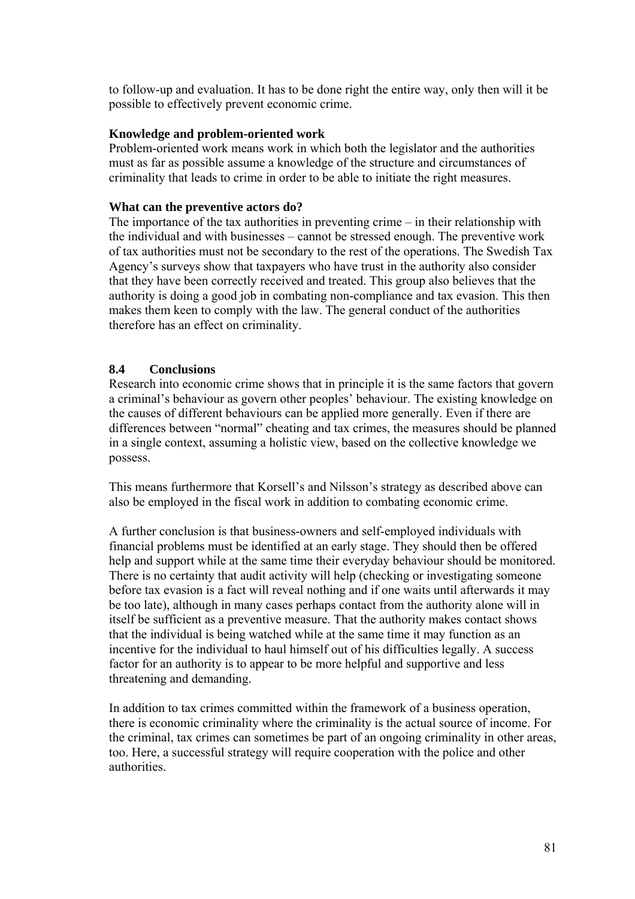to follow-up and evaluation. It has to be done right the entire way, only then will it be possible to effectively prevent economic crime.

**Knowledge and problem-oriented work**

Problem-oriented work means work in which both the legislator and the authorities must as far as possible assume a knowledge of the structure and circumstances of criminality that leads to crime in order to be able to initiate the right measures.

**What can the preventive actors do?**

The importance of the tax authorities in preventing crime – in their relationship with the individual and with businesses – cannot be stressed enough. The preventive work of tax authorities must not be secondary to the rest of the operations. The Swedish Tax Agency's surveys show that taxpayers who have trust in the authority also consider that they have been correctly received and treated. This group also believes that the authority is doing a good job in combating non-compliance and tax evasion. This then makes them keen to comply with the law. The general conduct of the authorities therefore has an effect on criminality.

## 8.4 Conclusions

Research into economic crime shows that in principle it is the same factors that govern a criminal's behaviour as govern other peoples' behaviour. The existing knowledge on the causes of different behaviours can be applied more generally. Even if there are differences between "normal" cheating and tax crimes, the measures should be planned in a single context, assuming a holistic view, based on the collective knowledge we possess.

This means furthermore that Korsell's and Nilsson's strategy as described above can also be employed in the fiscal work in addition to combating economic crime.

A further conclusion is that business-owners and self-employed individuals with financial problems must be identified at an early stage. They should then be offered help and support while at the same time their everyday behaviour should be monitored. There is no certainty that audit activity will help (checking or investigating someone before tax evasion is a fact will reveal nothing and if one waits until afterwards it may be too late), although in many cases perhaps contact from the authority alone will in itself be sufficient as a preventive measure. That the authority makes contact shows that the individual is being watched while at the same time it may function as an incentive for the individual to haul himself out of his difficulties legally. A success factor for an authority is to appear to be more helpful and supportive and less threatening and demanding.

In addition to tax crimes committed within the framework of a business operation, there is economic criminality where the criminality is the actual source of income. For the criminal, tax crimes can sometimes be part of an ongoing criminality in other areas, too. Here, a successful strategy will require cooperation with the police and other authorities.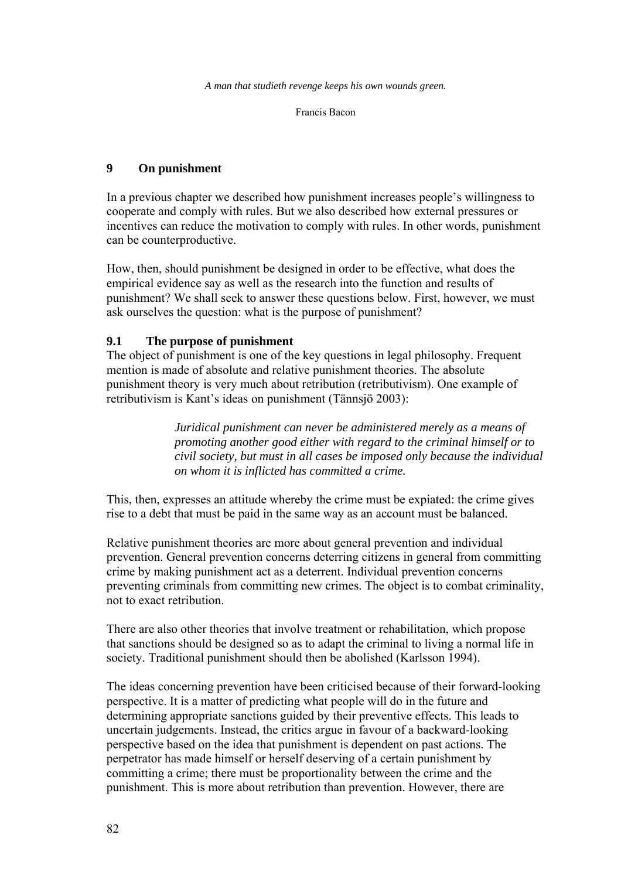*A man that studieth revenge keeps his own wounds green.*

Francis Bacon

# 9 On punishment

In a previous chapter we described how punishment increases people's willingness to cooperate and comply with rules. But we also described how external pressures or incentives can reduce the motivation to comply with rules. In other words, punishment can be counterproductive.

How, then, should punishment be designed in order to be effective, what does the empirical evidence say as well as the research into the function and results of punishment? We shall seek to answer these questions below. First, however, we must ask ourselves the question: what is the purpose of punishment?

## 9.1 The purpose of punishment

The object of punishment is one of the key questions in legal philosophy. Frequent mention is made of absolute and relative punishment theories. The absolute punishment theory is very much about retribution (retributivism). One example of retributivism is Kant's ideas on punishment (Tännsjö 2003):

> *Juridical punishment can never be administered merely as a means of promoting another good either with regard to the criminal himself or to civil society, but must in all cases be imposed only because the individual on whom it is inflicted has committed a crime.*

This, then, expresses an attitude whereby the crime must be expiated: the crime gives rise to a debt that must be paid in the same way as an account must be balanced.

Relative punishment theories are more about general prevention and individual prevention. General prevention concerns deterring citizens in general from committing crime by making punishment act as a deterrent. Individual prevention concerns preventing criminals from committing new crimes. The object is to combat criminality, not to exact retribution.

There are also other theories that involve treatment or rehabilitation, which propose that sanctions should be designed so as to adapt the criminal to living a normal life in society. Traditional punishment should then be abolished (Karlsson 1994).

The ideas concerning prevention have been criticised because of their forward-looking perspective. It is a matter of predicting what people will do in the future and determining appropriate sanctions guided by their preventive effects. This leads to uncertain judgements. Instead, the critics argue in favour of a backward-looking perspective based on the idea that punishment is dependent on past actions. The perpetrator has made himself or herself deserving of a certain punishment by committing a crime; there must be proportionality between the crime and the punishment. This is more about retribution than prevention. However, there are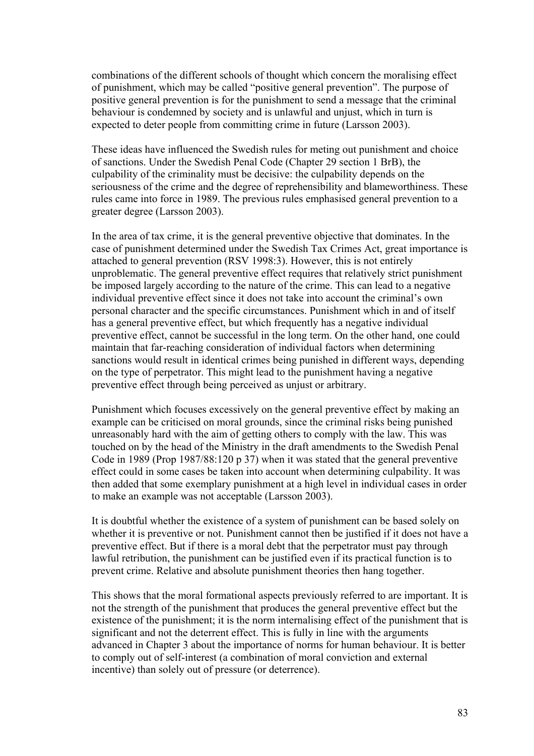combinations of the different schools of thought which concern the moralising effect of punishment, which may be called "positive general prevention". The purpose of positive general prevention is for the punishment to send a message that the criminal behaviour is condemned by society and is unlawful and unjust, which in turn is expected to deter people from committing crime in future (Larsson 2003).

These ideas have influenced the Swedish rules for meting out punishment and choice of sanctions. Under the Swedish Penal Code (Chapter 29 section 1 BrB), the culpability of the criminality must be decisive: the culpability depends on the seriousness of the crime and the degree of reprehensibility and blameworthiness. These rules came into force in 1989. The previous rules emphasised general prevention to a greater degree (Larsson 2003).

In the area of tax crime, it is the general preventive objective that dominates. In the case of punishment determined under the Swedish Tax Crimes Act, great importance is attached to general prevention (RSV 1998:3). However, this is not entirely unproblematic. The general preventive effect requires that relatively strict punishment be imposed largely according to the nature of the crime. This can lead to a negative individual preventive effect since it does not take into account the criminal's own personal character and the specific circumstances. Punishment which in and of itself has a general preventive effect, but which frequently has a negative individual preventive effect, cannot be successful in the long term. On the other hand, one could maintain that far-reaching consideration of individual factors when determining sanctions would result in identical crimes being punished in different ways, depending on the type of perpetrator. This might lead to the punishment having a negative preventive effect through being perceived as unjust or arbitrary.

Punishment which focuses excessively on the general preventive effect by making an example can be criticised on moral grounds, since the criminal risks being punished unreasonably hard with the aim of getting others to comply with the law. This was touched on by the head of the Ministry in the draft amendments to the Swedish Penal Code in 1989 (Prop 1987/88:120 p 37) when it was stated that the general preventive effect could in some cases be taken into account when determining culpability. It was then added that some exemplary punishment at a high level in individual cases in order to make an example was not acceptable (Larsson 2003).

It is doubtful whether the existence of a system of punishment can be based solely on whether it is preventive or not. Punishment cannot then be justified if it does not have a preventive effect. But if there is a moral debt that the perpetrator must pay through lawful retribution, the punishment can be justified even if its practical function is to prevent crime. Relative and absolute punishment theories then hang together.

This shows that the moral formational aspects previously referred to are important. It is not the strength of the punishment that produces the general preventive effect but the existence of the punishment; it is the norm internalising effect of the punishment that is significant and not the deterrent effect. This is fully in line with the arguments advanced in Chapter 3 about the importance of norms for human behaviour. It is better to comply out of self-interest (a combination of moral conviction and external incentive) than solely out of pressure (or deterrence).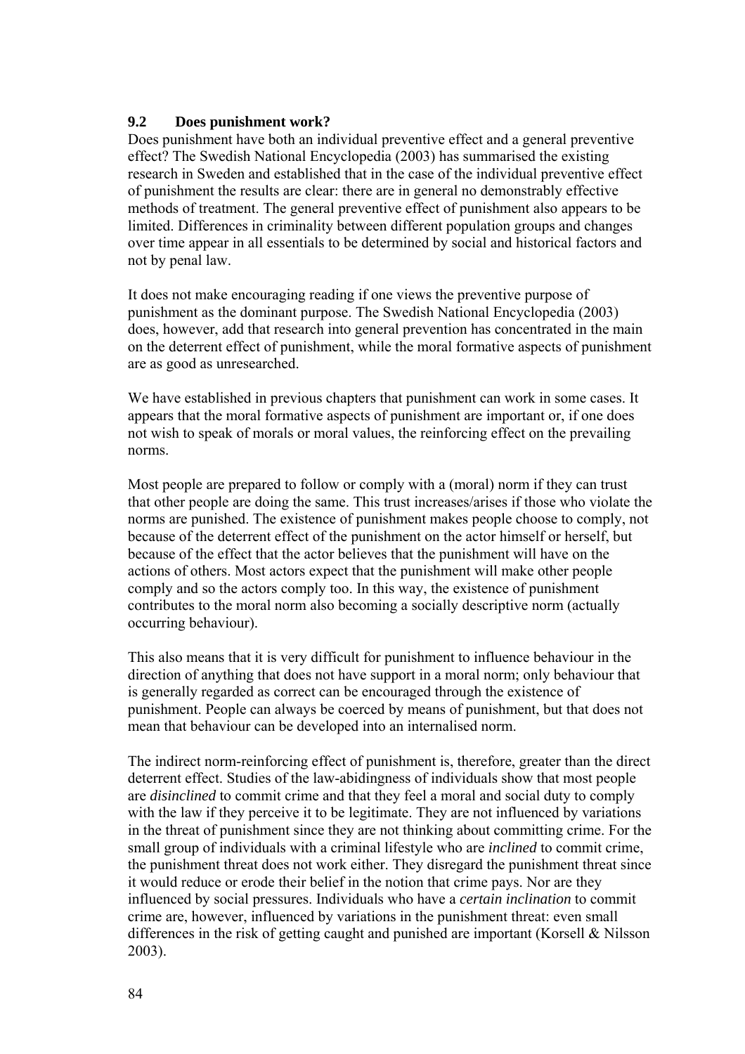## 9.2 Does punishment work?

Does punishment have both an individual preventive effect and a general preventive effect? The Swedish National Encyclopedia (2003) has summarised the existing research in Sweden and established that in the case of the individual preventive effect of punishment the results are clear: there are in general no demonstrably effective methods of treatment. The general preventive effect of punishment also appears to be limited. Differences in criminality between different population groups and changes over time appear in all essentials to be determined by social and historical factors and not by penal law.

It does not make encouraging reading if one views the preventive purpose of punishment as the dominant purpose. The Swedish National Encyclopedia (2003) does, however, add that research into general prevention has concentrated in the main on the deterrent effect of punishment, while the moral formative aspects of punishment are as good as unresearched.

We have established in previous chapters that punishment can work in some cases. It appears that the moral formative aspects of punishment are important or, if one does not wish to speak of morals or moral values, the reinforcing effect on the prevailing norms.

Most people are prepared to follow or comply with a (moral) norm if they can trust that other people are doing the same. This trust increases/arises if those who violate the norms are punished. The existence of punishment makes people choose to comply, not because of the deterrent effect of the punishment on the actor himself or herself, but because of the effect that the actor believes that the punishment will have on the actions of others. Most actors expect that the punishment will make other people comply and so the actors comply too. In this way, the existence of punishment contributes to the moral norm also becoming a socially descriptive norm (actually occurring behaviour).

This also means that it is very difficult for punishment to influence behaviour in the direction of anything that does not have support in a moral norm; only behaviour that is generally regarded as correct can be encouraged through the existence of punishment. People can always be coerced by means of punishment, but that does not mean that behaviour can be developed into an internalised norm.

The indirect norm-reinforcing effect of punishment is, therefore, greater than the direct deterrent effect. Studies of the law-abidingness of individuals show that most people are *disinclined* to commit crime and that they feel a moral and social duty to comply with the law if they perceive it to be legitimate. They are not influenced by variations in the threat of punishment since they are not thinking about committing crime. For the small group of individuals with a criminal lifestyle who are *inclined* to commit crime, the punishment threat does not work either. They disregard the punishment threat since it would reduce or erode their belief in the notion that crime pays. Nor are they influenced by social pressures. Individuals who have a *certain inclination* to commit crime are, however, influenced by variations in the punishment threat: even small differences in the risk of getting caught and punished are important (Korsell & Nilsson 2003).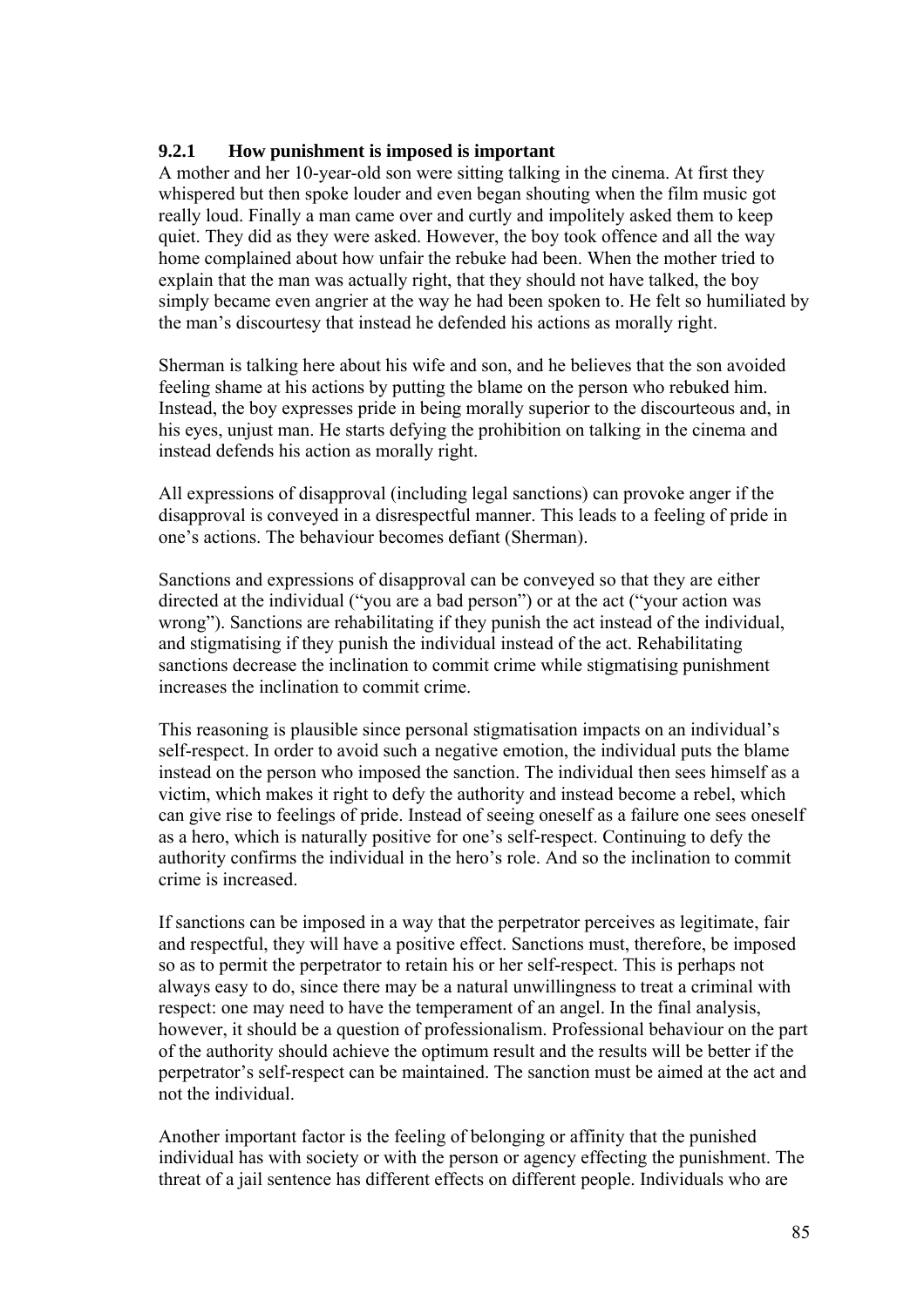### 9.2.1 How punishment is imposed is important

A mother and her 10-year-old son were sitting talking in the cinema. At first they whispered but then spoke louder and even began shouting when the film music got really loud. Finally a man came over and curtly and impolitely asked them to keep quiet. They did as they were asked. However, the boy took offence and all the way home complained about how unfair the rebuke had been. When the mother tried to explain that the man was actually right, that they should not have talked, the boy simply became even angrier at the way he had been spoken to. He felt so humiliated by the man's discourtesy that instead he defended his actions as morally right.

Sherman is talking here about his wife and son, and he believes that the son avoided feeling shame at his actions by putting the blame on the person who rebuked him. Instead, the boy expresses pride in being morally superior to the discourteous and, in his eyes, unjust man. He starts defying the prohibition on talking in the cinema and instead defends his action as morally right.

All expressions of disapproval (including legal sanctions) can provoke anger if the disapproval is conveyed in a disrespectful manner. This leads to a feeling of pride in one's actions. The behaviour becomes defiant (Sherman).

Sanctions and expressions of disapproval can be conveyed so that they are either directed at the individual ("you are a bad person") or at the act ("your action was wrong"). Sanctions are rehabilitating if they punish the act instead of the individual, and stigmatising if they punish the individual instead of the act. Rehabilitating sanctions decrease the inclination to commit crime while stigmatising punishment increases the inclination to commit crime.

This reasoning is plausible since personal stigmatisation impacts on an individual's self-respect. In order to avoid such a negative emotion, the individual puts the blame instead on the person who imposed the sanction. The individual then sees himself as a victim, which makes it right to defy the authority and instead become a rebel, which can give rise to feelings of pride. Instead of seeing oneself as a failure one sees oneself as a hero, which is naturally positive for one's self-respect. Continuing to defy the authority confirms the individual in the hero's role. And so the inclination to commit crime is increased.

If sanctions can be imposed in a way that the perpetrator perceives as legitimate, fair and respectful, they will have a positive effect. Sanctions must, therefore, be imposed so as to permit the perpetrator to retain his or her self-respect. This is perhaps not always easy to do, since there may be a natural unwillingness to treat a criminal with respect: one may need to have the temperament of an angel. In the final analysis, however, it should be a question of professionalism. Professional behaviour on the part of the authority should achieve the optimum result and the results will be better if the perpetrator's self-respect can be maintained. The sanction must be aimed at the act and not the individual.

Another important factor is the feeling of belonging or affinity that the punished individual has with society or with the person or agency effecting the punishment. The threat of a jail sentence has different effects on different people. Individuals who are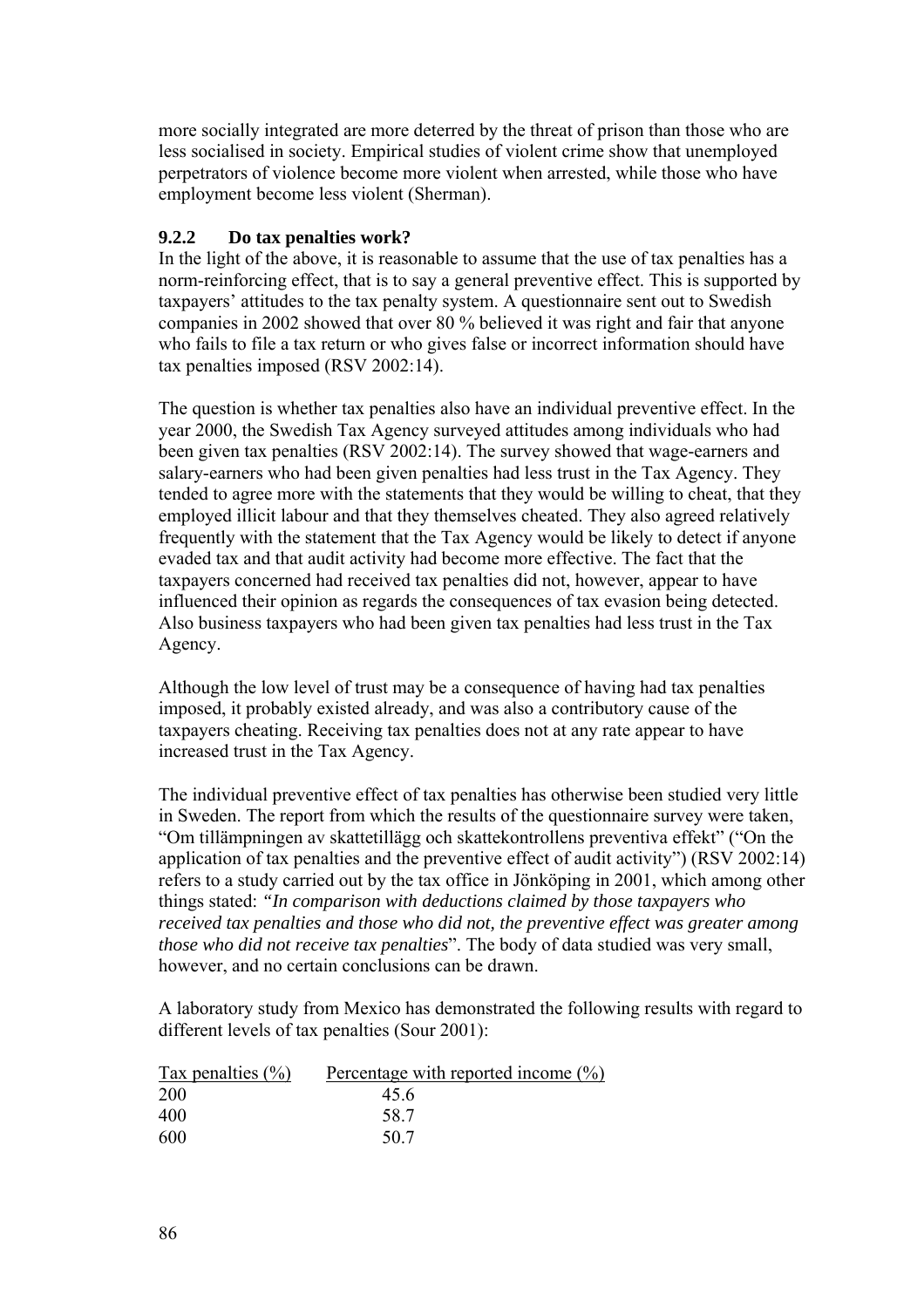more socially integrated are more deterred by the threat of prison than those who are less socialised in society. Empirical studies of violent crime show that unemployed perpetrators of violence become more violent when arrested, while those who have employment become less violent (Sherman).

### 9.2.2 Do tax penalties work?

In the light of the above, it is reasonable to assume that the use of tax penalties has a norm-reinforcing effect, that is to say a general preventive effect. This is supported by taxpayers' attitudes to the tax penalty system. A questionnaire sent out to Swedish companies in 2002 showed that over 80 % believed it was right and fair that anyone who fails to file a tax return or who gives false or incorrect information should have tax penalties imposed (RSV 2002:14).

The question is whether tax penalties also have an individual preventive effect. In the year 2000, the Swedish Tax Agency surveyed attitudes among individuals who had been given tax penalties (RSV 2002:14). The survey showed that wage-earners and salary-earners who had been given penalties had less trust in the Tax Agency. They tended to agree more with the statements that they would be willing to cheat, that they employed illicit labour and that they themselves cheated. They also agreed relatively frequently with the statement that the Tax Agency would be likely to detect if anyone evaded tax and that audit activity had become more effective. The fact that the taxpayers concerned had received tax penalties did not, however, appear to have influenced their opinion as regards the consequences of tax evasion being detected. Also business taxpayers who had been given tax penalties had less trust in the Tax Agency.

Although the low level of trust may be a consequence of having had tax penalties imposed, it probably existed already, and was also a contributory cause of the taxpayers cheating. Receiving tax penalties does not at any rate appear to have increased trust in the Tax Agency.

The individual preventive effect of tax penalties has otherwise been studied very little in Sweden. The report from which the results of the questionnaire survey were taken, "Om tillämpningen av skattetillägg och skattekontrollens preventiva effekt" ("On the application of tax penalties and the preventive effect of audit activity") (RSV 2002:14) refers to a study carried out by the tax office in Jönköping in 2001, which among other things stated: *"In comparison with deductions claimed by those taxpayers who received tax penalties and those who did not, the preventive effect was greater among those who did not receive tax penalties*". The body of data studied was very small, however, and no certain conclusions can be drawn.

A laboratory study from Mexico has demonstrated the following results with regard to different levels of tax penalties (Sour 2001):

| Tax penalties (%) | Percentage with reported income (%) |
|---|---|
| 200 | 45.6 |
| 400 | 58.7 |
| 600 | 50.7 |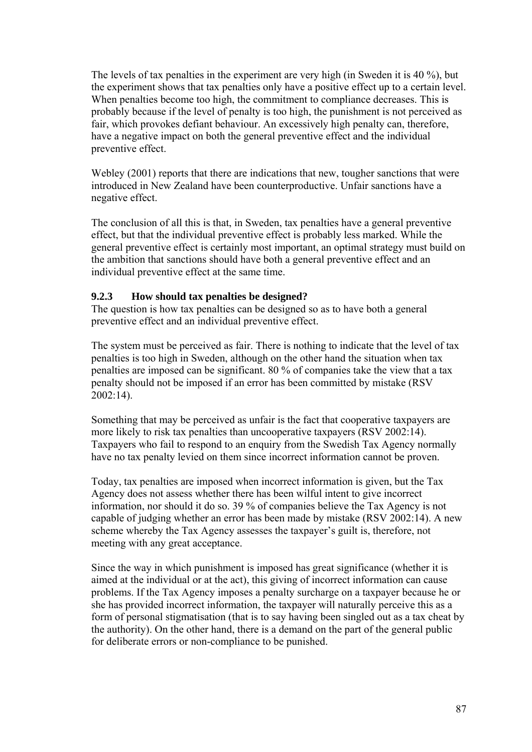The levels of tax penalties in the experiment are very high (in Sweden it is 40 %), but the experiment shows that tax penalties only have a positive effect up to a certain level. When penalties become too high, the commitment to compliance decreases. This is probably because if the level of penalty is too high, the punishment is not perceived as fair, which provokes defiant behaviour. An excessively high penalty can, therefore, have a negative impact on both the general preventive effect and the individual preventive effect.

Webley (2001) reports that there are indications that new, tougher sanctions that were introduced in New Zealand have been counterproductive. Unfair sanctions have a negative effect.

The conclusion of all this is that, in Sweden, tax penalties have a general preventive effect, but that the individual preventive effect is probably less marked. While the general preventive effect is certainly most important, an optimal strategy must build on the ambition that sanctions should have both a general preventive effect and an individual preventive effect at the same time.

### 9.2.3 How should tax penalties be designed?

The question is how tax penalties can be designed so as to have both a general preventive effect and an individual preventive effect.

The system must be perceived as fair. There is nothing to indicate that the level of tax penalties is too high in Sweden, although on the other hand the situation when tax penalties are imposed can be significant. 80 % of companies take the view that a tax penalty should not be imposed if an error has been committed by mistake (RSV 2002:14).

Something that may be perceived as unfair is the fact that cooperative taxpayers are more likely to risk tax penalties than uncooperative taxpayers (RSV 2002:14). Taxpayers who fail to respond to an enquiry from the Swedish Tax Agency normally have no tax penalty levied on them since incorrect information cannot be proven.

Today, tax penalties are imposed when incorrect information is given, but the Tax Agency does not assess whether there has been wilful intent to give incorrect information, nor should it do so. 39 % of companies believe the Tax Agency is not capable of judging whether an error has been made by mistake (RSV 2002:14). A new scheme whereby the Tax Agency assesses the taxpayer's guilt is, therefore, not meeting with any great acceptance.

Since the way in which punishment is imposed has great significance (whether it is aimed at the individual or at the act), this giving of incorrect information can cause problems. If the Tax Agency imposes a penalty surcharge on a taxpayer because he or she has provided incorrect information, the taxpayer will naturally perceive this as a form of personal stigmatisation (that is to say having been singled out as a tax cheat by the authority). On the other hand, there is a demand on the part of the general public for deliberate errors or non-compliance to be punished.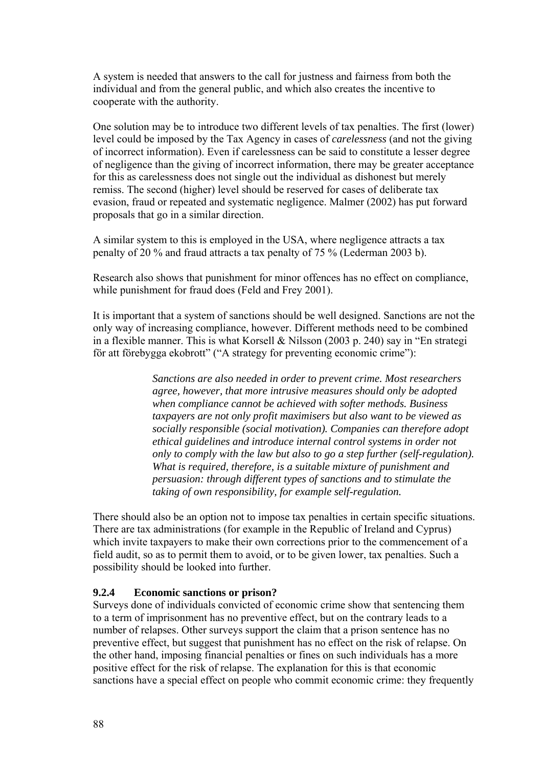A system is needed that answers to the call for justness and fairness from both the individual and from the general public, and which also creates the incentive to cooperate with the authority.

One solution may be to introduce two different levels of tax penalties. The first (lower) level could be imposed by the Tax Agency in cases of *carelessness* (and not the giving of incorrect information). Even if carelessness can be said to constitute a lesser degree of negligence than the giving of incorrect information, there may be greater acceptance for this as carelessness does not single out the individual as dishonest but merely remiss. The second (higher) level should be reserved for cases of deliberate tax evasion, fraud or repeated and systematic negligence. Malmer (2002) has put forward proposals that go in a similar direction.

A similar system to this is employed in the USA, where negligence attracts a tax penalty of 20 % and fraud attracts a tax penalty of 75 % (Lederman 2003 b).

Research also shows that punishment for minor offences has no effect on compliance, while punishment for fraud does (Feld and Frey 2001).

It is important that a system of sanctions should be well designed. Sanctions are not the only way of increasing compliance, however. Different methods need to be combined in a flexible manner. This is what Korsell & Nilsson (2003 p. 240) say in "En strategi för att förebygga ekobrott" ("A strategy for preventing economic crime"):

> *Sanctions are also needed in order to prevent crime. Most researchers agree, however, that more intrusive measures should only be adopted when compliance cannot be achieved with softer methods. Business taxpayers are not only profit maximisers but also want to be viewed as socially responsible (social motivation). Companies can therefore adopt ethical guidelines and introduce internal control systems in order not only to comply with the law but also to go a step further (self-regulation). What is required, therefore, is a suitable mixture of punishment and persuasion: through different types of sanctions and to stimulate the taking of own responsibility, for example self-regulation.*

There should also be an option not to impose tax penalties in certain specific situations. There are tax administrations (for example in the Republic of Ireland and Cyprus) which invite taxpayers to make their own corrections prior to the commencement of a field audit, so as to permit them to avoid, or to be given lower, tax penalties. Such a possibility should be looked into further.

#### 9.2.4 Economic sanctions or prison?

Surveys done of individuals convicted of economic crime show that sentencing them to a term of imprisonment has no preventive effect, but on the contrary leads to a number of relapses. Other surveys support the claim that a prison sentence has no preventive effect, but suggest that punishment has no effect on the risk of relapse. On the other hand, imposing financial penalties or fines on such individuals has a more positive effect for the risk of relapse. The explanation for this is that economic sanctions have a special effect on people who commit economic crime: they frequently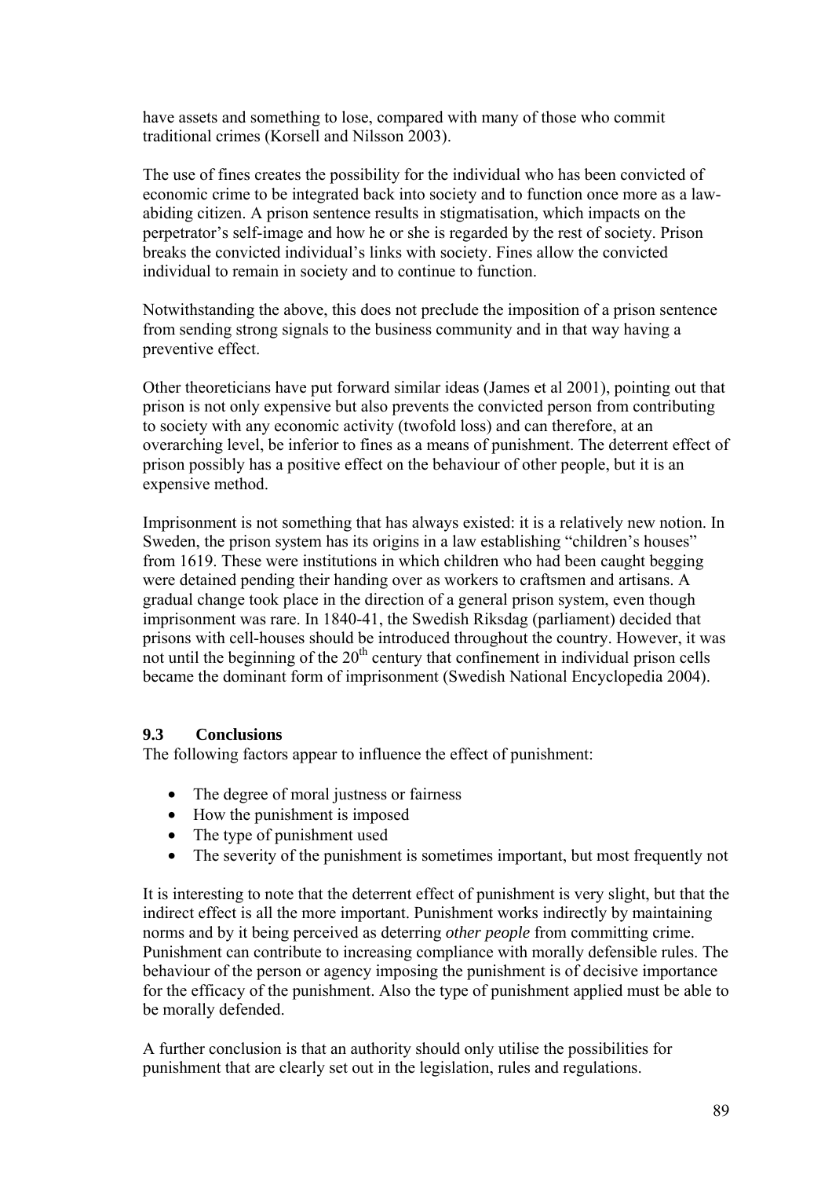have assets and something to lose, compared with many of those who commit traditional crimes (Korsell and Nilsson 2003).

The use of fines creates the possibility for the individual who has been convicted of economic crime to be integrated back into society and to function once more as a law-abiding citizen. A prison sentence results in stigmatisation, which impacts on the perpetrator's self-image and how he or she is regarded by the rest of society. Prison breaks the convicted individual's links with society. Fines allow the convicted individual to remain in society and to continue to function.

Notwithstanding the above, this does not preclude the imposition of a prison sentence from sending strong signals to the business community and in that way having a preventive effect.

Other theoreticians have put forward similar ideas (James et al 2001), pointing out that prison is not only expensive but also prevents the convicted person from contributing to society with any economic activity (twofold loss) and can therefore, at an overarching level, be inferior to fines as a means of punishment. The deterrent effect of prison possibly has a positive effect on the behaviour of other people, but it is an expensive method.

Imprisonment is not something that has always existed: it is a relatively new notion. In Sweden, the prison system has its origins in a law establishing "children's houses" from 1619. These were institutions in which children who had been caught begging were detained pending their handing over as workers to craftsmen and artisans. A gradual change took place in the direction of a general prison system, even though imprisonment was rare. In 1840-41, the Swedish Riksdag (parliament) decided that prisons with cell-houses should be introduced throughout the country. However, it was not until the beginning of the 20th century that confinement in individual prison cells became the dominant form of imprisonment (Swedish National Encyclopedia 2004).

### 9.3 Conclusions

The following factors appear to influence the effect of punishment:

- The degree of moral justness or fairness
- How the punishment is imposed
- The type of punishment used
- The severity of the punishment is sometimes important, but most frequently not

It is interesting to note that the deterrent effect of punishment is very slight, but that the indirect effect is all the more important. Punishment works indirectly by maintaining norms and by it being perceived as deterring *other people* from committing crime. Punishment can contribute to increasing compliance with morally defensible rules. The behaviour of the person or agency imposing the punishment is of decisive importance for the efficacy of the punishment. Also the type of punishment applied must be able to be morally defended.

A further conclusion is that an authority should only utilise the possibilities for punishment that are clearly set out in the legislation, rules and regulations.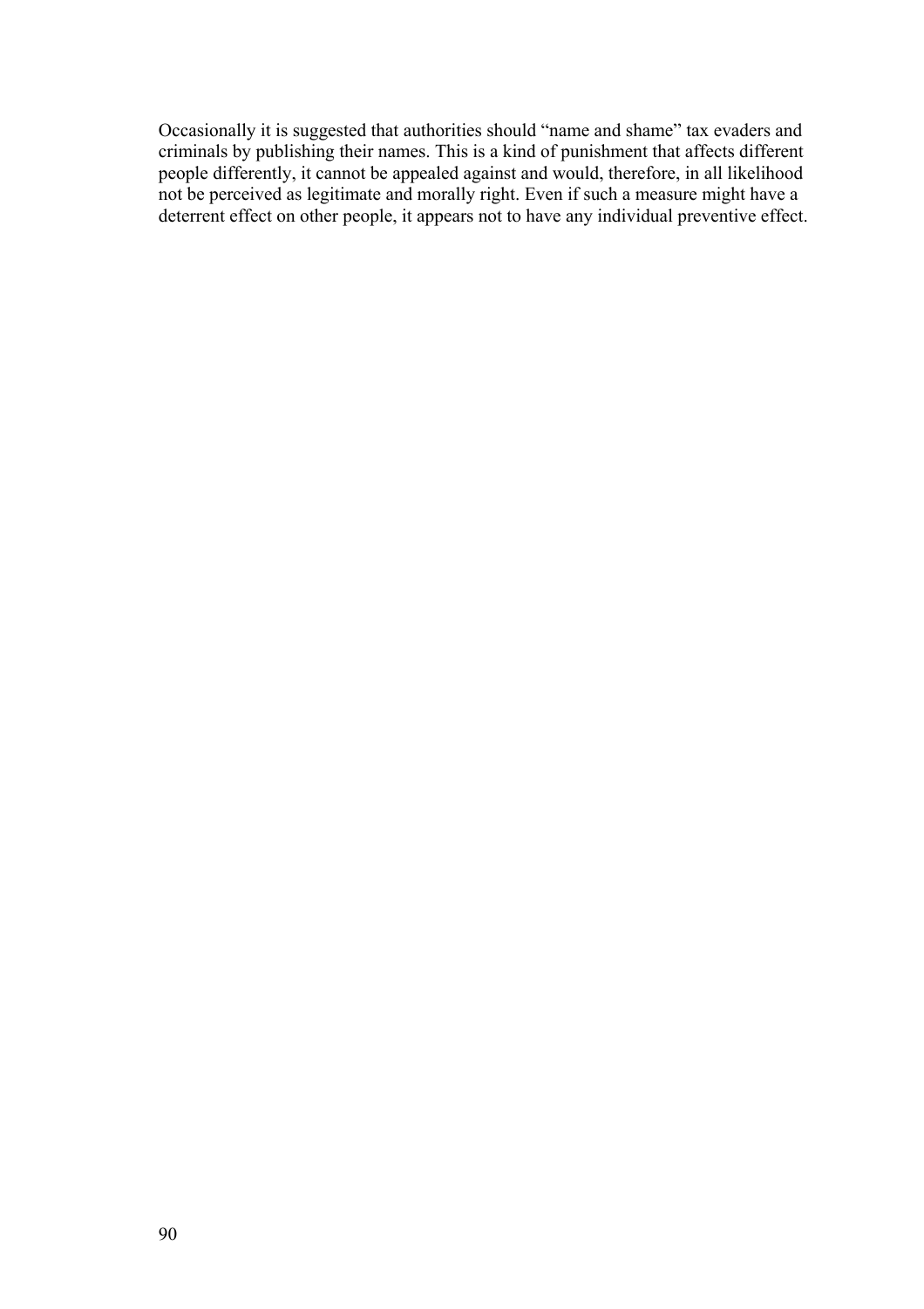Occasionally it is suggested that authorities should "name and shame" tax evaders and criminals by publishing their names. This is a kind of punishment that affects different people differently, it cannot be appealed against and would, therefore, in all likelihood not be perceived as legitimate and morally right. Even if such a measure might have a deterrent effect on other people, it appears not to have any individual preventive effect.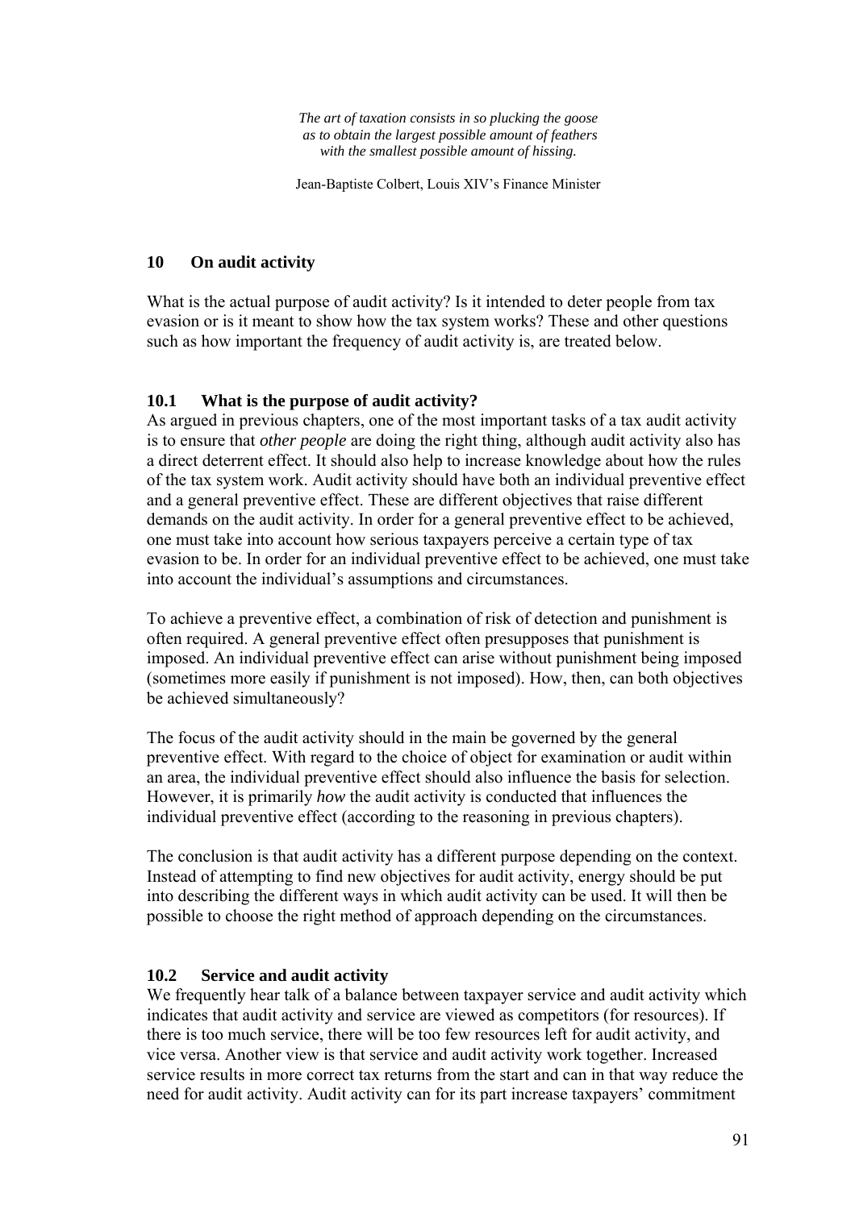*The art of taxation consists in so plucking the goose as to obtain the largest possible amount of feathers with the smallest possible amount of hissing.*

Jean-Baptiste Colbert, Louis XIV's Finance Minister

## 10 On audit activity

What is the actual purpose of audit activity? Is it intended to deter people from tax evasion or is it meant to show how the tax system works? These and other questions such as how important the frequency of audit activity is, are treated below.

### 10.1 What is the purpose of audit activity?

As argued in previous chapters, one of the most important tasks of a tax audit activity is to ensure that *other people* are doing the right thing, although audit activity also has a direct deterrent effect. It should also help to increase knowledge about how the rules of the tax system work. Audit activity should have both an individual preventive effect and a general preventive effect. These are different objectives that raise different demands on the audit activity. In order for a general preventive effect to be achieved, one must take into account how serious taxpayers perceive a certain type of tax evasion to be. In order for an individual preventive effect to be achieved, one must take into account the individual's assumptions and circumstances.

To achieve a preventive effect, a combination of risk of detection and punishment is often required. A general preventive effect often presupposes that punishment is imposed. An individual preventive effect can arise without punishment being imposed (sometimes more easily if punishment is not imposed). How, then, can both objectives be achieved simultaneously?

The focus of the audit activity should in the main be governed by the general preventive effect. With regard to the choice of object for examination or audit within an area, the individual preventive effect should also influence the basis for selection. However, it is primarily *how* the audit activity is conducted that influences the individual preventive effect (according to the reasoning in previous chapters).

The conclusion is that audit activity has a different purpose depending on the context. Instead of attempting to find new objectives for audit activity, energy should be put into describing the different ways in which audit activity can be used. It will then be possible to choose the right method of approach depending on the circumstances.

### 10.2 Service and audit activity

We frequently hear talk of a balance between taxpayer service and audit activity which indicates that audit activity and service are viewed as competitors (for resources). If there is too much service, there will be too few resources left for audit activity, and vice versa. Another view is that service and audit activity work together. Increased service results in more correct tax returns from the start and can in that way reduce the need for audit activity. Audit activity can for its part increase taxpayers' commitment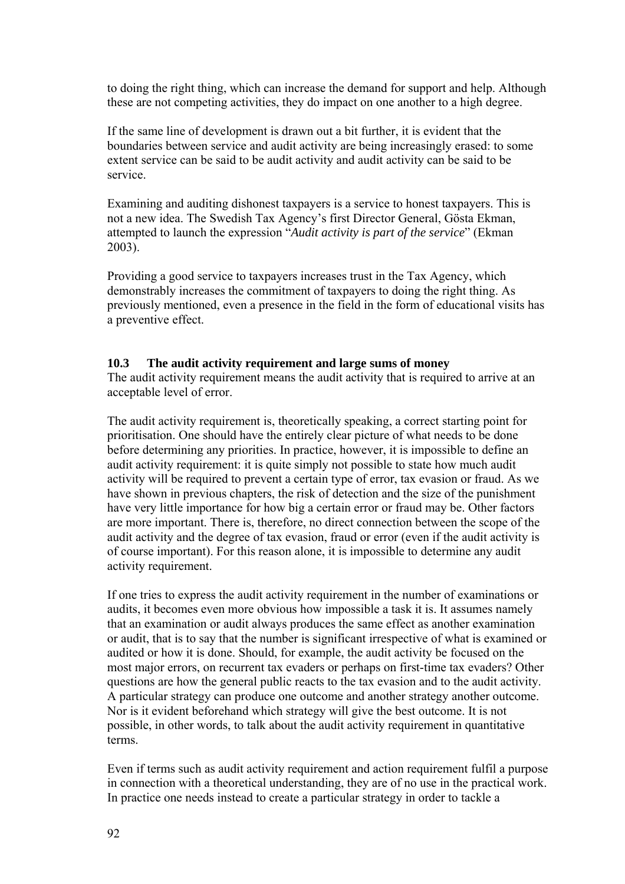to doing the right thing, which can increase the demand for support and help. Although these are not competing activities, they do impact on one another to a high degree.

If the same line of development is drawn out a bit further, it is evident that the boundaries between service and audit activity are being increasingly erased: to some extent service can be said to be audit activity and audit activity can be said to be service.

Examining and auditing dishonest taxpayers is a service to honest taxpayers. This is not a new idea. The Swedish Tax Agency's first Director General, Gösta Ekman, attempted to launch the expression "*Audit activity is part of the service*" (Ekman 2003).

Providing a good service to taxpayers increases trust in the Tax Agency, which demonstrably increases the commitment of taxpayers to doing the right thing. As previously mentioned, even a presence in the field in the form of educational visits has a preventive effect.

### 10.3 The audit activity requirement and large sums of money

The audit activity requirement means the audit activity that is required to arrive at an acceptable level of error.

The audit activity requirement is, theoretically speaking, a correct starting point for prioritisation. One should have the entirely clear picture of what needs to be done before determining any priorities. In practice, however, it is impossible to define an audit activity requirement: it is quite simply not possible to state how much audit activity will be required to prevent a certain type of error, tax evasion or fraud. As we have shown in previous chapters, the risk of detection and the size of the punishment have very little importance for how big a certain error or fraud may be. Other factors are more important. There is, therefore, no direct connection between the scope of the audit activity and the degree of tax evasion, fraud or error (even if the audit activity is of course important). For this reason alone, it is impossible to determine any audit activity requirement.

If one tries to express the audit activity requirement in the number of examinations or audits, it becomes even more obvious how impossible a task it is. It assumes namely that an examination or audit always produces the same effect as another examination or audit, that is to say that the number is significant irrespective of what is examined or audited or how it is done. Should, for example, the audit activity be focused on the most major errors, on recurrent tax evaders or perhaps on first-time tax evaders? Other questions are how the general public reacts to the tax evasion and to the audit activity. A particular strategy can produce one outcome and another strategy another outcome. Nor is it evident beforehand which strategy will give the best outcome. It is not possible, in other words, to talk about the audit activity requirement in quantitative terms.

Even if terms such as audit activity requirement and action requirement fulfil a purpose in connection with a theoretical understanding, they are of no use in the practical work. In practice one needs instead to create a particular strategy in order to tackle a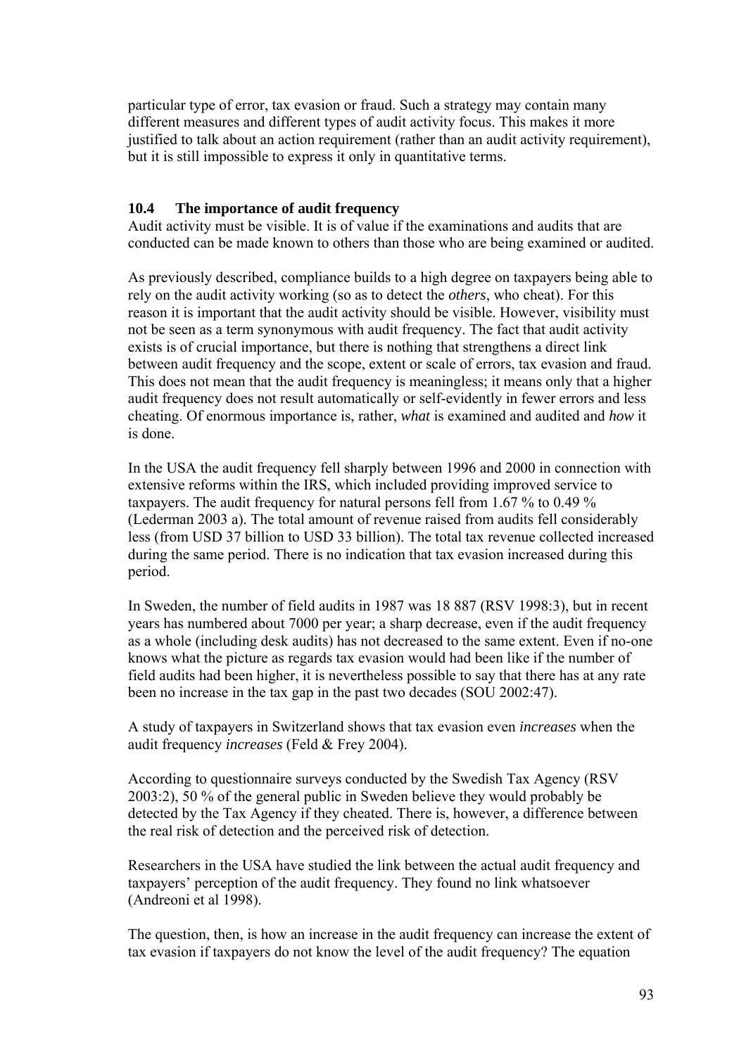particular type of error, tax evasion or fraud. Such a strategy may contain many different measures and different types of audit activity focus. This makes it more justified to talk about an action requirement (rather than an audit activity requirement), but it is still impossible to express it only in quantitative terms.

### 10.4 The importance of audit frequency

Audit activity must be visible. It is of value if the examinations and audits that are conducted can be made known to others than those who are being examined or audited.

As previously described, compliance builds to a high degree on taxpayers being able to rely on the audit activity working (so as to detect the *others*, who cheat). For this reason it is important that the audit activity should be visible. However, visibility must not be seen as a term synonymous with audit frequency. The fact that audit activity exists is of crucial importance, but there is nothing that strengthens a direct link between audit frequency and the scope, extent or scale of errors, tax evasion and fraud. This does not mean that the audit frequency is meaningless; it means only that a higher audit frequency does not result automatically or self-evidently in fewer errors and less cheating. Of enormous importance is, rather, *what* is examined and audited and *how* it is done.

In the USA the audit frequency fell sharply between 1996 and 2000 in connection with extensive reforms within the IRS, which included providing improved service to taxpayers. The audit frequency for natural persons fell from 1.67 % to 0.49 % (Lederman 2003 a). The total amount of revenue raised from audits fell considerably less (from USD 37 billion to USD 33 billion). The total tax revenue collected increased during the same period. There is no indication that tax evasion increased during this period.

In Sweden, the number of field audits in 1987 was 18 887 (RSV 1998:3), but in recent years has numbered about 7000 per year; a sharp decrease, even if the audit frequency as a whole (including desk audits) has not decreased to the same extent. Even if no-one knows what the picture as regards tax evasion would had been like if the number of field audits had been higher, it is nevertheless possible to say that there has at any rate been no increase in the tax gap in the past two decades (SOU 2002:47).

A study of taxpayers in Switzerland shows that tax evasion even *increases* when the audit frequency *increases* (Feld & Frey 2004).

According to questionnaire surveys conducted by the Swedish Tax Agency (RSV 2003:2), 50 % of the general public in Sweden believe they would probably be detected by the Tax Agency if they cheated. There is, however, a difference between the real risk of detection and the perceived risk of detection.

Researchers in the USA have studied the link between the actual audit frequency and taxpayers' perception of the audit frequency. They found no link whatsoever (Andreoni et al 1998).

The question, then, is how an increase in the audit frequency can increase the extent of tax evasion if taxpayers do not know the level of the audit frequency? The equation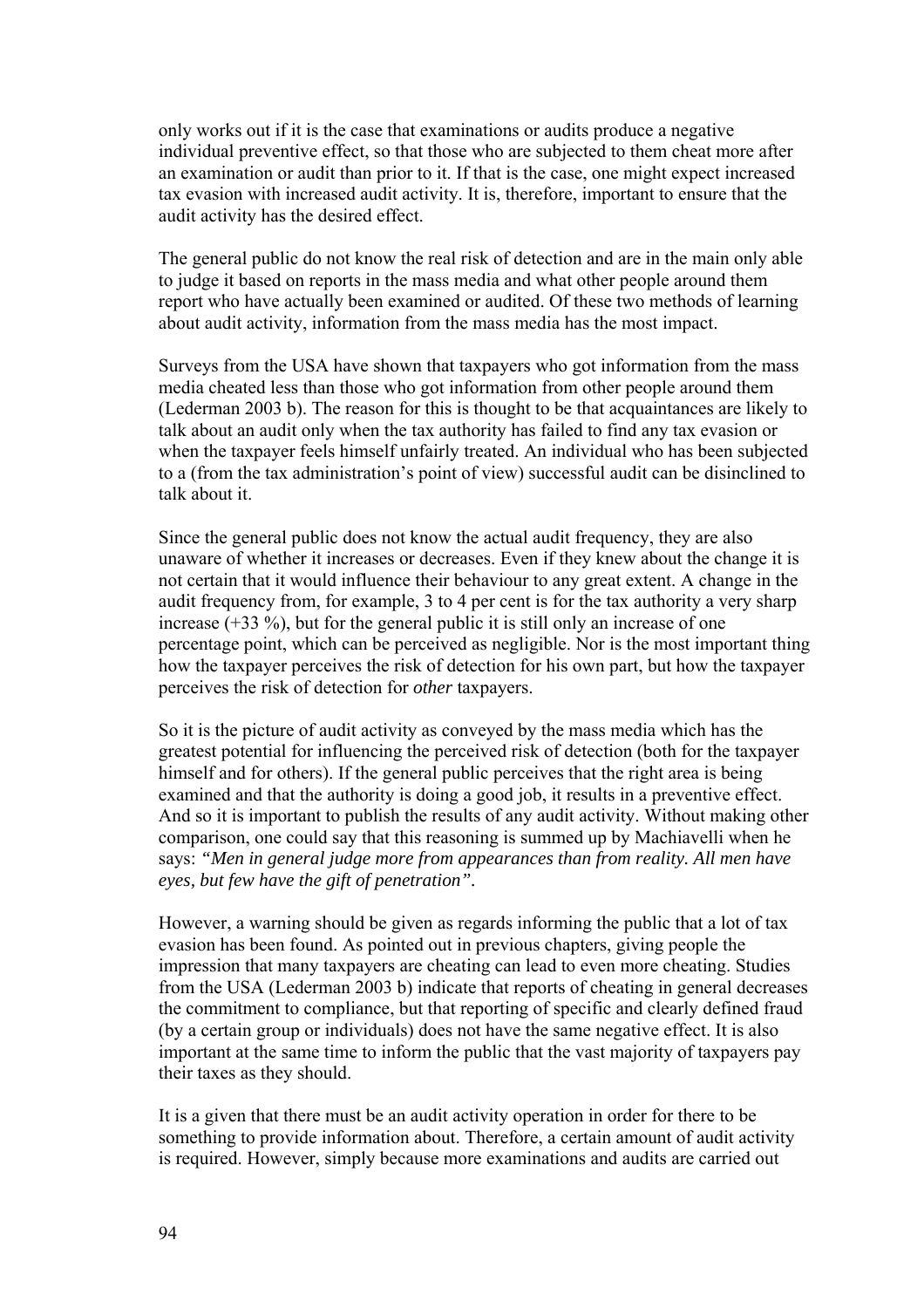only works out if it is the case that examinations or audits produce a negative individual preventive effect, so that those who are subjected to them cheat more after an examination or audit than prior to it. If that is the case, one might expect increased tax evasion with increased audit activity. It is, therefore, important to ensure that the audit activity has the desired effect.

The general public do not know the real risk of detection and are in the main only able to judge it based on reports in the mass media and what other people around them report who have actually been examined or audited. Of these two methods of learning about audit activity, information from the mass media has the most impact.

Surveys from the USA have shown that taxpayers who got information from the mass media cheated less than those who got information from other people around them (Lederman 2003 b). The reason for this is thought to be that acquaintances are likely to talk about an audit only when the tax authority has failed to find any tax evasion or when the taxpayer feels himself unfairly treated. An individual who has been subjected to a (from the tax administration's point of view) successful audit can be disinclined to talk about it.

Since the general public does not know the actual audit frequency, they are also unaware of whether it increases or decreases. Even if they knew about the change it is not certain that it would influence their behaviour to any great extent. A change in the audit frequency from, for example, 3 to 4 per cent is for the tax authority a very sharp increase (+33 %), but for the general public it is still only an increase of one percentage point, which can be perceived as negligible. Nor is the most important thing how the taxpayer perceives the risk of detection for his own part, but how the taxpayer perceives the risk of detection for *other* taxpayers.

So it is the picture of audit activity as conveyed by the mass media which has the greatest potential for influencing the perceived risk of detection (both for the taxpayer himself and for others). If the general public perceives that the right area is being examined and that the authority is doing a good job, it results in a preventive effect. And so it is important to publish the results of any audit activity. Without making other comparison, one could say that this reasoning is summed up by Machiavelli when he says: *"Men in general judge more from appearances than from reality. All men have eyes, but few have the gift of penetration"*.

However, a warning should be given as regards informing the public that a lot of tax evasion has been found. As pointed out in previous chapters, giving people the impression that many taxpayers are cheating can lead to even more cheating. Studies from the USA (Lederman 2003 b) indicate that reports of cheating in general decreases the commitment to compliance, but that reporting of specific and clearly defined fraud (by a certain group or individuals) does not have the same negative effect. It is also important at the same time to inform the public that the vast majority of taxpayers pay their taxes as they should.

It is a given that there must be an audit activity operation in order for there to be something to provide information about. Therefore, a certain amount of audit activity is required. However, simply because more examinations and audits are carried out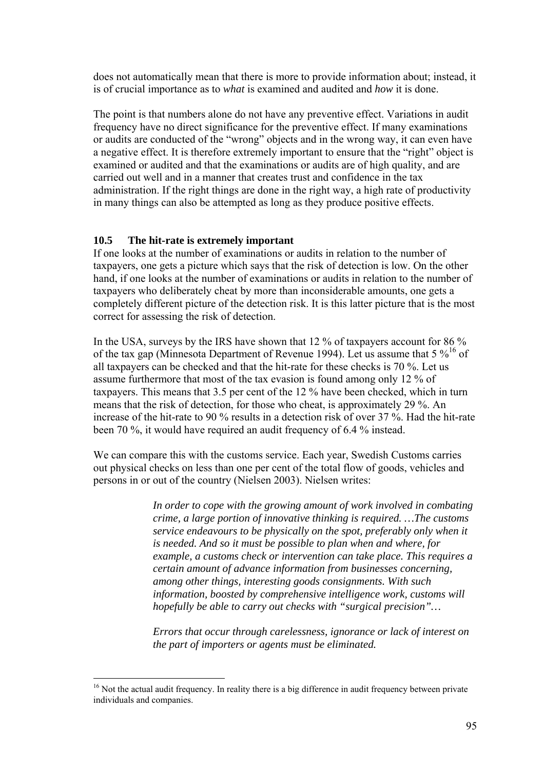does not automatically mean that there is more to provide information about; instead, it is of crucial importance as to *what* is examined and audited and *how* it is done.

The point is that numbers alone do not have any preventive effect. Variations in audit frequency have no direct significance for the preventive effect. If many examinations or audits are conducted of the "wrong" objects and in the wrong way, it can even have a negative effect. It is therefore extremely important to ensure that the "right" object is examined or audited and that the examinations or audits are of high quality, and are carried out well and in a manner that creates trust and confidence in the tax administration. If the right things are done in the right way, a high rate of productivity in many things can also be attempted as long as they produce positive effects.

### 10.5 The hit-rate is extremely important

If one looks at the number of examinations or audits in relation to the number of taxpayers, one gets a picture which says that the risk of detection is low. On the other hand, if one looks at the number of examinations or audits in relation to the number of taxpayers who deliberately cheat by more than inconsiderable amounts, one gets a completely different picture of the detection risk. It is this latter picture that is the most correct for assessing the risk of detection.

In the USA, surveys by the IRS have shown that 12 % of taxpayers account for 86 % of the tax gap (Minnesota Department of Revenue 1994). Let us assume that 5 %[16] of all taxpayers can be checked and that the hit-rate for these checks is 70 %. Let us assume furthermore that most of the tax evasion is found among only 12 % of taxpayers. This means that 3.5 per cent of the 12 % have been checked, which in turn means that the risk of detection, for those who cheat, is approximately 29 %. An increase of the hit-rate to 90 % results in a detection risk of over 37 %. Had the hit-rate been 70 %, it would have required an audit frequency of 6.4 % instead.

We can compare this with the customs service. Each year, Swedish Customs carries out physical checks on less than one per cent of the total flow of goods, vehicles and persons in or out of the country (Nielsen 2003). Nielsen writes:

> *In order to cope with the growing amount of work involved in combating crime, a large portion of innovative thinking is required. …The customs service endeavours to be physically on the spot, preferably only when it is needed. And so it must be possible to plan when and where, for example, a customs check or intervention can take place. This requires a certain amount of advance information from businesses concerning, among other things, interesting goods consignments. With such information, boosted by comprehensive intelligence work, customs will hopefully be able to carry out checks with "surgical precision"…*
>
> *Errors that occur through carelessness, ignorance or lack of interest on the part of importers or agents must be eliminated.*

---

[16] Not the actual audit frequency. In reality there is a big difference in audit frequency between private individuals and companies.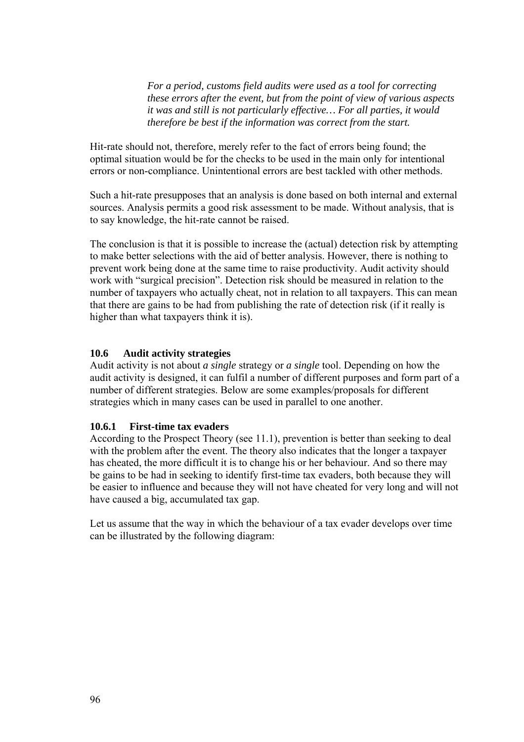> *For a period, customs field audits were used as a tool for correcting these errors after the event, but from the point of view of various aspects it was and still is not particularly effective… For all parties, it would therefore be best if the information was correct from the start.*

Hit-rate should not, therefore, merely refer to the fact of errors being found; the optimal situation would be for the checks to be used in the main only for intentional errors or non-compliance. Unintentional errors are best tackled with other methods.

Such a hit-rate presupposes that an analysis is done based on both internal and external sources. Analysis permits a good risk assessment to be made. Without analysis, that is to say knowledge, the hit-rate cannot be raised.

The conclusion is that it is possible to increase the (actual) detection risk by attempting to make better selections with the aid of better analysis. However, there is nothing to prevent work being done at the same time to raise productivity. Audit activity should work with "surgical precision". Detection risk should be measured in relation to the number of taxpayers who actually cheat, not in relation to all taxpayers. This can mean that there are gains to be had from publishing the rate of detection risk (if it really is higher than what taxpayers think it is).

### 10.6 Audit activity strategies

Audit activity is not about *a single* strategy or *a single* tool. Depending on how the audit activity is designed, it can fulfil a number of different purposes and form part of a number of different strategies. Below are some examples/proposals for different strategies which in many cases can be used in parallel to one another.

#### 10.6.1 First-time tax evaders

According to the Prospect Theory (see 11.1), prevention is better than seeking to deal with the problem after the event. The theory also indicates that the longer a taxpayer has cheated, the more difficult it is to change his or her behaviour. And so there may be gains to be had in seeking to identify first-time tax evaders, both because they will be easier to influence and because they will not have cheated for very long and will not have caused a big, accumulated tax gap.

Let us assume that the way in which the behaviour of a tax evader develops over time can be illustrated by the following diagram: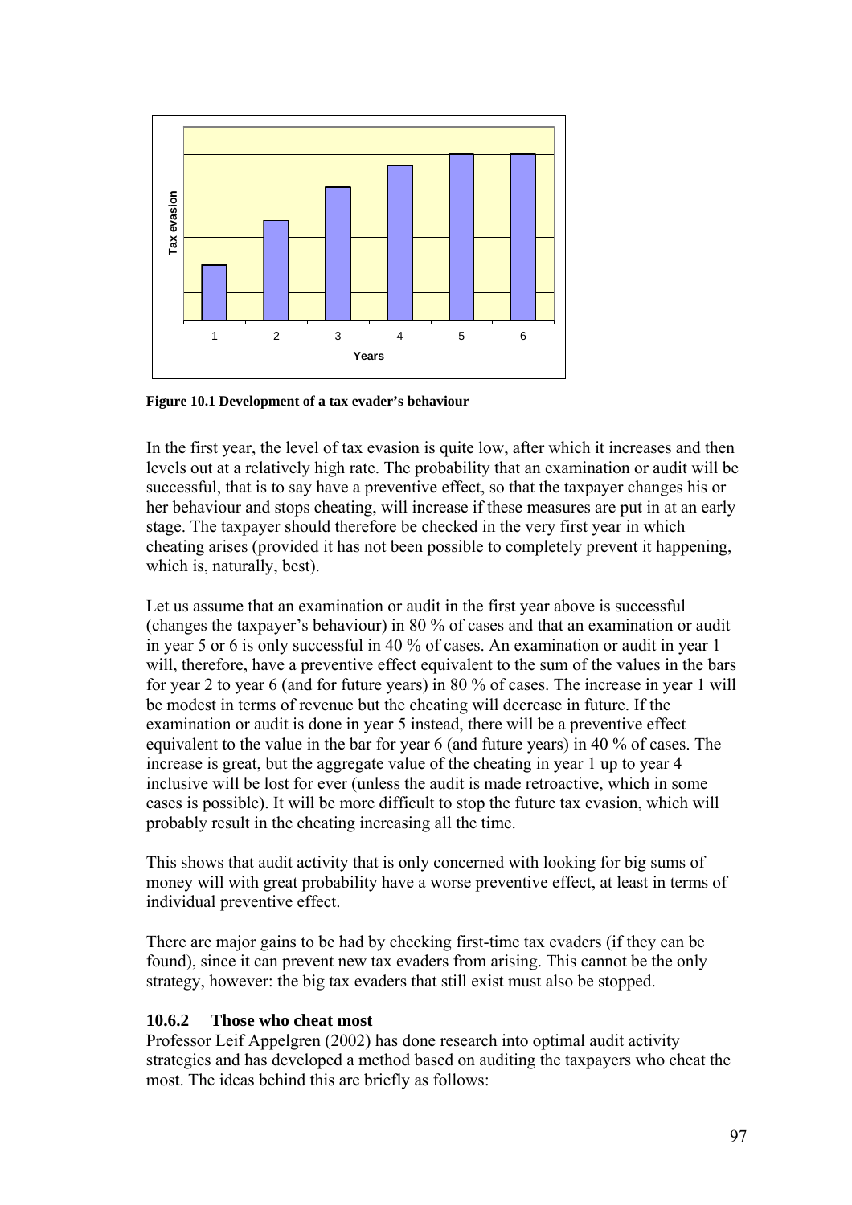**Figure 10.1 Development of a tax evader's behaviour**

In the first year, the level of tax evasion is quite low, after which it increases and then levels out at a relatively high rate. The probability that an examination or audit will be successful, that is to say have a preventive effect, so that the taxpayer changes his or her behaviour and stops cheating, will increase if these measures are put in at an early stage. The taxpayer should therefore be checked in the very first year in which cheating arises (provided it has not been possible to completely prevent it happening, which is, naturally, best).

Let us assume that an examination or audit in the first year above is successful (changes the taxpayer's behaviour) in 80 % of cases and that an examination or audit in year 5 or 6 is only successful in 40 % of cases. An examination or audit in year 1 will, therefore, have a preventive effect equivalent to the sum of the values in the bars for year 2 to year 6 (and for future years) in 80 % of cases. The increase in year 1 will be modest in terms of revenue but the cheating will decrease in future. If the examination or audit is done in year 5 instead, there will be a preventive effect equivalent to the value in the bar for year 6 (and future years) in 40 % of cases. The increase is great, but the aggregate value of the cheating in year 1 up to year 4 inclusive will be lost for ever (unless the audit is made retroactive, which in some cases is possible). It will be more difficult to stop the future tax evasion, which will probably result in the cheating increasing all the time.

This shows that audit activity that is only concerned with looking for big sums of money will with great probability have a worse preventive effect, at least in terms of individual preventive effect.

There are major gains to be had by checking first-time tax evaders (if they can be found), since it can prevent new tax evaders from arising. This cannot be the only strategy, however: the big tax evaders that still exist must also be stopped.

### 10.6.2 Those who cheat most

Professor Leif Appelgren (2002) has done research into optimal audit activity strategies and has developed a method based on auditing the taxpayers who cheat the most. The ideas behind this are briefly as follows: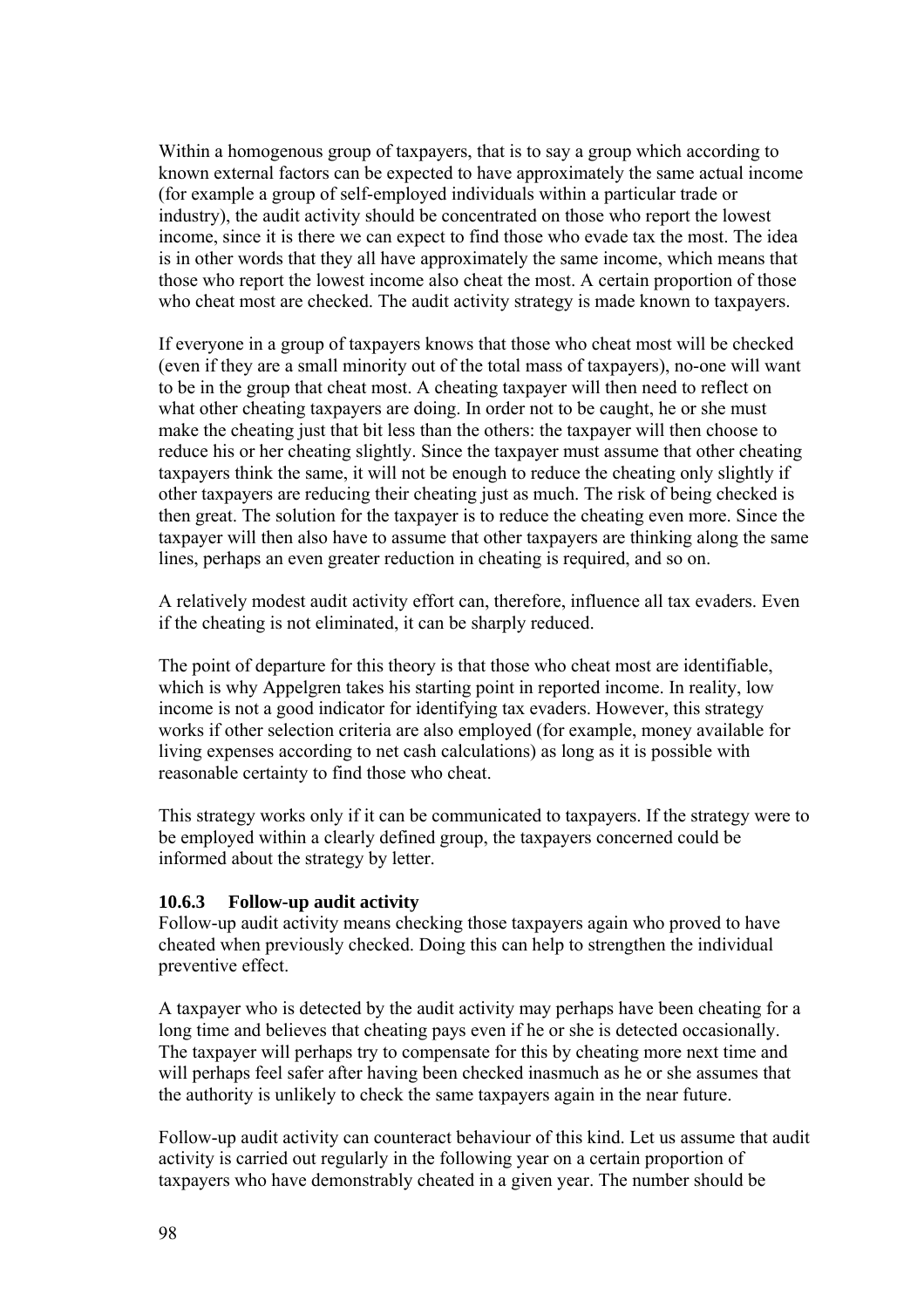Within a homogenous group of taxpayers, that is to say a group which according to known external factors can be expected to have approximately the same actual income (for example a group of self-employed individuals within a particular trade or industry), the audit activity should be concentrated on those who report the lowest income, since it is there we can expect to find those who evade tax the most. The idea is in other words that they all have approximately the same income, which means that those who report the lowest income also cheat the most. A certain proportion of those who cheat most are checked. The audit activity strategy is made known to taxpayers.

If everyone in a group of taxpayers knows that those who cheat most will be checked (even if they are a small minority out of the total mass of taxpayers), no-one will want to be in the group that cheat most. A cheating taxpayer will then need to reflect on what other cheating taxpayers are doing. In order not to be caught, he or she must make the cheating just that bit less than the others: the taxpayer will then choose to reduce his or her cheating slightly. Since the taxpayer must assume that other cheating taxpayers think the same, it will not be enough to reduce the cheating only slightly if other taxpayers are reducing their cheating just as much. The risk of being checked is then great. The solution for the taxpayer is to reduce the cheating even more. Since the taxpayer will then also have to assume that other taxpayers are thinking along the same lines, perhaps an even greater reduction in cheating is required, and so on.

A relatively modest audit activity effort can, therefore, influence all tax evaders. Even if the cheating is not eliminated, it can be sharply reduced.

The point of departure for this theory is that those who cheat most are identifiable, which is why Appelgren takes his starting point in reported income. In reality, low income is not a good indicator for identifying tax evaders. However, this strategy works if other selection criteria are also employed (for example, money available for living expenses according to net cash calculations) as long as it is possible with reasonable certainty to find those who cheat.

This strategy works only if it can be communicated to taxpayers. If the strategy were to be employed within a clearly defined group, the taxpayers concerned could be informed about the strategy by letter.

### 10.6.3 Follow-up audit activity

Follow-up audit activity means checking those taxpayers again who proved to have cheated when previously checked. Doing this can help to strengthen the individual preventive effect.

A taxpayer who is detected by the audit activity may perhaps have been cheating for a long time and believes that cheating pays even if he or she is detected occasionally. The taxpayer will perhaps try to compensate for this by cheating more next time and will perhaps feel safer after having been checked inasmuch as he or she assumes that the authority is unlikely to check the same taxpayers again in the near future.

Follow-up audit activity can counteract behaviour of this kind. Let us assume that audit activity is carried out regularly in the following year on a certain proportion of taxpayers who have demonstrably cheated in a given year. The number should be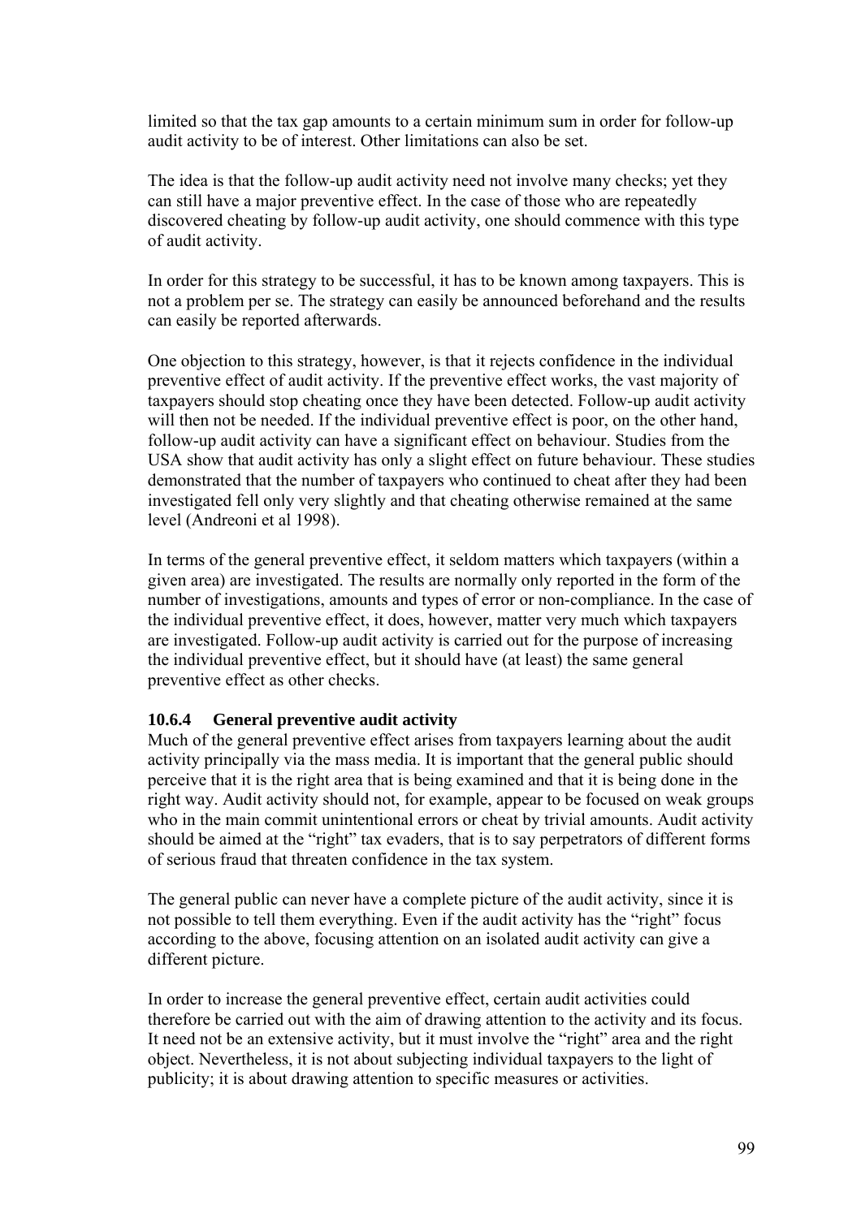limited so that the tax gap amounts to a certain minimum sum in order for follow-up audit activity to be of interest. Other limitations can also be set.

The idea is that the follow-up audit activity need not involve many checks; yet they can still have a major preventive effect. In the case of those who are repeatedly discovered cheating by follow-up audit activity, one should commence with this type of audit activity.

In order for this strategy to be successful, it has to be known among taxpayers. This is not a problem per se. The strategy can easily be announced beforehand and the results can easily be reported afterwards.

One objection to this strategy, however, is that it rejects confidence in the individual preventive effect of audit activity. If the preventive effect works, the vast majority of taxpayers should stop cheating once they have been detected. Follow-up audit activity will then not be needed. If the individual preventive effect is poor, on the other hand, follow-up audit activity can have a significant effect on behaviour. Studies from the USA show that audit activity has only a slight effect on future behaviour. These studies demonstrated that the number of taxpayers who continued to cheat after they had been investigated fell only very slightly and that cheating otherwise remained at the same level (Andreoni et al 1998).

In terms of the general preventive effect, it seldom matters which taxpayers (within a given area) are investigated. The results are normally only reported in the form of the number of investigations, amounts and types of error or non-compliance. In the case of the individual preventive effect, it does, however, matter very much which taxpayers are investigated. Follow-up audit activity is carried out for the purpose of increasing the individual preventive effect, but it should have (at least) the same general preventive effect as other checks.

### 10.6.4 General preventive audit activity

Much of the general preventive effect arises from taxpayers learning about the audit activity principally via the mass media. It is important that the general public should perceive that it is the right area that is being examined and that it is being done in the right way. Audit activity should not, for example, appear to be focused on weak groups who in the main commit unintentional errors or cheat by trivial amounts. Audit activity should be aimed at the "right" tax evaders, that is to say perpetrators of different forms of serious fraud that threaten confidence in the tax system.

The general public can never have a complete picture of the audit activity, since it is not possible to tell them everything. Even if the audit activity has the "right" focus according to the above, focusing attention on an isolated audit activity can give a different picture.

In order to increase the general preventive effect, certain audit activities could therefore be carried out with the aim of drawing attention to the activity and its focus. It need not be an extensive activity, but it must involve the "right" area and the right object. Nevertheless, it is not about subjecting individual taxpayers to the light of publicity; it is about drawing attention to specific measures or activities.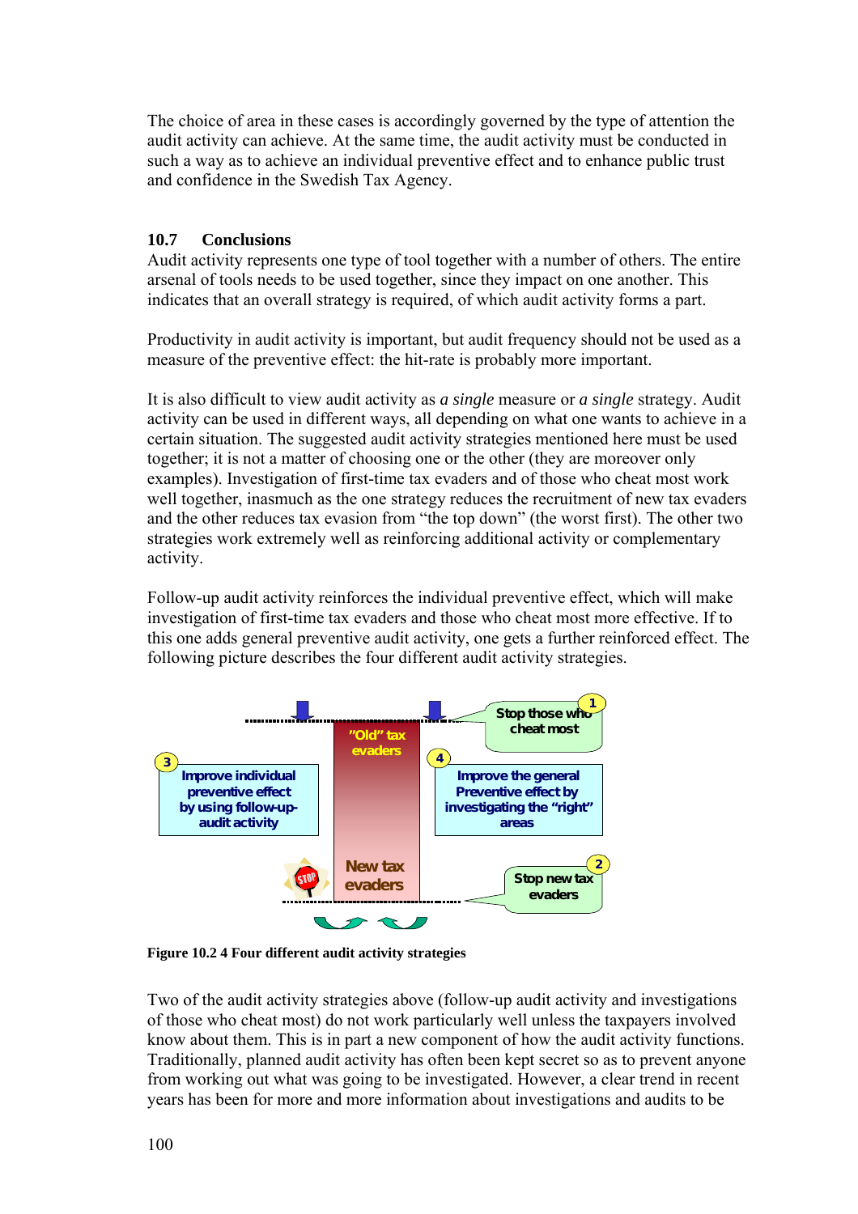The choice of area in these cases is accordingly governed by the type of attention the audit activity can achieve. At the same time, the audit activity must be conducted in such a way as to achieve an individual preventive effect and to enhance public trust and confidence in the Swedish Tax Agency.

### 10.7 Conclusions

Audit activity represents one type of tool together with a number of others. The entire arsenal of tools needs to be used together, since they impact on one another. This indicates that an overall strategy is required, of which audit activity forms a part.

Productivity in audit activity is important, but audit frequency should not be used as a measure of the preventive effect: the hit-rate is probably more important.

It is also difficult to view audit activity as *a single* measure or *a single* strategy. Audit activity can be used in different ways, all depending on what one wants to achieve in a certain situation. The suggested audit activity strategies mentioned here must be used together; it is not a matter of choosing one or the other (they are moreover only examples). Investigation of first-time tax evaders and of those who cheat most work well together, inasmuch as the one strategy reduces the recruitment of new tax evaders and the other reduces tax evasion from “the top down” (the worst first). The other two strategies work extremely well as reinforcing additional activity or complementary activity.

Follow-up audit activity reinforces the individual preventive effect, which will make investigation of first-time tax evaders and those who cheat most more effective. If to this one adds general preventive audit activity, one gets a further reinforced effect. The following picture describes the four different audit activity strategies.

**Figure 10.2 4 Four different audit activity strategies**

Two of the audit activity strategies above (follow-up audit activity and investigations of those who cheat most) do not work particularly well unless the taxpayers involved know about them. This is in part a new component of how the audit activity functions. Traditionally, planned audit activity has often been kept secret so as to prevent anyone from working out what was going to be investigated. However, a clear trend in recent years has been for more and more information about investigations and audits to be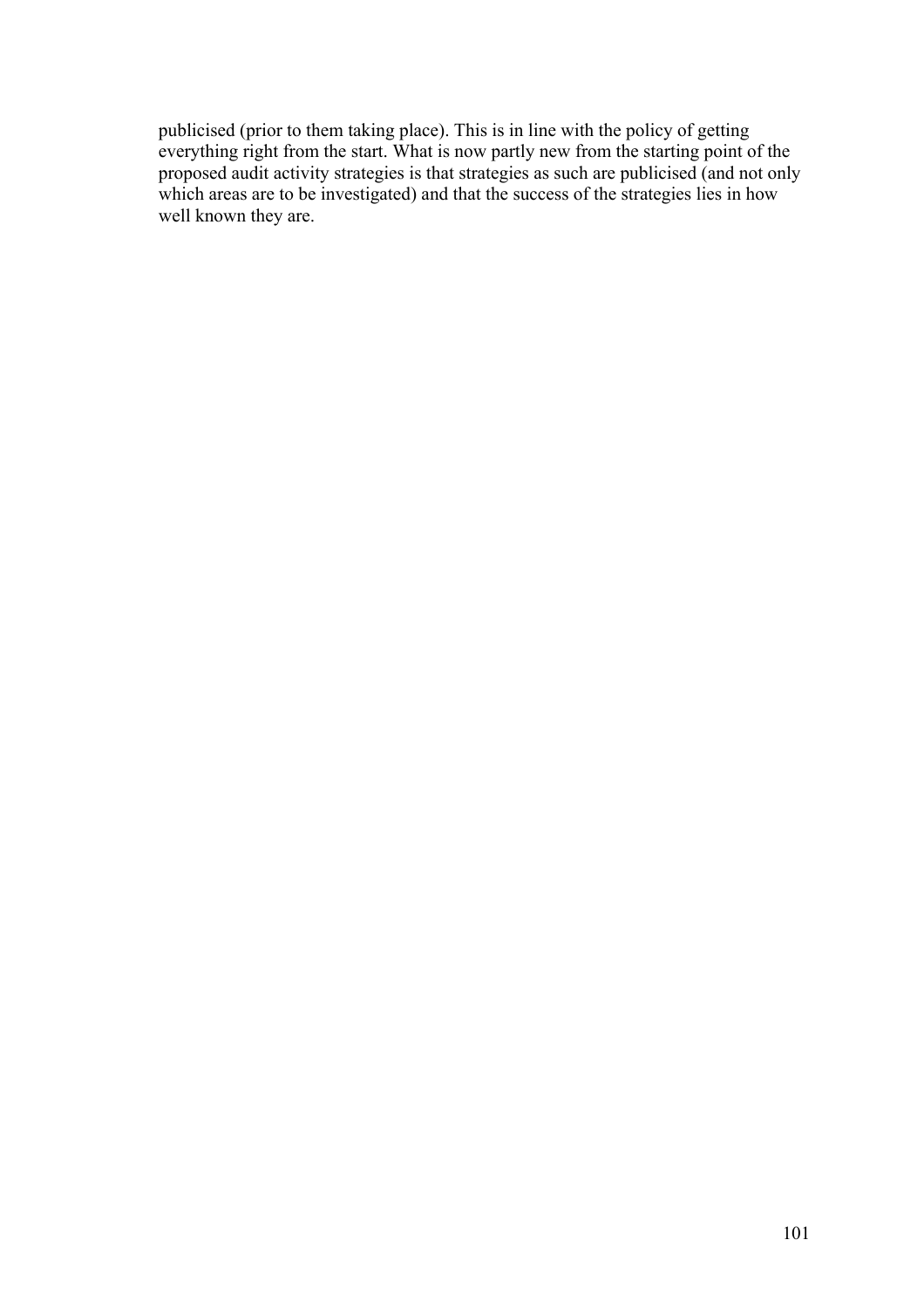publicised (prior to them taking place). This is in line with the policy of getting everything right from the start. What is now partly new from the starting point of the proposed audit activity strategies is that strategies as such are publicised (and not only which areas are to be investigated) and that the success of the strategies lies in how well known they are.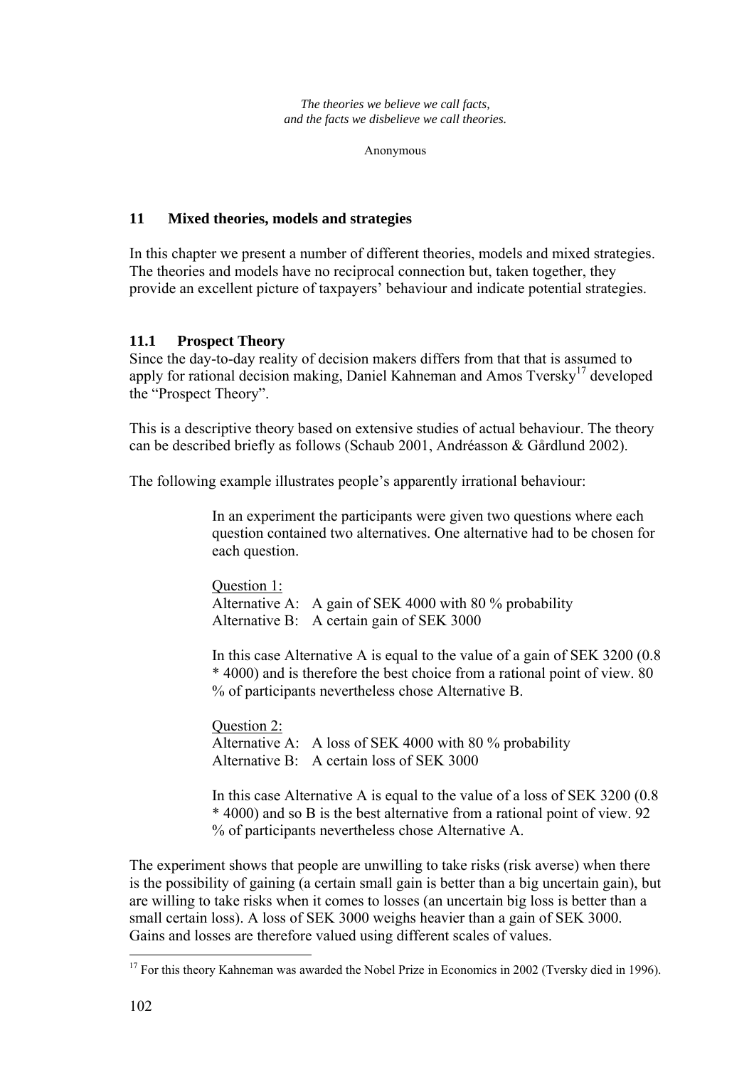*The theories we believe we call facts,*
*and the facts we disbelieve we call theories.*

Anonymous

## 11 Mixed theories, models and strategies

In this chapter we present a number of different theories, models and mixed strategies. The theories and models have no reciprocal connection but, taken together, they provide an excellent picture of taxpayers' behaviour and indicate potential strategies.

### 11.1 Prospect Theory

Since the day-to-day reality of decision makers differs from that that is assumed to apply for rational decision making, Daniel Kahneman and Amos Tversky[17] developed the "Prospect Theory".

This is a descriptive theory based on extensive studies of actual behaviour. The theory can be described briefly as follows (Schaub 2001, Andréasson & Gårdlund 2002).

The following example illustrates people's apparently irrational behaviour:

> In an experiment the participants were given two questions where each question contained two alternatives. One alternative had to be chosen for each question.
>
> Question 1:
> Alternative A: A gain of SEK 4000 with 80 % probability
> Alternative B: A certain gain of SEK 3000
>
> In this case Alternative A is equal to the value of a gain of SEK 3200 (0.8 * 4000) and is therefore the best choice from a rational point of view. 80 % of participants nevertheless chose Alternative B.
>
> Question 2:
> Alternative A: A loss of SEK 4000 with 80 % probability
> Alternative B: A certain loss of SEK 3000
>
> In this case Alternative A is equal to the value of a loss of SEK 3200 (0.8 * 4000) and so B is the best alternative from a rational point of view. 92 % of participants nevertheless chose Alternative A.

The experiment shows that people are unwilling to take risks (risk averse) when there is the possibility of gaining (a certain small gain is better than a big uncertain gain), but are willing to take risks when it comes to losses (an uncertain big loss is better than a small certain loss). A loss of SEK 3000 weighs heavier than a gain of SEK 3000. Gains and losses are therefore valued using different scales of values.

---

[17] For this theory Kahneman was awarded the Nobel Prize in Economics in 2002 (Tversky died in 1996).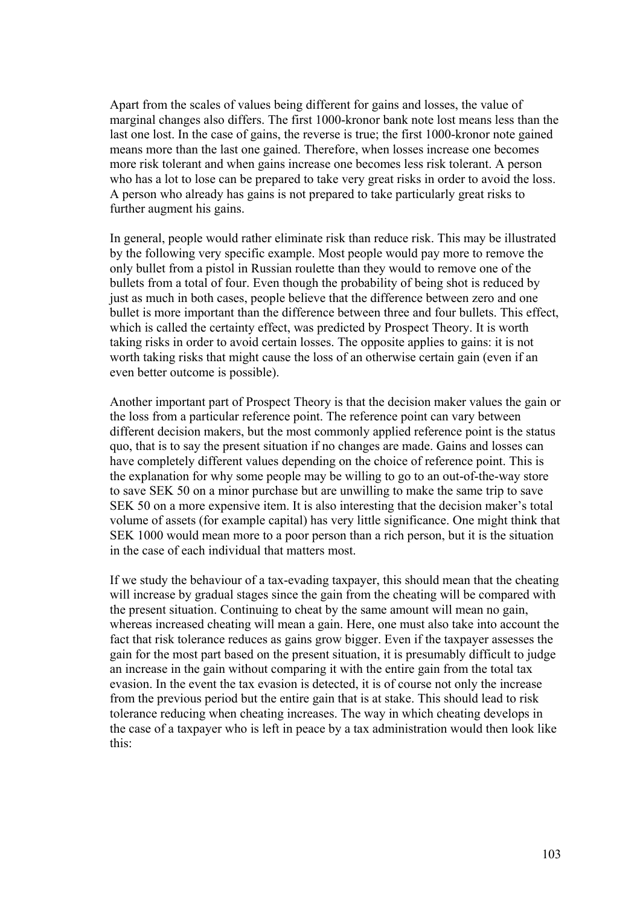Apart from the scales of values being different for gains and losses, the value of marginal changes also differs. The first 1000-kronor bank note lost means less than the last one lost. In the case of gains, the reverse is true; the first 1000-kronor note gained means more than the last one gained. Therefore, when losses increase one becomes more risk tolerant and when gains increase one becomes less risk tolerant. A person who has a lot to lose can be prepared to take very great risks in order to avoid the loss. A person who already has gains is not prepared to take particularly great risks to further augment his gains.

In general, people would rather eliminate risk than reduce risk. This may be illustrated by the following very specific example. Most people would pay more to remove the only bullet from a pistol in Russian roulette than they would to remove one of the bullets from a total of four. Even though the probability of being shot is reduced by just as much in both cases, people believe that the difference between zero and one bullet is more important than the difference between three and four bullets. This effect, which is called the certainty effect, was predicted by Prospect Theory. It is worth taking risks in order to avoid certain losses. The opposite applies to gains: it is not worth taking risks that might cause the loss of an otherwise certain gain (even if an even better outcome is possible).

Another important part of Prospect Theory is that the decision maker values the gain or the loss from a particular reference point. The reference point can vary between different decision makers, but the most commonly applied reference point is the status quo, that is to say the present situation if no changes are made. Gains and losses can have completely different values depending on the choice of reference point. This is the explanation for why some people may be willing to go to an out-of-the-way store to save SEK 50 on a minor purchase but are unwilling to make the same trip to save SEK 50 on a more expensive item. It is also interesting that the decision maker's total volume of assets (for example capital) has very little significance. One might think that SEK 1000 would mean more to a poor person than a rich person, but it is the situation in the case of each individual that matters most.

If we study the behaviour of a tax-evading taxpayer, this should mean that the cheating will increase by gradual stages since the gain from the cheating will be compared with the present situation. Continuing to cheat by the same amount will mean no gain, whereas increased cheating will mean a gain. Here, one must also take into account the fact that risk tolerance reduces as gains grow bigger. Even if the taxpayer assesses the gain for the most part based on the present situation, it is presumably difficult to judge an increase in the gain without comparing it with the entire gain from the total tax evasion. In the event the tax evasion is detected, it is of course not only the increase from the previous period but the entire gain that is at stake. This should lead to risk tolerance reducing when cheating increases. The way in which cheating develops in the case of a taxpayer who is left in peace by a tax administration would then look like this: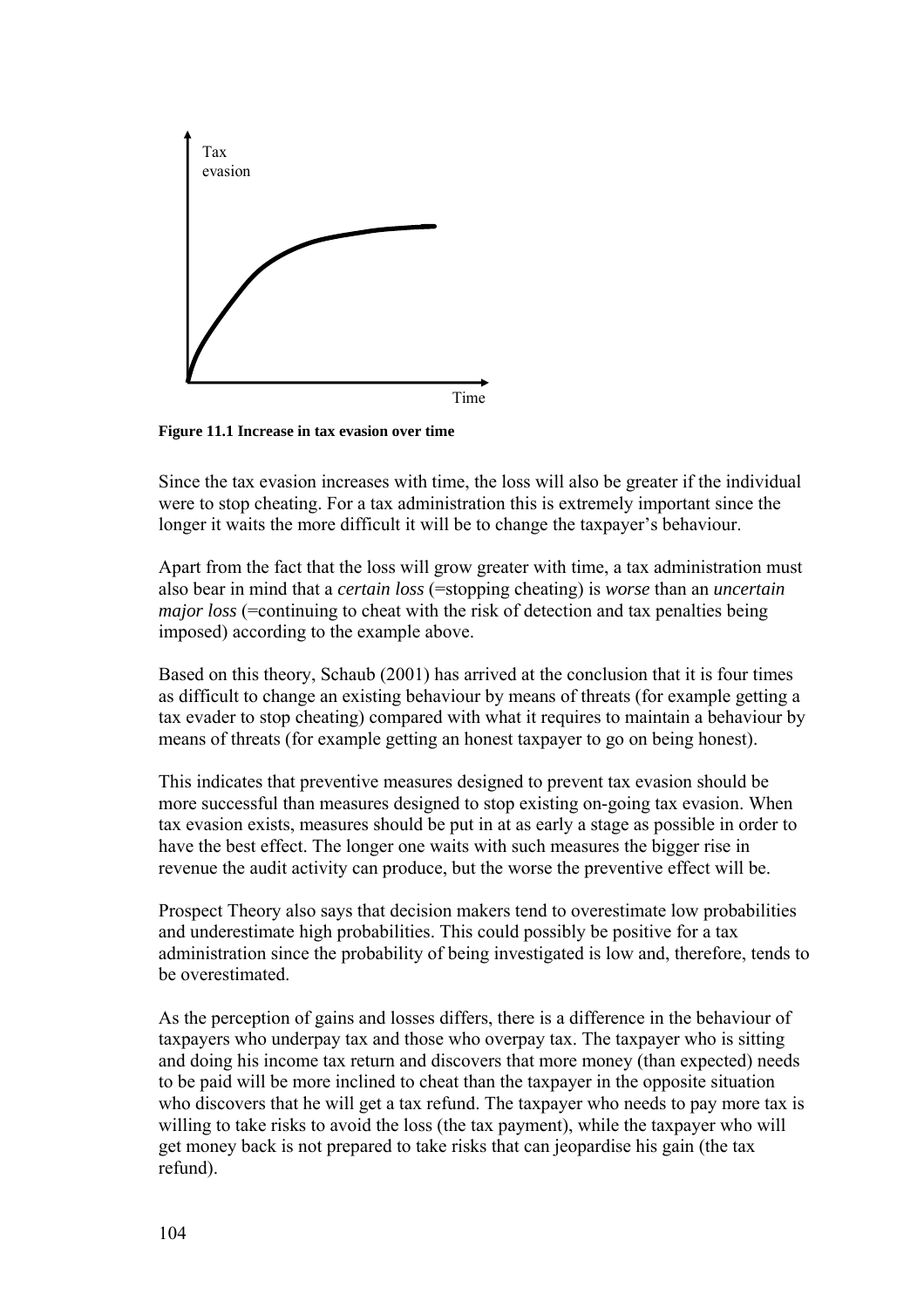**Figure 11.1 Increase in tax evasion over time**

Since the tax evasion increases with time, the loss will also be greater if the individual were to stop cheating. For a tax administration this is extremely important since the longer it waits the more difficult it will be to change the taxpayer's behaviour.

Apart from the fact that the loss will grow greater with time, a tax administration must also bear in mind that a *certain loss* (=stopping cheating) is *worse* than an *uncertain major loss* (=continuing to cheat with the risk of detection and tax penalties being imposed) according to the example above.

Based on this theory, Schaub (2001) has arrived at the conclusion that it is four times as difficult to change an existing behaviour by means of threats (for example getting a tax evader to stop cheating) compared with what it requires to maintain a behaviour by means of threats (for example getting an honest taxpayer to go on being honest).

This indicates that preventive measures designed to prevent tax evasion should be more successful than measures designed to stop existing on-going tax evasion. When tax evasion exists, measures should be put in at as early a stage as possible in order to have the best effect. The longer one waits with such measures the bigger rise in revenue the audit activity can produce, but the worse the preventive effect will be.

Prospect Theory also says that decision makers tend to overestimate low probabilities and underestimate high probabilities. This could possibly be positive for a tax administration since the probability of being investigated is low and, therefore, tends to be overestimated.

As the perception of gains and losses differs, there is a difference in the behaviour of taxpayers who underpay tax and those who overpay tax. The taxpayer who is sitting and doing his income tax return and discovers that more money (than expected) needs to be paid will be more inclined to cheat than the taxpayer in the opposite situation who discovers that he will get a tax refund. The taxpayer who needs to pay more tax is willing to take risks to avoid the loss (the tax payment), while the taxpayer who will get money back is not prepared to take risks that can jeopardise his gain (the tax refund).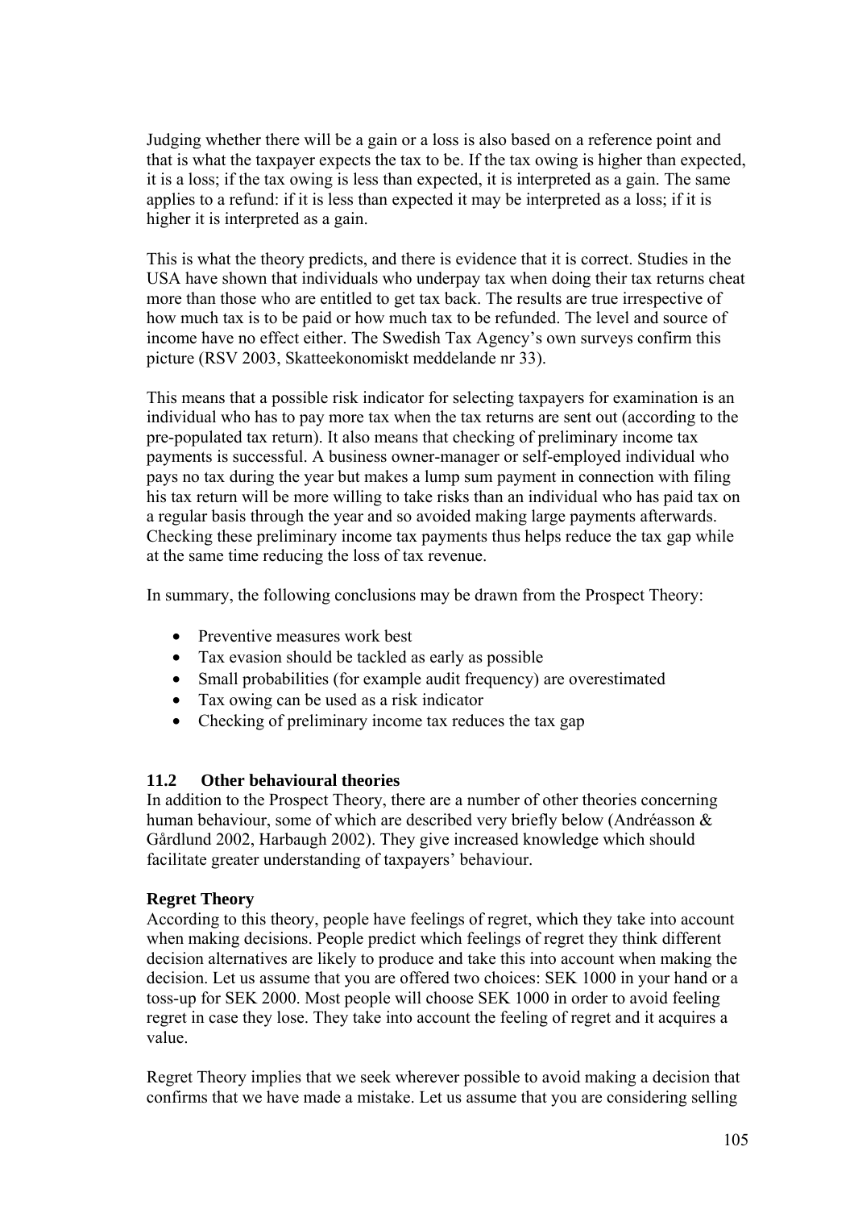Judging whether there will be a gain or a loss is also based on a reference point and that is what the taxpayer expects the tax to be. If the tax owing is higher than expected, it is a loss; if the tax owing is less than expected, it is interpreted as a gain. The same applies to a refund: if it is less than expected it may be interpreted as a loss; if it is higher it is interpreted as a gain.

This is what the theory predicts, and there is evidence that it is correct. Studies in the USA have shown that individuals who underpay tax when doing their tax returns cheat more than those who are entitled to get tax back. The results are true irrespective of how much tax is to be paid or how much tax to be refunded. The level and source of income have no effect either. The Swedish Tax Agency's own surveys confirm this picture (RSV 2003, Skatteekonomiskt meddelande nr 33).

This means that a possible risk indicator for selecting taxpayers for examination is an individual who has to pay more tax when the tax returns are sent out (according to the pre-populated tax return). It also means that checking of preliminary income tax payments is successful. A business owner-manager or self-employed individual who pays no tax during the year but makes a lump sum payment in connection with filing his tax return will be more willing to take risks than an individual who has paid tax on a regular basis through the year and so avoided making large payments afterwards. Checking these preliminary income tax payments thus helps reduce the tax gap while at the same time reducing the loss of tax revenue.

In summary, the following conclusions may be drawn from the Prospect Theory:

- Preventive measures work best
- Tax evasion should be tackled as early as possible
- Small probabilities (for example audit frequency) are overestimated
- Tax owing can be used as a risk indicator
- Checking of preliminary income tax reduces the tax gap

### 11.2 Other behavioural theories

In addition to the Prospect Theory, there are a number of other theories concerning human behaviour, some of which are described very briefly below (Andréasson & Gårdlund 2002, Harbaugh 2002). They give increased knowledge which should facilitate greater understanding of taxpayers' behaviour.

**Regret Theory**

According to this theory, people have feelings of regret, which they take into account when making decisions. People predict which feelings of regret they think different decision alternatives are likely to produce and take this into account when making the decision. Let us assume that you are offered two choices: SEK 1000 in your hand or a toss-up for SEK 2000. Most people will choose SEK 1000 in order to avoid feeling regret in case they lose. They take into account the feeling of regret and it acquires a value.

Regret Theory implies that we seek wherever possible to avoid making a decision that confirms that we have made a mistake. Let us assume that you are considering selling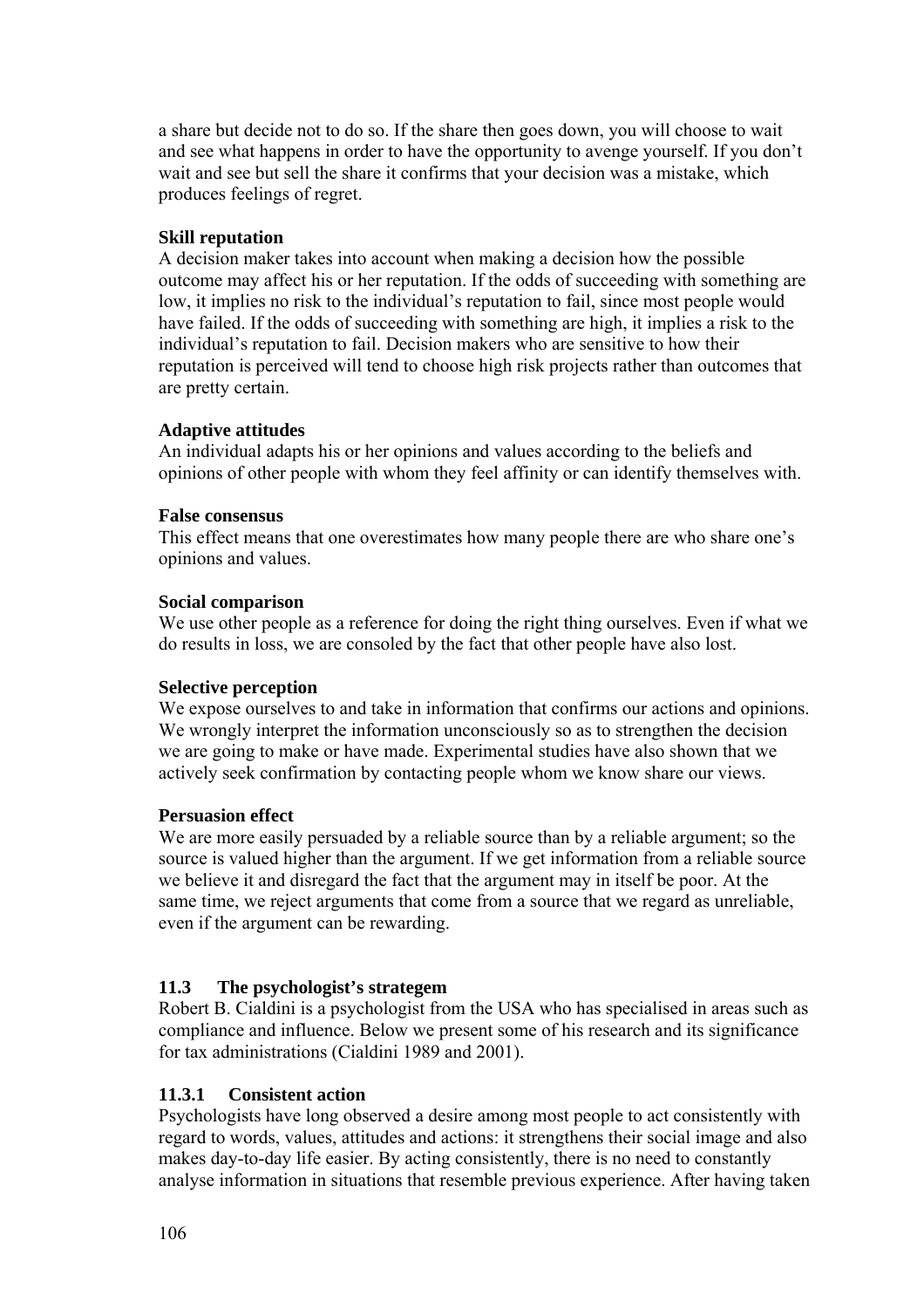a share but decide not to do so. If the share then goes down, you will choose to wait and see what happens in order to have the opportunity to avenge yourself. If you don't wait and see but sell the share it confirms that your decision was a mistake, which produces feelings of regret.

**Skill reputation**

A decision maker takes into account when making a decision how the possible outcome may affect his or her reputation. If the odds of succeeding with something are low, it implies no risk to the individual's reputation to fail, since most people would have failed. If the odds of succeeding with something are high, it implies a risk to the individual's reputation to fail. Decision makers who are sensitive to how their reputation is perceived will tend to choose high risk projects rather than outcomes that are pretty certain.

**Adaptive attitudes**

An individual adapts his or her opinions and values according to the beliefs and opinions of other people with whom they feel affinity or can identify themselves with.

**False consensus**

This effect means that one overestimates how many people there are who share one's opinions and values.

**Social comparison**

We use other people as a reference for doing the right thing ourselves. Even if what we do results in loss, we are consoled by the fact that other people have also lost.

**Selective perception**

We expose ourselves to and take in information that confirms our actions and opinions. We wrongly interpret the information unconsciously so as to strengthen the decision we are going to make or have made. Experimental studies have also shown that we actively seek confirmation by contacting people whom we know share our views.

**Persuasion effect**

We are more easily persuaded by a reliable source than by a reliable argument; so the source is valued higher than the argument. If we get information from a reliable source we believe it and disregard the fact that the argument may in itself be poor. At the same time, we reject arguments that come from a source that we regard as unreliable, even if the argument can be rewarding.

## 11.3 The psychologist's strategem

Robert B. Cialdini is a psychologist from the USA who has specialised in areas such as compliance and influence. Below we present some of his research and its significance for tax administrations (Cialdini 1989 and 2001).

### 11.3.1 Consistent action

Psychologists have long observed a desire among most people to act consistently with regard to words, values, attitudes and actions: it strengthens their social image and also makes day-to-day life easier. By acting consistently, there is no need to constantly analyse information in situations that resemble previous experience. After having taken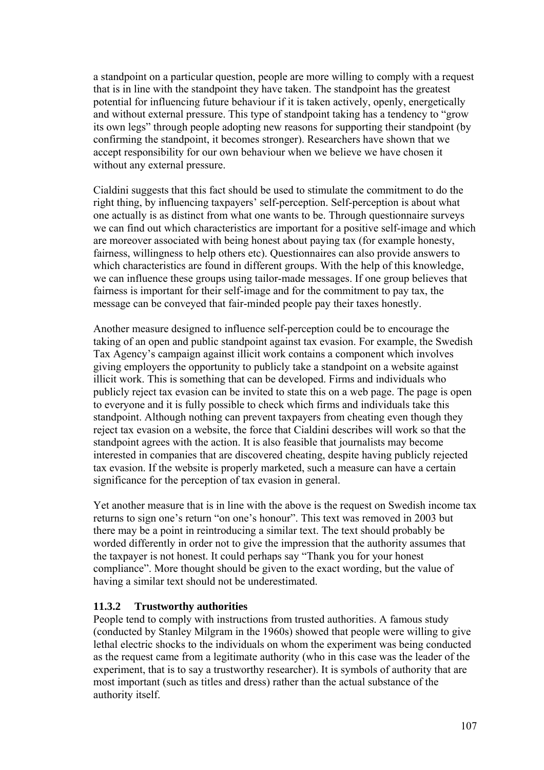a standpoint on a particular question, people are more willing to comply with a request that is in line with the standpoint they have taken. The standpoint has the greatest potential for influencing future behaviour if it is taken actively, openly, energetically and without external pressure. This type of standpoint taking has a tendency to "grow its own legs" through people adopting new reasons for supporting their standpoint (by confirming the standpoint, it becomes stronger). Researchers have shown that we accept responsibility for our own behaviour when we believe we have chosen it without any external pressure.

Cialdini suggests that this fact should be used to stimulate the commitment to do the right thing, by influencing taxpayers' self-perception. Self-perception is about what one actually is as distinct from what one wants to be. Through questionnaire surveys we can find out which characteristics are important for a positive self-image and which are moreover associated with being honest about paying tax (for example honesty, fairness, willingness to help others etc). Questionnaires can also provide answers to which characteristics are found in different groups. With the help of this knowledge, we can influence these groups using tailor-made messages. If one group believes that fairness is important for their self-image and for the commitment to pay tax, the message can be conveyed that fair-minded people pay their taxes honestly.

Another measure designed to influence self-perception could be to encourage the taking of an open and public standpoint against tax evasion. For example, the Swedish Tax Agency's campaign against illicit work contains a component which involves giving employers the opportunity to publicly take a standpoint on a website against illicit work. This is something that can be developed. Firms and individuals who publicly reject tax evasion can be invited to state this on a web page. The page is open to everyone and it is fully possible to check which firms and individuals take this standpoint. Although nothing can prevent taxpayers from cheating even though they reject tax evasion on a website, the force that Cialdini describes will work so that the standpoint agrees with the action. It is also feasible that journalists may become interested in companies that are discovered cheating, despite having publicly rejected tax evasion. If the website is properly marketed, such a measure can have a certain significance for the perception of tax evasion in general.

Yet another measure that is in line with the above is the request on Swedish income tax returns to sign one's return "on one's honour". This text was removed in 2003 but there may be a point in reintroducing a similar text. The text should probably be worded differently in order not to give the impression that the authority assumes that the taxpayer is not honest. It could perhaps say "Thank you for your honest compliance". More thought should be given to the exact wording, but the value of having a similar text should not be underestimated.

### 11.3.2 Trustworthy authorities

People tend to comply with instructions from trusted authorities. A famous study (conducted by Stanley Milgram in the 1960s) showed that people were willing to give lethal electric shocks to the individuals on whom the experiment was being conducted as the request came from a legitimate authority (who in this case was the leader of the experiment, that is to say a trustworthy researcher). It is symbols of authority that are most important (such as titles and dress) rather than the actual substance of the authority itself.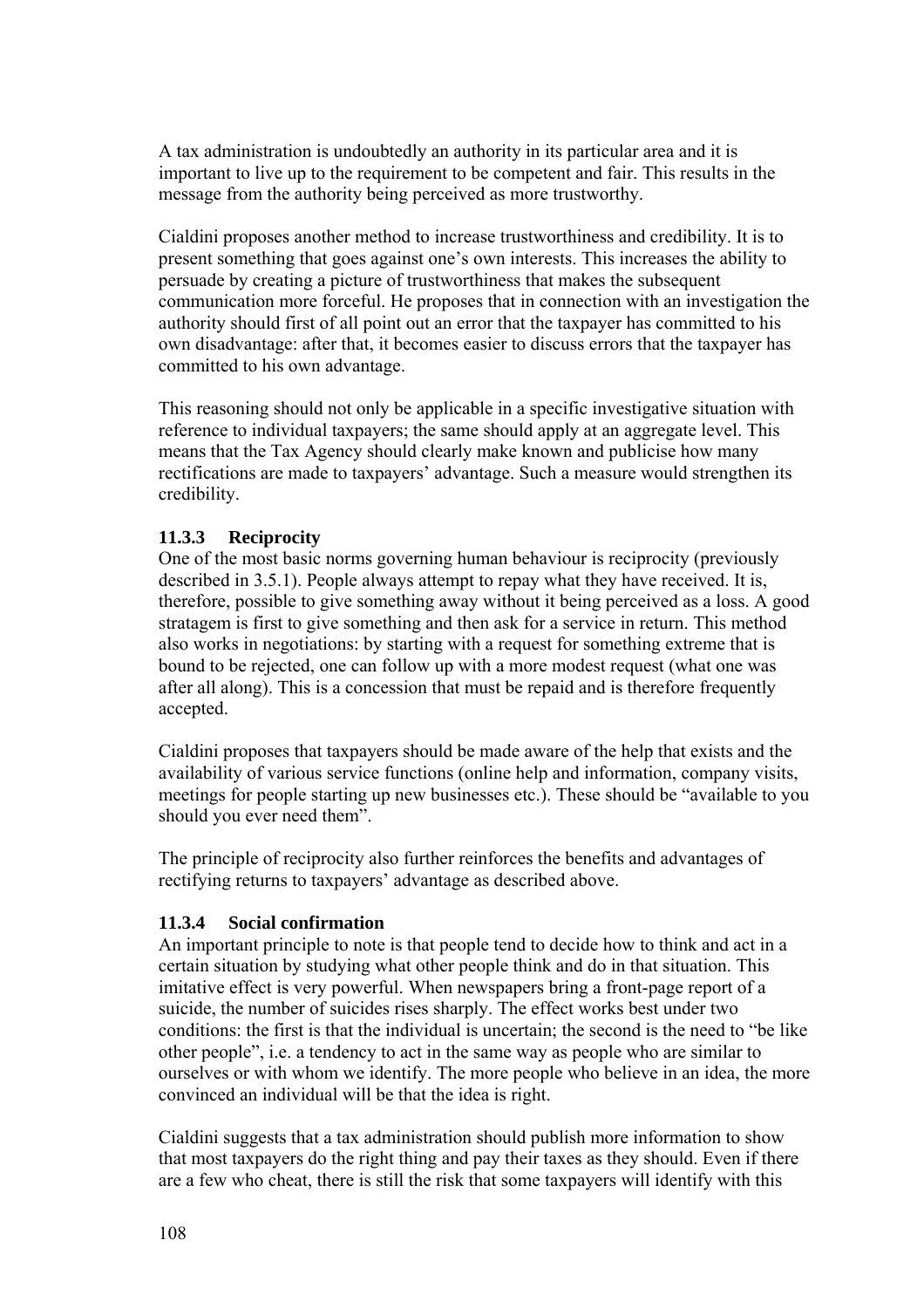A tax administration is undoubtedly an authority in its particular area and it is important to live up to the requirement to be competent and fair. This results in the message from the authority being perceived as more trustworthy.

Cialdini proposes another method to increase trustworthiness and credibility. It is to present something that goes against one's own interests. This increases the ability to persuade by creating a picture of trustworthiness that makes the subsequent communication more forceful. He proposes that in connection with an investigation the authority should first of all point out an error that the taxpayer has committed to his own disadvantage: after that, it becomes easier to discuss errors that the taxpayer has committed to his own advantage.

This reasoning should not only be applicable in a specific investigative situation with reference to individual taxpayers; the same should apply at an aggregate level. This means that the Tax Agency should clearly make known and publicise how many rectifications are made to taxpayers' advantage. Such a measure would strengthen its credibility.

### 11.3.3 Reciprocity

One of the most basic norms governing human behaviour is reciprocity (previously described in 3.5.1). People always attempt to repay what they have received. It is, therefore, possible to give something away without it being perceived as a loss. A good stratagem is first to give something and then ask for a service in return. This method also works in negotiations: by starting with a request for something extreme that is bound to be rejected, one can follow up with a more modest request (what one was after all along). This is a concession that must be repaid and is therefore frequently accepted.

Cialdini proposes that taxpayers should be made aware of the help that exists and the availability of various service functions (online help and information, company visits, meetings for people starting up new businesses etc.). These should be "available to you should you ever need them".

The principle of reciprocity also further reinforces the benefits and advantages of rectifying returns to taxpayers' advantage as described above.

### 11.3.4 Social confirmation

An important principle to note is that people tend to decide how to think and act in a certain situation by studying what other people think and do in that situation. This imitative effect is very powerful. When newspapers bring a front-page report of a suicide, the number of suicides rises sharply. The effect works best under two conditions: the first is that the individual is uncertain; the second is the need to "be like other people", i.e. a tendency to act in the same way as people who are similar to ourselves or with whom we identify. The more people who believe in an idea, the more convinced an individual will be that the idea is right.

Cialdini suggests that a tax administration should publish more information to show that most taxpayers do the right thing and pay their taxes as they should. Even if there are a few who cheat, there is still the risk that some taxpayers will identify with this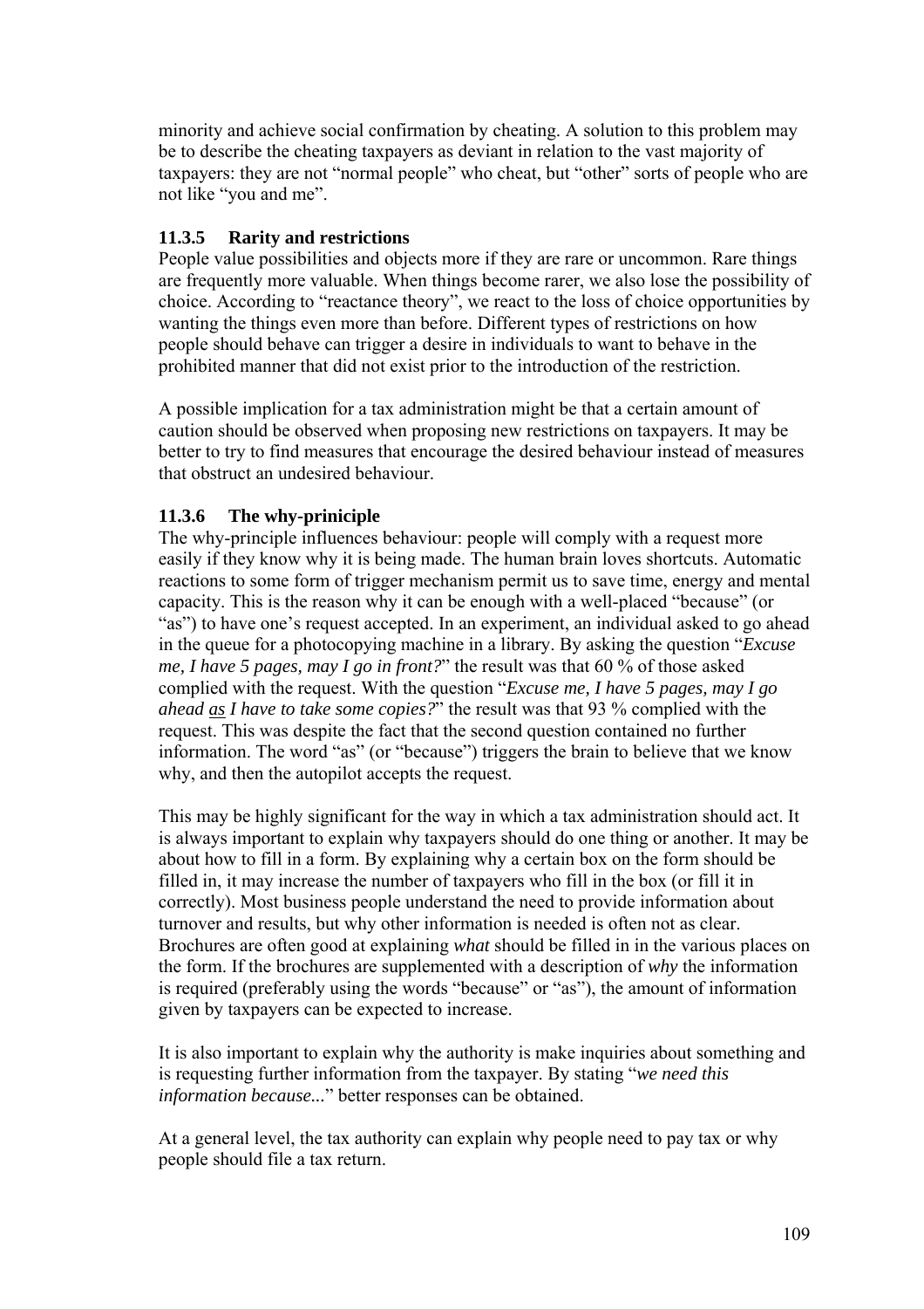minority and achieve social confirmation by cheating. A solution to this problem may be to describe the cheating taxpayers as deviant in relation to the vast majority of taxpayers: they are not "normal people" who cheat, but "other" sorts of people who are not like "you and me".

### 11.3.5 Rarity and restrictions

People value possibilities and objects more if they are rare or uncommon. Rare things are frequently more valuable. When things become rarer, we also lose the possibility of choice. According to "reactance theory", we react to the loss of choice opportunities by wanting the things even more than before. Different types of restrictions on how people should behave can trigger a desire in individuals to want to behave in the prohibited manner that did not exist prior to the introduction of the restriction.

A possible implication for a tax administration might be that a certain amount of caution should be observed when proposing new restrictions on taxpayers. It may be better to try to find measures that encourage the desired behaviour instead of measures that obstruct an undesired behaviour.

### 11.3.6 The why-priniciple

The why-principle influences behaviour: people will comply with a request more easily if they know why it is being made. The human brain loves shortcuts. Automatic reactions to some form of trigger mechanism permit us to save time, energy and mental capacity. This is the reason why it can be enough with a well-placed "because" (or "as") to have one's request accepted. In an experiment, an individual asked to go ahead in the queue for a photocopying machine in a library. By asking the question "*Excuse me, I have 5 pages, may I go in front?*" the result was that 60 % of those asked complied with the request. With the question "*Excuse me, I have 5 pages, may I go ahead <u>as</u> I have to take some copies?*" the result was that 93 % complied with the request. This was despite the fact that the second question contained no further information. The word "as" (or "because") triggers the brain to believe that we know why, and then the autopilot accepts the request.

This may be highly significant for the way in which a tax administration should act. It is always important to explain why taxpayers should do one thing or another. It may be about how to fill in a form. By explaining why a certain box on the form should be filled in, it may increase the number of taxpayers who fill in the box (or fill it in correctly). Most business people understand the need to provide information about turnover and results, but why other information is needed is often not as clear. Brochures are often good at explaining *what* should be filled in in the various places on the form. If the brochures are supplemented with a description of *why* the information is required (preferably using the words "because" or "as"), the amount of information given by taxpayers can be expected to increase.

It is also important to explain why the authority is make inquiries about something and is requesting further information from the taxpayer. By stating "*we need this information because...*" better responses can be obtained.

At a general level, the tax authority can explain why people need to pay tax or why people should file a tax return.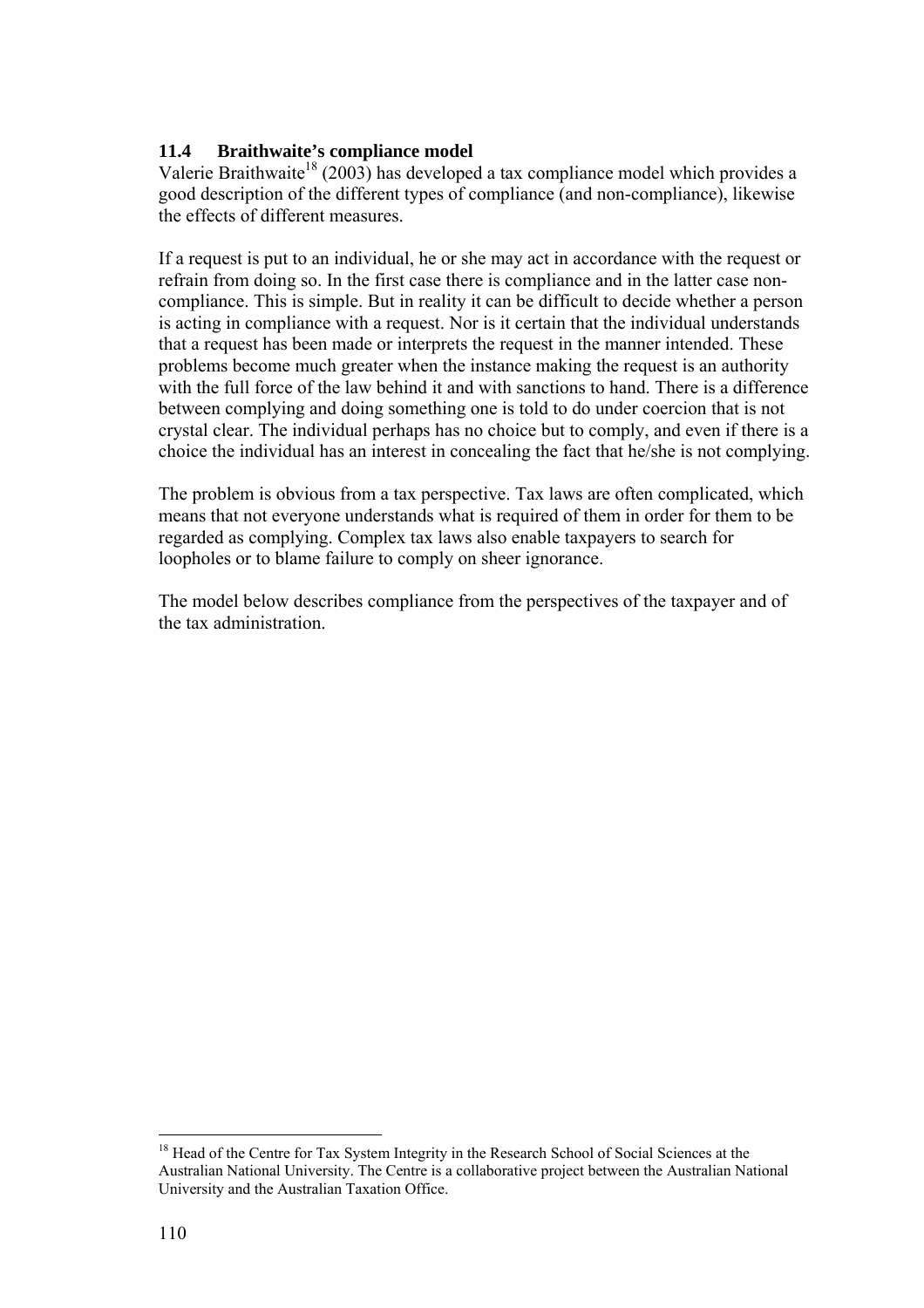### 11.4 Braithwaite's compliance model

Valerie Braithwaite[18] (2003) has developed a tax compliance model which provides a good description of the different types of compliance (and non-compliance), likewise the effects of different measures.

If a request is put to an individual, he or she may act in accordance with the request or refrain from doing so. In the first case there is compliance and in the latter case non-compliance. This is simple. But in reality it can be difficult to decide whether a person is acting in compliance with a request. Nor is it certain that the individual understands that a request has been made or interprets the request in the manner intended. These problems become much greater when the instance making the request is an authority with the full force of the law behind it and with sanctions to hand. There is a difference between complying and doing something one is told to do under coercion that is not crystal clear. The individual perhaps has no choice but to comply, and even if there is a choice the individual has an interest in concealing the fact that he/she is not complying.

The problem is obvious from a tax perspective. Tax laws are often complicated, which means that not everyone understands what is required of them in order for them to be regarded as complying. Complex tax laws also enable taxpayers to search for loopholes or to blame failure to comply on sheer ignorance.

The model below describes compliance from the perspectives of the taxpayer and of the tax administration.

---

[18] Head of the Centre for Tax System Integrity in the Research School of Social Sciences at the Australian National University. The Centre is a collaborative project between the Australian National University and the Australian Taxation Office.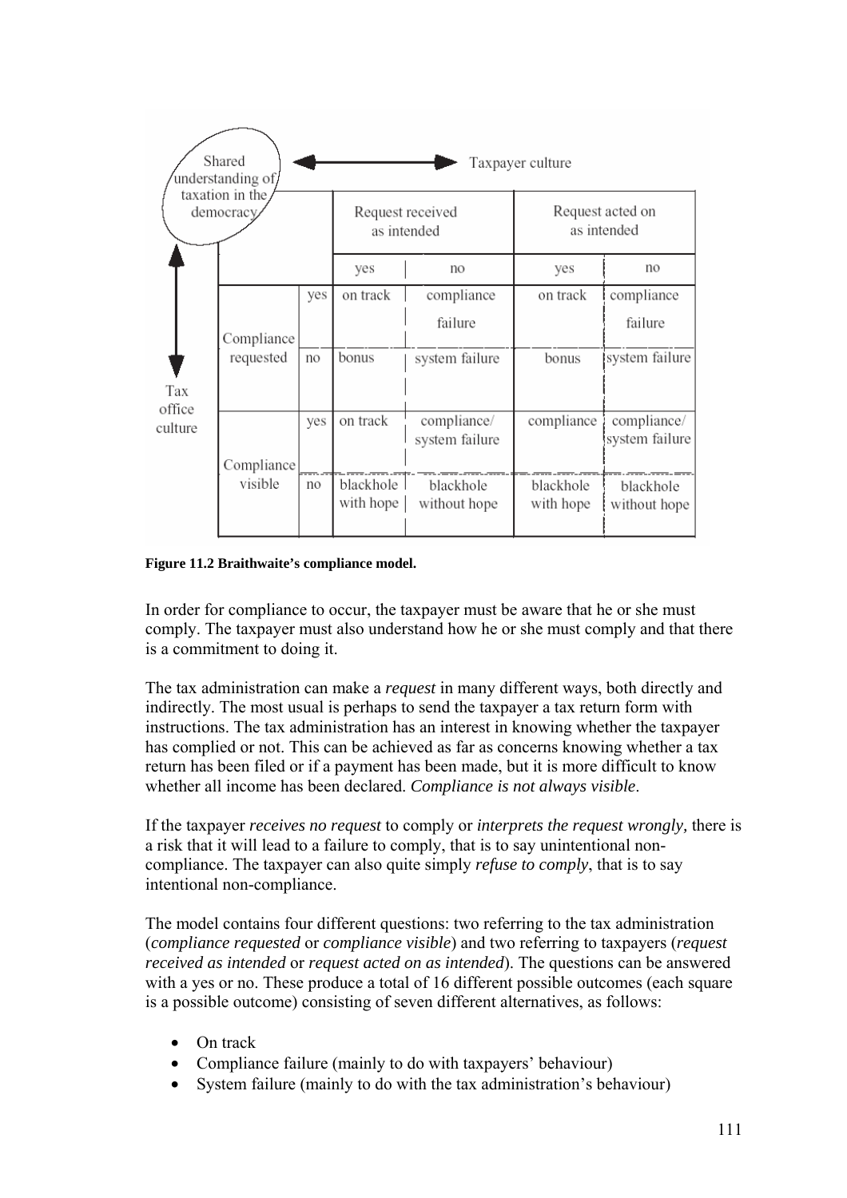| | | Request received as intended | | Request acted on as intended | |
|---|---|---|---|---|---|
| | | yes | no | yes | no |
| Compliance requested | yes | on track | compliance failure | on track | compliance failure |
| | no | bonus | system failure | bonus | system failure |
| Compliance visible | yes | on track | compliance/ system failure | compliance | compliance/ system failure |
| | no | blackhole with hope | blackhole without hope | blackhole with hope | blackhole without hope |

Shared understanding of taxation in the democracy — Taxpayer culture (horizontal axis); Tax office culture (vertical axis)

**Figure 11.2 Braithwaite's compliance model.**

In order for compliance to occur, the taxpayer must be aware that he or she must comply. The taxpayer must also understand how he or she must comply and that there is a commitment to doing it.

The tax administration can make a *request* in many different ways, both directly and indirectly. The most usual is perhaps to send the taxpayer a tax return form with instructions. The tax administration has an interest in knowing whether the taxpayer has complied or not. This can be achieved as far as concerns knowing whether a tax return has been filed or if a payment has been made, but it is more difficult to know whether all income has been declared. *Compliance is not always visible*.

If the taxpayer *receives no request* to comply or *interprets the request wrongly*, there is a risk that it will lead to a failure to comply, that is to say unintentional non-compliance. The taxpayer can also quite simply *refuse to comply*, that is to say intentional non-compliance.

The model contains four different questions: two referring to the tax administration (*compliance requested* or *compliance visible*) and two referring to taxpayers (*request received as intended* or *request acted on as intended*). The questions can be answered with a yes or no. These produce a total of 16 different possible outcomes (each square is a possible outcome) consisting of seven different alternatives, as follows:

- On track
- Compliance failure (mainly to do with taxpayers' behaviour)
- System failure (mainly to do with the tax administration's behaviour)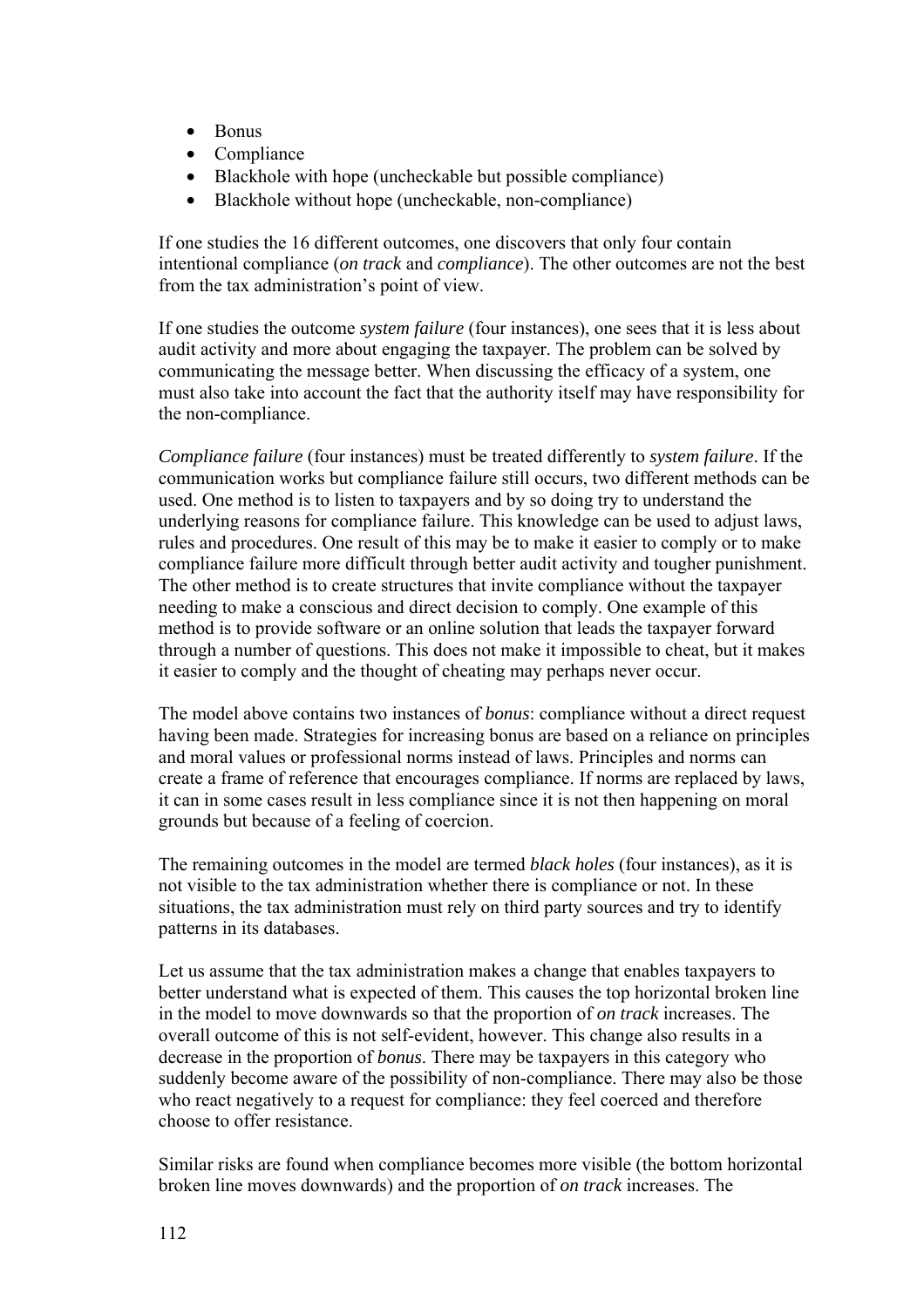- Bonus
- Compliance
- Blackhole with hope (uncheckable but possible compliance)
- Blackhole without hope (uncheckable, non-compliance)

If one studies the 16 different outcomes, one discovers that only four contain intentional compliance (*on track* and *compliance*). The other outcomes are not the best from the tax administration's point of view.

If one studies the outcome *system failure* (four instances), one sees that it is less about audit activity and more about engaging the taxpayer. The problem can be solved by communicating the message better. When discussing the efficacy of a system, one must also take into account the fact that the authority itself may have responsibility for the non-compliance.

*Compliance failure* (four instances) must be treated differently to *system failure*. If the communication works but compliance failure still occurs, two different methods can be used. One method is to listen to taxpayers and by so doing try to understand the underlying reasons for compliance failure. This knowledge can be used to adjust laws, rules and procedures. One result of this may be to make it easier to comply or to make compliance failure more difficult through better audit activity and tougher punishment. The other method is to create structures that invite compliance without the taxpayer needing to make a conscious and direct decision to comply. One example of this method is to provide software or an online solution that leads the taxpayer forward through a number of questions. This does not make it impossible to cheat, but it makes it easier to comply and the thought of cheating may perhaps never occur.

The model above contains two instances of *bonus*: compliance without a direct request having been made. Strategies for increasing bonus are based on a reliance on principles and moral values or professional norms instead of laws. Principles and norms can create a frame of reference that encourages compliance. If norms are replaced by laws, it can in some cases result in less compliance since it is not then happening on moral grounds but because of a feeling of coercion.

The remaining outcomes in the model are termed *black holes* (four instances), as it is not visible to the tax administration whether there is compliance or not. In these situations, the tax administration must rely on third party sources and try to identify patterns in its databases.

Let us assume that the tax administration makes a change that enables taxpayers to better understand what is expected of them. This causes the top horizontal broken line in the model to move downwards so that the proportion of *on track* increases. The overall outcome of this is not self-evident, however. This change also results in a decrease in the proportion of *bonus*. There may be taxpayers in this category who suddenly become aware of the possibility of non-compliance. There may also be those who react negatively to a request for compliance: they feel coerced and therefore choose to offer resistance.

Similar risks are found when compliance becomes more visible (the bottom horizontal broken line moves downwards) and the proportion of *on track* increases. The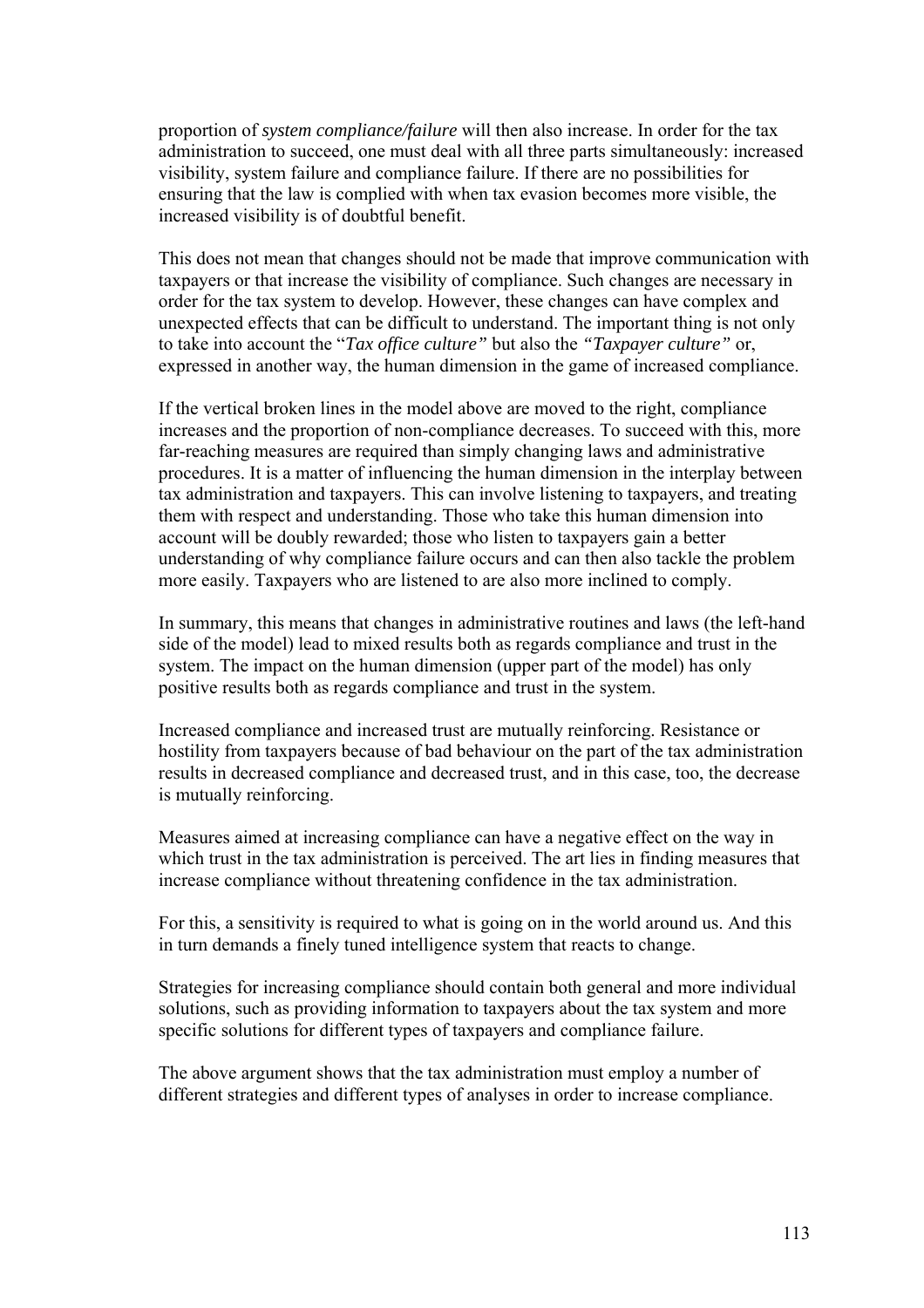proportion of *system compliance/failure* will then also increase. In order for the tax administration to succeed, one must deal with all three parts simultaneously: increased visibility, system failure and compliance failure. If there are no possibilities for ensuring that the law is complied with when tax evasion becomes more visible, the increased visibility is of doubtful benefit.

This does not mean that changes should not be made that improve communication with taxpayers or that increase the visibility of compliance. Such changes are necessary in order for the tax system to develop. However, these changes can have complex and unexpected effects that can be difficult to understand. The important thing is not only to take into account the "*Tax office culture"* but also the *"Taxpayer culture"* or, expressed in another way, the human dimension in the game of increased compliance.

If the vertical broken lines in the model above are moved to the right, compliance increases and the proportion of non-compliance decreases. To succeed with this, more far-reaching measures are required than simply changing laws and administrative procedures. It is a matter of influencing the human dimension in the interplay between tax administration and taxpayers. This can involve listening to taxpayers, and treating them with respect and understanding. Those who take this human dimension into account will be doubly rewarded; those who listen to taxpayers gain a better understanding of why compliance failure occurs and can then also tackle the problem more easily. Taxpayers who are listened to are also more inclined to comply.

In summary, this means that changes in administrative routines and laws (the left-hand side of the model) lead to mixed results both as regards compliance and trust in the system. The impact on the human dimension (upper part of the model) has only positive results both as regards compliance and trust in the system.

Increased compliance and increased trust are mutually reinforcing. Resistance or hostility from taxpayers because of bad behaviour on the part of the tax administration results in decreased compliance and decreased trust, and in this case, too, the decrease is mutually reinforcing.

Measures aimed at increasing compliance can have a negative effect on the way in which trust in the tax administration is perceived. The art lies in finding measures that increase compliance without threatening confidence in the tax administration.

For this, a sensitivity is required to what is going on in the world around us. And this in turn demands a finely tuned intelligence system that reacts to change.

Strategies for increasing compliance should contain both general and more individual solutions, such as providing information to taxpayers about the tax system and more specific solutions for different types of taxpayers and compliance failure.

The above argument shows that the tax administration must employ a number of different strategies and different types of analyses in order to increase compliance.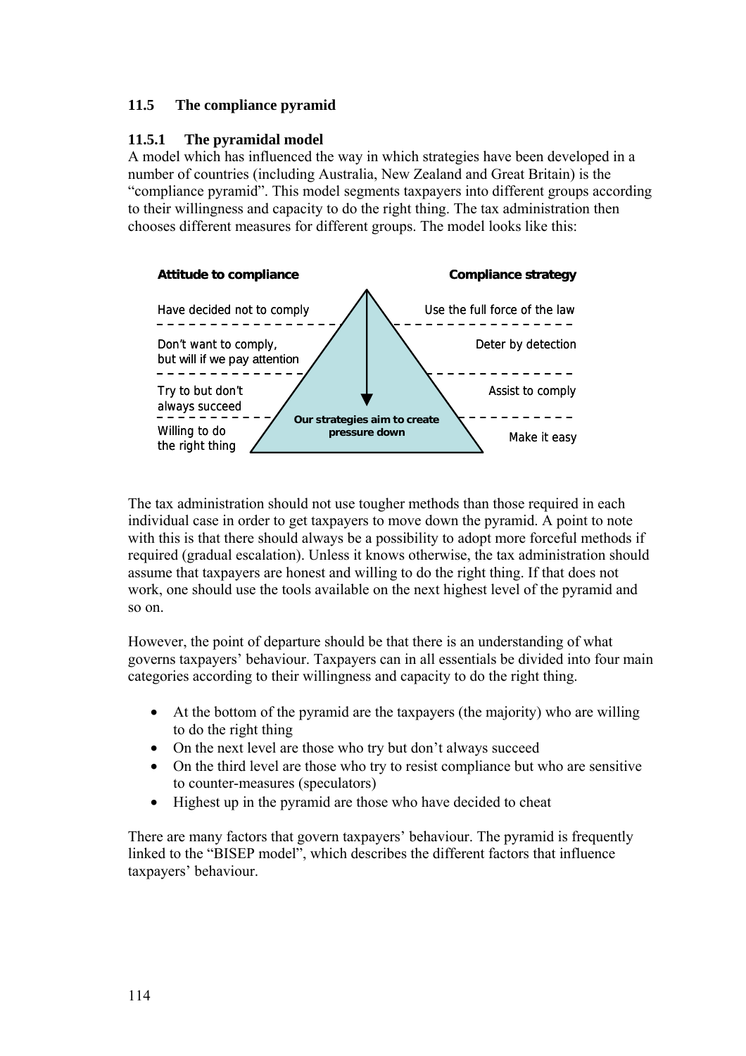## 11.5 The compliance pyramid

### 11.5.1 The pyramidal model

A model which has influenced the way in which strategies have been developed in a number of countries (including Australia, New Zealand and Great Britain) is the "compliance pyramid". This model segments taxpayers into different groups according to their willingness and capacity to do the right thing. The tax administration then chooses different measures for different groups. The model looks like this:

| Attitude to compliance | Compliance strategy |
| --- | --- |
| Have decided not to comply | Use the full force of the law |
| Don't want to comply, but will if we pay attention | Deter by detection |
| Try to but don't always succeed | Assist to comply |
| Willing to do the right thing | Make it easy |

Our strategies aim to create pressure down

The tax administration should not use tougher methods than those required in each individual case in order to get taxpayers to move down the pyramid. A point to note with this is that there should always be a possibility to adopt more forceful methods if required (gradual escalation). Unless it knows otherwise, the tax administration should assume that taxpayers are honest and willing to do the right thing. If that does not work, one should use the tools available on the next highest level of the pyramid and so on.

However, the point of departure should be that there is an understanding of what governs taxpayers' behaviour. Taxpayers can in all essentials be divided into four main categories according to their willingness and capacity to do the right thing.

- At the bottom of the pyramid are the taxpayers (the majority) who are willing to do the right thing
- On the next level are those who try but don't always succeed
- On the third level are those who try to resist compliance but who are sensitive to counter-measures (speculators)
- Highest up in the pyramid are those who have decided to cheat

There are many factors that govern taxpayers' behaviour. The pyramid is frequently linked to the "BISEP model", which describes the different factors that influence taxpayers' behaviour.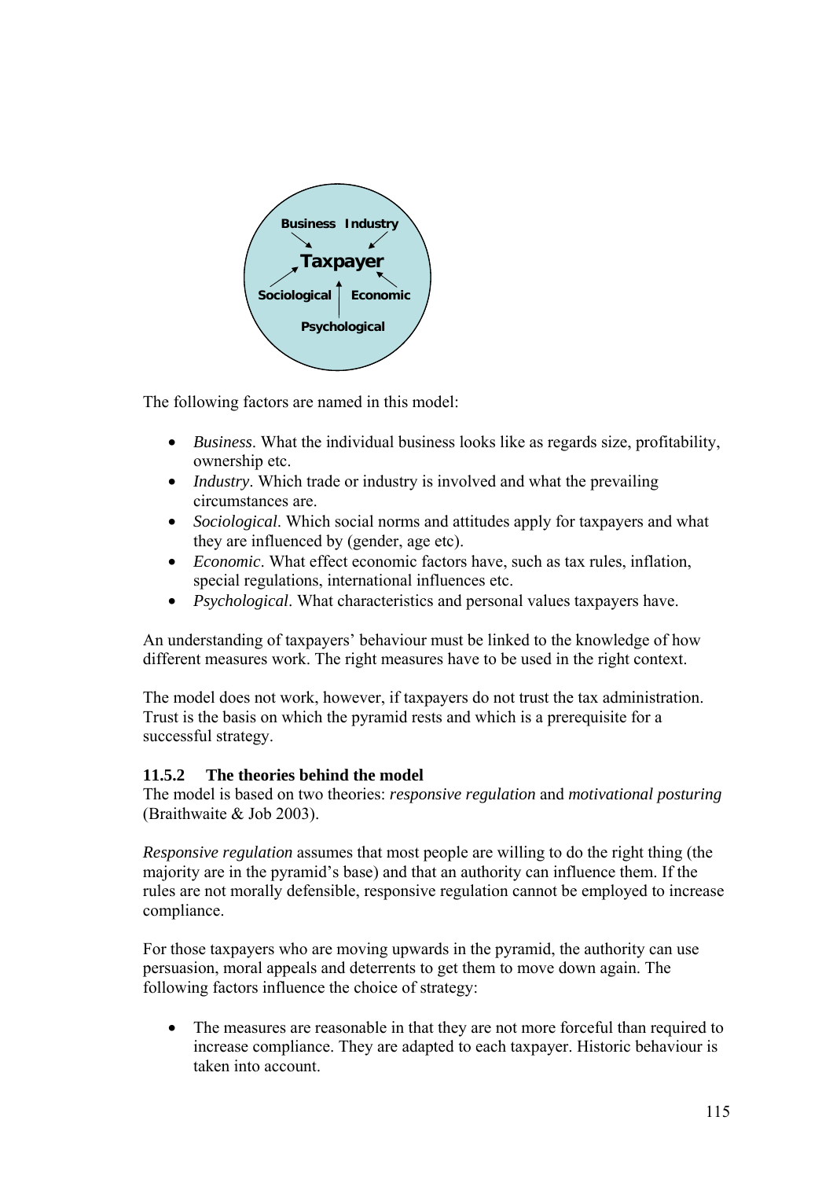Business Industry

**Taxpayer**

Sociological Economic

Psychological

The following factors are named in this model:

- *Business*. What the individual business looks like as regards size, profitability, ownership etc.
- *Industry*. Which trade or industry is involved and what the prevailing circumstances are.
- *Sociological*. Which social norms and attitudes apply for taxpayers and what they are influenced by (gender, age etc).
- *Economic*. What effect economic factors have, such as tax rules, inflation, special regulations, international influences etc.
- *Psychological*. What characteristics and personal values taxpayers have.

An understanding of taxpayers' behaviour must be linked to the knowledge of how different measures work. The right measures have to be used in the right context.

The model does not work, however, if taxpayers do not trust the tax administration. Trust is the basis on which the pyramid rests and which is a prerequisite for a successful strategy.

### 11.5.2 The theories behind the model

The model is based on two theories: *responsive regulation* and *motivational posturing* (Braithwaite & Job 2003).

*Responsive regulation* assumes that most people are willing to do the right thing (the majority are in the pyramid's base) and that an authority can influence them. If the rules are not morally defensible, responsive regulation cannot be employed to increase compliance.

For those taxpayers who are moving upwards in the pyramid, the authority can use persuasion, moral appeals and deterrents to get them to move down again. The following factors influence the choice of strategy:

- The measures are reasonable in that they are not more forceful than required to increase compliance. They are adapted to each taxpayer. Historic behaviour is taken into account.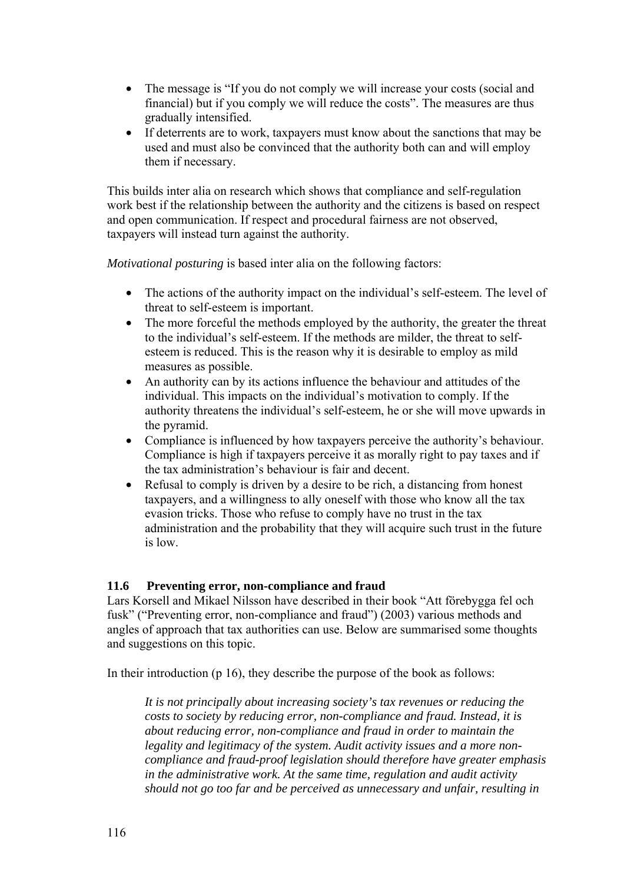- The message is "If you do not comply we will increase your costs (social and financial) but if you comply we will reduce the costs". The measures are thus gradually intensified.
- If deterrents are to work, taxpayers must know about the sanctions that may be used and must also be convinced that the authority both can and will employ them if necessary.

This builds inter alia on research which shows that compliance and self-regulation work best if the relationship between the authority and the citizens is based on respect and open communication. If respect and procedural fairness are not observed, taxpayers will instead turn against the authority.

*Motivational posturing* is based inter alia on the following factors:

- The actions of the authority impact on the individual's self-esteem. The level of threat to self-esteem is important.
- The more forceful the methods employed by the authority, the greater the threat to the individual's self-esteem. If the methods are milder, the threat to self-esteem is reduced. This is the reason why it is desirable to employ as mild measures as possible.
- An authority can by its actions influence the behaviour and attitudes of the individual. This impacts on the individual's motivation to comply. If the authority threatens the individual's self-esteem, he or she will move upwards in the pyramid.
- Compliance is influenced by how taxpayers perceive the authority's behaviour. Compliance is high if taxpayers perceive it as morally right to pay taxes and if the tax administration's behaviour is fair and decent.
- Refusal to comply is driven by a desire to be rich, a distancing from honest taxpayers, and a willingness to ally oneself with those who know all the tax evasion tricks. Those who refuse to comply have no trust in the tax administration and the probability that they will acquire such trust in the future is low.

## 11.6 Preventing error, non-compliance and fraud

Lars Korsell and Mikael Nilsson have described in their book "Att förebygga fel och fusk" ("Preventing error, non-compliance and fraud") (2003) various methods and angles of approach that tax authorities can use. Below are summarised some thoughts and suggestions on this topic.

In their introduction (p 16), they describe the purpose of the book as follows:

> *It is not principally about increasing society's tax revenues or reducing the costs to society by reducing error, non-compliance and fraud. Instead, it is about reducing error, non-compliance and fraud in order to maintain the legality and legitimacy of the system. Audit activity issues and a more non-compliance and fraud-proof legislation should therefore have greater emphasis in the administrative work. At the same time, regulation and audit activity should not go too far and be perceived as unnecessary and unfair, resulting in*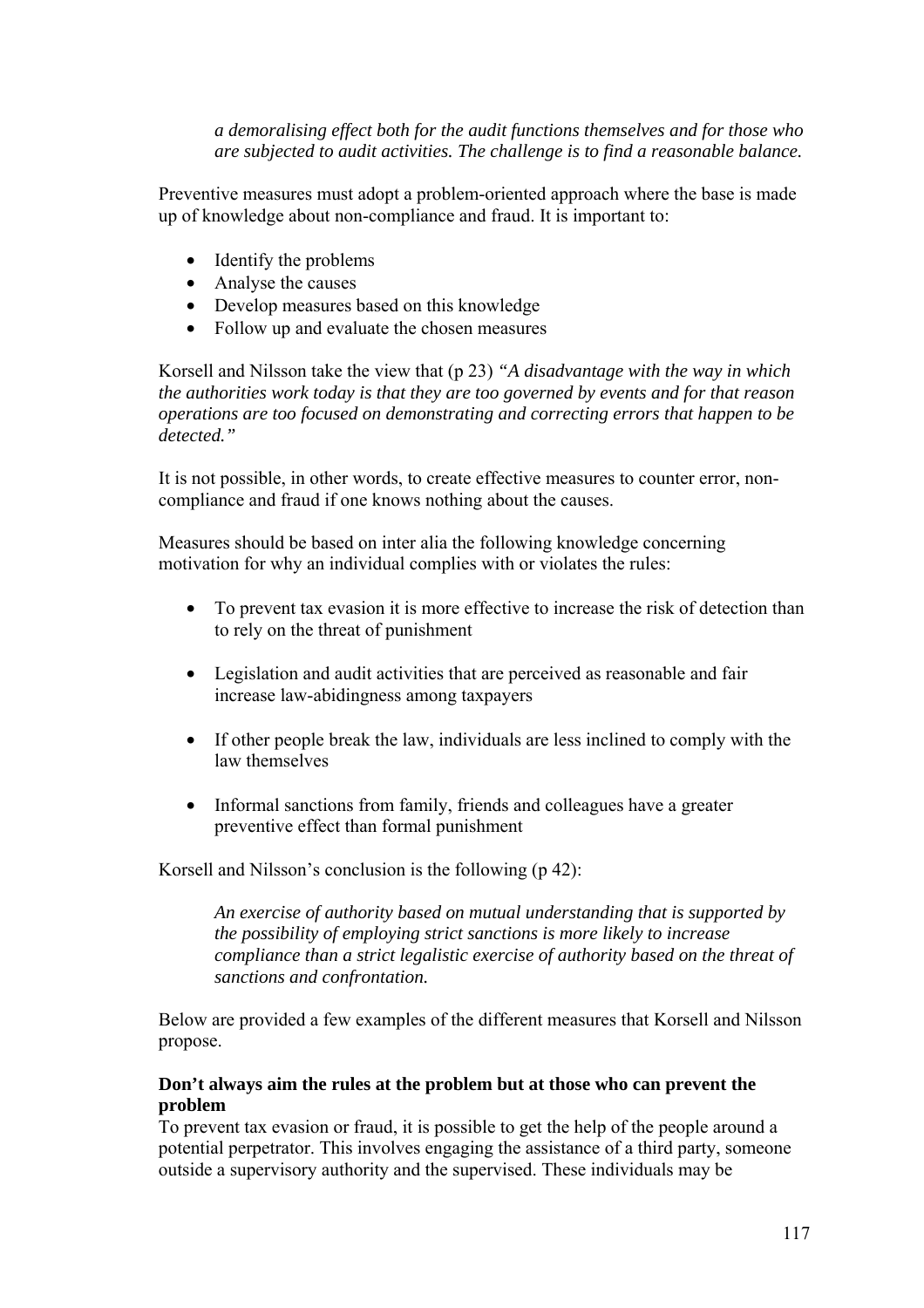*a demoralising effect both for the audit functions themselves and for those who are subjected to audit activities. The challenge is to find a reasonable balance.*

Preventive measures must adopt a problem-oriented approach where the base is made up of knowledge about non-compliance and fraud. It is important to:

- Identify the problems
- Analyse the causes
- Develop measures based on this knowledge
- Follow up and evaluate the chosen measures

Korsell and Nilsson take the view that (p 23) *"A disadvantage with the way in which the authorities work today is that they are too governed by events and for that reason operations are too focused on demonstrating and correcting errors that happen to be detected."*

It is not possible, in other words, to create effective measures to counter error, non-compliance and fraud if one knows nothing about the causes.

Measures should be based on inter alia the following knowledge concerning motivation for why an individual complies with or violates the rules:

- To prevent tax evasion it is more effective to increase the risk of detection than to rely on the threat of punishment
- Legislation and audit activities that are perceived as reasonable and fair increase law-abidingness among taxpayers
- If other people break the law, individuals are less inclined to comply with the law themselves
- Informal sanctions from family, friends and colleagues have a greater preventive effect than formal punishment

Korsell and Nilsson's conclusion is the following (p 42):

> *An exercise of authority based on mutual understanding that is supported by the possibility of employing strict sanctions is more likely to increase compliance than a strict legalistic exercise of authority based on the threat of sanctions and confrontation.*

Below are provided a few examples of the different measures that Korsell and Nilsson propose.

**Don't always aim the rules at the problem but at those who can prevent the problem**

To prevent tax evasion or fraud, it is possible to get the help of the people around a potential perpetrator. This involves engaging the assistance of a third party, someone outside a supervisory authority and the supervised. These individuals may be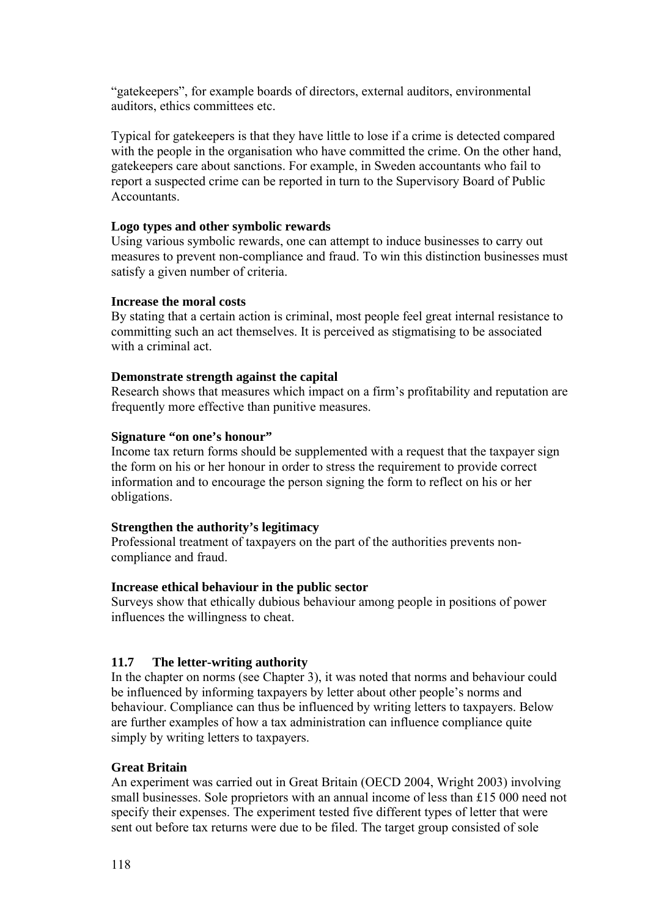"gatekeepers", for example boards of directors, external auditors, environmental auditors, ethics committees etc.

Typical for gatekeepers is that they have little to lose if a crime is detected compared with the people in the organisation who have committed the crime. On the other hand, gatekeepers care about sanctions. For example, in Sweden accountants who fail to report a suspected crime can be reported in turn to the Supervisory Board of Public Accountants.

**Logo types and other symbolic rewards**
Using various symbolic rewards, one can attempt to induce businesses to carry out measures to prevent non-compliance and fraud. To win this distinction businesses must satisfy a given number of criteria.

**Increase the moral costs**
By stating that a certain action is criminal, most people feel great internal resistance to committing such an act themselves. It is perceived as stigmatising to be associated with a criminal act.

**Demonstrate strength against the capital**
Research shows that measures which impact on a firm's profitability and reputation are frequently more effective than punitive measures.

**Signature "on one's honour"**
Income tax return forms should be supplemented with a request that the taxpayer sign the form on his or her honour in order to stress the requirement to provide correct information and to encourage the person signing the form to reflect on his or her obligations.

**Strengthen the authority's legitimacy**
Professional treatment of taxpayers on the part of the authorities prevents non-compliance and fraud.

**Increase ethical behaviour in the public sector**
Surveys show that ethically dubious behaviour among people in positions of power influences the willingness to cheat.

## 11.7 The letter-writing authority

In the chapter on norms (see Chapter 3), it was noted that norms and behaviour could be influenced by informing taxpayers by letter about other people's norms and behaviour. Compliance can thus be influenced by writing letters to taxpayers. Below are further examples of how a tax administration can influence compliance quite simply by writing letters to taxpayers.

**Great Britain**
An experiment was carried out in Great Britain (OECD 2004, Wright 2003) involving small businesses. Sole proprietors with an annual income of less than £15 000 need not specify their expenses. The experiment tested five different types of letter that were sent out before tax returns were due to be filed. The target group consisted of sole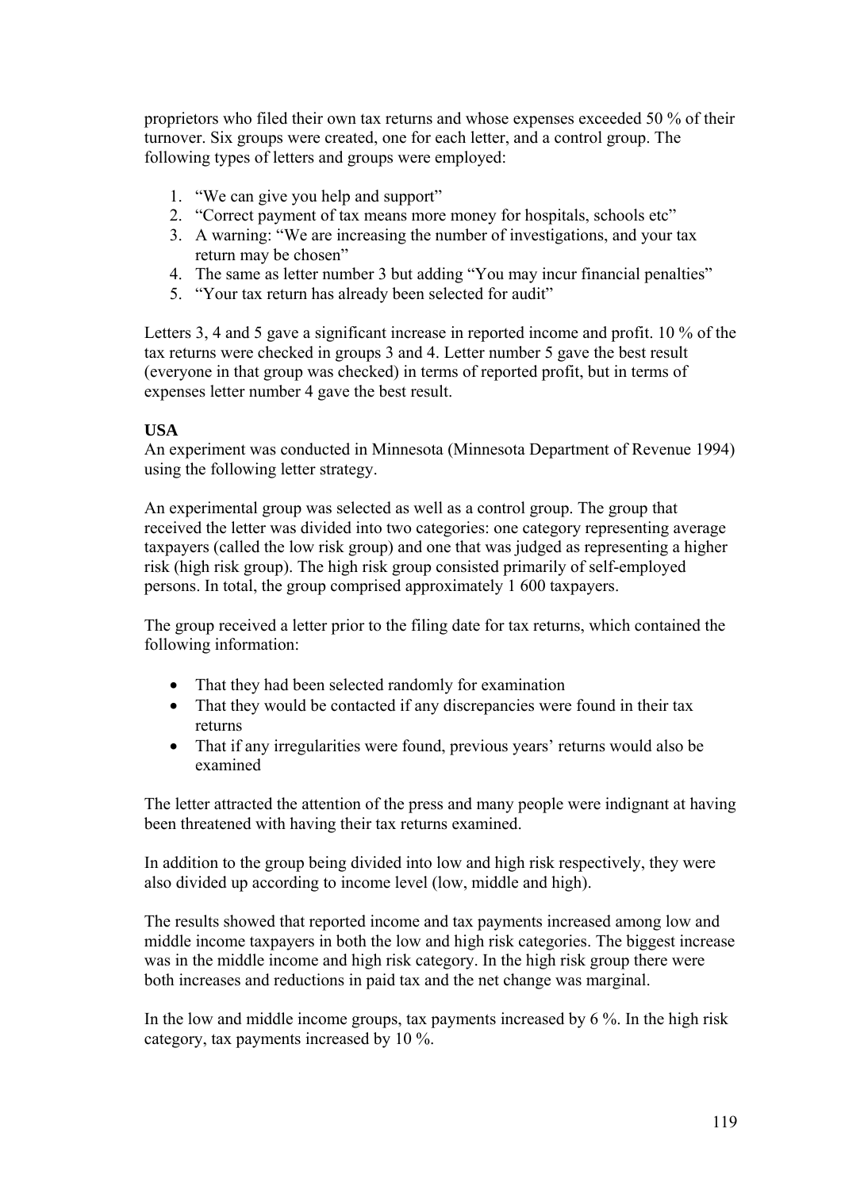proprietors who filed their own tax returns and whose expenses exceeded 50 % of their turnover. Six groups were created, one for each letter, and a control group. The following types of letters and groups were employed:

1. "We can give you help and support"
2. "Correct payment of tax means more money for hospitals, schools etc"
3. A warning: "We are increasing the number of investigations, and your tax return may be chosen"
4. The same as letter number 3 but adding "You may incur financial penalties"
5. "Your tax return has already been selected for audit"

Letters 3, 4 and 5 gave a significant increase in reported income and profit. 10 % of the tax returns were checked in groups 3 and 4. Letter number 5 gave the best result (everyone in that group was checked) in terms of reported profit, but in terms of expenses letter number 4 gave the best result.

**USA**

An experiment was conducted in Minnesota (Minnesota Department of Revenue 1994) using the following letter strategy.

An experimental group was selected as well as a control group. The group that received the letter was divided into two categories: one category representing average taxpayers (called the low risk group) and one that was judged as representing a higher risk (high risk group). The high risk group consisted primarily of self-employed persons. In total, the group comprised approximately 1 600 taxpayers.

The group received a letter prior to the filing date for tax returns, which contained the following information:

- That they had been selected randomly for examination
- That they would be contacted if any discrepancies were found in their tax returns
- That if any irregularities were found, previous years' returns would also be examined

The letter attracted the attention of the press and many people were indignant at having been threatened with having their tax returns examined.

In addition to the group being divided into low and high risk respectively, they were also divided up according to income level (low, middle and high).

The results showed that reported income and tax payments increased among low and middle income taxpayers in both the low and high risk categories. The biggest increase was in the middle income and high risk category. In the high risk group there were both increases and reductions in paid tax and the net change was marginal.

In the low and middle income groups, tax payments increased by 6 %. In the high risk category, tax payments increased by 10 %.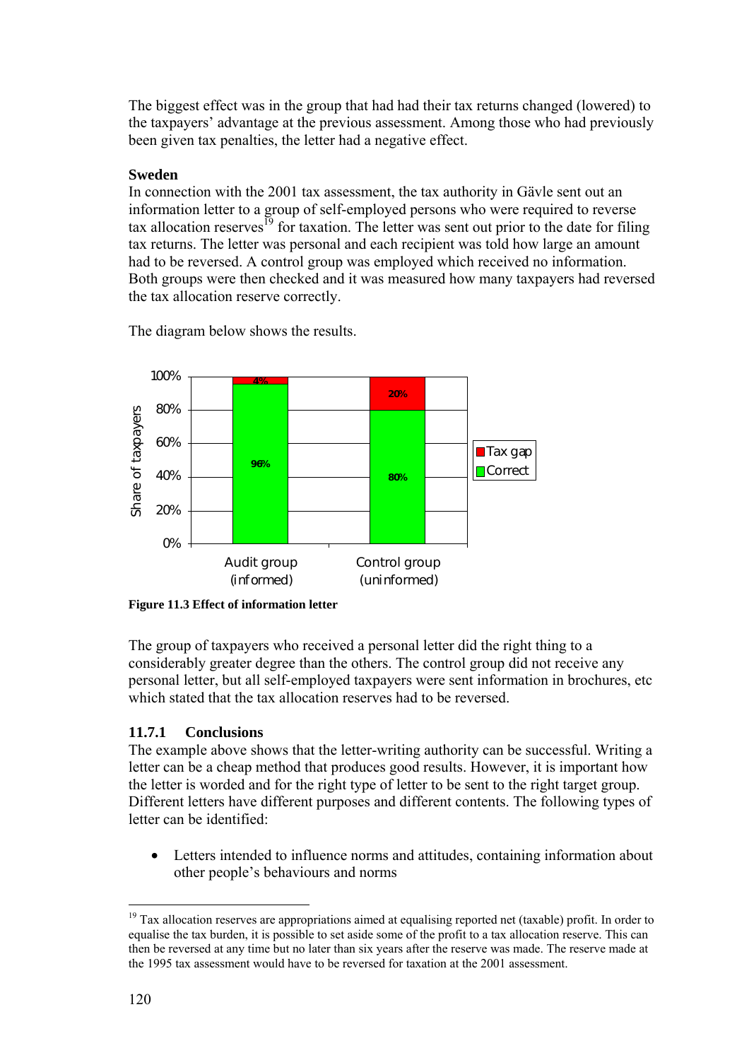The biggest effect was in the group that had had their tax returns changed (lowered) to the taxpayers' advantage at the previous assessment. Among those who had previously been given tax penalties, the letter had a negative effect.

**Sweden**

In connection with the 2001 tax assessment, the tax authority in Gävle sent out an information letter to a group of self-employed persons who were required to reverse tax allocation reserves[19] for taxation. The letter was sent out prior to the date for filing tax returns. The letter was personal and each recipient was told how large an amount had to be reversed. A control group was employed which received no information. Both groups were then checked and it was measured how many taxpayers had reversed the tax allocation reserve correctly.

The diagram below shows the results.

| Share of taxpayers | Audit group (informed) | Control group (uninformed) |
|---|---|---|
| Tax gap | 4% | 20% |
| Correct | 96% | 80% |

**Figure 11.3 Effect of information letter**

The group of taxpayers who received a personal letter did the right thing to a considerably greater degree than the others. The control group did not receive any personal letter, but all self-employed taxpayers were sent information in brochures, etc which stated that the tax allocation reserves had to be reversed.

### 11.7.1 Conclusions

The example above shows that the letter-writing authority can be successful. Writing a letter can be a cheap method that produces good results. However, it is important how the letter is worded and for the right type of letter to be sent to the right target group. Different letters have different purposes and different contents. The following types of letter can be identified:

- Letters intended to influence norms and attitudes, containing information about other people's behaviours and norms

[19] Tax allocation reserves are appropriations aimed at equalising reported net (taxable) profit. In order to equalise the tax burden, it is possible to set aside some of the profit to a tax allocation reserve. This can then be reversed at any time but no later than six years after the reserve was made. The reserve made at the 1995 tax assessment would have to be reversed for taxation at the 2001 assessment.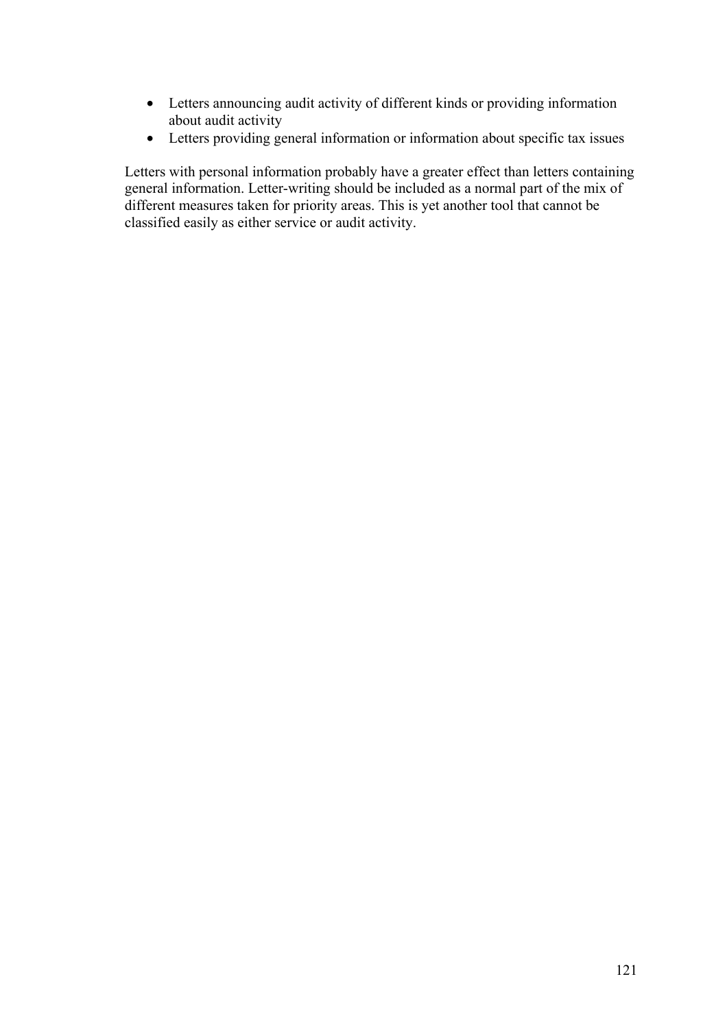- Letters announcing audit activity of different kinds or providing information about audit activity
- Letters providing general information or information about specific tax issues

Letters with personal information probably have a greater effect than letters containing general information. Letter-writing should be included as a normal part of the mix of different measures taken for priority areas. This is yet another tool that cannot be classified easily as either service or audit activity.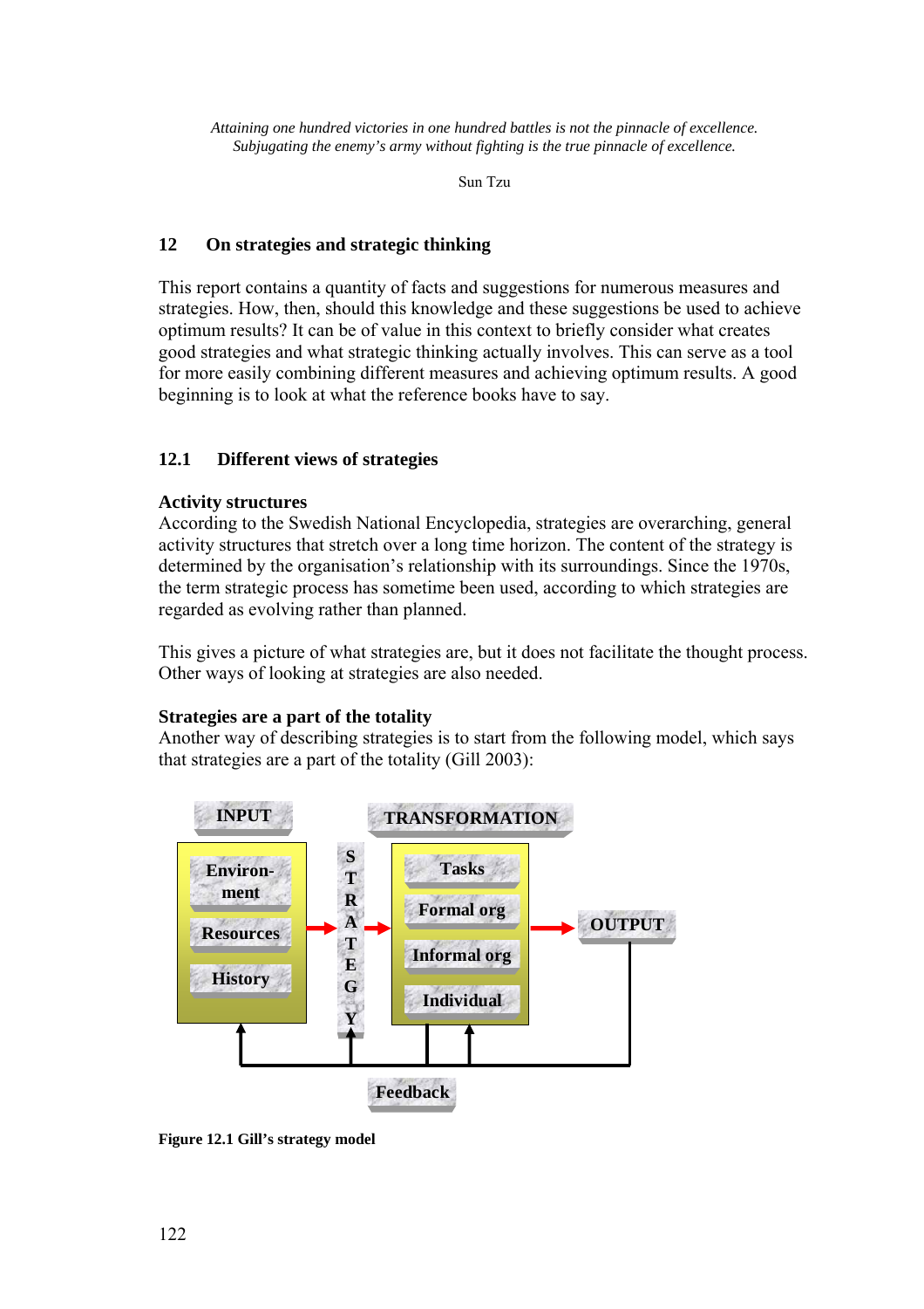*Attaining one hundred victories in one hundred battles is not the pinnacle of excellence. Subjugating the enemy's army without fighting is the true pinnacle of excellence.*

Sun Tzu

## 12 On strategies and strategic thinking

This report contains a quantity of facts and suggestions for numerous measures and strategies. How, then, should this knowledge and these suggestions be used to achieve optimum results? It can be of value in this context to briefly consider what creates good strategies and what strategic thinking actually involves. This can serve as a tool for more easily combining different measures and achieving optimum results. A good beginning is to look at what the reference books have to say.

### 12.1 Different views of strategies

**Activity structures**

According to the Swedish National Encyclopedia, strategies are overarching, general activity structures that stretch over a long time horizon. The content of the strategy is determined by the organisation's relationship with its surroundings. Since the 1970s, the term strategic process has sometime been used, according to which strategies are regarded as evolving rather than planned.

This gives a picture of what strategies are, but it does not facilitate the thought process. Other ways of looking at strategies are also needed.

**Strategies are a part of the totality**

Another way of describing strategies is to start from the following model, which says that strategies are a part of the totality (Gill 2003):

INPUT: Environ-ment, Resources, History → STRATEGY → TRANSFORMATION: Tasks, Formal org, Informal org, Individual → OUTPUT

Feedback

**Figure 12.1 Gill's strategy model**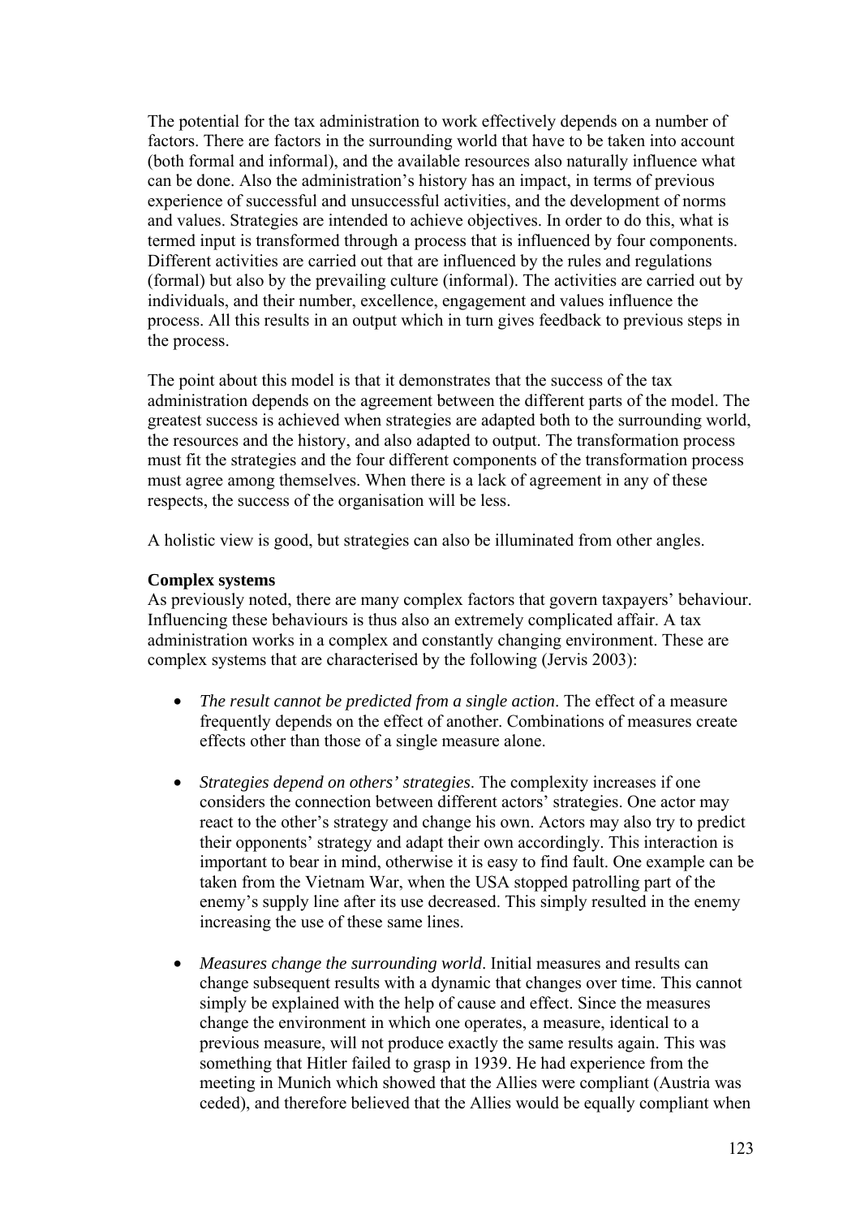The potential for the tax administration to work effectively depends on a number of factors. There are factors in the surrounding world that have to be taken into account (both formal and informal), and the available resources also naturally influence what can be done. Also the administration's history has an impact, in terms of previous experience of successful and unsuccessful activities, and the development of norms and values. Strategies are intended to achieve objectives. In order to do this, what is termed input is transformed through a process that is influenced by four components. Different activities are carried out that are influenced by the rules and regulations (formal) but also by the prevailing culture (informal). The activities are carried out by individuals, and their number, excellence, engagement and values influence the process. All this results in an output which in turn gives feedback to previous steps in the process.

The point about this model is that it demonstrates that the success of the tax administration depends on the agreement between the different parts of the model. The greatest success is achieved when strategies are adapted both to the surrounding world, the resources and the history, and also adapted to output. The transformation process must fit the strategies and the four different components of the transformation process must agree among themselves. When there is a lack of agreement in any of these respects, the success of the organisation will be less.

A holistic view is good, but strategies can also be illuminated from other angles.

**Complex systems**

As previously noted, there are many complex factors that govern taxpayers' behaviour. Influencing these behaviours is thus also an extremely complicated affair. A tax administration works in a complex and constantly changing environment. These are complex systems that are characterised by the following (Jervis 2003):

- *The result cannot be predicted from a single action*. The effect of a measure frequently depends on the effect of another. Combinations of measures create effects other than those of a single measure alone.

- *Strategies depend on others' strategies*. The complexity increases if one considers the connection between different actors' strategies. One actor may react to the other's strategy and change his own. Actors may also try to predict their opponents' strategy and adapt their own accordingly. This interaction is important to bear in mind, otherwise it is easy to find fault. One example can be taken from the Vietnam War, when the USA stopped patrolling part of the enemy's supply line after its use decreased. This simply resulted in the enemy increasing the use of these same lines.

- *Measures change the surrounding world*. Initial measures and results can change subsequent results with a dynamic that changes over time. This cannot simply be explained with the help of cause and effect. Since the measures change the environment in which one operates, a measure, identical to a previous measure, will not produce exactly the same results again. This was something that Hitler failed to grasp in 1939. He had experience from the meeting in Munich which showed that the Allies were compliant (Austria was ceded), and therefore believed that the Allies would be equally compliant when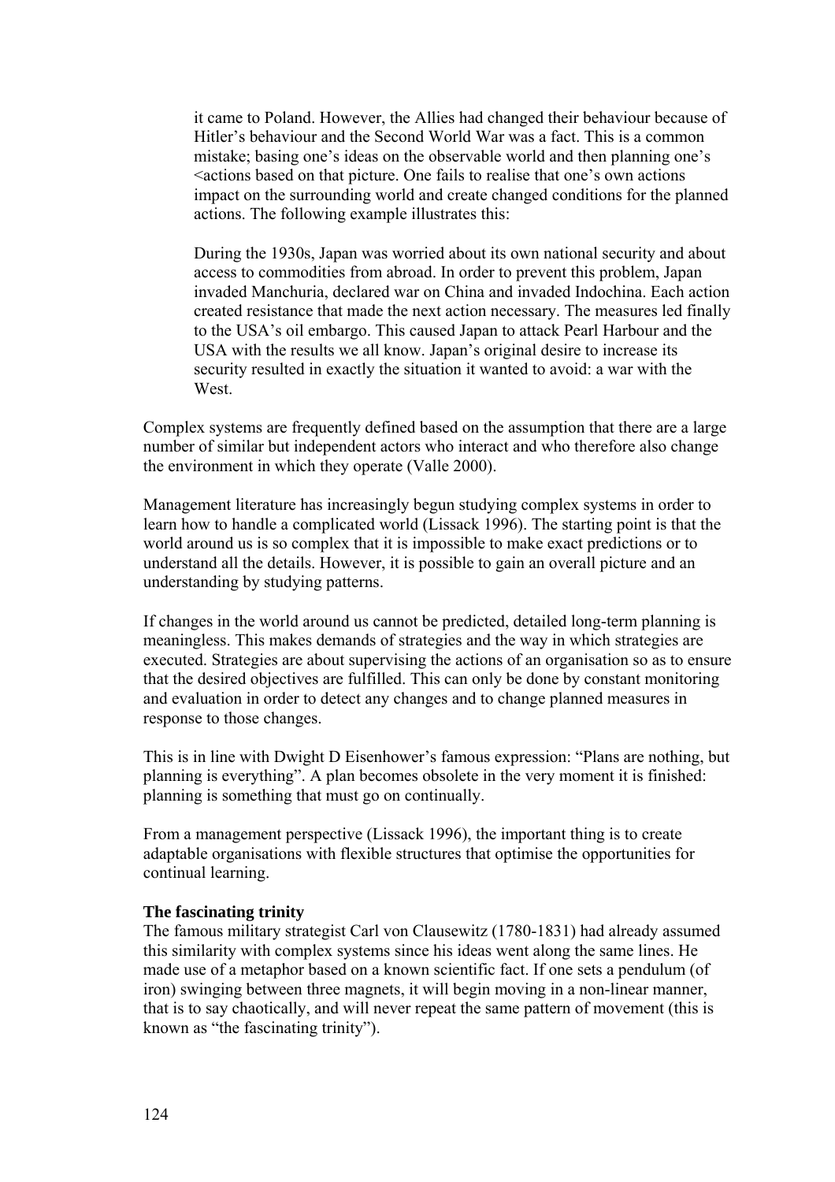it came to Poland. However, the Allies had changed their behaviour because of Hitler's behaviour and the Second World War was a fact. This is a common mistake; basing one's ideas on the observable world and then planning one's <actions based on that picture. One fails to realise that one's own actions impact on the surrounding world and create changed conditions for the planned actions. The following example illustrates this:

> During the 1930s, Japan was worried about its own national security and about access to commodities from abroad. In order to prevent this problem, Japan invaded Manchuria, declared war on China and invaded Indochina. Each action created resistance that made the next action necessary. The measures led finally to the USA's oil embargo. This caused Japan to attack Pearl Harbour and the USA with the results we all know. Japan's original desire to increase its security resulted in exactly the situation it wanted to avoid: a war with the West.

Complex systems are frequently defined based on the assumption that there are a large number of similar but independent actors who interact and who therefore also change the environment in which they operate (Valle 2000).

Management literature has increasingly begun studying complex systems in order to learn how to handle a complicated world (Lissack 1996). The starting point is that the world around us is so complex that it is impossible to make exact predictions or to understand all the details. However, it is possible to gain an overall picture and an understanding by studying patterns.

If changes in the world around us cannot be predicted, detailed long-term planning is meaningless. This makes demands of strategies and the way in which strategies are executed. Strategies are about supervising the actions of an organisation so as to ensure that the desired objectives are fulfilled. This can only be done by constant monitoring and evaluation in order to detect any changes and to change planned measures in response to those changes.

This is in line with Dwight D Eisenhower's famous expression: "Plans are nothing, but planning is everything". A plan becomes obsolete in the very moment it is finished: planning is something that must go on continually.

From a management perspective (Lissack 1996), the important thing is to create adaptable organisations with flexible structures that optimise the opportunities for continual learning.

**The fascinating trinity**

The famous military strategist Carl von Clausewitz (1780-1831) had already assumed this similarity with complex systems since his ideas went along the same lines. He made use of a metaphor based on a known scientific fact. If one sets a pendulum (of iron) swinging between three magnets, it will begin moving in a non-linear manner, that is to say chaotically, and will never repeat the same pattern of movement (this is known as "the fascinating trinity").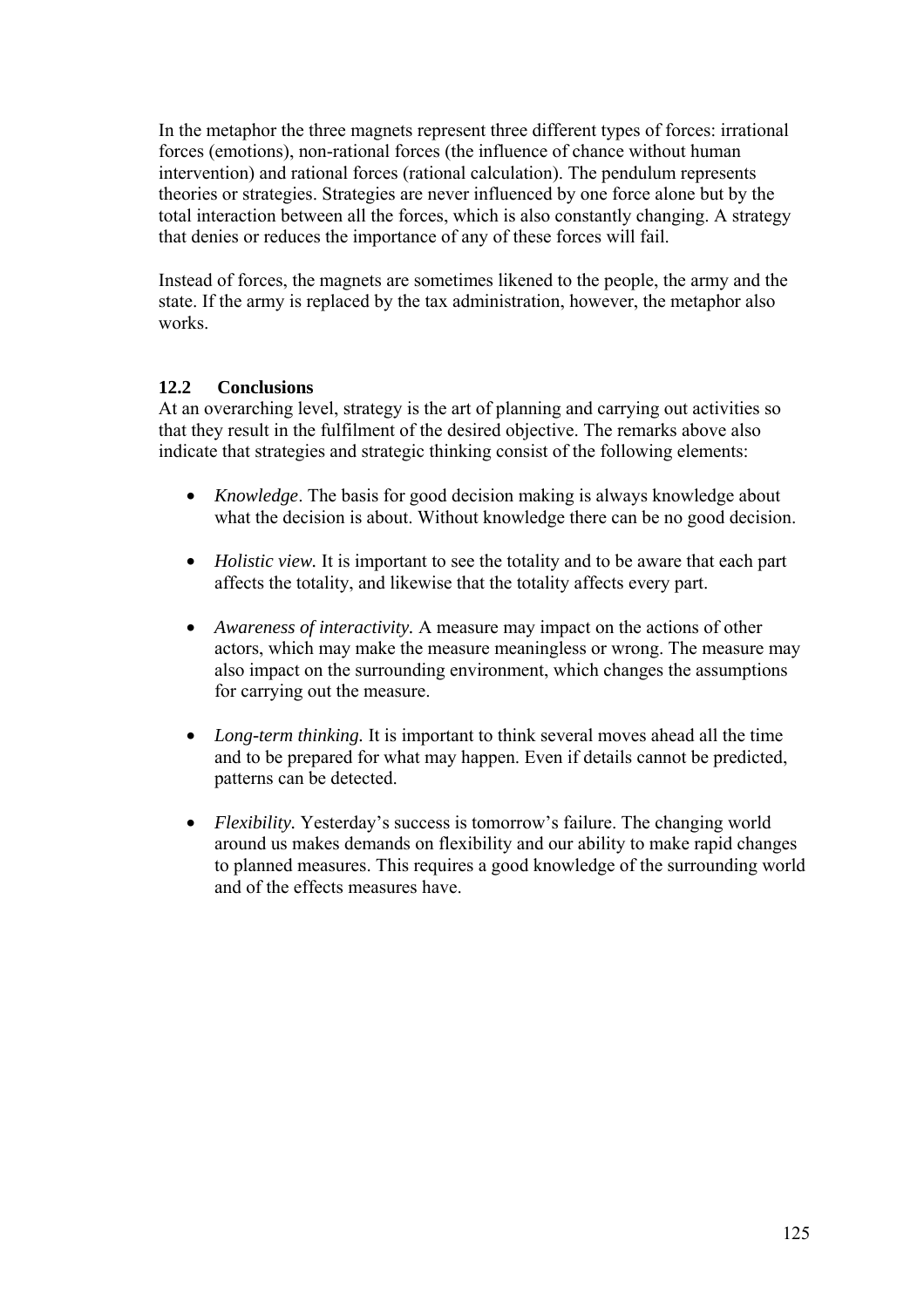In the metaphor the three magnets represent three different types of forces: irrational forces (emotions), non-rational forces (the influence of chance without human intervention) and rational forces (rational calculation). The pendulum represents theories or strategies. Strategies are never influenced by one force alone but by the total interaction between all the forces, which is also constantly changing. A strategy that denies or reduces the importance of any of these forces will fail.

Instead of forces, the magnets are sometimes likened to the people, the army and the state. If the army is replaced by the tax administration, however, the metaphor also works.

### 12.2 Conclusions

At an overarching level, strategy is the art of planning and carrying out activities so that they result in the fulfilment of the desired objective. The remarks above also indicate that strategies and strategic thinking consist of the following elements:

- *Knowledge*. The basis for good decision making is always knowledge about what the decision is about. Without knowledge there can be no good decision.

- *Holistic view.* It is important to see the totality and to be aware that each part affects the totality, and likewise that the totality affects every part.

- *Awareness of interactivity.* A measure may impact on the actions of other actors, which may make the measure meaningless or wrong. The measure may also impact on the surrounding environment, which changes the assumptions for carrying out the measure.

- *Long-term thinking.* It is important to think several moves ahead all the time and to be prepared for what may happen. Even if details cannot be predicted, patterns can be detected.

- *Flexibility.* Yesterday's success is tomorrow's failure. The changing world around us makes demands on flexibility and our ability to make rapid changes to planned measures. This requires a good knowledge of the surrounding world and of the effects measures have.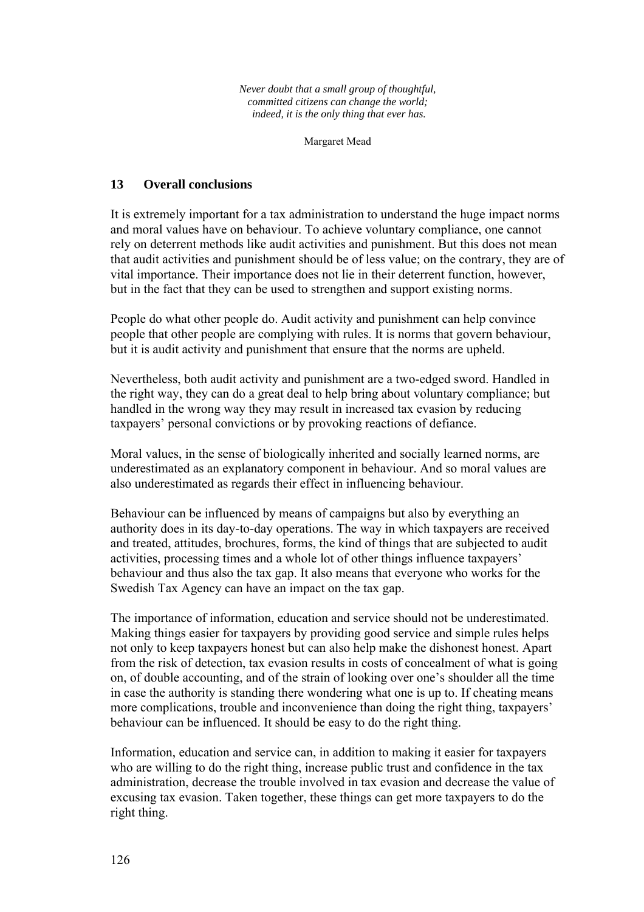*Never doubt that a small group of thoughtful, committed citizens can change the world; indeed, it is the only thing that ever has.*

Margaret Mead

## 13 Overall conclusions

It is extremely important for a tax administration to understand the huge impact norms and moral values have on behaviour. To achieve voluntary compliance, one cannot rely on deterrent methods like audit activities and punishment. But this does not mean that audit activities and punishment should be of less value; on the contrary, they are of vital importance. Their importance does not lie in their deterrent function, however, but in the fact that they can be used to strengthen and support existing norms.

People do what other people do. Audit activity and punishment can help convince people that other people are complying with rules. It is norms that govern behaviour, but it is audit activity and punishment that ensure that the norms are upheld.

Nevertheless, both audit activity and punishment are a two-edged sword. Handled in the right way, they can do a great deal to help bring about voluntary compliance; but handled in the wrong way they may result in increased tax evasion by reducing taxpayers' personal convictions or by provoking reactions of defiance.

Moral values, in the sense of biologically inherited and socially learned norms, are underestimated as an explanatory component in behaviour. And so moral values are also underestimated as regards their effect in influencing behaviour.

Behaviour can be influenced by means of campaigns but also by everything an authority does in its day-to-day operations. The way in which taxpayers are received and treated, attitudes, brochures, forms, the kind of things that are subjected to audit activities, processing times and a whole lot of other things influence taxpayers' behaviour and thus also the tax gap. It also means that everyone who works for the Swedish Tax Agency can have an impact on the tax gap.

The importance of information, education and service should not be underestimated. Making things easier for taxpayers by providing good service and simple rules helps not only to keep taxpayers honest but can also help make the dishonest honest. Apart from the risk of detection, tax evasion results in costs of concealment of what is going on, of double accounting, and of the strain of looking over one's shoulder all the time in case the authority is standing there wondering what one is up to. If cheating means more complications, trouble and inconvenience than doing the right thing, taxpayers' behaviour can be influenced. It should be easy to do the right thing.

Information, education and service can, in addition to making it easier for taxpayers who are willing to do the right thing, increase public trust and confidence in the tax administration, decrease the trouble involved in tax evasion and decrease the value of excusing tax evasion. Taken together, these things can get more taxpayers to do the right thing.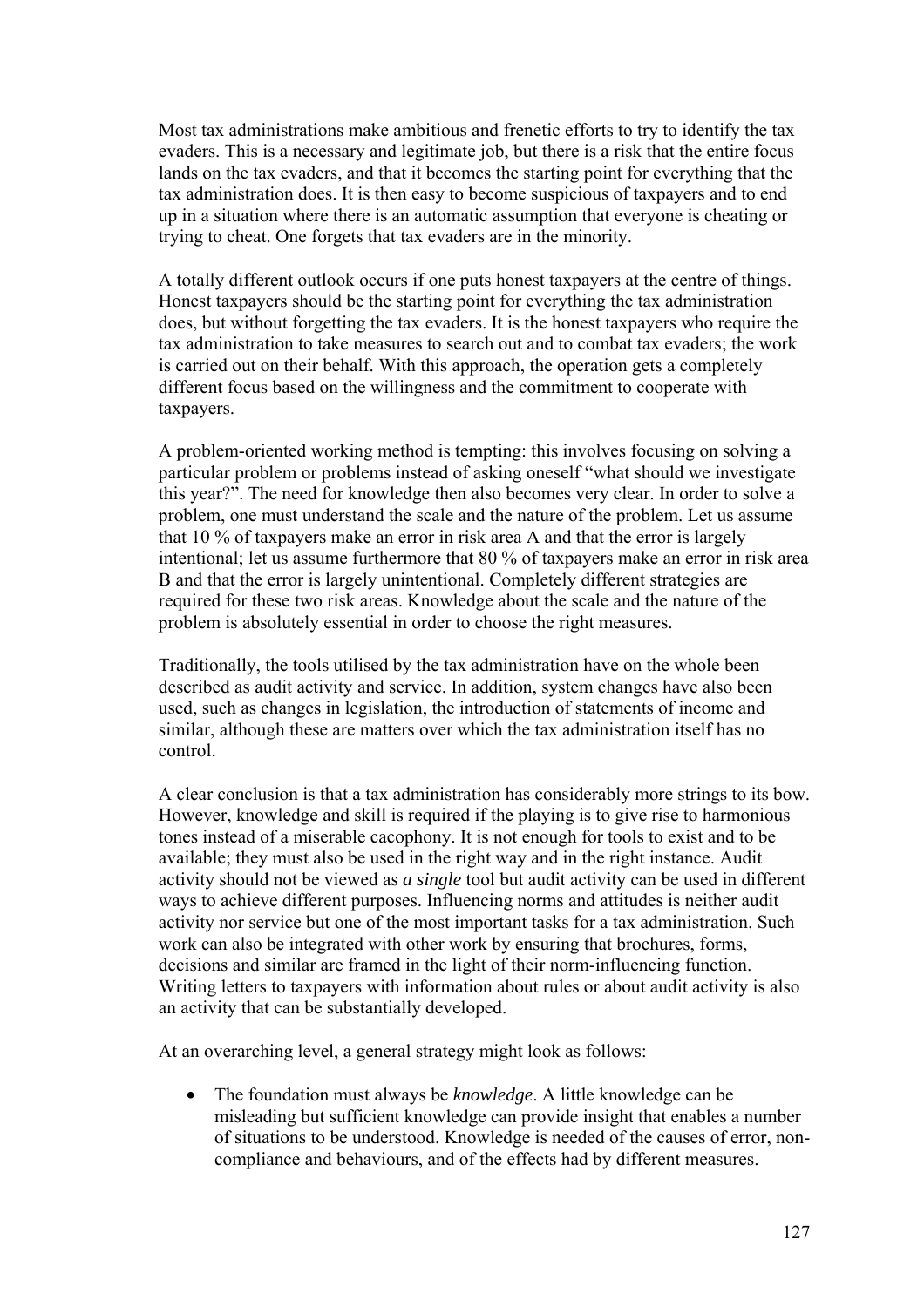Most tax administrations make ambitious and frenetic efforts to try to identify the tax evaders. This is a necessary and legitimate job, but there is a risk that the entire focus lands on the tax evaders, and that it becomes the starting point for everything that the tax administration does. It is then easy to become suspicious of taxpayers and to end up in a situation where there is an automatic assumption that everyone is cheating or trying to cheat. One forgets that tax evaders are in the minority.

A totally different outlook occurs if one puts honest taxpayers at the centre of things. Honest taxpayers should be the starting point for everything the tax administration does, but without forgetting the tax evaders. It is the honest taxpayers who require the tax administration to take measures to search out and to combat tax evaders; the work is carried out on their behalf. With this approach, the operation gets a completely different focus based on the willingness and the commitment to cooperate with taxpayers.

A problem-oriented working method is tempting: this involves focusing on solving a particular problem or problems instead of asking oneself "what should we investigate this year?". The need for knowledge then also becomes very clear. In order to solve a problem, one must understand the scale and the nature of the problem. Let us assume that 10 % of taxpayers make an error in risk area A and that the error is largely intentional; let us assume furthermore that 80 % of taxpayers make an error in risk area B and that the error is largely unintentional. Completely different strategies are required for these two risk areas. Knowledge about the scale and the nature of the problem is absolutely essential in order to choose the right measures.

Traditionally, the tools utilised by the tax administration have on the whole been described as audit activity and service. In addition, system changes have also been used, such as changes in legislation, the introduction of statements of income and similar, although these are matters over which the tax administration itself has no control.

A clear conclusion is that a tax administration has considerably more strings to its bow. However, knowledge and skill is required if the playing is to give rise to harmonious tones instead of a miserable cacophony. It is not enough for tools to exist and to be available; they must also be used in the right way and in the right instance. Audit activity should not be viewed as *a single* tool but audit activity can be used in different ways to achieve different purposes. Influencing norms and attitudes is neither audit activity nor service but one of the most important tasks for a tax administration. Such work can also be integrated with other work by ensuring that brochures, forms, decisions and similar are framed in the light of their norm-influencing function. Writing letters to taxpayers with information about rules or about audit activity is also an activity that can be substantially developed.

At an overarching level, a general strategy might look as follows:

- The foundation must always be *knowledge*. A little knowledge can be misleading but sufficient knowledge can provide insight that enables a number of situations to be understood. Knowledge is needed of the causes of error, non-compliance and behaviours, and of the effects had by different measures.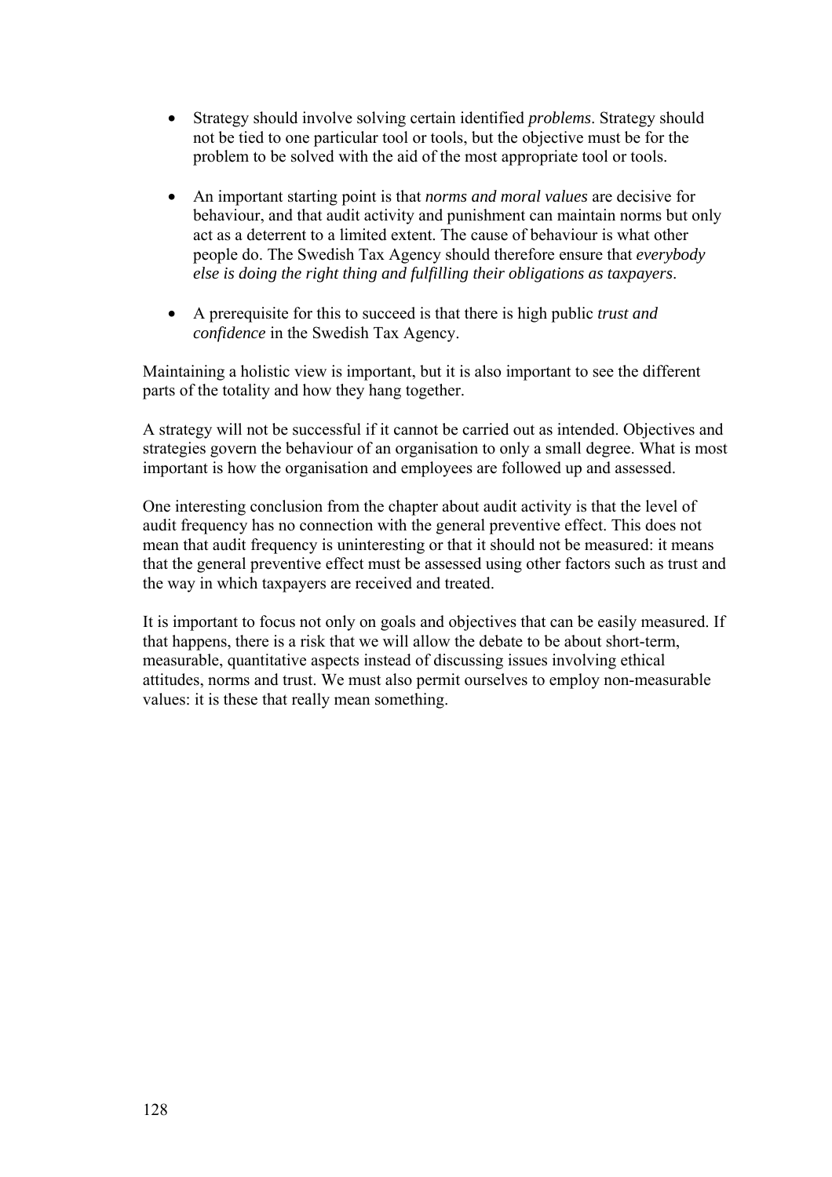- Strategy should involve solving certain identified *problems*. Strategy should not be tied to one particular tool or tools, but the objective must be for the problem to be solved with the aid of the most appropriate tool or tools.

- An important starting point is that *norms and moral values* are decisive for behaviour, and that audit activity and punishment can maintain norms but only act as a deterrent to a limited extent. The cause of behaviour is what other people do. The Swedish Tax Agency should therefore ensure that *everybody else is doing the right thing and fulfilling their obligations as taxpayers*.

- A prerequisite for this to succeed is that there is high public *trust and confidence* in the Swedish Tax Agency.

Maintaining a holistic view is important, but it is also important to see the different parts of the totality and how they hang together.

A strategy will not be successful if it cannot be carried out as intended. Objectives and strategies govern the behaviour of an organisation to only a small degree. What is most important is how the organisation and employees are followed up and assessed.

One interesting conclusion from the chapter about audit activity is that the level of audit frequency has no connection with the general preventive effect. This does not mean that audit frequency is uninteresting or that it should not be measured: it means that the general preventive effect must be assessed using other factors such as trust and the way in which taxpayers are received and treated.

It is important to focus not only on goals and objectives that can be easily measured. If that happens, there is a risk that we will allow the debate to be about short-term, measurable, quantitative aspects instead of discussing issues involving ethical attitudes, norms and trust. We must also permit ourselves to employ non-measurable values: it is these that really mean something.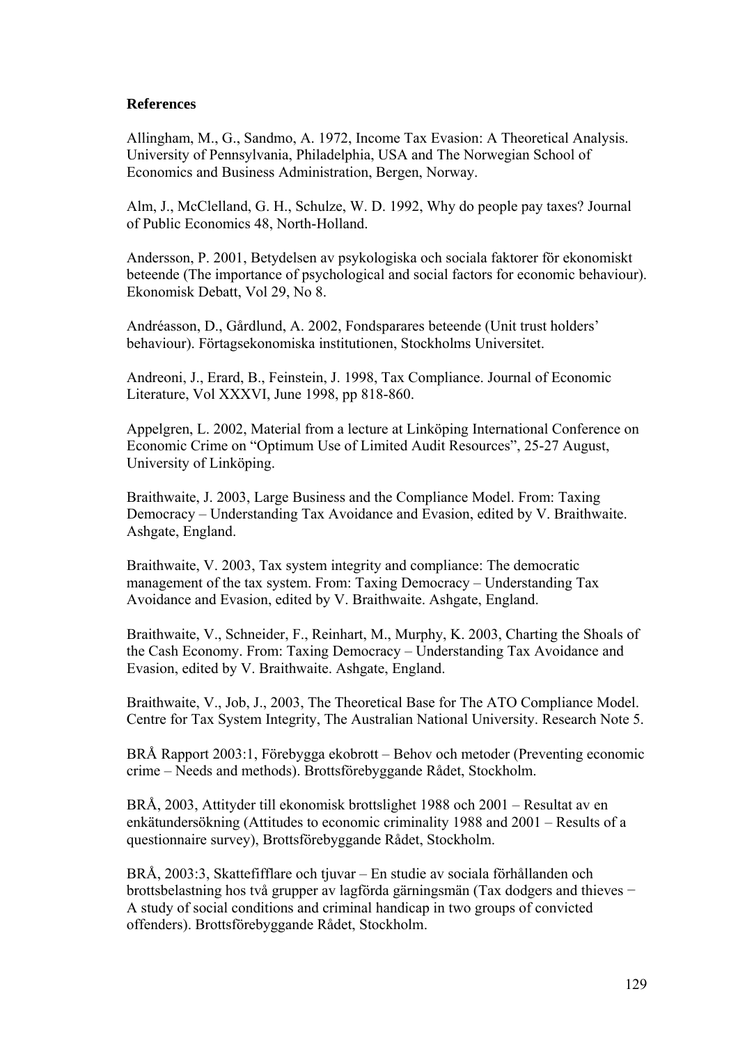**References**

Allingham, M., G., Sandmo, A. 1972, Income Tax Evasion: A Theoretical Analysis. University of Pennsylvania, Philadelphia, USA and The Norwegian School of Economics and Business Administration, Bergen, Norway.

Alm, J., McClelland, G. H., Schulze, W. D. 1992, Why do people pay taxes? Journal of Public Economics 48, North-Holland.

Andersson, P. 2001, Betydelsen av psykologiska och sociala faktorer för ekonomiskt beteende (The importance of psychological and social factors for economic behaviour). Ekonomisk Debatt, Vol 29, No 8.

Andréasson, D., Gårdlund, A. 2002, Fondsparares beteende (Unit trust holders' behaviour). Förtagsekonomiska institutionen, Stockholms Universitet.

Andreoni, J., Erard, B., Feinstein, J. 1998, Tax Compliance. Journal of Economic Literature, Vol XXXVI, June 1998, pp 818-860.

Appelgren, L. 2002, Material from a lecture at Linköping International Conference on Economic Crime on "Optimum Use of Limited Audit Resources", 25-27 August, University of Linköping.

Braithwaite, J. 2003, Large Business and the Compliance Model. From: Taxing Democracy – Understanding Tax Avoidance and Evasion, edited by V. Braithwaite. Ashgate, England.

Braithwaite, V. 2003, Tax system integrity and compliance: The democratic management of the tax system. From: Taxing Democracy – Understanding Tax Avoidance and Evasion, edited by V. Braithwaite. Ashgate, England.

Braithwaite, V., Schneider, F., Reinhart, M., Murphy, K. 2003, Charting the Shoals of the Cash Economy. From: Taxing Democracy – Understanding Tax Avoidance and Evasion, edited by V. Braithwaite. Ashgate, England.

Braithwaite, V., Job, J., 2003, The Theoretical Base for The ATO Compliance Model. Centre for Tax System Integrity, The Australian National University. Research Note 5.

BRÅ Rapport 2003:1, Förebygga ekobrott – Behov och metoder (Preventing economic crime – Needs and methods). Brottsförebyggande Rådet, Stockholm.

BRÅ, 2003, Attityder till ekonomisk brottslighet 1988 och 2001 – Resultat av en enkätundersökning (Attitudes to economic criminality 1988 and 2001 – Results of a questionnaire survey), Brottsförebyggande Rådet, Stockholm.

BRÅ, 2003:3, Skattefifflare och tjuvar – En studie av sociala förhållanden och brottsbelastning hos två grupper av lagförda gärningsmän (Tax dodgers and thieves − A study of social conditions and criminal handicap in two groups of convicted offenders). Brottsförebyggande Rådet, Stockholm.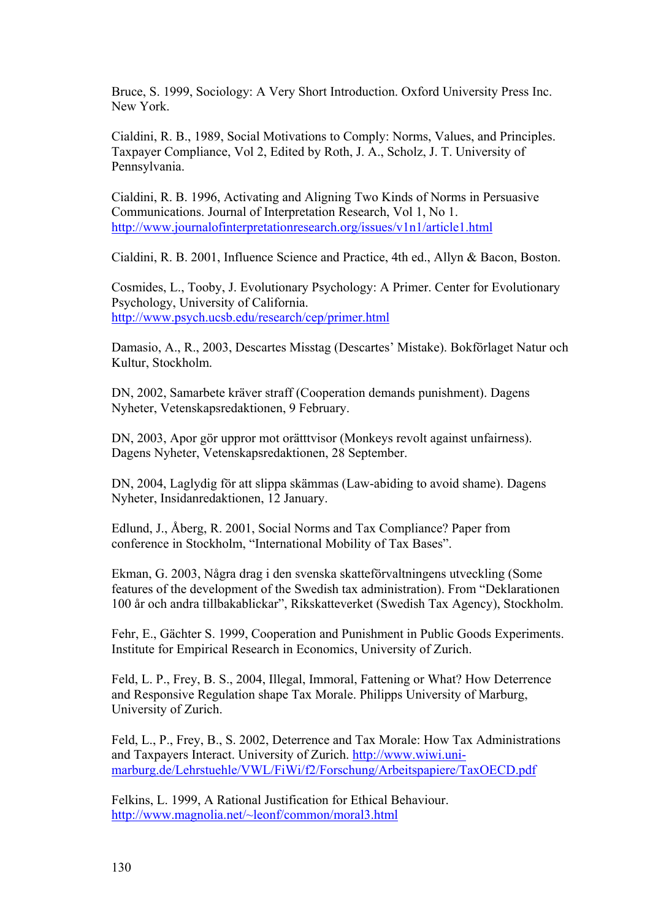Bruce, S. 1999, Sociology: A Very Short Introduction. Oxford University Press Inc. New York.

Cialdini, R. B., 1989, Social Motivations to Comply: Norms, Values, and Principles. Taxpayer Compliance, Vol 2, Edited by Roth, J. A., Scholz, J. T. University of Pennsylvania.

Cialdini, R. B. 1996, Activating and Aligning Two Kinds of Norms in Persuasive Communications. Journal of Interpretation Research, Vol 1, No 1. http://www.journalofinterpretationresearch.org/issues/v1n1/article1.html

Cialdini, R. B. 2001, Influence Science and Practice, 4th ed., Allyn & Bacon, Boston.

Cosmides, L., Tooby, J. Evolutionary Psychology: A Primer. Center for Evolutionary Psychology, University of California. http://www.psych.ucsb.edu/research/cep/primer.html

Damasio, A., R., 2003, Descartes Misstag (Descartes' Mistake). Bokförlaget Natur och Kultur, Stockholm.

DN, 2002, Samarbete kräver straff (Cooperation demands punishment). Dagens Nyheter, Vetenskapsredaktionen, 9 February.

DN, 2003, Apor gör uppror mot orätttvisor (Monkeys revolt against unfairness). Dagens Nyheter, Vetenskapsredaktionen, 28 September.

DN, 2004, Laglydig för att slippa skämmas (Law-abiding to avoid shame). Dagens Nyheter, Insidanredaktionen, 12 January.

Edlund, J., Åberg, R. 2001, Social Norms and Tax Compliance? Paper from conference in Stockholm, "International Mobility of Tax Bases".

Ekman, G. 2003, Några drag i den svenska skatteförvaltningens utveckling (Some features of the development of the Swedish tax administration). From "Deklarationen 100 år och andra tillbakablickar", Rikskatteverket (Swedish Tax Agency), Stockholm.

Fehr, E., Gächter S. 1999, Cooperation and Punishment in Public Goods Experiments. Institute for Empirical Research in Economics, University of Zurich.

Feld, L. P., Frey, B. S., 2004, Illegal, Immoral, Fattening or What? How Deterrence and Responsive Regulation shape Tax Morale. Philipps University of Marburg, University of Zurich.

Feld, L., P., Frey, B., S. 2002, Deterrence and Tax Morale: How Tax Administrations and Taxpayers Interact. University of Zurich. http://www.wiwi.uni-marburg.de/Lehrstuehle/VWL/FiWi/f2/Forschung/Arbeitspapiere/TaxOECD.pdf

Felkins, L. 1999, A Rational Justification for Ethical Behaviour. http://www.magnolia.net/~leonf/common/moral3.html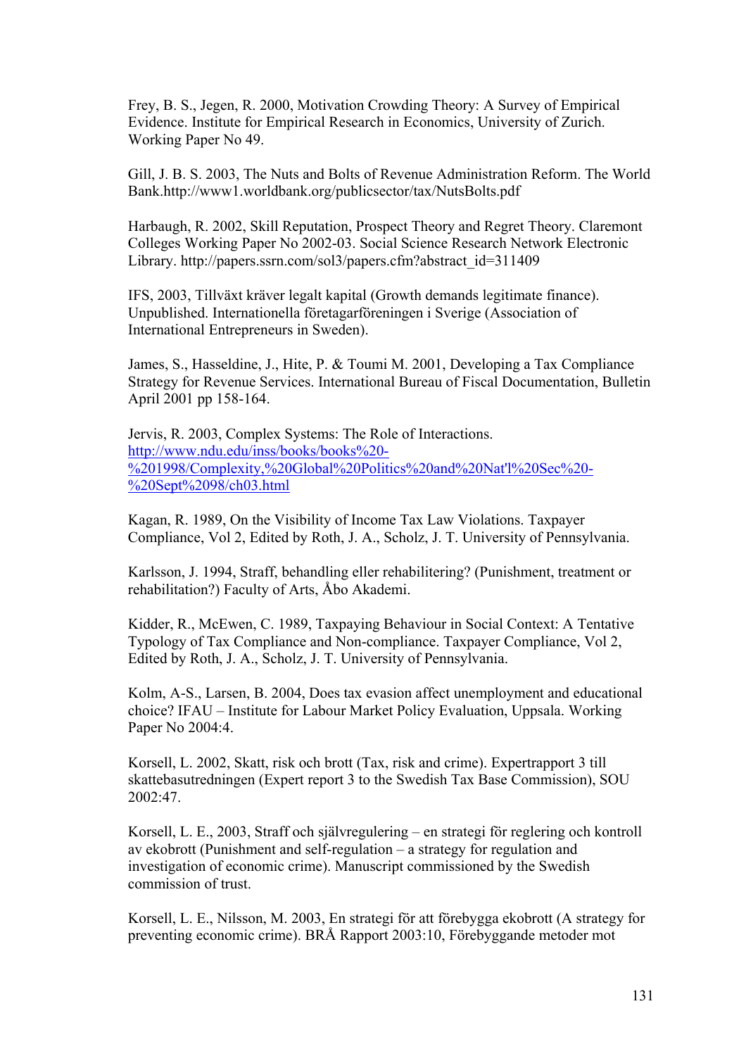Frey, B. S., Jegen, R. 2000, Motivation Crowding Theory: A Survey of Empirical Evidence. Institute for Empirical Research in Economics, University of Zurich. Working Paper No 49.

Gill, J. B. S. 2003, The Nuts and Bolts of Revenue Administration Reform. The World Bank.http://www1.worldbank.org/publicsector/tax/NutsBolts.pdf

Harbaugh, R. 2002, Skill Reputation, Prospect Theory and Regret Theory. Claremont Colleges Working Paper No 2002-03. Social Science Research Network Electronic Library. http://papers.ssrn.com/sol3/papers.cfm?abstract_id=311409

IFS, 2003, Tillväxt kräver legalt kapital (Growth demands legitimate finance). Unpublished. Internationella företagarföreningen i Sverige (Association of International Entrepreneurs in Sweden).

James, S., Hasseldine, J., Hite, P. & Toumi M. 2001, Developing a Tax Compliance Strategy for Revenue Services. International Bureau of Fiscal Documentation, Bulletin April 2001 pp 158-164.

Jervis, R. 2003, Complex Systems: The Role of Interactions. http://www.ndu.edu/inss/books/books%20-%201998/Complexity,%20Global%20Politics%20and%20Nat'l%20Sec%20-%20Sept%2098/ch03.html

Kagan, R. 1989, On the Visibility of Income Tax Law Violations. Taxpayer Compliance, Vol 2, Edited by Roth, J. A., Scholz, J. T. University of Pennsylvania.

Karlsson, J. 1994, Straff, behandling eller rehabilitering? (Punishment, treatment or rehabilitation?) Faculty of Arts, Åbo Akademi.

Kidder, R., McEwen, C. 1989, Taxpaying Behaviour in Social Context: A Tentative Typology of Tax Compliance and Non-compliance. Taxpayer Compliance, Vol 2, Edited by Roth, J. A., Scholz, J. T. University of Pennsylvania.

Kolm, A-S., Larsen, B. 2004, Does tax evasion affect unemployment and educational choice? IFAU – Institute for Labour Market Policy Evaluation, Uppsala. Working Paper No 2004:4.

Korsell, L. 2002, Skatt, risk och brott (Tax, risk and crime). Expertrapport 3 till skattebasutredningen (Expert report 3 to the Swedish Tax Base Commission), SOU 2002:47.

Korsell, L. E., 2003, Straff och självreglering – en strategi för reglering och kontroll av ekobrott (Punishment and self-regulation – a strategy for regulation and investigation of economic crime). Manuscript commissioned by the Swedish commission of trust.

Korsell, L. E., Nilsson, M. 2003, En strategi för att förebygga ekobrott (A strategy for preventing economic crime). BRÅ Rapport 2003:10, Förebyggande metoder mot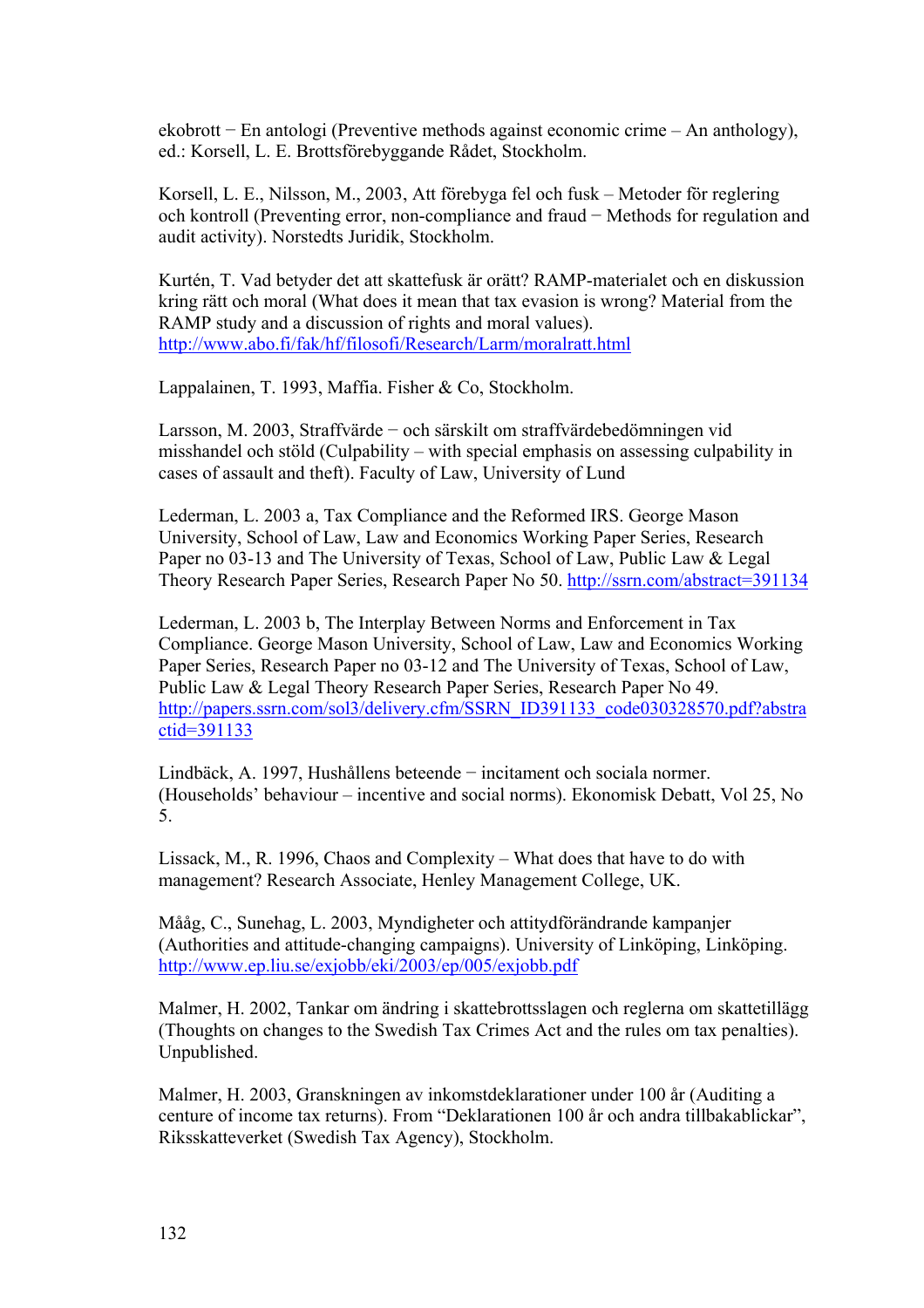ekobrott − En antologi (Preventive methods against economic crime – An anthology), ed.: Korsell, L. E. Brottsförebyggande Rådet, Stockholm.

Korsell, L. E., Nilsson, M., 2003, Att förebyga fel och fusk – Metoder för reglering och kontroll (Preventing error, non-compliance and fraud − Methods for regulation and audit activity). Norstedts Juridik, Stockholm.

Kurtén, T. Vad betyder det att skattefusk är orätt? RAMP-materialet och en diskussion kring rätt och moral (What does it mean that tax evasion is wrong? Material from the RAMP study and a discussion of rights and moral values). http://www.abo.fi/fak/hf/filosofi/Research/Larm/moralratt.html

Lappalainen, T. 1993, Maffia. Fisher & Co, Stockholm.

Larsson, M. 2003, Straffvärde − och särskilt om straffvärdebedömningen vid misshandel och stöld (Culpability – with special emphasis on assessing culpability in cases of assault and theft). Faculty of Law, University of Lund

Lederman, L. 2003 a, Tax Compliance and the Reformed IRS. George Mason University, School of Law, Law and Economics Working Paper Series, Research Paper no 03-13 and The University of Texas, School of Law, Public Law & Legal Theory Research Paper Series, Research Paper No 50. http://ssrn.com/abstract=391134

Lederman, L. 2003 b, The Interplay Between Norms and Enforcement in Tax Compliance. George Mason University, School of Law, Law and Economics Working Paper Series, Research Paper no 03-12 and The University of Texas, School of Law, Public Law & Legal Theory Research Paper Series, Research Paper No 49. http://papers.ssrn.com/sol3/delivery.cfm/SSRN_ID391133_code030328570.pdf?abstractid=391133

Lindbäck, A. 1997, Hushållens beteende − incitament och sociala normer. (Households' behaviour – incentive and social norms). Ekonomisk Debatt, Vol 25, No 5.

Lissack, M., R. 1996, Chaos and Complexity – What does that have to do with management? Research Associate, Henley Management College, UK.

Mååg, C., Sunehag, L. 2003, Myndigheter och attitydförändrande kampanjer (Authorities and attitude-changing campaigns). University of Linköping, Linköping. http://www.ep.liu.se/exjobb/eki/2003/ep/005/exjobb.pdf

Malmer, H. 2002, Tankar om ändring i skattebrottsslagen och reglerna om skattetillägg (Thoughts on changes to the Swedish Tax Crimes Act and the rules om tax penalties). Unpublished.

Malmer, H. 2003, Granskningen av inkomstdeklarationer under 100 år (Auditing a centure of income tax returns). From "Deklarationen 100 år och andra tillbakablickar", Riksskatteverket (Swedish Tax Agency), Stockholm.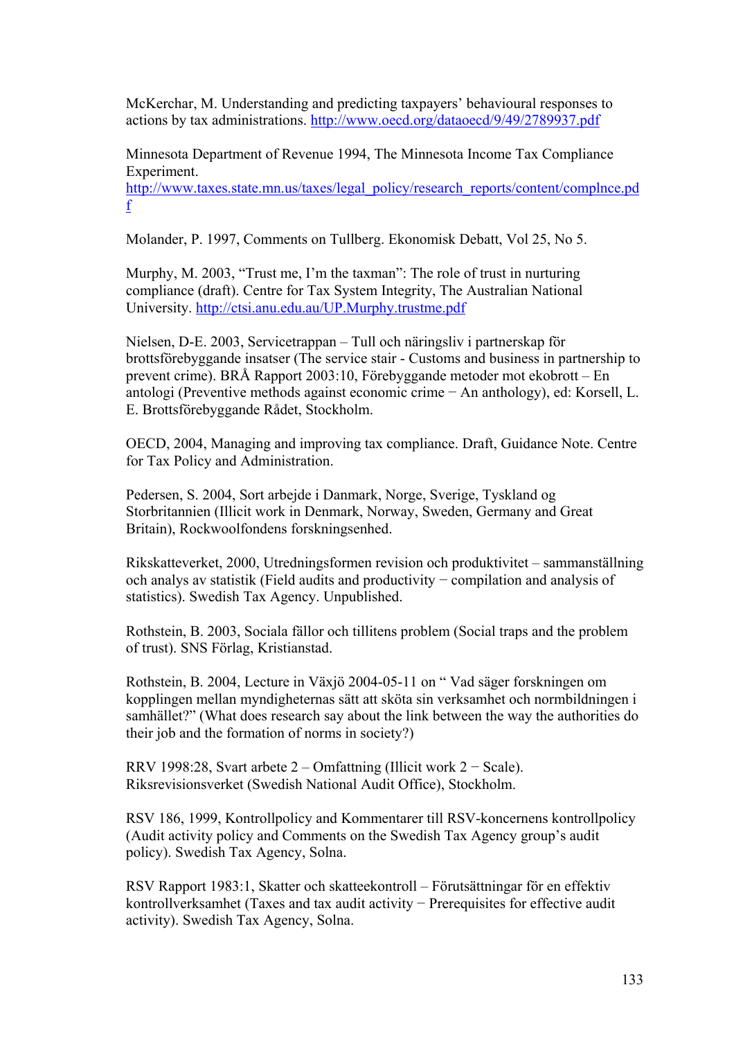McKerchar, M. Understanding and predicting taxpayers' behavioural responses to actions by tax administrations. http://www.oecd.org/dataoecd/9/49/2789937.pdf

Minnesota Department of Revenue 1994, The Minnesota Income Tax Compliance Experiment. http://www.taxes.state.mn.us/taxes/legal_policy/research_reports/content/complnce.pdf

Molander, P. 1997, Comments on Tullberg. Ekonomisk Debatt, Vol 25, No 5.

Murphy, M. 2003, "Trust me, I'm the taxman": The role of trust in nurturing compliance (draft). Centre for Tax System Integrity, The Australian National University. http://ctsi.anu.edu.au/UP.Murphy.trustme.pdf

Nielsen, D-E. 2003, Servicetrappan – Tull och näringsliv i partnerskap för brottsförebyggande insatser (The service stair - Customs and business in partnership to prevent crime). BRÅ Rapport 2003:10, Förebyggande metoder mot ekobrott – En antologi (Preventive methods against economic crime − An anthology), ed: Korsell, L. E. Brottsförebyggande Rådet, Stockholm.

OECD, 2004, Managing and improving tax compliance. Draft, Guidance Note. Centre for Tax Policy and Administration.

Pedersen, S. 2004, Sort arbejde i Danmark, Norge, Sverige, Tyskland og Storbritannien (Illicit work in Denmark, Norway, Sweden, Germany and Great Britain), Rockwoolfondens forskningsenhed.

Rikskatteverket, 2000, Utredningsformen revision och produktivitet – sammanställning och analys av statistik (Field audits and productivity − compilation and analysis of statistics). Swedish Tax Agency. Unpublished.

Rothstein, B. 2003, Sociala fällor och tillitens problem (Social traps and the problem of trust). SNS Förlag, Kristianstad.

Rothstein, B. 2004, Lecture in Växjö 2004-05-11 on " Vad säger forskningen om kopplingen mellan myndigheternas sätt att sköta sin verksamhet och normbildningen i samhället?" (What does research say about the link between the way the authorities do their job and the formation of norms in society?)

RRV 1998:28, Svart arbete 2 – Omfattning (Illicit work 2 − Scale). Riksrevisionsverket (Swedish National Audit Office), Stockholm.

RSV 186, 1999, Kontrollpolicy and Kommentarer till RSV-koncernens kontrollpolicy (Audit activity policy and Comments on the Swedish Tax Agency group's audit policy). Swedish Tax Agency, Solna.

RSV Rapport 1983:1, Skatter och skattekontroll – Förutsättningar för en effektiv kontrollverksamhet (Taxes and tax audit activity − Prerequisites for effective audit activity). Swedish Tax Agency, Solna.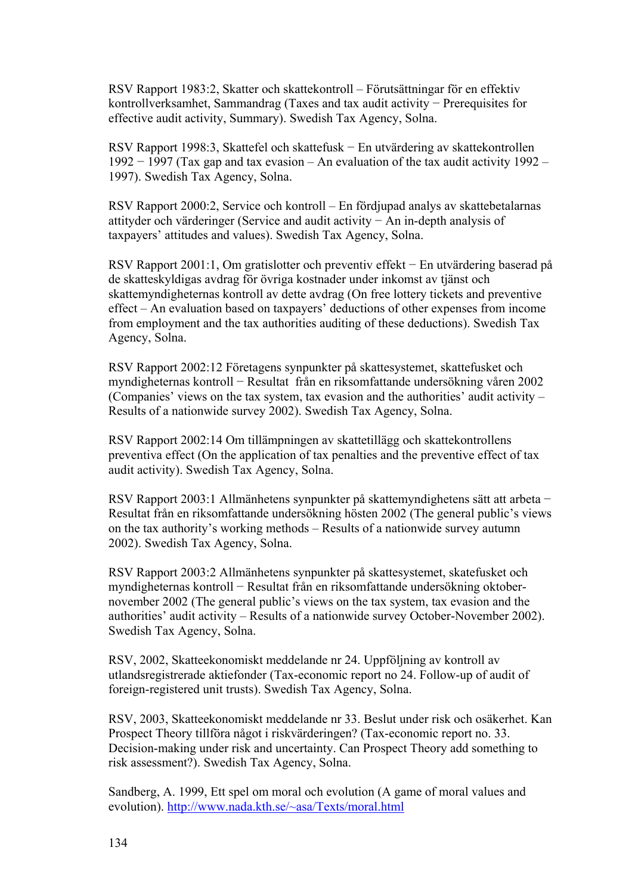RSV Rapport 1983:2, Skatter och skattekontroll – Förutsättningar för en effektiv kontrollverksamhet, Sammandrag (Taxes and tax audit activity − Prerequisites for effective audit activity, Summary). Swedish Tax Agency, Solna.

RSV Rapport 1998:3, Skattefel och skattefusk − En utvärdering av skattekontrollen 1992 − 1997 (Tax gap and tax evasion – An evaluation of the tax audit activity 1992 – 1997). Swedish Tax Agency, Solna.

RSV Rapport 2000:2, Service och kontroll – En fördjupad analys av skattebetalarnas attityder och värderingar (Service and audit activity − An in-depth analysis of taxpayers' attitudes and values). Swedish Tax Agency, Solna.

RSV Rapport 2001:1, Om gratislotter och preventiv effekt − En utvärdering baserad på de skatteskyldigas avdrag för övriga kostnader under inkomst av tjänst och skattemyndigheternas kontroll av dette avdrag (On free lottery tickets and preventive effect – An evaluation based on taxpayers' deductions of other expenses from income from employment and the tax authorities auditing of these deductions). Swedish Tax Agency, Solna.

RSV Rapport 2002:12 Företagens synpunkter på skattesystemet, skattefusket och myndigheternas kontroll − Resultat från en riksomfattande undersökning våren 2002 (Companies' views on the tax system, tax evasion and the authorities' audit activity – Results of a nationwide survey 2002). Swedish Tax Agency, Solna.

RSV Rapport 2002:14 Om tillämpningen av skattetillägg och skattekontrollens preventiva effect (On the application of tax penalties and the preventive effect of tax audit activity). Swedish Tax Agency, Solna.

RSV Rapport 2003:1 Allmänhetens synpunkter på skattemyndighetens sätt att arbeta − Resultat från en riksomfattande undersökning hösten 2002 (The general public's views on the tax authority's working methods – Results of a nationwide survey autumn 2002). Swedish Tax Agency, Solna.

RSV Rapport 2003:2 Allmänhetens synpunkter på skattesystemet, skatefusket och myndigheternas kontroll − Resultat från en riksomfattande undersökning oktober-november 2002 (The general public's views on the tax system, tax evasion and the authorities' audit activity – Results of a nationwide survey October-November 2002). Swedish Tax Agency, Solna.

RSV, 2002, Skatteekonomiskt meddelande nr 24. Uppföljning av kontroll av utlandsregistrerade aktiefonder (Tax-economic report no 24. Follow-up of audit of foreign-registered unit trusts). Swedish Tax Agency, Solna.

RSV, 2003, Skatteekonomiskt meddelande nr 33. Beslut under risk och osäkerhet. Kan Prospect Theory tillföra något i riskvärderingen? (Tax-economic report no. 33. Decision-making under risk and uncertainty. Can Prospect Theory add something to risk assessment?). Swedish Tax Agency, Solna.

Sandberg, A. 1999, Ett spel om moral och evolution (A game of moral values and evolution). http://www.nada.kth.se/~asa/Texts/moral.html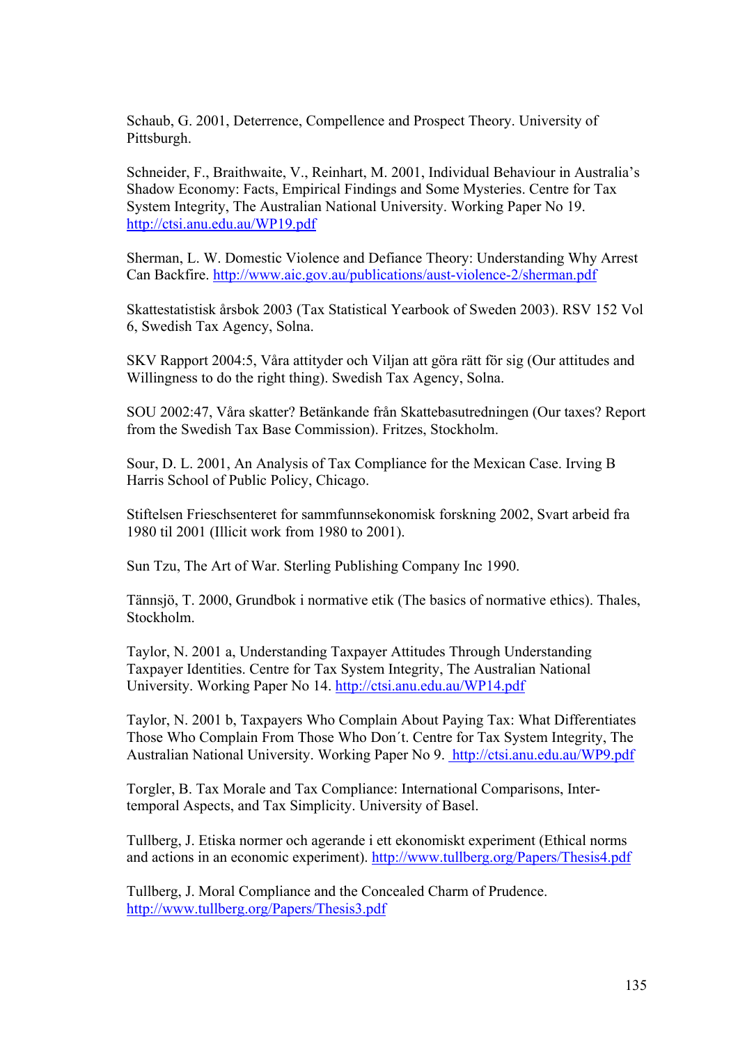Schaub, G. 2001, Deterrence, Compellence and Prospect Theory. University of Pittsburgh.

Schneider, F., Braithwaite, V., Reinhart, M. 2001, Individual Behaviour in Australia's Shadow Economy: Facts, Empirical Findings and Some Mysteries. Centre for Tax System Integrity, The Australian National University. Working Paper No 19. http://ctsi.anu.edu.au/WP19.pdf

Sherman, L. W. Domestic Violence and Defiance Theory: Understanding Why Arrest Can Backfire. http://www.aic.gov.au/publications/aust-violence-2/sherman.pdf

Skattestatistisk årsbok 2003 (Tax Statistical Yearbook of Sweden 2003). RSV 152 Vol 6, Swedish Tax Agency, Solna.

SKV Rapport 2004:5, Våra attityder och Viljan att göra rätt för sig (Our attitudes and Willingness to do the right thing). Swedish Tax Agency, Solna.

SOU 2002:47, Våra skatter? Betänkande från Skattebasutredningen (Our taxes? Report from the Swedish Tax Base Commission). Fritzes, Stockholm.

Sour, D. L. 2001, An Analysis of Tax Compliance for the Mexican Case. Irving B Harris School of Public Policy, Chicago.

Stiftelsen Frieschsenteret for sammfunnsekonomisk forskning 2002, Svart arbeid fra 1980 til 2001 (Illicit work from 1980 to 2001).

Sun Tzu, The Art of War. Sterling Publishing Company Inc 1990.

Tännsjö, T. 2000, Grundbok i normative etik (The basics of normative ethics). Thales, Stockholm.

Taylor, N. 2001 a, Understanding Taxpayer Attitudes Through Understanding Taxpayer Identities. Centre for Tax System Integrity, The Australian National University. Working Paper No 14. http://ctsi.anu.edu.au/WP14.pdf

Taylor, N. 2001 b, Taxpayers Who Complain About Paying Tax: What Differentiates Those Who Complain From Those Who Don´t. Centre for Tax System Integrity, The Australian National University. Working Paper No 9. http://ctsi.anu.edu.au/WP9.pdf

Torgler, B. Tax Morale and Tax Compliance: International Comparisons, Inter-temporal Aspects, and Tax Simplicity. University of Basel.

Tullberg, J. Etiska normer och agerande i ett ekonomiskt experiment (Ethical norms and actions in an economic experiment). http://www.tullberg.org/Papers/Thesis4.pdf

Tullberg, J. Moral Compliance and the Concealed Charm of Prudence. http://www.tullberg.org/Papers/Thesis3.pdf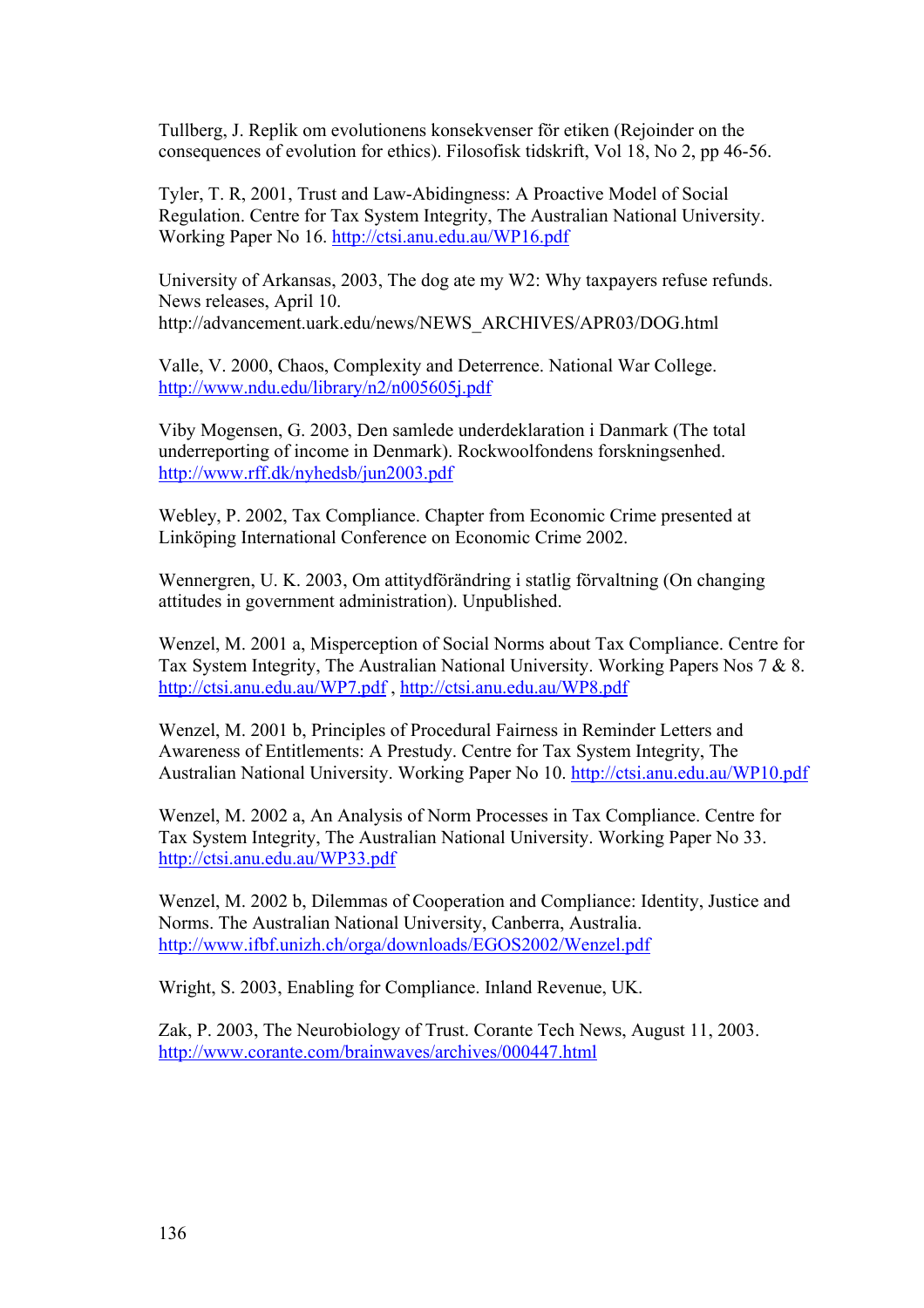Tullberg, J. Replik om evolutionens konsekvenser för etiken (Rejoinder on the consequences of evolution for ethics). Filosofisk tidskrift, Vol 18, No 2, pp 46-56.

Tyler, T. R, 2001, Trust and Law-Abidingness: A Proactive Model of Social Regulation. Centre for Tax System Integrity, The Australian National University. Working Paper No 16. http://ctsi.anu.edu.au/WP16.pdf

University of Arkansas, 2003, The dog ate my W2: Why taxpayers refuse refunds. News releases, April 10. http://advancement.uark.edu/news/NEWS_ARCHIVES/APR03/DOG.html

Valle, V. 2000, Chaos, Complexity and Deterrence. National War College. http://www.ndu.edu/library/n2/n005605j.pdf

Viby Mogensen, G. 2003, Den samlede underdeklaration i Danmark (The total underreporting of income in Denmark). Rockwoolfondens forskningsenhed. http://www.rff.dk/nyhedsb/jun2003.pdf

Webley, P. 2002, Tax Compliance. Chapter from Economic Crime presented at Linköping International Conference on Economic Crime 2002.

Wennergren, U. K. 2003, Om attitydförändring i statlig förvaltning (On changing attitudes in government administration). Unpublished.

Wenzel, M. 2001 a, Misperception of Social Norms about Tax Compliance. Centre for Tax System Integrity, The Australian National University. Working Papers Nos 7 & 8. http://ctsi.anu.edu.au/WP7.pdf , http://ctsi.anu.edu.au/WP8.pdf

Wenzel, M. 2001 b, Principles of Procedural Fairness in Reminder Letters and Awareness of Entitlements: A Prestudy. Centre for Tax System Integrity, The Australian National University. Working Paper No 10. http://ctsi.anu.edu.au/WP10.pdf

Wenzel, M. 2002 a, An Analysis of Norm Processes in Tax Compliance. Centre for Tax System Integrity, The Australian National University. Working Paper No 33. http://ctsi.anu.edu.au/WP33.pdf

Wenzel, M. 2002 b, Dilemmas of Cooperation and Compliance: Identity, Justice and Norms. The Australian National University, Canberra, Australia. http://www.ifbf.unizh.ch/orga/downloads/EGOS2002/Wenzel.pdf

Wright, S. 2003, Enabling for Compliance. Inland Revenue, UK.

Zak, P. 2003, The Neurobiology of Trust. Corante Tech News, August 11, 2003. http://www.corante.com/brainwaves/archives/000447.html